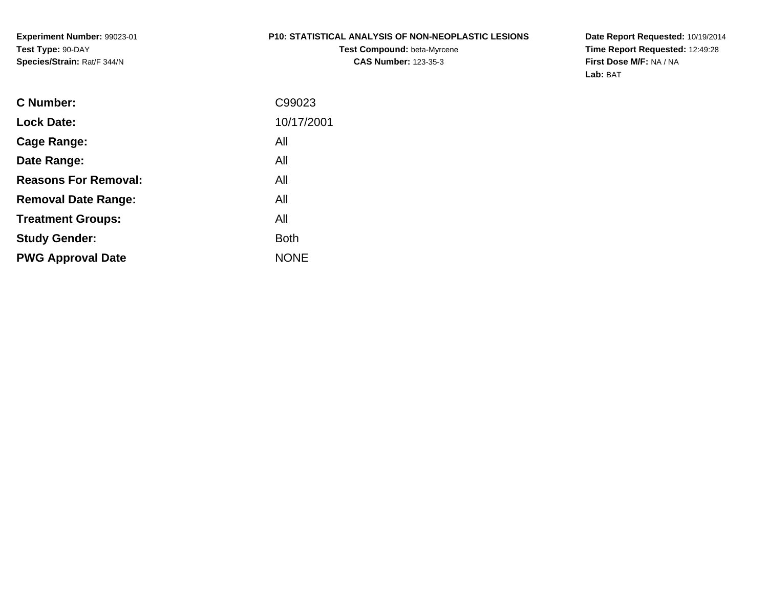**Experiment Number:** 99023-01
**Test Type:** 90-DAY
**Species/Strain:** Rat/F 344/N

**P10: STATISTICAL ANALYSIS OF NON-NEOPLASTIC LESIONS**
**Test Compound:** beta-Myrcene
**CAS Number:** 123-35-3

**Date Report Requested:** 10/19/2014
**Time Report Requested:** 12:49:28
**First Dose M/F:** NA / NA
**Lab:** BAT

| | |
|---|---|
| **C Number:** | C99023 |
| **Lock Date:** | 10/17/2001 |
| **Cage Range:** | All |
| **Date Range:** | All |
| **Reasons For Removal:** | All |
| **Removal Date Range:** | All |
| **Treatment Groups:** | All |
| **Study Gender:** | Both |
| **PWG Approval Date** | NONE |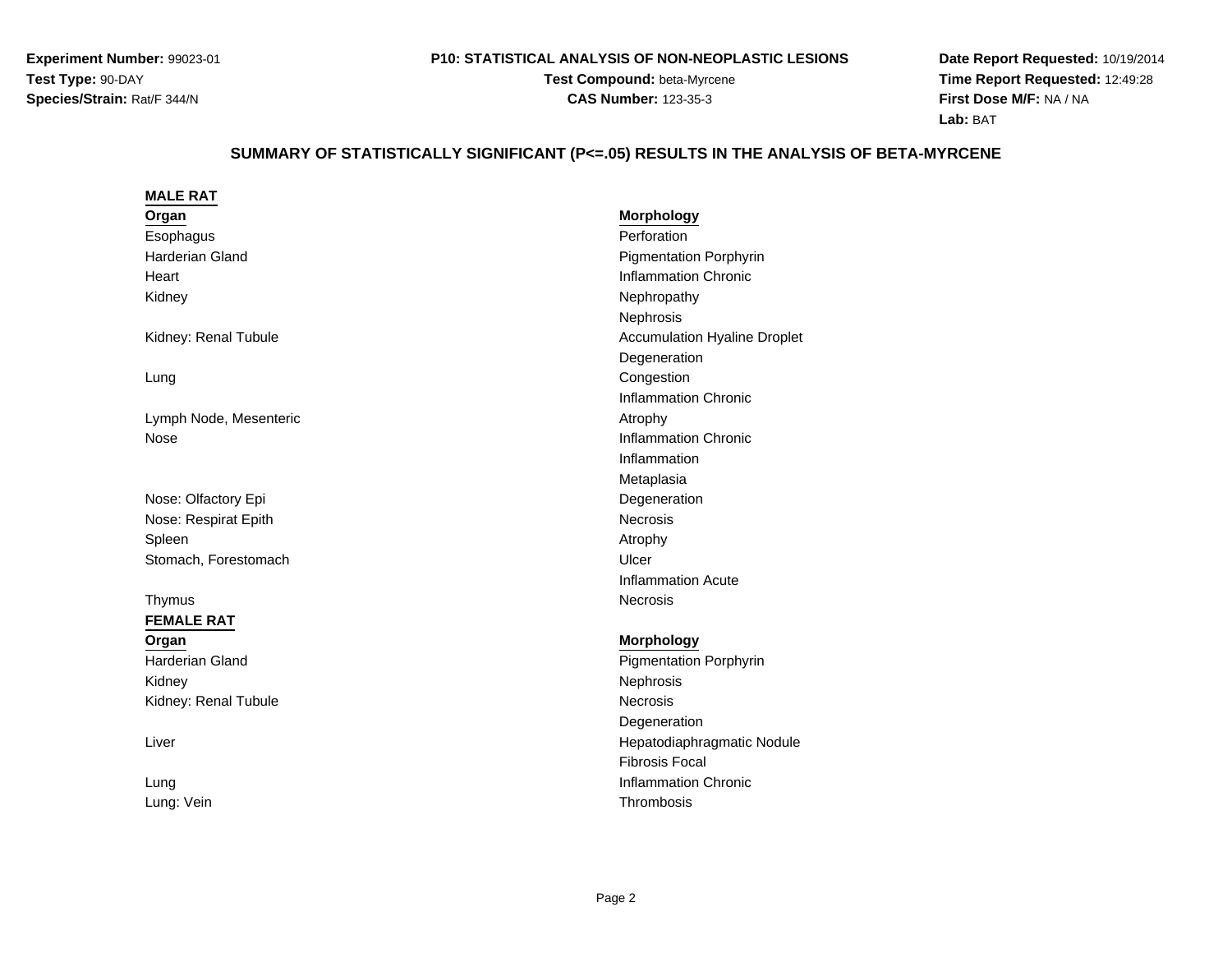**Experiment Number:** 99023-01
**Test Type:** 90-DAY
**Species/Strain:** Rat/F 344/N

**P10: STATISTICAL ANALYSIS OF NON-NEOPLASTIC LESIONS**
**Test Compound:** beta-Myrcene
**CAS Number:** 123-35-3

**Date Report Requested:** 10/19/2014
**Time Report Requested:** 12:49:28
**First Dose M/F:** NA / NA
**Lab:** BAT

## SUMMARY OF STATISTICALLY SIGNIFICANT (P<=.05) RESULTS IN THE ANALYSIS OF BETA-MYRCENE

### MALE RAT

| Organ | Morphology |
| --- | --- |
| Esophagus | Perforation |
| Harderian Gland | Pigmentation Porphyrin |
| Heart | Inflammation Chronic |
| Kidney | Nephropathy |
| | Nephrosis |
| Kidney: Renal Tubule | Accumulation Hyaline Droplet |
| | Degeneration |
| Lung | Congestion |
| | Inflammation Chronic |
| Lymph Node, Mesenteric | Atrophy |
| Nose | Inflammation Chronic |
| | Inflammation |
| | Metaplasia |
| Nose: Olfactory Epi | Degeneration |
| Nose: Respirat Epith | Necrosis |
| Spleen | Atrophy |
| Stomach, Forestomach | Ulcer |
| | Inflammation Acute |
| Thymus | Necrosis |

### FEMALE RAT

| Organ | Morphology |
| --- | --- |
| Harderian Gland | Pigmentation Porphyrin |
| Kidney | Nephrosis |
| Kidney: Renal Tubule | Necrosis |
| | Degeneration |
| Liver | Hepatodiaphragmatic Nodule |
| | Fibrosis Focal |
| Lung | Inflammation Chronic |
| Lung: Vein | Thrombosis |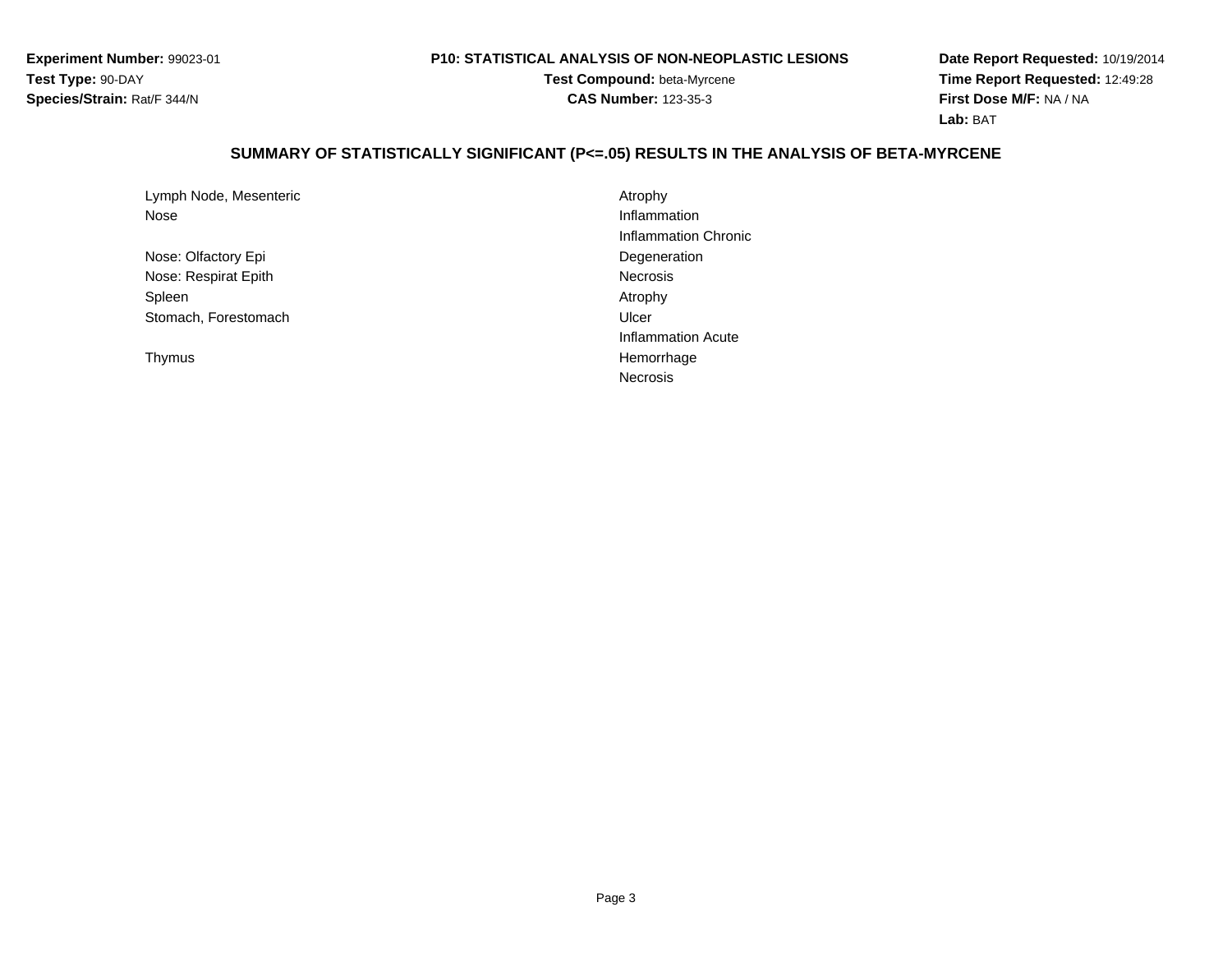**Experiment Number:** 99023-01
**Test Type:** 90-DAY
**Species/Strain:** Rat/F 344/N

**P10: STATISTICAL ANALYSIS OF NON-NEOPLASTIC LESIONS**
**Test Compound:** beta-Myrcene
**CAS Number:** 123-35-3

**Date Report Requested:** 10/19/2014
**Time Report Requested:** 12:49:28
**First Dose M/F:** NA / NA
**Lab:** BAT

## SUMMARY OF STATISTICALLY SIGNIFICANT (P<=.05) RESULTS IN THE ANALYSIS OF BETA-MYRCENE

| Organ | Lesion |
|---|---|
| Lymph Node, Mesenteric | Atrophy |
| Nose | Inflammation |
| | Inflammation Chronic |
| Nose: Olfactory Epi | Degeneration |
| Nose: Respirat Epith | Necrosis |
| Spleen | Atrophy |
| Stomach, Forestomach | Ulcer |
| | Inflammation Acute |
| Thymus | Hemorrhage |
| | Necrosis |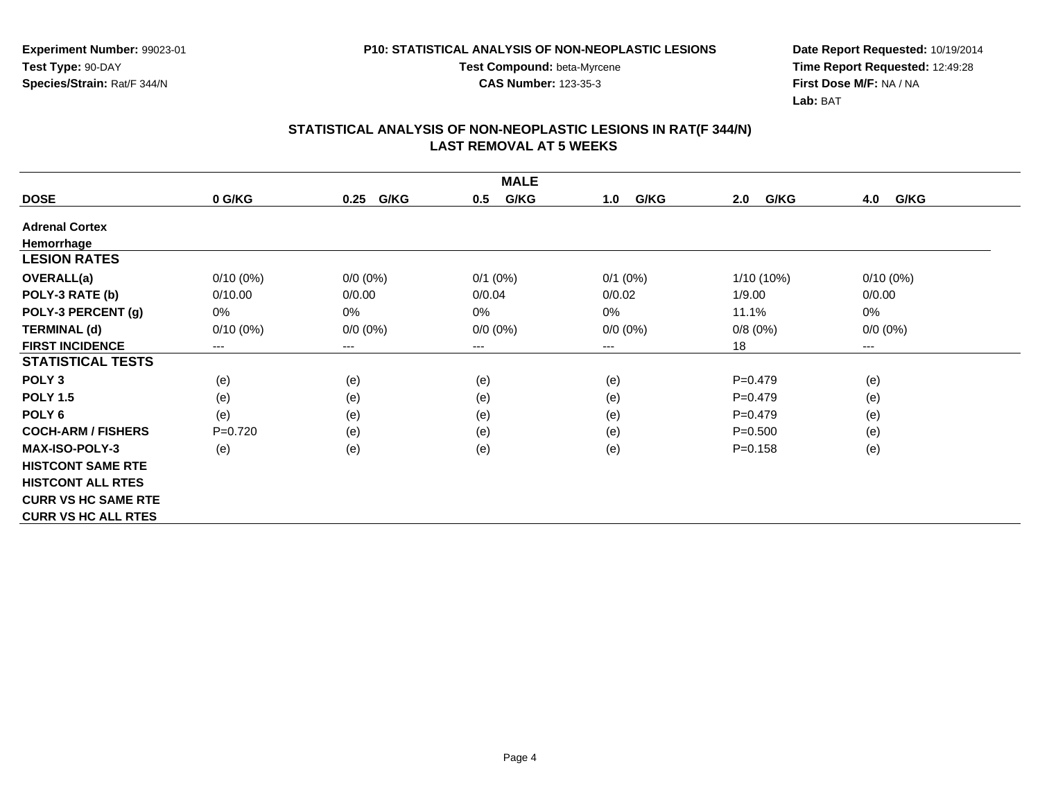**Experiment Number:** 99023-01
**Test Type:** 90-DAY
**Species/Strain:** Rat/F 344/N

**P10: STATISTICAL ANALYSIS OF NON-NEOPLASTIC LESIONS**
**Test Compound:** beta-Myrcene
**CAS Number:** 123-35-3

**Date Report Requested:** 10/19/2014
**Time Report Requested:** 12:49:28
**First Dose M/F:** NA / NA
**Lab:** BAT

## STATISTICAL ANALYSIS OF NON-NEOPLASTIC LESIONS IN RAT(F 344/N)
## LAST REMOVAL AT 5 WEEKS

| MALE | | | | | | |
|---|---|---|---|---|---|---|
| **DOSE** | **0 G/KG** | **0.25 G/KG** | **0.5 G/KG** | **1.0 G/KG** | **2.0 G/KG** | **4.0 G/KG** |
| **Adrenal Cortex** | | | | | | |
| **Hemorrhage** | | | | | | |
| **LESION RATES** | | | | | | |
| **OVERALL(a)** | 0/10 (0%) | 0/0 (0%) | 0/1 (0%) | 0/1 (0%) | 1/10 (10%) | 0/10 (0%) |
| **POLY-3 RATE (b)** | 0/10.00 | 0/0.00 | 0/0.04 | 0/0.02 | 1/9.00 | 0/0.00 |
| **POLY-3 PERCENT (g)** | 0% | 0% | 0% | 0% | 11.1% | 0% |
| **TERMINAL (d)** | 0/10 (0%) | 0/0 (0%) | 0/0 (0%) | 0/0 (0%) | 0/8 (0%) | 0/0 (0%) |
| **FIRST INCIDENCE** | --- | --- | --- | --- | 18 | --- |
| **STATISTICAL TESTS** | | | | | | |
| **POLY 3** | (e) | (e) | (e) | (e) | P=0.479 | (e) |
| **POLY 1.5** | (e) | (e) | (e) | (e) | P=0.479 | (e) |
| **POLY 6** | (e) | (e) | (e) | (e) | P=0.479 | (e) |
| **COCH-ARM / FISHERS** | P=0.720 | (e) | (e) | (e) | P=0.500 | (e) |
| **MAX-ISO-POLY-3** | (e) | (e) | (e) | (e) | P=0.158 | (e) |
| **HISTCONT SAME RTE** | | | | | | |
| **HISTCONT ALL RTES** | | | | | | |
| **CURR VS HC SAME RTE** | | | | | | |
| **CURR VS HC ALL RTES** | | | | | | |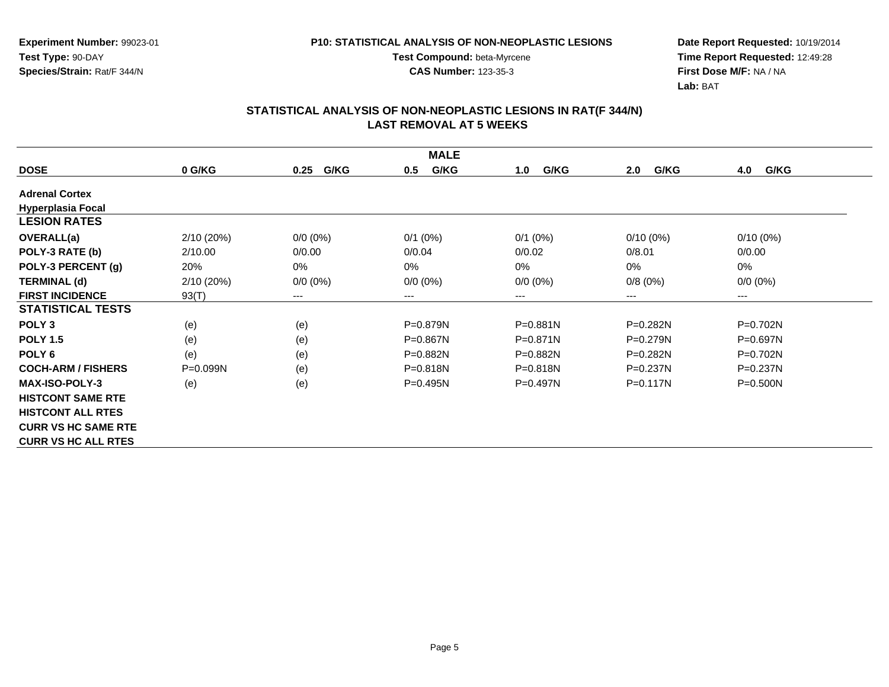**Experiment Number:** 99023-01
**Test Type:** 90-DAY
**Species/Strain:** Rat/F 344/N

**P10: STATISTICAL ANALYSIS OF NON-NEOPLASTIC LESIONS**
**Test Compound:** beta-Myrcene
**CAS Number:** 123-35-3

**Date Report Requested:** 10/19/2014
**Time Report Requested:** 12:49:28
**First Dose M/F:** NA / NA
**Lab:** BAT

## STATISTICAL ANALYSIS OF NON-NEOPLASTIC LESIONS IN RAT(F 344/N) LAST REMOVAL AT 5 WEEKS

| MALE | | | | | | |
|---|---|---|---|---|---|---|
| **DOSE** | **0 G/KG** | **0.25 G/KG** | **0.5 G/KG** | **1.0 G/KG** | **2.0 G/KG** | **4.0 G/KG** |
| **Adrenal Cortex** | | | | | | |
| **Hyperplasia Focal** | | | | | | |
| **LESION RATES** | | | | | | |
| **OVERALL(a)** | 2/10 (20%) | 0/0 (0%) | 0/1 (0%) | 0/1 (0%) | 0/10 (0%) | 0/10 (0%) |
| **POLY-3 RATE (b)** | 2/10.00 | 0/0.00 | 0/0.04 | 0/0.02 | 0/8.01 | 0/0.00 |
| **POLY-3 PERCENT (g)** | 20% | 0% | 0% | 0% | 0% | 0% |
| **TERMINAL (d)** | 2/10 (20%) | 0/0 (0%) | 0/0 (0%) | 0/0 (0%) | 0/8 (0%) | 0/0 (0%) |
| **FIRST INCIDENCE** | 93(T) | --- | --- | --- | --- | --- |
| **STATISTICAL TESTS** | | | | | | |
| **POLY 3** | (e) | (e) | P=0.879N | P=0.881N | P=0.282N | P=0.702N |
| **POLY 1.5** | (e) | (e) | P=0.867N | P=0.871N | P=0.279N | P=0.697N |
| **POLY 6** | (e) | (e) | P=0.882N | P=0.882N | P=0.282N | P=0.702N |
| **COCH-ARM / FISHERS** | P=0.099N | (e) | P=0.818N | P=0.818N | P=0.237N | P=0.237N |
| **MAX-ISO-POLY-3** | (e) | (e) | P=0.495N | P=0.497N | P=0.117N | P=0.500N |
| **HISTCONT SAME RTE** | | | | | | |
| **HISTCONT ALL RTES** | | | | | | |
| **CURR VS HC SAME RTE** | | | | | | |
| **CURR VS HC ALL RTES** | | | | | | |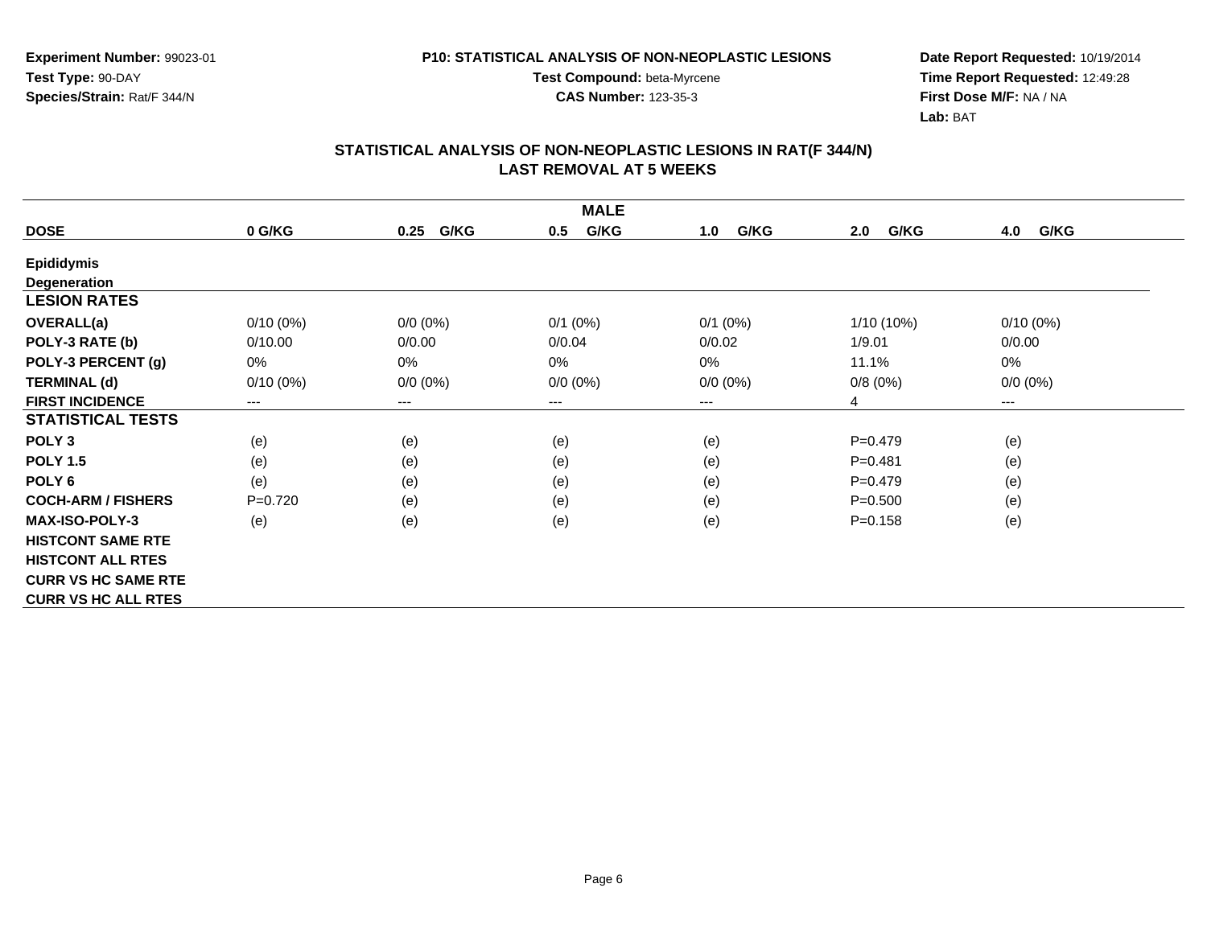**Experiment Number:** 99023-01
**Test Type:** 90-DAY
**Species/Strain:** Rat/F 344/N

**P10: STATISTICAL ANALYSIS OF NON-NEOPLASTIC LESIONS**
**Test Compound:** beta-Myrcene
**CAS Number:** 123-35-3

**Date Report Requested:** 10/19/2014
**Time Report Requested:** 12:49:28
**First Dose M/F:** NA / NA
**Lab:** BAT

## STATISTICAL ANALYSIS OF NON-NEOPLASTIC LESIONS IN RAT(F 344/N) LAST REMOVAL AT 5 WEEKS

| MALE | | | | | | |
|---|---|---|---|---|---|---|
| **DOSE** | **0 G/KG** | **0.25 G/KG** | **0.5 G/KG** | **1.0 G/KG** | **2.0 G/KG** | **4.0 G/KG** |
| **Epididymis** | | | | | | |
| **Degeneration** | | | | | | |
| **LESION RATES** | | | | | | |
| **OVERALL(a)** | 0/10 (0%) | 0/0 (0%) | 0/1 (0%) | 0/1 (0%) | 1/10 (10%) | 0/10 (0%) |
| **POLY-3 RATE (b)** | 0/10.00 | 0/0.00 | 0/0.04 | 0/0.02 | 1/9.01 | 0/0.00 |
| **POLY-3 PERCENT (g)** | 0% | 0% | 0% | 0% | 11.1% | 0% |
| **TERMINAL (d)** | 0/10 (0%) | 0/0 (0%) | 0/0 (0%) | 0/0 (0%) | 0/8 (0%) | 0/0 (0%) |
| **FIRST INCIDENCE** | --- | --- | --- | --- | 4 | --- |
| **STATISTICAL TESTS** | | | | | | |
| **POLY 3** | (e) | (e) | (e) | (e) | P=0.479 | (e) |
| **POLY 1.5** | (e) | (e) | (e) | (e) | P=0.481 | (e) |
| **POLY 6** | (e) | (e) | (e) | (e) | P=0.479 | (e) |
| **COCH-ARM / FISHERS** | P=0.720 | (e) | (e) | (e) | P=0.500 | (e) |
| **MAX-ISO-POLY-3** | (e) | (e) | (e) | (e) | P=0.158 | (e) |
| **HISTCONT SAME RTE** | | | | | | |
| **HISTCONT ALL RTES** | | | | | | |
| **CURR VS HC SAME RTE** | | | | | | |
| **CURR VS HC ALL RTES** | | | | | | |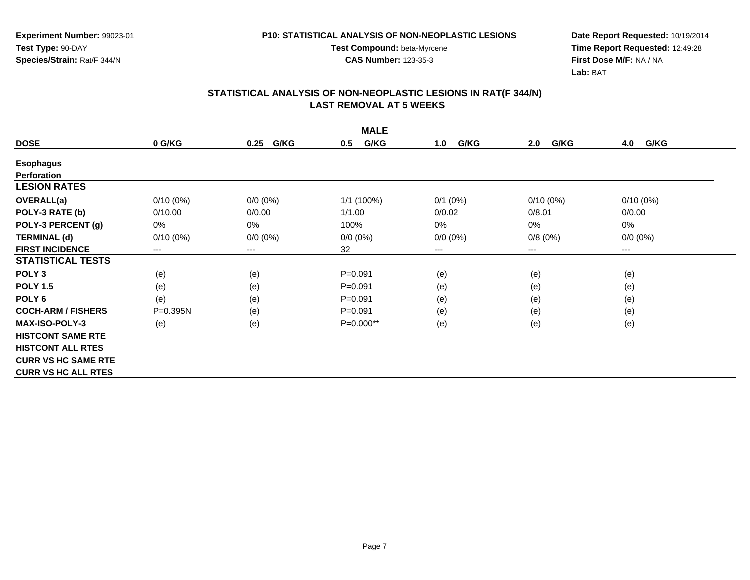**Experiment Number:** 99023-01
**Test Type:** 90-DAY
**Species/Strain:** Rat/F 344/N

**P10: STATISTICAL ANALYSIS OF NON-NEOPLASTIC LESIONS**
**Test Compound:** beta-Myrcene
**CAS Number:** 123-35-3

**Date Report Requested:** 10/19/2014
**Time Report Requested:** 12:49:28
**First Dose M/F:** NA / NA
**Lab:** BAT

## STATISTICAL ANALYSIS OF NON-NEOPLASTIC LESIONS IN RAT(F 344/N)
## LAST REMOVAL AT 5 WEEKS

| MALE | | | | | | |
|---|---|---|---|---|---|---|
| **DOSE** | **0 G/KG** | **0.25 G/KG** | **0.5 G/KG** | **1.0 G/KG** | **2.0 G/KG** | **4.0 G/KG** |
| **Esophagus** | | | | | | |
| **Perforation** | | | | | | |
| **LESION RATES** | | | | | | |
| **OVERALL(a)** | 0/10 (0%) | 0/0 (0%) | 1/1 (100%) | 0/1 (0%) | 0/10 (0%) | 0/10 (0%) |
| **POLY-3 RATE (b)** | 0/10.00 | 0/0.00 | 1/1.00 | 0/0.02 | 0/8.01 | 0/0.00 |
| **POLY-3 PERCENT (g)** | 0% | 0% | 100% | 0% | 0% | 0% |
| **TERMINAL (d)** | 0/10 (0%) | 0/0 (0%) | 0/0 (0%) | 0/0 (0%) | 0/8 (0%) | 0/0 (0%) |
| **FIRST INCIDENCE** | --- | --- | 32 | --- | --- | --- |
| **STATISTICAL TESTS** | | | | | | |
| **POLY 3** | (e) | (e) | P=0.091 | (e) | (e) | (e) |
| **POLY 1.5** | (e) | (e) | P=0.091 | (e) | (e) | (e) |
| **POLY 6** | (e) | (e) | P=0.091 | (e) | (e) | (e) |
| **COCH-ARM / FISHERS** | P=0.395N | (e) | P=0.091 | (e) | (e) | (e) |
| **MAX-ISO-POLY-3** | (e) | (e) | P=0.000** | (e) | (e) | (e) |
| **HISTCONT SAME RTE** | | | | | | |
| **HISTCONT ALL RTES** | | | | | | |
| **CURR VS HC SAME RTE** | | | | | | |
| **CURR VS HC ALL RTES** | | | | | | |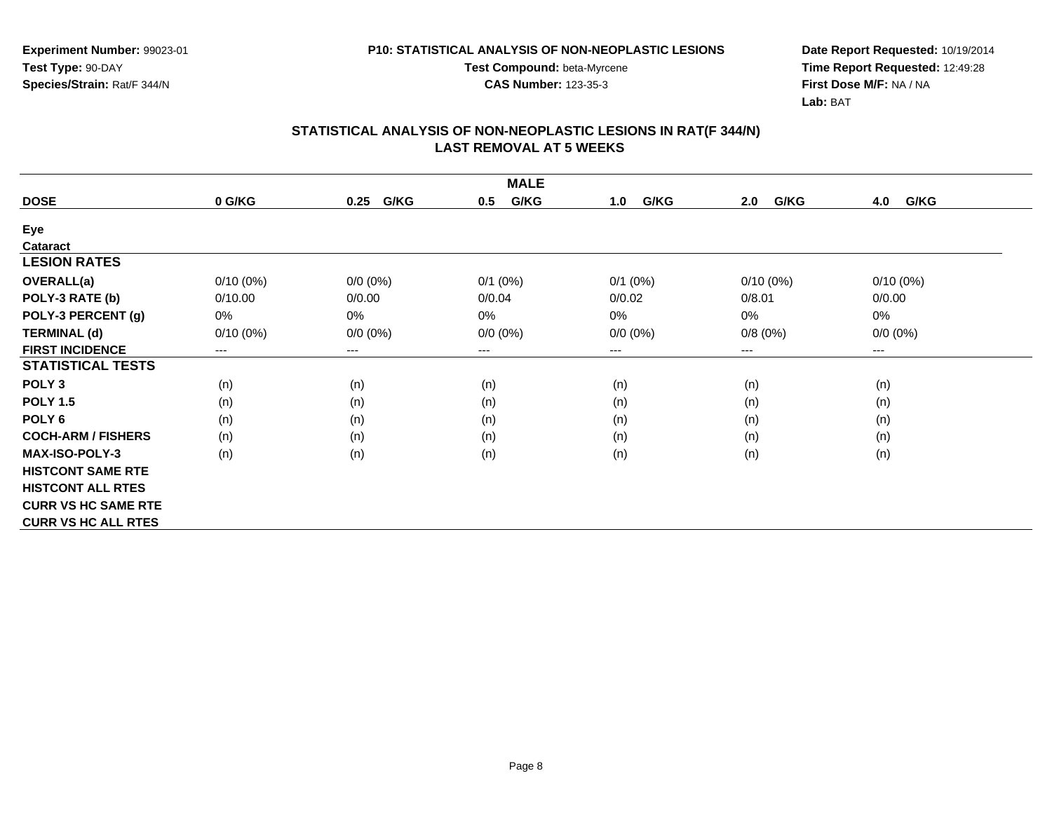**Experiment Number:** 99023-01
**Test Type:** 90-DAY
**Species/Strain:** Rat/F 344/N

**P10: STATISTICAL ANALYSIS OF NON-NEOPLASTIC LESIONS**
**Test Compound:** beta-Myrcene
**CAS Number:** 123-35-3

**Date Report Requested:** 10/19/2014
**Time Report Requested:** 12:49:28
**First Dose M/F:** NA / NA
**Lab:** BAT

## STATISTICAL ANALYSIS OF NON-NEOPLASTIC LESIONS IN RAT(F 344/N)
## LAST REMOVAL AT 5 WEEKS

| MALE | | | | | | |
|---|---|---|---|---|---|---|
| **DOSE** | **0 G/KG** | **0.25 G/KG** | **0.5 G/KG** | **1.0 G/KG** | **2.0 G/KG** | **4.0 G/KG** |
| **Eye** | | | | | | |
| **Cataract** | | | | | | |
| **LESION RATES** | | | | | | |
| **OVERALL(a)** | 0/10 (0%) | 0/0 (0%) | 0/1 (0%) | 0/1 (0%) | 0/10 (0%) | 0/10 (0%) |
| **POLY-3 RATE (b)** | 0/10.00 | 0/0.00 | 0/0.04 | 0/0.02 | 0/8.01 | 0/0.00 |
| **POLY-3 PERCENT (g)** | 0% | 0% | 0% | 0% | 0% | 0% |
| **TERMINAL (d)** | 0/10 (0%) | 0/0 (0%) | 0/0 (0%) | 0/0 (0%) | 0/8 (0%) | 0/0 (0%) |
| **FIRST INCIDENCE** | --- | --- | --- | --- | --- | --- |
| **STATISTICAL TESTS** | | | | | | |
| **POLY 3** | (n) | (n) | (n) | (n) | (n) | (n) |
| **POLY 1.5** | (n) | (n) | (n) | (n) | (n) | (n) |
| **POLY 6** | (n) | (n) | (n) | (n) | (n) | (n) |
| **COCH-ARM / FISHERS** | (n) | (n) | (n) | (n) | (n) | (n) |
| **MAX-ISO-POLY-3** | (n) | (n) | (n) | (n) | (n) | (n) |
| **HISTCONT SAME RTE** | | | | | | |
| **HISTCONT ALL RTES** | | | | | | |
| **CURR VS HC SAME RTE** | | | | | | |
| **CURR VS HC ALL RTES** | | | | | | |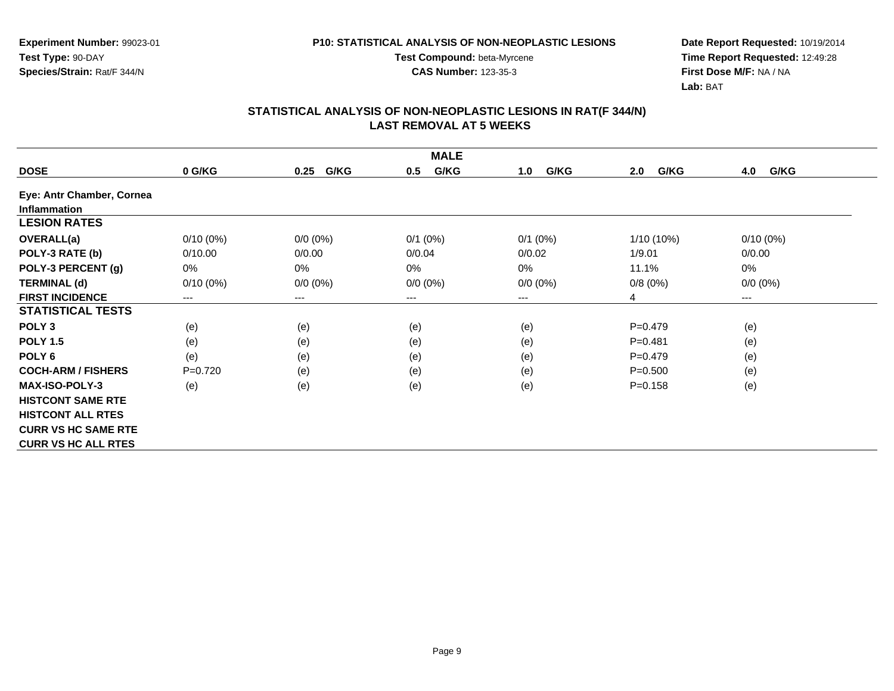**Experiment Number:** 99023-01
**Test Type:** 90-DAY
**Species/Strain:** Rat/F 344/N

**P10: STATISTICAL ANALYSIS OF NON-NEOPLASTIC LESIONS**
**Test Compound:** beta-Myrcene
**CAS Number:** 123-35-3

**Date Report Requested:** 10/19/2014
**Time Report Requested:** 12:49:28
**First Dose M/F:** NA / NA
**Lab:** BAT

## STATISTICAL ANALYSIS OF NON-NEOPLASTIC LESIONS IN RAT(F 344/N)
## LAST REMOVAL AT 5 WEEKS

| MALE | | | | | | |
|---|---|---|---|---|---|---|
| **DOSE** | **0 G/KG** | **0.25 G/KG** | **0.5 G/KG** | **1.0 G/KG** | **2.0 G/KG** | **4.0 G/KG** |
| **Eye: Antr Chamber, Cornea** | | | | | | |
| **Inflammation** | | | | | | |
| **LESION RATES** | | | | | | |
| **OVERALL(a)** | 0/10 (0%) | 0/0 (0%) | 0/1 (0%) | 0/1 (0%) | 1/10 (10%) | 0/10 (0%) |
| **POLY-3 RATE (b)** | 0/10.00 | 0/0.00 | 0/0.04 | 0/0.02 | 1/9.01 | 0/0.00 |
| **POLY-3 PERCENT (g)** | 0% | 0% | 0% | 0% | 11.1% | 0% |
| **TERMINAL (d)** | 0/10 (0%) | 0/0 (0%) | 0/0 (0%) | 0/0 (0%) | 0/8 (0%) | 0/0 (0%) |
| **FIRST INCIDENCE** | --- | --- | --- | --- | 4 | --- |
| **STATISTICAL TESTS** | | | | | | |
| **POLY 3** | (e) | (e) | (e) | (e) | P=0.479 | (e) |
| **POLY 1.5** | (e) | (e) | (e) | (e) | P=0.481 | (e) |
| **POLY 6** | (e) | (e) | (e) | (e) | P=0.479 | (e) |
| **COCH-ARM / FISHERS** | P=0.720 | (e) | (e) | (e) | P=0.500 | (e) |
| **MAX-ISO-POLY-3** | (e) | (e) | (e) | (e) | P=0.158 | (e) |
| **HISTCONT SAME RTE** | | | | | | |
| **HISTCONT ALL RTES** | | | | | | |
| **CURR VS HC SAME RTE** | | | | | | |
| **CURR VS HC ALL RTES** | | | | | | |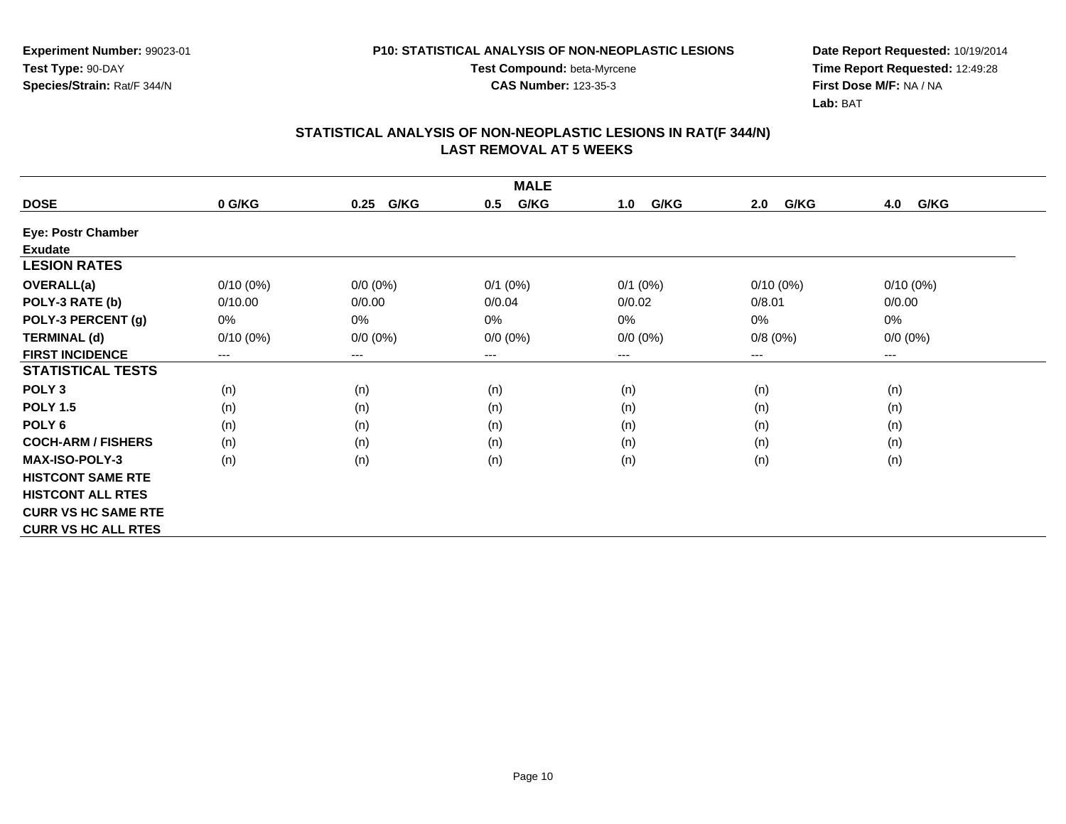**Experiment Number:** 99023-01
**Test Type:** 90-DAY
**Species/Strain:** Rat/F 344/N

**P10: STATISTICAL ANALYSIS OF NON-NEOPLASTIC LESIONS**
**Test Compound:** beta-Myrcene
**CAS Number:** 123-35-3

**Date Report Requested:** 10/19/2014
**Time Report Requested:** 12:49:28
**First Dose M/F:** NA / NA
**Lab:** BAT

## STATISTICAL ANALYSIS OF NON-NEOPLASTIC LESIONS IN RAT(F 344/N) LAST REMOVAL AT 5 WEEKS

| MALE | | | | | | |
|---|---|---|---|---|---|---|
| **DOSE** | **0 G/KG** | **0.25 G/KG** | **0.5 G/KG** | **1.0 G/KG** | **2.0 G/KG** | **4.0 G/KG** |
| **Eye: Postr Chamber** | | | | | | |
| **Exudate** | | | | | | |
| **LESION RATES** | | | | | | |
| **OVERALL(a)** | 0/10 (0%) | 0/0 (0%) | 0/1 (0%) | 0/1 (0%) | 0/10 (0%) | 0/10 (0%) |
| **POLY-3 RATE (b)** | 0/10.00 | 0/0.00 | 0/0.04 | 0/0.02 | 0/8.01 | 0/0.00 |
| **POLY-3 PERCENT (g)** | 0% | 0% | 0% | 0% | 0% | 0% |
| **TERMINAL (d)** | 0/10 (0%) | 0/0 (0%) | 0/0 (0%) | 0/0 (0%) | 0/8 (0%) | 0/0 (0%) |
| **FIRST INCIDENCE** | --- | --- | --- | --- | --- | --- |
| **STATISTICAL TESTS** | | | | | | |
| **POLY 3** | (n) | (n) | (n) | (n) | (n) | (n) |
| **POLY 1.5** | (n) | (n) | (n) | (n) | (n) | (n) |
| **POLY 6** | (n) | (n) | (n) | (n) | (n) | (n) |
| **COCH-ARM / FISHERS** | (n) | (n) | (n) | (n) | (n) | (n) |
| **MAX-ISO-POLY-3** | (n) | (n) | (n) | (n) | (n) | (n) |
| **HISTCONT SAME RTE** | | | | | | |
| **HISTCONT ALL RTES** | | | | | | |
| **CURR VS HC SAME RTE** | | | | | | |
| **CURR VS HC ALL RTES** | | | | | | |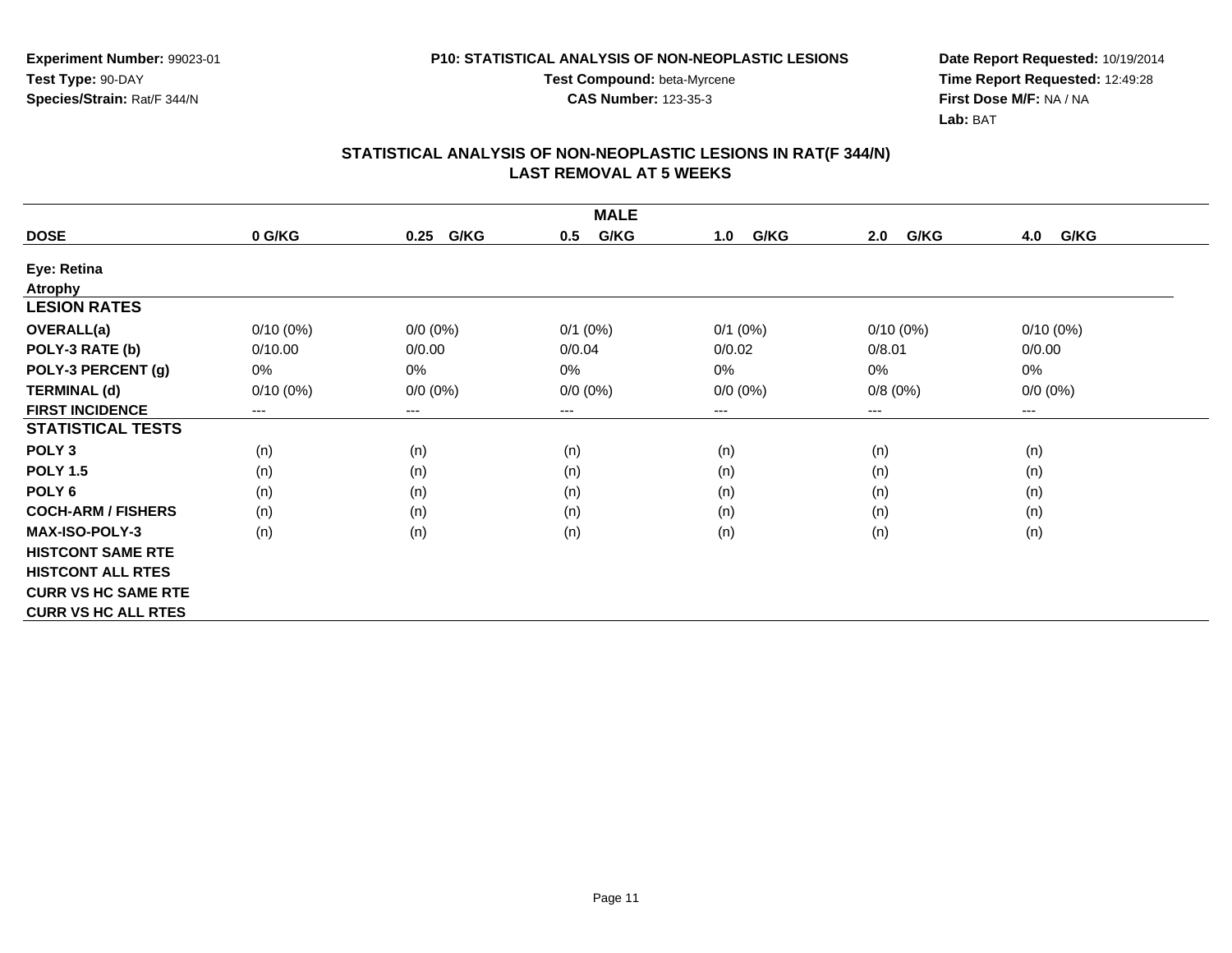**Experiment Number:** 99023-01
**Test Type:** 90-DAY
**Species/Strain:** Rat/F 344/N

**P10: STATISTICAL ANALYSIS OF NON-NEOPLASTIC LESIONS**
**Test Compound:** beta-Myrcene
**CAS Number:** 123-35-3

**Date Report Requested:** 10/19/2014
**Time Report Requested:** 12:49:28
**First Dose M/F:** NA / NA
**Lab:** BAT

## STATISTICAL ANALYSIS OF NON-NEOPLASTIC LESIONS IN RAT(F 344/N)
## LAST REMOVAL AT 5 WEEKS

| MALE | | | | | | |
|---|---|---|---|---|---|---|
| **DOSE** | **0 G/KG** | **0.25 G/KG** | **0.5 G/KG** | **1.0 G/KG** | **2.0 G/KG** | **4.0 G/KG** |
| **Eye: Retina** | | | | | | |
| **Atrophy** | | | | | | |
| **LESION RATES** | | | | | | |
| **OVERALL(a)** | 0/10 (0%) | 0/0 (0%) | 0/1 (0%) | 0/1 (0%) | 0/10 (0%) | 0/10 (0%) |
| **POLY-3 RATE (b)** | 0/10.00 | 0/0.00 | 0/0.04 | 0/0.02 | 0/8.01 | 0/0.00 |
| **POLY-3 PERCENT (g)** | 0% | 0% | 0% | 0% | 0% | 0% |
| **TERMINAL (d)** | 0/10 (0%) | 0/0 (0%) | 0/0 (0%) | 0/0 (0%) | 0/8 (0%) | 0/0 (0%) |
| **FIRST INCIDENCE** | --- | --- | --- | --- | --- | --- |
| **STATISTICAL TESTS** | | | | | | |
| **POLY 3** | (n) | (n) | (n) | (n) | (n) | (n) |
| **POLY 1.5** | (n) | (n) | (n) | (n) | (n) | (n) |
| **POLY 6** | (n) | (n) | (n) | (n) | (n) | (n) |
| **COCH-ARM / FISHERS** | (n) | (n) | (n) | (n) | (n) | (n) |
| **MAX-ISO-POLY-3** | (n) | (n) | (n) | (n) | (n) | (n) |
| **HISTCONT SAME RTE** | | | | | | |
| **HISTCONT ALL RTES** | | | | | | |
| **CURR VS HC SAME RTE** | | | | | | |
| **CURR VS HC ALL RTES** | | | | | | |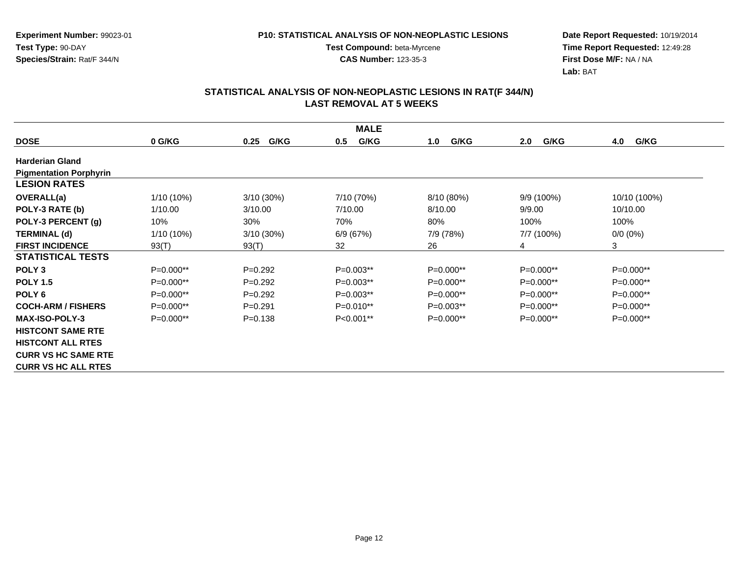**Experiment Number:** 99023-01
**Test Type:** 90-DAY
**Species/Strain:** Rat/F 344/N

**P10: STATISTICAL ANALYSIS OF NON-NEOPLASTIC LESIONS**
**Test Compound:** beta-Myrcene
**CAS Number:** 123-35-3

**Date Report Requested:** 10/19/2014
**Time Report Requested:** 12:49:28
**First Dose M/F:** NA / NA
**Lab:** BAT

## STATISTICAL ANALYSIS OF NON-NEOPLASTIC LESIONS IN RAT(F 344/N) LAST REMOVAL AT 5 WEEKS

| MALE | | | | | | |
|---|---|---|---|---|---|---|
| **DOSE** | **0 G/KG** | **0.25 G/KG** | **0.5 G/KG** | **1.0 G/KG** | **2.0 G/KG** | **4.0 G/KG** |
| **Harderian Gland** | | | | | | |
| **Pigmentation Porphyrin** | | | | | | |
| **LESION RATES** | | | | | | |
| **OVERALL(a)** | 1/10 (10%) | 3/10 (30%) | 7/10 (70%) | 8/10 (80%) | 9/9 (100%) | 10/10 (100%) |
| **POLY-3 RATE (b)** | 1/10.00 | 3/10.00 | 7/10.00 | 8/10.00 | 9/9.00 | 10/10.00 |
| **POLY-3 PERCENT (g)** | 10% | 30% | 70% | 80% | 100% | 100% |
| **TERMINAL (d)** | 1/10 (10%) | 3/10 (30%) | 6/9 (67%) | 7/9 (78%) | 7/7 (100%) | 0/0 (0%) |
| **FIRST INCIDENCE** | 93(T) | 93(T) | 32 | 26 | 4 | 3 |
| **STATISTICAL TESTS** | | | | | | |
| **POLY 3** | P=0.000** | P=0.292 | P=0.003** | P=0.000** | P=0.000** | P=0.000** |
| **POLY 1.5** | P=0.000** | P=0.292 | P=0.003** | P=0.000** | P=0.000** | P=0.000** |
| **POLY 6** | P=0.000** | P=0.292 | P=0.003** | P=0.000** | P=0.000** | P=0.000** |
| **COCH-ARM / FISHERS** | P=0.000** | P=0.291 | P=0.010** | P=0.003** | P=0.000** | P=0.000** |
| **MAX-ISO-POLY-3** | P=0.000** | P=0.138 | P<0.001** | P=0.000** | P=0.000** | P=0.000** |
| **HISTCONT SAME RTE** | | | | | | |
| **HISTCONT ALL RTES** | | | | | | |
| **CURR VS HC SAME RTE** | | | | | | |
| **CURR VS HC ALL RTES** | | | | | | |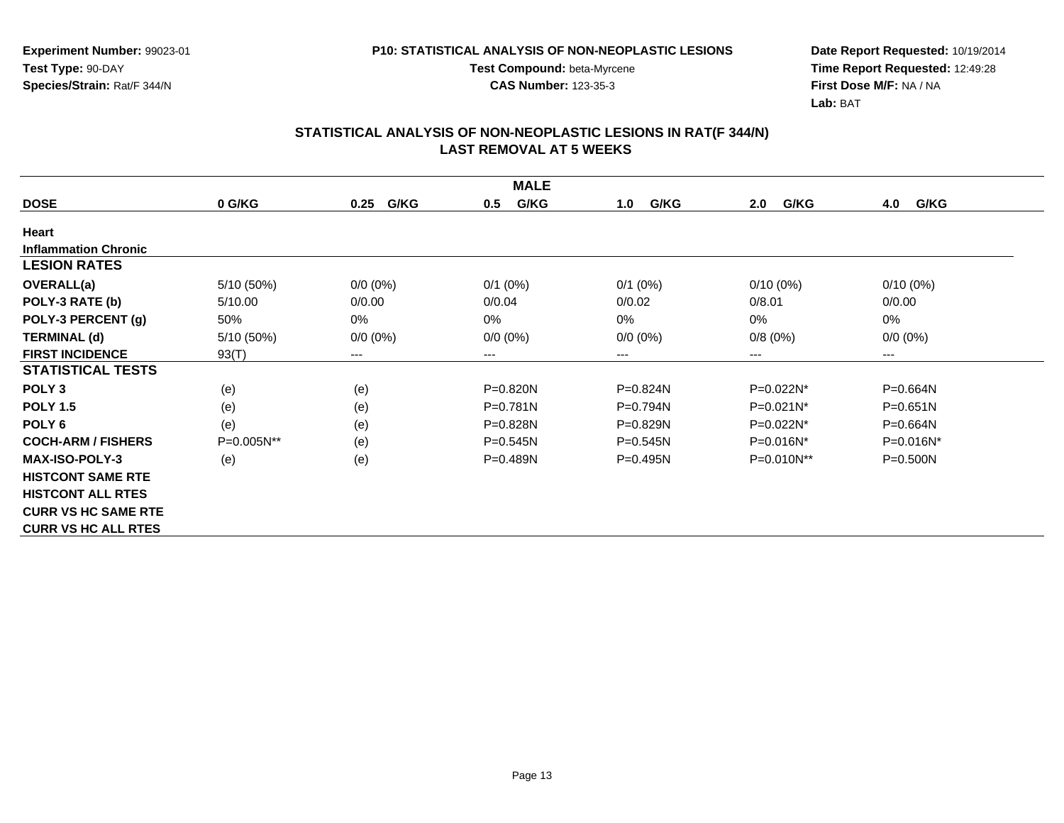**Experiment Number:** 99023-01
**Test Type:** 90-DAY
**Species/Strain:** Rat/F 344/N

**P10: STATISTICAL ANALYSIS OF NON-NEOPLASTIC LESIONS**
**Test Compound:** beta-Myrcene
**CAS Number:** 123-35-3

**Date Report Requested:** 10/19/2014
**Time Report Requested:** 12:49:28
**First Dose M/F:** NA / NA
**Lab:** BAT

## STATISTICAL ANALYSIS OF NON-NEOPLASTIC LESIONS IN RAT(F 344/N)
## LAST REMOVAL AT 5 WEEKS

| MALE | | | | | | |
|---|---|---|---|---|---|---|
| **DOSE** | **0 G/KG** | **0.25 G/KG** | **0.5 G/KG** | **1.0 G/KG** | **2.0 G/KG** | **4.0 G/KG** |
| **Heart** | | | | | | |
| **Inflammation Chronic** | | | | | | |
| **LESION RATES** | | | | | | |
| **OVERALL(a)** | 5/10 (50%) | 0/0 (0%) | 0/1 (0%) | 0/1 (0%) | 0/10 (0%) | 0/10 (0%) |
| **POLY-3 RATE (b)** | 5/10.00 | 0/0.00 | 0/0.04 | 0/0.02 | 0/8.01 | 0/0.00 |
| **POLY-3 PERCENT (g)** | 50% | 0% | 0% | 0% | 0% | 0% |
| **TERMINAL (d)** | 5/10 (50%) | 0/0 (0%) | 0/0 (0%) | 0/0 (0%) | 0/8 (0%) | 0/0 (0%) |
| **FIRST INCIDENCE** | 93(T) | --- | --- | --- | --- | --- |
| **STATISTICAL TESTS** | | | | | | |
| **POLY 3** | (e) | (e) | P=0.820N | P=0.824N | P=0.022N* | P=0.664N |
| **POLY 1.5** | (e) | (e) | P=0.781N | P=0.794N | P=0.021N* | P=0.651N |
| **POLY 6** | (e) | (e) | P=0.828N | P=0.829N | P=0.022N* | P=0.664N |
| **COCH-ARM / FISHERS** | P=0.005N** | (e) | P=0.545N | P=0.545N | P=0.016N* | P=0.016N* |
| **MAX-ISO-POLY-3** | (e) | (e) | P=0.489N | P=0.495N | P=0.010N** | P=0.500N |
| **HISTCONT SAME RTE** | | | | | | |
| **HISTCONT ALL RTES** | | | | | | |
| **CURR VS HC SAME RTE** | | | | | | |
| **CURR VS HC ALL RTES** | | | | | | |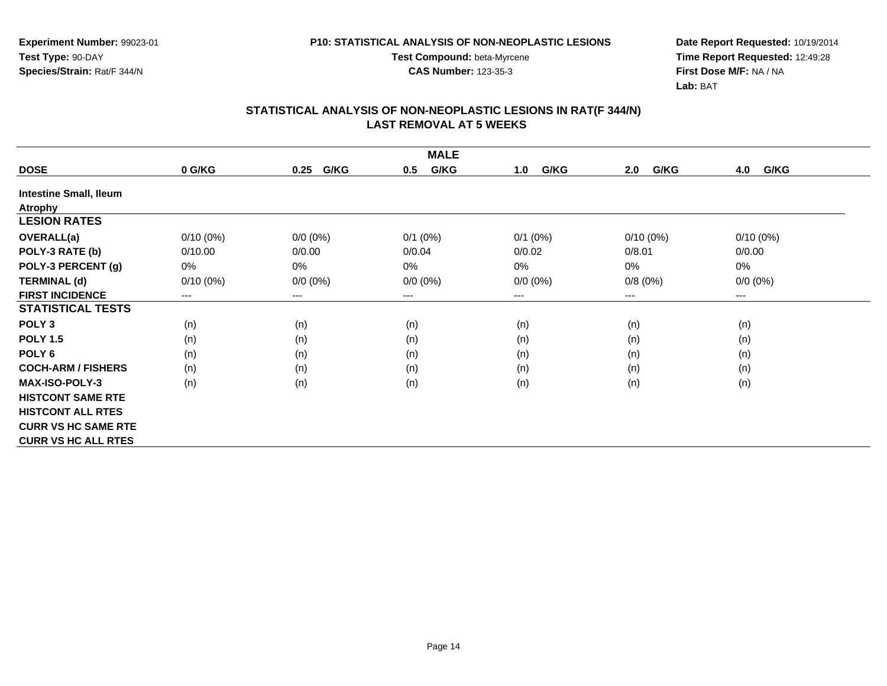**Experiment Number:** 99023-01
**Test Type:** 90-DAY
**Species/Strain:** Rat/F 344/N

**P10: STATISTICAL ANALYSIS OF NON-NEOPLASTIC LESIONS**
**Test Compound:** beta-Myrcene
**CAS Number:** 123-35-3

**Date Report Requested:** 10/19/2014
**Time Report Requested:** 12:49:28
**First Dose M/F:** NA / NA
**Lab:** BAT

## STATISTICAL ANALYSIS OF NON-NEOPLASTIC LESIONS IN RAT(F 344/N)
## LAST REMOVAL AT 5 WEEKS

| MALE | | | | | | |
|---|---|---|---|---|---|---|
| **DOSE** | **0 G/KG** | **0.25 G/KG** | **0.5 G/KG** | **1.0 G/KG** | **2.0 G/KG** | **4.0 G/KG** |
| **Intestine Small, Ileum** | | | | | | |
| **Atrophy** | | | | | | |
| **LESION RATES** | | | | | | |
| **OVERALL(a)** | 0/10 (0%) | 0/0 (0%) | 0/1 (0%) | 0/1 (0%) | 0/10 (0%) | 0/10 (0%) |
| **POLY-3 RATE (b)** | 0/10.00 | 0/0.00 | 0/0.04 | 0/0.02 | 0/8.01 | 0/0.00 |
| **POLY-3 PERCENT (g)** | 0% | 0% | 0% | 0% | 0% | 0% |
| **TERMINAL (d)** | 0/10 (0%) | 0/0 (0%) | 0/0 (0%) | 0/0 (0%) | 0/8 (0%) | 0/0 (0%) |
| **FIRST INCIDENCE** | --- | --- | --- | --- | --- | --- |
| **STATISTICAL TESTS** | | | | | | |
| **POLY 3** | (n) | (n) | (n) | (n) | (n) | (n) |
| **POLY 1.5** | (n) | (n) | (n) | (n) | (n) | (n) |
| **POLY 6** | (n) | (n) | (n) | (n) | (n) | (n) |
| **COCH-ARM / FISHERS** | (n) | (n) | (n) | (n) | (n) | (n) |
| **MAX-ISO-POLY-3** | (n) | (n) | (n) | (n) | (n) | (n) |
| **HISTCONT SAME RTE** | | | | | | |
| **HISTCONT ALL RTES** | | | | | | |
| **CURR VS HC SAME RTE** | | | | | | |
| **CURR VS HC ALL RTES** | | | | | | |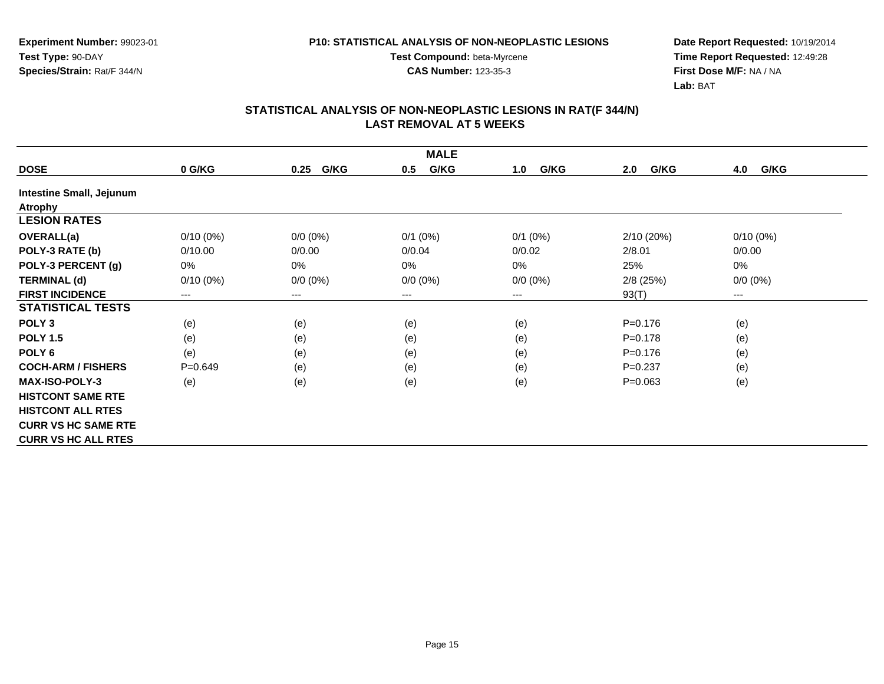**Experiment Number:** 99023-01
**Test Type:** 90-DAY
**Species/Strain:** Rat/F 344/N

**P10: STATISTICAL ANALYSIS OF NON-NEOPLASTIC LESIONS**
**Test Compound:** beta-Myrcene
**CAS Number:** 123-35-3

**Date Report Requested:** 10/19/2014
**Time Report Requested:** 12:49:28
**First Dose M/F:** NA / NA
**Lab:** BAT

## STATISTICAL ANALYSIS OF NON-NEOPLASTIC LESIONS IN RAT(F 344/N)
## LAST REMOVAL AT 5 WEEKS

| MALE | | | | | | |
|---|---|---|---|---|---|---|
| **DOSE** | **0 G/KG** | **0.25 G/KG** | **0.5 G/KG** | **1.0 G/KG** | **2.0 G/KG** | **4.0 G/KG** |
| **Intestine Small, Jejunum** | | | | | | |
| **Atrophy** | | | | | | |
| **LESION RATES** | | | | | | |
| **OVERALL(a)** | 0/10 (0%) | 0/0 (0%) | 0/1 (0%) | 0/1 (0%) | 2/10 (20%) | 0/10 (0%) |
| **POLY-3 RATE (b)** | 0/10.00 | 0/0.00 | 0/0.04 | 0/0.02 | 2/8.01 | 0/0.00 |
| **POLY-3 PERCENT (g)** | 0% | 0% | 0% | 0% | 25% | 0% |
| **TERMINAL (d)** | 0/10 (0%) | 0/0 (0%) | 0/0 (0%) | 0/0 (0%) | 2/8 (25%) | 0/0 (0%) |
| **FIRST INCIDENCE** | --- | --- | --- | --- | 93(T) | --- |
| **STATISTICAL TESTS** | | | | | | |
| **POLY 3** | (e) | (e) | (e) | (e) | P=0.176 | (e) |
| **POLY 1.5** | (e) | (e) | (e) | (e) | P=0.178 | (e) |
| **POLY 6** | (e) | (e) | (e) | (e) | P=0.176 | (e) |
| **COCH-ARM / FISHERS** | P=0.649 | (e) | (e) | (e) | P=0.237 | (e) |
| **MAX-ISO-POLY-3** | (e) | (e) | (e) | (e) | P=0.063 | (e) |
| **HISTCONT SAME RTE** | | | | | | |
| **HISTCONT ALL RTES** | | | | | | |
| **CURR VS HC SAME RTE** | | | | | | |
| **CURR VS HC ALL RTES** | | | | | | |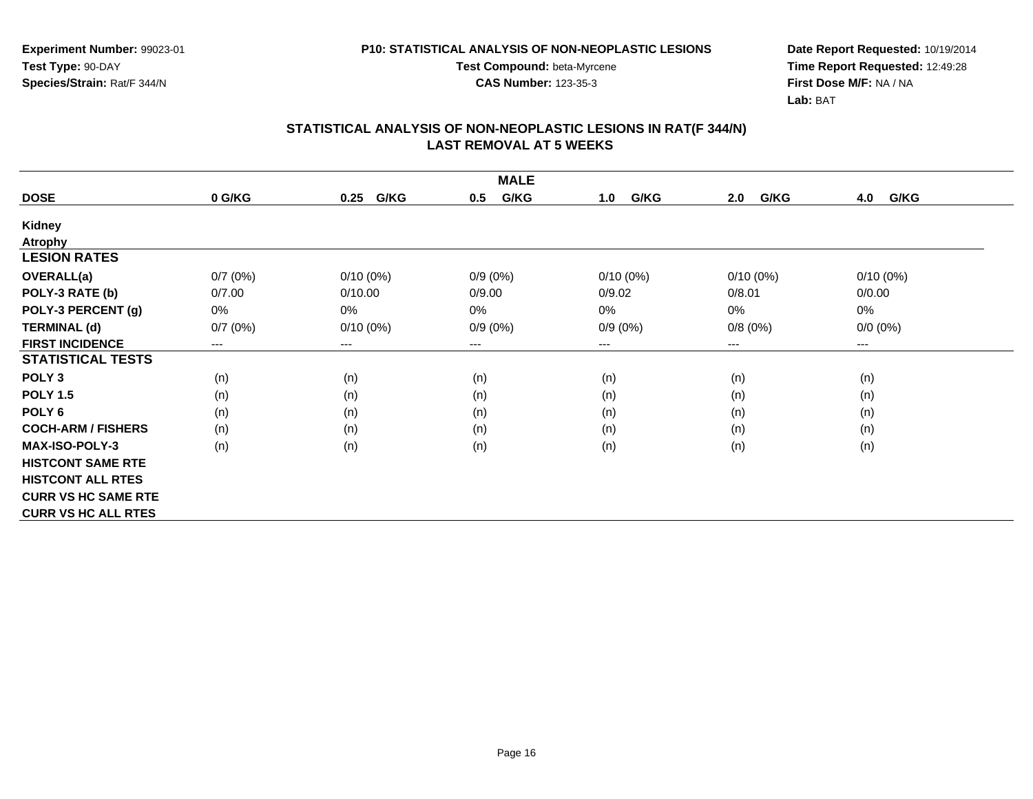**Experiment Number:** 99023-01
**Test Type:** 90-DAY
**Species/Strain:** Rat/F 344/N

**P10: STATISTICAL ANALYSIS OF NON-NEOPLASTIC LESIONS**
**Test Compound:** beta-Myrcene
**CAS Number:** 123-35-3

**Date Report Requested:** 10/19/2014
**Time Report Requested:** 12:49:28
**First Dose M/F:** NA / NA
**Lab:** BAT

## STATISTICAL ANALYSIS OF NON-NEOPLASTIC LESIONS IN RAT(F 344/N)
## LAST REMOVAL AT 5 WEEKS

| MALE | | | | | | |
|---|---|---|---|---|---|---|
| **DOSE** | **0 G/KG** | **0.25 G/KG** | **0.5 G/KG** | **1.0 G/KG** | **2.0 G/KG** | **4.0 G/KG** |
| **Kidney** | | | | | | |
| **Atrophy** | | | | | | |
| **LESION RATES** | | | | | | |
| **OVERALL(a)** | 0/7 (0%) | 0/10 (0%) | 0/9 (0%) | 0/10 (0%) | 0/10 (0%) | 0/10 (0%) |
| **POLY-3 RATE (b)** | 0/7.00 | 0/10.00 | 0/9.00 | 0/9.02 | 0/8.01 | 0/0.00 |
| **POLY-3 PERCENT (g)** | 0% | 0% | 0% | 0% | 0% | 0% |
| **TERMINAL (d)** | 0/7 (0%) | 0/10 (0%) | 0/9 (0%) | 0/9 (0%) | 0/8 (0%) | 0/0 (0%) |
| **FIRST INCIDENCE** | --- | --- | --- | --- | --- | --- |
| **STATISTICAL TESTS** | | | | | | |
| **POLY 3** | (n) | (n) | (n) | (n) | (n) | (n) |
| **POLY 1.5** | (n) | (n) | (n) | (n) | (n) | (n) |
| **POLY 6** | (n) | (n) | (n) | (n) | (n) | (n) |
| **COCH-ARM / FISHERS** | (n) | (n) | (n) | (n) | (n) | (n) |
| **MAX-ISO-POLY-3** | (n) | (n) | (n) | (n) | (n) | (n) |
| **HISTCONT SAME RTE** | | | | | | |
| **HISTCONT ALL RTES** | | | | | | |
| **CURR VS HC SAME RTE** | | | | | | |
| **CURR VS HC ALL RTES** | | | | | | |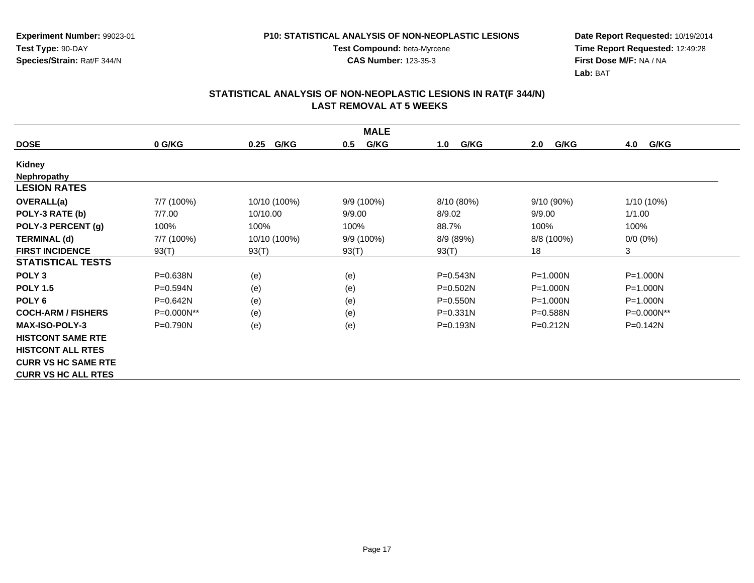**Experiment Number:** 99023-01
**Test Type:** 90-DAY
**Species/Strain:** Rat/F 344/N

**P10: STATISTICAL ANALYSIS OF NON-NEOPLASTIC LESIONS**
**Test Compound:** beta-Myrcene
**CAS Number:** 123-35-3

**Date Report Requested:** 10/19/2014
**Time Report Requested:** 12:49:28
**First Dose M/F:** NA / NA
**Lab:** BAT

## STATISTICAL ANALYSIS OF NON-NEOPLASTIC LESIONS IN RAT(F 344/N)
## LAST REMOVAL AT 5 WEEKS

| MALE | | | | | | |
|---|---|---|---|---|---|---|
| **DOSE** | **0 G/KG** | **0.25 G/KG** | **0.5 G/KG** | **1.0 G/KG** | **2.0 G/KG** | **4.0 G/KG** |
| **Kidney** | | | | | | |
| **Nephropathy** | | | | | | |
| **LESION RATES** | | | | | | |
| **OVERALL(a)** | 7/7 (100%) | 10/10 (100%) | 9/9 (100%) | 8/10 (80%) | 9/10 (90%) | 1/10 (10%) |
| **POLY-3 RATE (b)** | 7/7.00 | 10/10.00 | 9/9.00 | 8/9.02 | 9/9.00 | 1/1.00 |
| **POLY-3 PERCENT (g)** | 100% | 100% | 100% | 88.7% | 100% | 100% |
| **TERMINAL (d)** | 7/7 (100%) | 10/10 (100%) | 9/9 (100%) | 8/9 (89%) | 8/8 (100%) | 0/0 (0%) |
| **FIRST INCIDENCE** | 93(T) | 93(T) | 93(T) | 93(T) | 18 | 3 |
| **STATISTICAL TESTS** | | | | | | |
| **POLY 3** | P=0.638N | (e) | (e) | P=0.543N | P=1.000N | P=1.000N |
| **POLY 1.5** | P=0.594N | (e) | (e) | P=0.502N | P=1.000N | P=1.000N |
| **POLY 6** | P=0.642N | (e) | (e) | P=0.550N | P=1.000N | P=1.000N |
| **COCH-ARM / FISHERS** | P=0.000N** | (e) | (e) | P=0.331N | P=0.588N | P=0.000N** |
| **MAX-ISO-POLY-3** | P=0.790N | (e) | (e) | P=0.193N | P=0.212N | P=0.142N |
| **HISTCONT SAME RTE** | | | | | | |
| **HISTCONT ALL RTES** | | | | | | |
| **CURR VS HC SAME RTE** | | | | | | |
| **CURR VS HC ALL RTES** | | | | | | |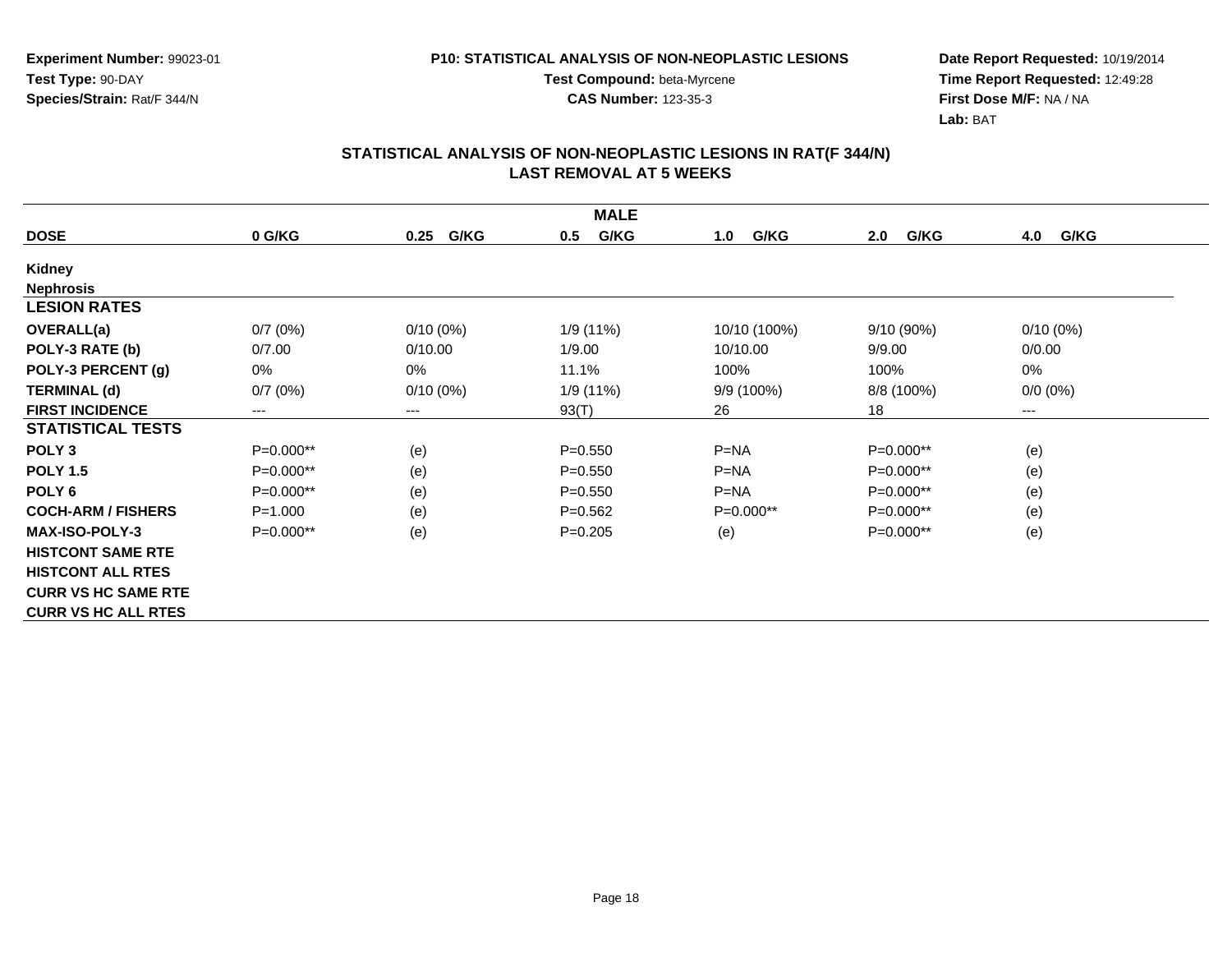**Experiment Number:** 99023-01
**Test Type:** 90-DAY
**Species/Strain:** Rat/F 344/N

**P10: STATISTICAL ANALYSIS OF NON-NEOPLASTIC LESIONS**
**Test Compound:** beta-Myrcene
**CAS Number:** 123-35-3

**Date Report Requested:** 10/19/2014
**Time Report Requested:** 12:49:28
**First Dose M/F:** NA / NA
**Lab:** BAT

## STATISTICAL ANALYSIS OF NON-NEOPLASTIC LESIONS IN RAT(F 344/N)
## LAST REMOVAL AT 5 WEEKS

| MALE | | | | | | |
|---|---|---|---|---|---|---|
| **DOSE** | **0 G/KG** | **0.25 G/KG** | **0.5 G/KG** | **1.0 G/KG** | **2.0 G/KG** | **4.0 G/KG** |
| **Kidney** | | | | | | |
| **Nephrosis** | | | | | | |
| **LESION RATES** | | | | | | |
| **OVERALL(a)** | 0/7 (0%) | 0/10 (0%) | 1/9 (11%) | 10/10 (100%) | 9/10 (90%) | 0/10 (0%) |
| **POLY-3 RATE (b)** | 0/7.00 | 0/10.00 | 1/9.00 | 10/10.00 | 9/9.00 | 0/0.00 |
| **POLY-3 PERCENT (g)** | 0% | 0% | 11.1% | 100% | 100% | 0% |
| **TERMINAL (d)** | 0/7 (0%) | 0/10 (0%) | 1/9 (11%) | 9/9 (100%) | 8/8 (100%) | 0/0 (0%) |
| **FIRST INCIDENCE** | --- | --- | 93(T) | 26 | 18 | --- |
| **STATISTICAL TESTS** | | | | | | |
| **POLY 3** | P=0.000** | (e) | P=0.550 | P=NA | P=0.000** | (e) |
| **POLY 1.5** | P=0.000** | (e) | P=0.550 | P=NA | P=0.000** | (e) |
| **POLY 6** | P=0.000** | (e) | P=0.550 | P=NA | P=0.000** | (e) |
| **COCH-ARM / FISHERS** | P=1.000 | (e) | P=0.562 | P=0.000** | P=0.000** | (e) |
| **MAX-ISO-POLY-3** | P=0.000** | (e) | P=0.205 | (e) | P=0.000** | (e) |
| **HISTCONT SAME RTE** | | | | | | |
| **HISTCONT ALL RTES** | | | | | | |
| **CURR VS HC SAME RTE** | | | | | | |
| **CURR VS HC ALL RTES** | | | | | | |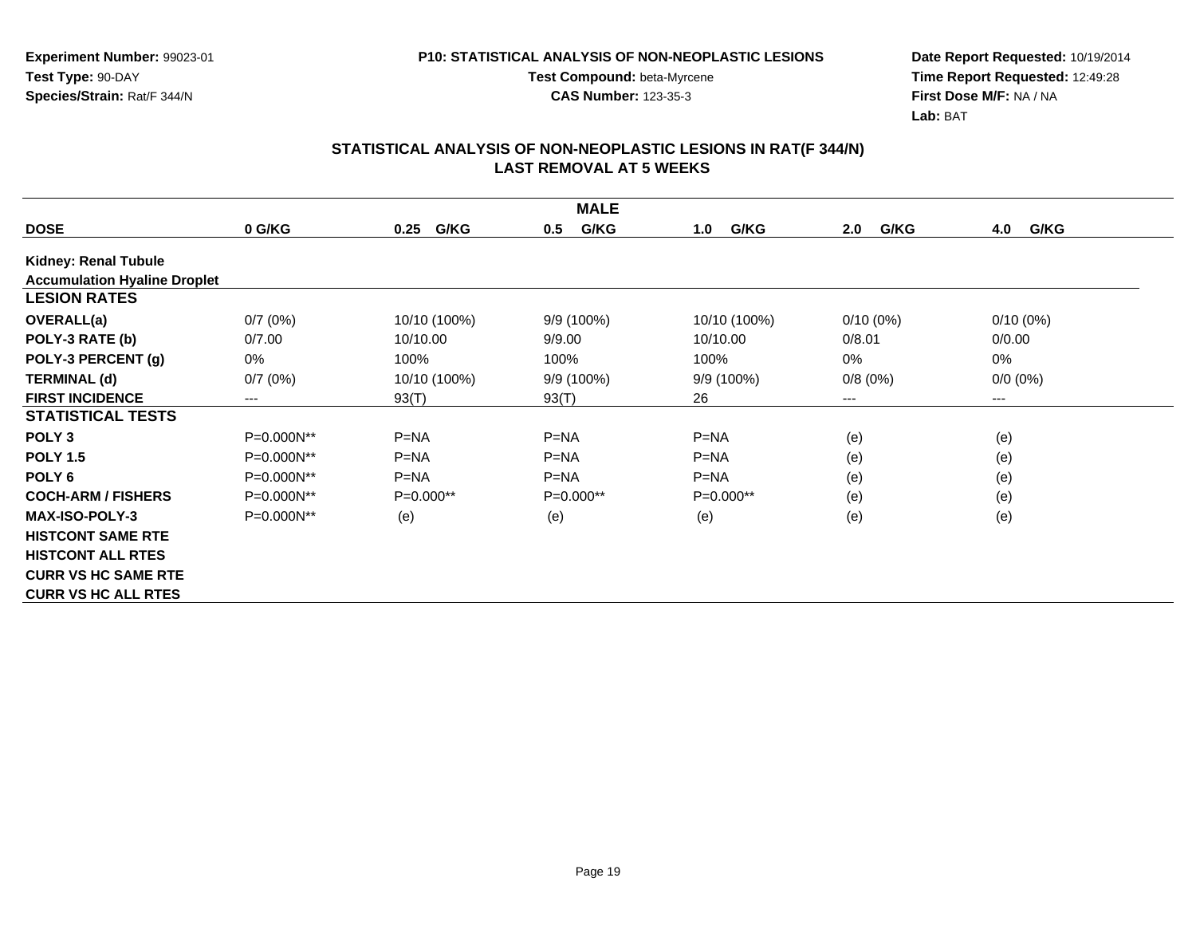**Experiment Number:** 99023-01
**Test Type:** 90-DAY
**Species/Strain:** Rat/F 344/N

**P10: STATISTICAL ANALYSIS OF NON-NEOPLASTIC LESIONS**
**Test Compound:** beta-Myrcene
**CAS Number:** 123-35-3

**Date Report Requested:** 10/19/2014
**Time Report Requested:** 12:49:28
**First Dose M/F:** NA / NA
**Lab:** BAT

## STATISTICAL ANALYSIS OF NON-NEOPLASTIC LESIONS IN RAT(F 344/N)
## LAST REMOVAL AT 5 WEEKS

| MALE | | | | | | |
|---|---|---|---|---|---|---|
| **DOSE** | **0 G/KG** | **0.25 G/KG** | **0.5 G/KG** | **1.0 G/KG** | **2.0 G/KG** | **4.0 G/KG** |
| **Kidney: Renal Tubule** | | | | | | |
| **Accumulation Hyaline Droplet** | | | | | | |
| **LESION RATES** | | | | | | |
| **OVERALL(a)** | 0/7 (0%) | 10/10 (100%) | 9/9 (100%) | 10/10 (100%) | 0/10 (0%) | 0/10 (0%) |
| **POLY-3 RATE (b)** | 0/7.00 | 10/10.00 | 9/9.00 | 10/10.00 | 0/8.01 | 0/0.00 |
| **POLY-3 PERCENT (g)** | 0% | 100% | 100% | 100% | 0% | 0% |
| **TERMINAL (d)** | 0/7 (0%) | 10/10 (100%) | 9/9 (100%) | 9/9 (100%) | 0/8 (0%) | 0/0 (0%) |
| **FIRST INCIDENCE** | --- | 93(T) | 93(T) | 26 | --- | --- |
| **STATISTICAL TESTS** | | | | | | |
| **POLY 3** | P=0.000N** | P=NA | P=NA | P=NA | (e) | (e) |
| **POLY 1.5** | P=0.000N** | P=NA | P=NA | P=NA | (e) | (e) |
| **POLY 6** | P=0.000N** | P=NA | P=NA | P=NA | (e) | (e) |
| **COCH-ARM / FISHERS** | P=0.000N** | P=0.000** | P=0.000** | P=0.000** | (e) | (e) |
| **MAX-ISO-POLY-3** | P=0.000N** | (e) | (e) | (e) | (e) | (e) |
| **HISTCONT SAME RTE** | | | | | | |
| **HISTCONT ALL RTES** | | | | | | |
| **CURR VS HC SAME RTE** | | | | | | |
| **CURR VS HC ALL RTES** | | | | | | |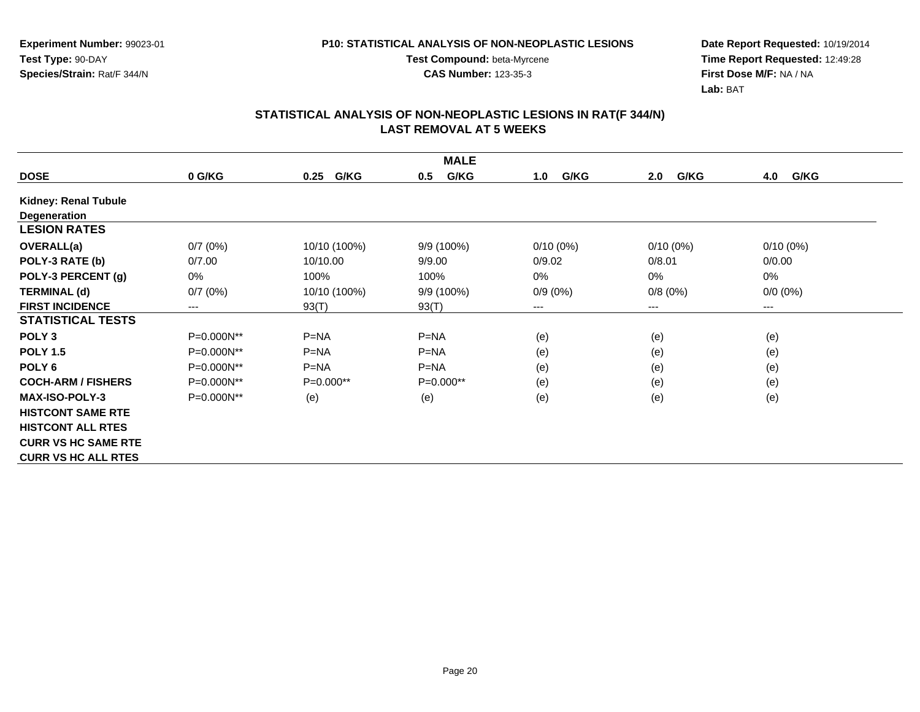**Experiment Number:** 99023-01
**Test Type:** 90-DAY
**Species/Strain:** Rat/F 344/N

**P10: STATISTICAL ANALYSIS OF NON-NEOPLASTIC LESIONS**
**Test Compound:** beta-Myrcene
**CAS Number:** 123-35-3

**Date Report Requested:** 10/19/2014
**Time Report Requested:** 12:49:28
**First Dose M/F:** NA / NA
**Lab:** BAT

## STATISTICAL ANALYSIS OF NON-NEOPLASTIC LESIONS IN RAT(F 344/N)
## LAST REMOVAL AT 5 WEEKS

| MALE | | | | | | |
|---|---|---|---|---|---|---|
| **DOSE** | **0 G/KG** | **0.25 G/KG** | **0.5 G/KG** | **1.0 G/KG** | **2.0 G/KG** | **4.0 G/KG** |
| **Kidney: Renal Tubule Degeneration** | | | | | | |
| **LESION RATES** | | | | | | |
| **OVERALL(a)** | 0/7 (0%) | 10/10 (100%) | 9/9 (100%) | 0/10 (0%) | 0/10 (0%) | 0/10 (0%) |
| **POLY-3 RATE (b)** | 0/7.00 | 10/10.00 | 9/9.00 | 0/9.02 | 0/8.01 | 0/0.00 |
| **POLY-3 PERCENT (g)** | 0% | 100% | 100% | 0% | 0% | 0% |
| **TERMINAL (d)** | 0/7 (0%) | 10/10 (100%) | 9/9 (100%) | 0/9 (0%) | 0/8 (0%) | 0/0 (0%) |
| **FIRST INCIDENCE** | --- | 93(T) | 93(T) | --- | --- | --- |
| **STATISTICAL TESTS** | | | | | | |
| **POLY 3** | P=0.000N** | P=NA | P=NA | (e) | (e) | (e) |
| **POLY 1.5** | P=0.000N** | P=NA | P=NA | (e) | (e) | (e) |
| **POLY 6** | P=0.000N** | P=NA | P=NA | (e) | (e) | (e) |
| **COCH-ARM / FISHERS** | P=0.000N** | P=0.000** | P=0.000** | (e) | (e) | (e) |
| **MAX-ISO-POLY-3** | P=0.000N** | (e) | (e) | (e) | (e) | (e) |
| **HISTCONT SAME RTE** | | | | | | |
| **HISTCONT ALL RTES** | | | | | | |
| **CURR VS HC SAME RTE** | | | | | | |
| **CURR VS HC ALL RTES** | | | | | | |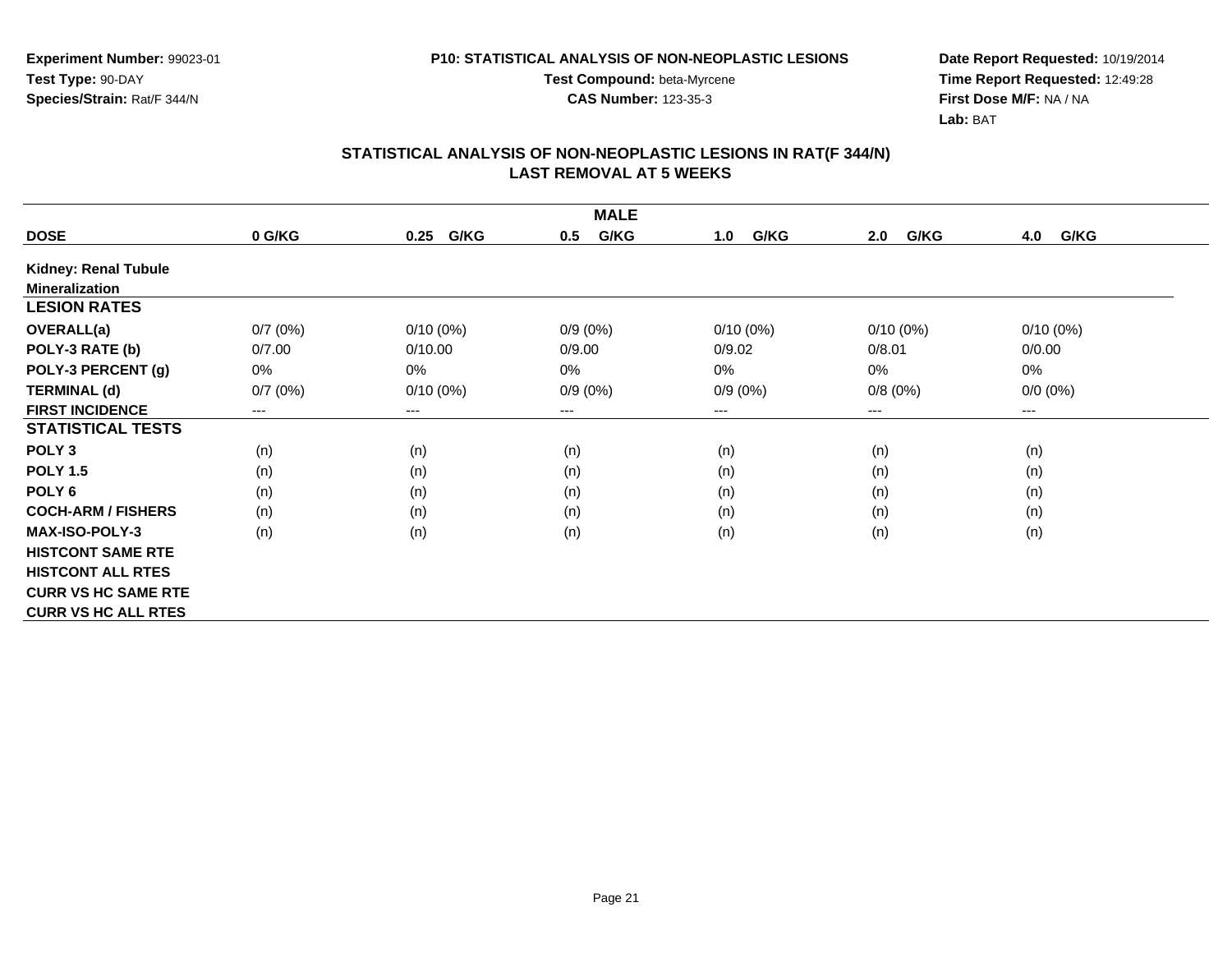**Experiment Number:** 99023-01
**Test Type:** 90-DAY
**Species/Strain:** Rat/F 344/N

**P10: STATISTICAL ANALYSIS OF NON-NEOPLASTIC LESIONS**
**Test Compound:** beta-Myrcene
**CAS Number:** 123-35-3

**Date Report Requested:** 10/19/2014
**Time Report Requested:** 12:49:28
**First Dose M/F:** NA / NA
**Lab:** BAT

## STATISTICAL ANALYSIS OF NON-NEOPLASTIC LESIONS IN RAT(F 344/N)
## LAST REMOVAL AT 5 WEEKS

| | MALE | | | | | |
|---|---|---|---|---|---|---|
| **DOSE** | **0 G/KG** | **0.25 G/KG** | **0.5 G/KG** | **1.0 G/KG** | **2.0 G/KG** | **4.0 G/KG** |
| **Kidney: Renal Tubule** | | | | | | |
| **Mineralization** | | | | | | |
| **LESION RATES** | | | | | | |
| **OVERALL(a)** | 0/7 (0%) | 0/10 (0%) | 0/9 (0%) | 0/10 (0%) | 0/10 (0%) | 0/10 (0%) |
| **POLY-3 RATE (b)** | 0/7.00 | 0/10.00 | 0/9.00 | 0/9.02 | 0/8.01 | 0/0.00 |
| **POLY-3 PERCENT (g)** | 0% | 0% | 0% | 0% | 0% | 0% |
| **TERMINAL (d)** | 0/7 (0%) | 0/10 (0%) | 0/9 (0%) | 0/9 (0%) | 0/8 (0%) | 0/0 (0%) |
| **FIRST INCIDENCE** | --- | --- | --- | --- | --- | --- |
| **STATISTICAL TESTS** | | | | | | |
| **POLY 3** | (n) | (n) | (n) | (n) | (n) | (n) |
| **POLY 1.5** | (n) | (n) | (n) | (n) | (n) | (n) |
| **POLY 6** | (n) | (n) | (n) | (n) | (n) | (n) |
| **COCH-ARM / FISHERS** | (n) | (n) | (n) | (n) | (n) | (n) |
| **MAX-ISO-POLY-3** | (n) | (n) | (n) | (n) | (n) | (n) |
| **HISTCONT SAME RTE** | | | | | | |
| **HISTCONT ALL RTES** | | | | | | |
| **CURR VS HC SAME RTE** | | | | | | |
| **CURR VS HC ALL RTES** | | | | | | |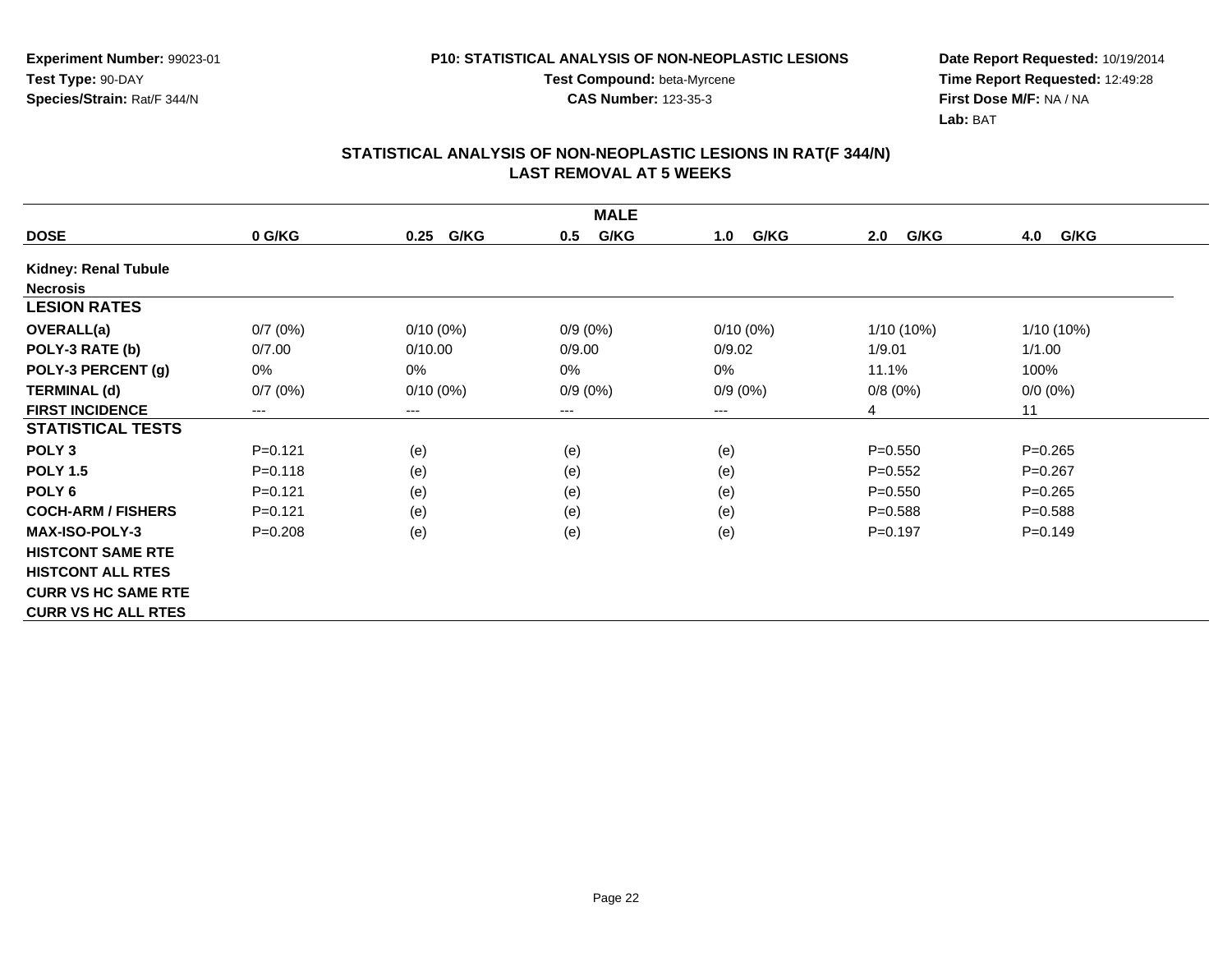Experiment Number: 99023-01
Test Type: 90-DAY
Species/Strain: Rat/F 344/N

P10: STATISTICAL ANALYSIS OF NON-NEOPLASTIC LESIONS
Test Compound: beta-Myrcene
CAS Number: 123-35-3

Date Report Requested: 10/19/2014
Time Report Requested: 12:49:28
First Dose M/F: NA / NA
Lab: BAT

## STATISTICAL ANALYSIS OF NON-NEOPLASTIC LESIONS IN RAT(F 344/N) LAST REMOVAL AT 5 WEEKS

| MALE | | | | | | |
|---|---|---|---|---|---|---|
| **DOSE** | **0 G/KG** | **0.25 G/KG** | **0.5 G/KG** | **1.0 G/KG** | **2.0 G/KG** | **4.0 G/KG** |
| **Kidney: Renal Tubule** | | | | | | |
| **Necrosis** | | | | | | |
| **LESION RATES** | | | | | | |
| **OVERALL(a)** | 0/7 (0%) | 0/10 (0%) | 0/9 (0%) | 0/10 (0%) | 1/10 (10%) | 1/10 (10%) |
| **POLY-3 RATE (b)** | 0/7.00 | 0/10.00 | 0/9.00 | 0/9.02 | 1/9.01 | 1/1.00 |
| **POLY-3 PERCENT (g)** | 0% | 0% | 0% | 0% | 11.1% | 100% |
| **TERMINAL (d)** | 0/7 (0%) | 0/10 (0%) | 0/9 (0%) | 0/9 (0%) | 0/8 (0%) | 0/0 (0%) |
| **FIRST INCIDENCE** | --- | --- | --- | --- | 4 | 11 |
| **STATISTICAL TESTS** | | | | | | |
| **POLY 3** | P=0.121 | (e) | (e) | (e) | P=0.550 | P=0.265 |
| **POLY 1.5** | P=0.118 | (e) | (e) | (e) | P=0.552 | P=0.267 |
| **POLY 6** | P=0.121 | (e) | (e) | (e) | P=0.550 | P=0.265 |
| **COCH-ARM / FISHERS** | P=0.121 | (e) | (e) | (e) | P=0.588 | P=0.588 |
| **MAX-ISO-POLY-3** | P=0.208 | (e) | (e) | (e) | P=0.197 | P=0.149 |
| **HISTCONT SAME RTE** | | | | | | |
| **HISTCONT ALL RTES** | | | | | | |
| **CURR VS HC SAME RTE** | | | | | | |
| **CURR VS HC ALL RTES** | | | | | | |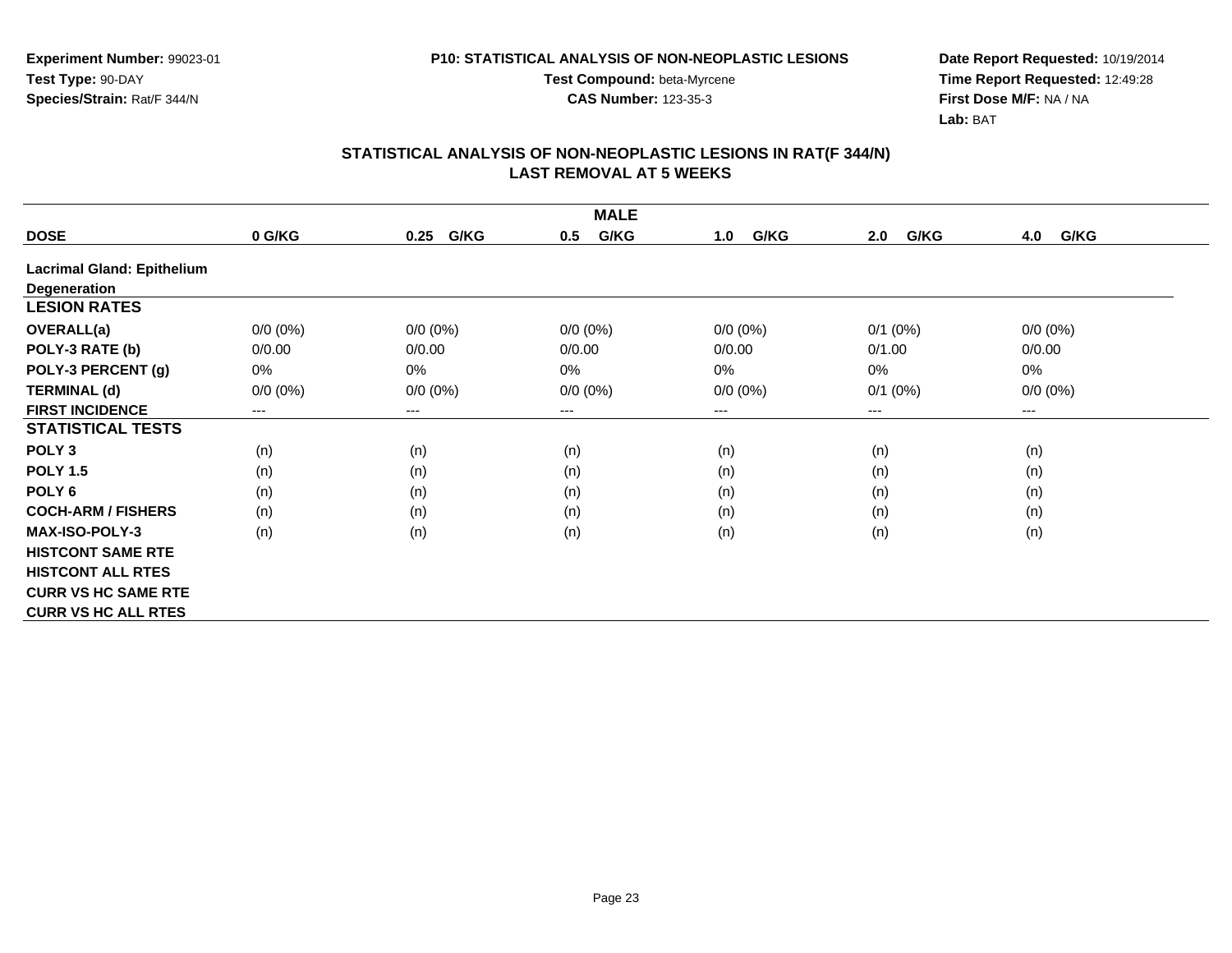Experiment Number: 99023-01
Test Type: 90-DAY
Species/Strain: Rat/F 344/N

P10: STATISTICAL ANALYSIS OF NON-NEOPLASTIC LESIONS
Test Compound: beta-Myrcene
CAS Number: 123-35-3

Date Report Requested: 10/19/2014
Time Report Requested: 12:49:28
First Dose M/F: NA / NA
Lab: BAT

## STATISTICAL ANALYSIS OF NON-NEOPLASTIC LESIONS IN RAT(F 344/N)
## LAST REMOVAL AT 5 WEEKS

| | MALE | | | | | |
|---|---|---|---|---|---|---|
| **DOSE** | **0 G/KG** | **0.25 G/KG** | **0.5 G/KG** | **1.0 G/KG** | **2.0 G/KG** | **4.0 G/KG** |
| **Lacrimal Gland: Epithelium Degeneration** | | | | | | |
| **LESION RATES** | | | | | | |
| **OVERALL(a)** | 0/0 (0%) | 0/0 (0%) | 0/0 (0%) | 0/0 (0%) | 0/1 (0%) | 0/0 (0%) |
| **POLY-3 RATE (b)** | 0/0.00 | 0/0.00 | 0/0.00 | 0/0.00 | 0/1.00 | 0/0.00 |
| **POLY-3 PERCENT (g)** | 0% | 0% | 0% | 0% | 0% | 0% |
| **TERMINAL (d)** | 0/0 (0%) | 0/0 (0%) | 0/0 (0%) | 0/0 (0%) | 0/1 (0%) | 0/0 (0%) |
| **FIRST INCIDENCE** | --- | --- | --- | --- | --- | --- |
| **STATISTICAL TESTS** | | | | | | |
| **POLY 3** | (n) | (n) | (n) | (n) | (n) | (n) |
| **POLY 1.5** | (n) | (n) | (n) | (n) | (n) | (n) |
| **POLY 6** | (n) | (n) | (n) | (n) | (n) | (n) |
| **COCH-ARM / FISHERS** | (n) | (n) | (n) | (n) | (n) | (n) |
| **MAX-ISO-POLY-3** | (n) | (n) | (n) | (n) | (n) | (n) |
| **HISTCONT SAME RTE** | | | | | | |
| **HISTCONT ALL RTES** | | | | | | |
| **CURR VS HC SAME RTE** | | | | | | |
| **CURR VS HC ALL RTES** | | | | | | |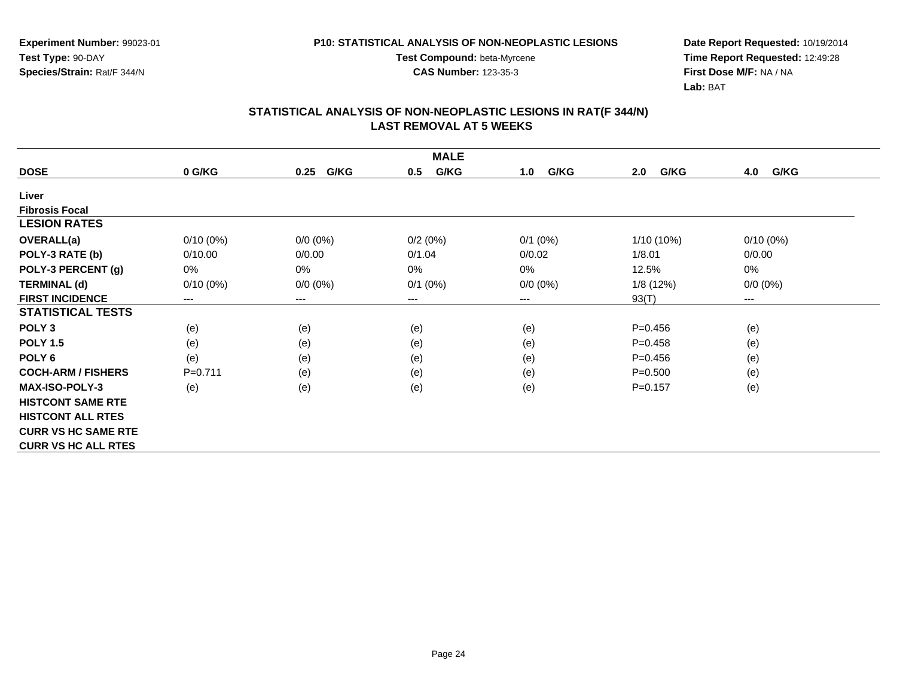**Experiment Number:** 99023-01
**Test Type:** 90-DAY
**Species/Strain:** Rat/F 344/N

**P10: STATISTICAL ANALYSIS OF NON-NEOPLASTIC LESIONS**
**Test Compound:** beta-Myrcene
**CAS Number:** 123-35-3

**Date Report Requested:** 10/19/2014
**Time Report Requested:** 12:49:28
**First Dose M/F:** NA / NA
**Lab:** BAT

## STATISTICAL ANALYSIS OF NON-NEOPLASTIC LESIONS IN RAT(F 344/N)
## LAST REMOVAL AT 5 WEEKS

| MALE | | | | | | |
|---|---|---|---|---|---|---|
| **DOSE** | **0 G/KG** | **0.25 G/KG** | **0.5 G/KG** | **1.0 G/KG** | **2.0 G/KG** | **4.0 G/KG** |
| **Liver** | | | | | | |
| **Fibrosis Focal** | | | | | | |
| **LESION RATES** | | | | | | |
| **OVERALL(a)** | 0/10 (0%) | 0/0 (0%) | 0/2 (0%) | 0/1 (0%) | 1/10 (10%) | 0/10 (0%) |
| **POLY-3 RATE (b)** | 0/10.00 | 0/0.00 | 0/1.04 | 0/0.02 | 1/8.01 | 0/0.00 |
| **POLY-3 PERCENT (g)** | 0% | 0% | 0% | 0% | 12.5% | 0% |
| **TERMINAL (d)** | 0/10 (0%) | 0/0 (0%) | 0/1 (0%) | 0/0 (0%) | 1/8 (12%) | 0/0 (0%) |
| **FIRST INCIDENCE** | --- | --- | --- | --- | 93(T) | --- |
| **STATISTICAL TESTS** | | | | | | |
| **POLY 3** | (e) | (e) | (e) | (e) | P=0.456 | (e) |
| **POLY 1.5** | (e) | (e) | (e) | (e) | P=0.458 | (e) |
| **POLY 6** | (e) | (e) | (e) | (e) | P=0.456 | (e) |
| **COCH-ARM / FISHERS** | P=0.711 | (e) | (e) | (e) | P=0.500 | (e) |
| **MAX-ISO-POLY-3** | (e) | (e) | (e) | (e) | P=0.157 | (e) |
| **HISTCONT SAME RTE** | | | | | | |
| **HISTCONT ALL RTES** | | | | | | |
| **CURR VS HC SAME RTE** | | | | | | |
| **CURR VS HC ALL RTES** | | | | | | |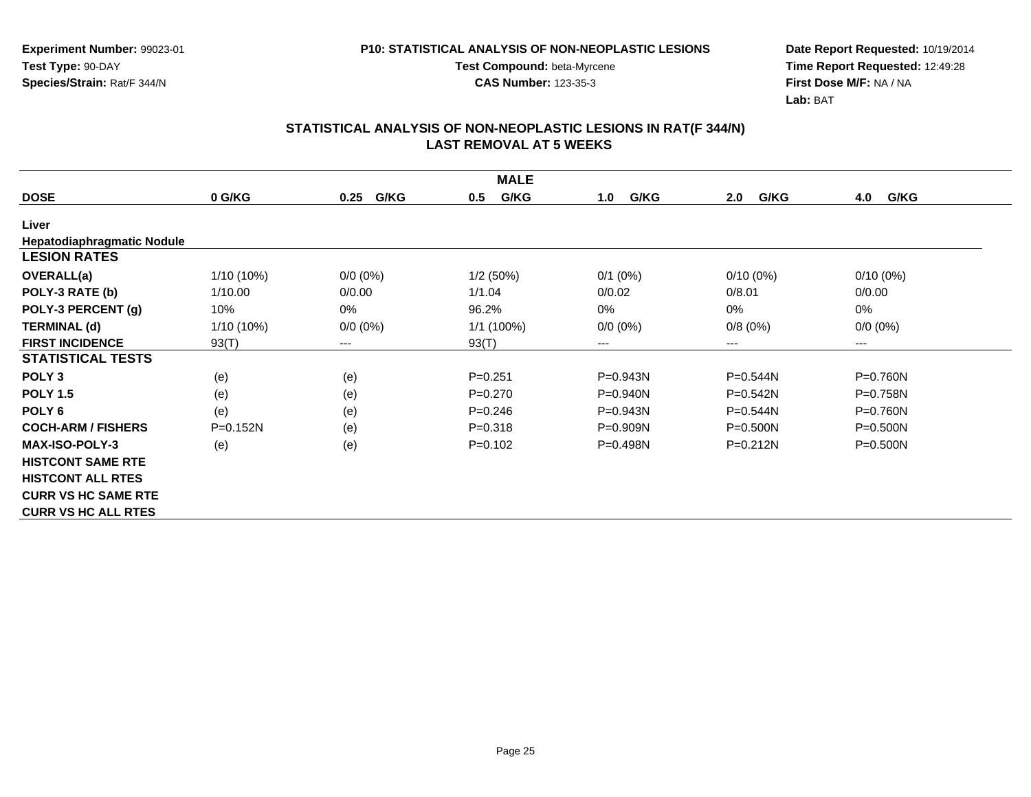**Experiment Number:** 99023-01
**Test Type:** 90-DAY
**Species/Strain:** Rat/F 344/N

**P10: STATISTICAL ANALYSIS OF NON-NEOPLASTIC LESIONS**
**Test Compound:** beta-Myrcene
**CAS Number:** 123-35-3

**Date Report Requested:** 10/19/2014
**Time Report Requested:** 12:49:28
**First Dose M/F:** NA / NA
**Lab:** BAT

## STATISTICAL ANALYSIS OF NON-NEOPLASTIC LESIONS IN RAT(F 344/N)
## LAST REMOVAL AT 5 WEEKS

| MALE | | | | | | |
|---|---|---|---|---|---|---|
| **DOSE** | **0 G/KG** | **0.25 G/KG** | **0.5 G/KG** | **1.0 G/KG** | **2.0 G/KG** | **4.0 G/KG** |
| **Liver** | | | | | | |
| **Hepatodiaphragmatic Nodule** | | | | | | |
| **LESION RATES** | | | | | | |
| **OVERALL(a)** | 1/10 (10%) | 0/0 (0%) | 1/2 (50%) | 0/1 (0%) | 0/10 (0%) | 0/10 (0%) |
| **POLY-3 RATE (b)** | 1/10.00 | 0/0.00 | 1/1.04 | 0/0.02 | 0/8.01 | 0/0.00 |
| **POLY-3 PERCENT (g)** | 10% | 0% | 96.2% | 0% | 0% | 0% |
| **TERMINAL (d)** | 1/10 (10%) | 0/0 (0%) | 1/1 (100%) | 0/0 (0%) | 0/8 (0%) | 0/0 (0%) |
| **FIRST INCIDENCE** | 93(T) | --- | 93(T) | --- | --- | --- |
| **STATISTICAL TESTS** | | | | | | |
| **POLY 3** | (e) | (e) | P=0.251 | P=0.943N | P=0.544N | P=0.760N |
| **POLY 1.5** | (e) | (e) | P=0.270 | P=0.940N | P=0.542N | P=0.758N |
| **POLY 6** | (e) | (e) | P=0.246 | P=0.943N | P=0.544N | P=0.760N |
| **COCH-ARM / FISHERS** | P=0.152N | (e) | P=0.318 | P=0.909N | P=0.500N | P=0.500N |
| **MAX-ISO-POLY-3** | (e) | (e) | P=0.102 | P=0.498N | P=0.212N | P=0.500N |
| **HISTCONT SAME RTE** | | | | | | |
| **HISTCONT ALL RTES** | | | | | | |
| **CURR VS HC SAME RTE** | | | | | | |
| **CURR VS HC ALL RTES** | | | | | | |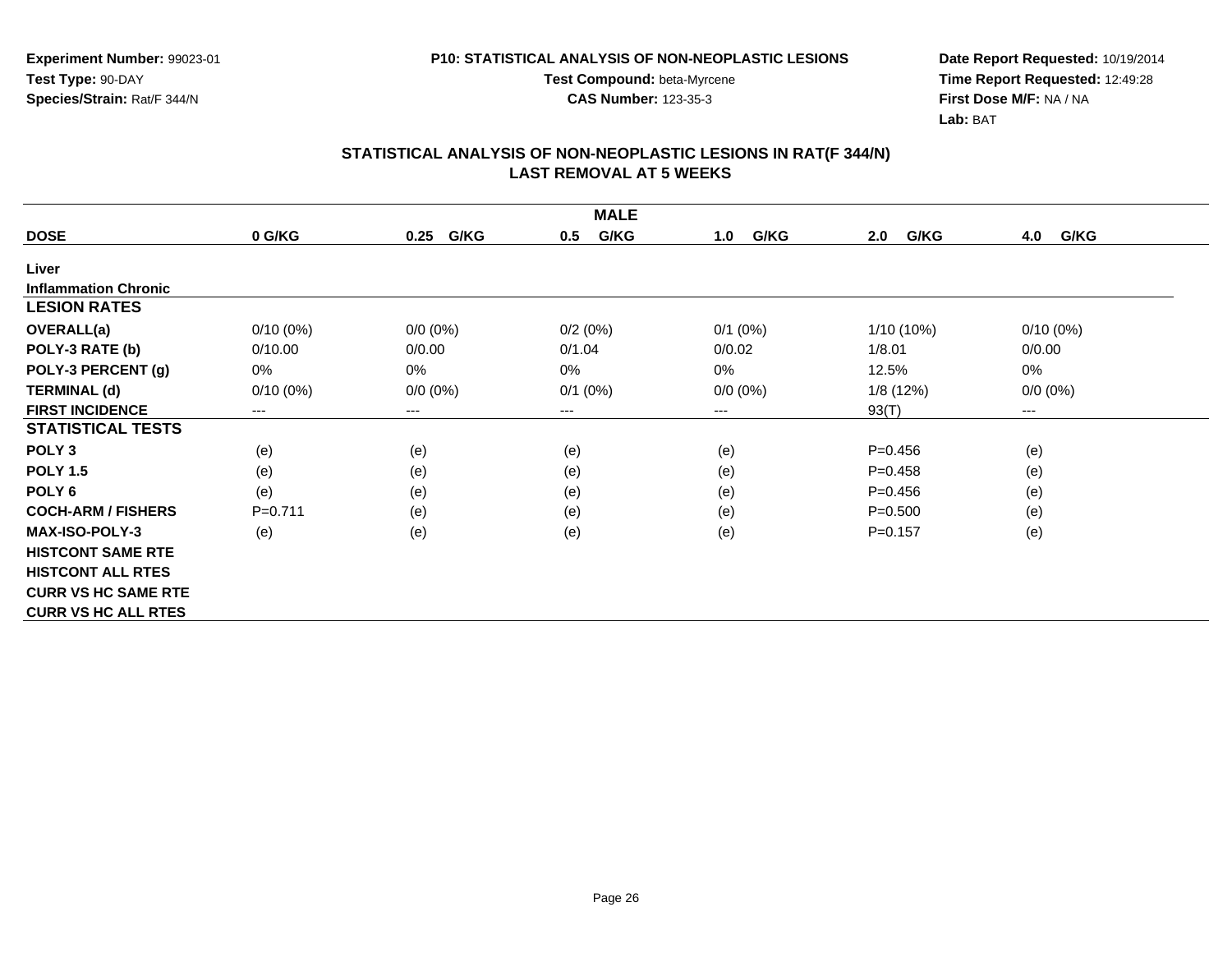**Experiment Number:** 99023-01
**Test Type:** 90-DAY
**Species/Strain:** Rat/F 344/N

**P10: STATISTICAL ANALYSIS OF NON-NEOPLASTIC LESIONS**
**Test Compound:** beta-Myrcene
**CAS Number:** 123-35-3

**Date Report Requested:** 10/19/2014
**Time Report Requested:** 12:49:28
**First Dose M/F:** NA / NA
**Lab:** BAT

## STATISTICAL ANALYSIS OF NON-NEOPLASTIC LESIONS IN RAT(F 344/N)
## LAST REMOVAL AT 5 WEEKS

| MALE | | | | | | |
|---|---|---|---|---|---|---|
| **DOSE** | **0 G/KG** | **0.25 G/KG** | **0.5 G/KG** | **1.0 G/KG** | **2.0 G/KG** | **4.0 G/KG** |
| **Liver** | | | | | | |
| **Inflammation Chronic** | | | | | | |
| **LESION RATES** | | | | | | |
| **OVERALL(a)** | 0/10 (0%) | 0/0 (0%) | 0/2 (0%) | 0/1 (0%) | 1/10 (10%) | 0/10 (0%) |
| **POLY-3 RATE (b)** | 0/10.00 | 0/0.00 | 0/1.04 | 0/0.02 | 1/8.01 | 0/0.00 |
| **POLY-3 PERCENT (g)** | 0% | 0% | 0% | 0% | 12.5% | 0% |
| **TERMINAL (d)** | 0/10 (0%) | 0/0 (0%) | 0/1 (0%) | 0/0 (0%) | 1/8 (12%) | 0/0 (0%) |
| **FIRST INCIDENCE** | --- | --- | --- | --- | 93(T) | --- |
| **STATISTICAL TESTS** | | | | | | |
| **POLY 3** | (e) | (e) | (e) | (e) | P=0.456 | (e) |
| **POLY 1.5** | (e) | (e) | (e) | (e) | P=0.458 | (e) |
| **POLY 6** | (e) | (e) | (e) | (e) | P=0.456 | (e) |
| **COCH-ARM / FISHERS** | P=0.711 | (e) | (e) | (e) | P=0.500 | (e) |
| **MAX-ISO-POLY-3** | (e) | (e) | (e) | (e) | P=0.157 | (e) |
| **HISTCONT SAME RTE** | | | | | | |
| **HISTCONT ALL RTES** | | | | | | |
| **CURR VS HC SAME RTE** | | | | | | |
| **CURR VS HC ALL RTES** | | | | | | |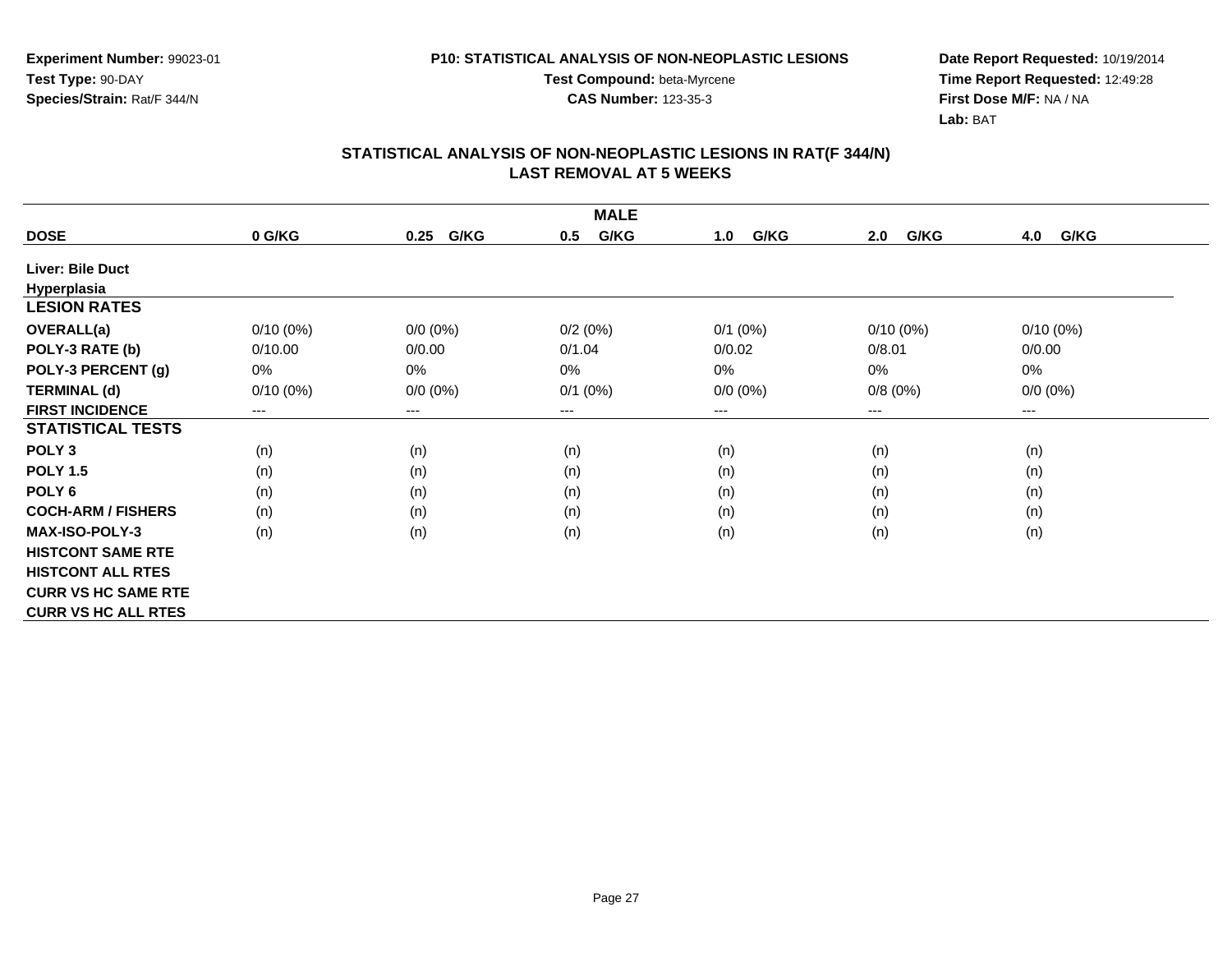Experiment Number: 99023-01
Test Type: 90-DAY
Species/Strain: Rat/F 344/N

P10: STATISTICAL ANALYSIS OF NON-NEOPLASTIC LESIONS
Test Compound: beta-Myrcene
CAS Number: 123-35-3

Date Report Requested: 10/19/2014
Time Report Requested: 12:49:28
First Dose M/F: NA / NA
Lab: BAT

## STATISTICAL ANALYSIS OF NON-NEOPLASTIC LESIONS IN RAT(F 344/N) LAST REMOVAL AT 5 WEEKS

| MALE | | | | | | |
|---|---|---|---|---|---|---|
| **DOSE** | **0 G/KG** | **0.25 G/KG** | **0.5 G/KG** | **1.0 G/KG** | **2.0 G/KG** | **4.0 G/KG** |
| **Liver: Bile Duct Hyperplasia** | | | | | | |
| **LESION RATES** | | | | | | |
| **OVERALL(a)** | 0/10 (0%) | 0/0 (0%) | 0/2 (0%) | 0/1 (0%) | 0/10 (0%) | 0/10 (0%) |
| **POLY-3 RATE (b)** | 0/10.00 | 0/0.00 | 0/1.04 | 0/0.02 | 0/8.01 | 0/0.00 |
| **POLY-3 PERCENT (g)** | 0% | 0% | 0% | 0% | 0% | 0% |
| **TERMINAL (d)** | 0/10 (0%) | 0/0 (0%) | 0/1 (0%) | 0/0 (0%) | 0/8 (0%) | 0/0 (0%) |
| **FIRST INCIDENCE** | --- | --- | --- | --- | --- | --- |
| **STATISTICAL TESTS** | | | | | | |
| **POLY 3** | (n) | (n) | (n) | (n) | (n) | (n) |
| **POLY 1.5** | (n) | (n) | (n) | (n) | (n) | (n) |
| **POLY 6** | (n) | (n) | (n) | (n) | (n) | (n) |
| **COCH-ARM / FISHERS** | (n) | (n) | (n) | (n) | (n) | (n) |
| **MAX-ISO-POLY-3** | (n) | (n) | (n) | (n) | (n) | (n) |
| **HISTCONT SAME RTE** | | | | | | |
| **HISTCONT ALL RTES** | | | | | | |
| **CURR VS HC SAME RTE** | | | | | | |
| **CURR VS HC ALL RTES** | | | | | | |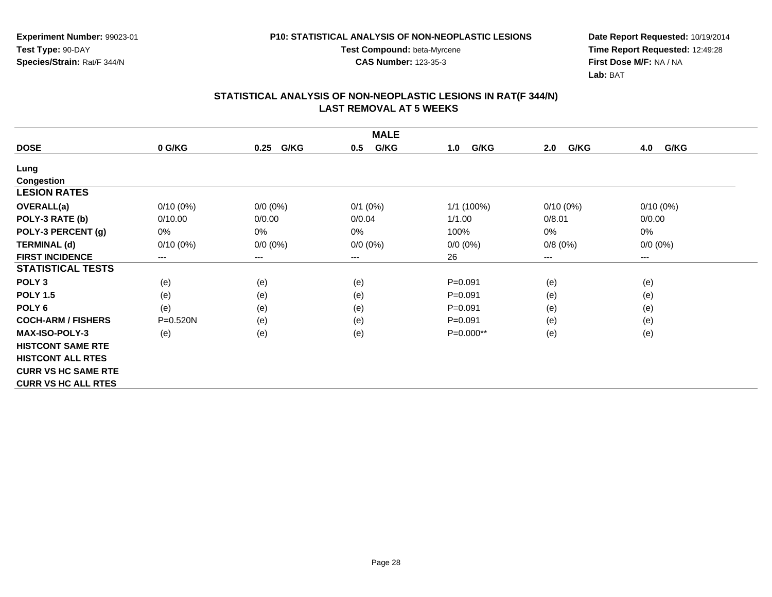Experiment Number: 99023-01
Test Type: 90-DAY
Species/Strain: Rat/F 344/N

P10: STATISTICAL ANALYSIS OF NON-NEOPLASTIC LESIONS
Test Compound: beta-Myrcene
CAS Number: 123-35-3

Date Report Requested: 10/19/2014
Time Report Requested: 12:49:28
First Dose M/F: NA / NA
Lab: BAT

## STATISTICAL ANALYSIS OF NON-NEOPLASTIC LESIONS IN RAT(F 344/N)
## LAST REMOVAL AT 5 WEEKS

| MALE | | | | | | |
|---|---|---|---|---|---|---|
| **DOSE** | **0 G/KG** | **0.25 G/KG** | **0.5 G/KG** | **1.0 G/KG** | **2.0 G/KG** | **4.0 G/KG** |
| **Lung** | | | | | | |
| **Congestion** | | | | | | |
| **LESION RATES** | | | | | | |
| **OVERALL(a)** | 0/10 (0%) | 0/0 (0%) | 0/1 (0%) | 1/1 (100%) | 0/10 (0%) | 0/10 (0%) |
| **POLY-3 RATE (b)** | 0/10.00 | 0/0.00 | 0/0.04 | 1/1.00 | 0/8.01 | 0/0.00 |
| **POLY-3 PERCENT (g)** | 0% | 0% | 0% | 100% | 0% | 0% |
| **TERMINAL (d)** | 0/10 (0%) | 0/0 (0%) | 0/0 (0%) | 0/0 (0%) | 0/8 (0%) | 0/0 (0%) |
| **FIRST INCIDENCE** | --- | --- | --- | 26 | --- | --- |
| **STATISTICAL TESTS** | | | | | | |
| **POLY 3** | (e) | (e) | (e) | P=0.091 | (e) | (e) |
| **POLY 1.5** | (e) | (e) | (e) | P=0.091 | (e) | (e) |
| **POLY 6** | (e) | (e) | (e) | P=0.091 | (e) | (e) |
| **COCH-ARM / FISHERS** | P=0.520N | (e) | (e) | P=0.091 | (e) | (e) |
| **MAX-ISO-POLY-3** | (e) | (e) | (e) | P=0.000** | (e) | (e) |
| **HISTCONT SAME RTE** | | | | | | |
| **HISTCONT ALL RTES** | | | | | | |
| **CURR VS HC SAME RTE** | | | | | | |
| **CURR VS HC ALL RTES** | | | | | | |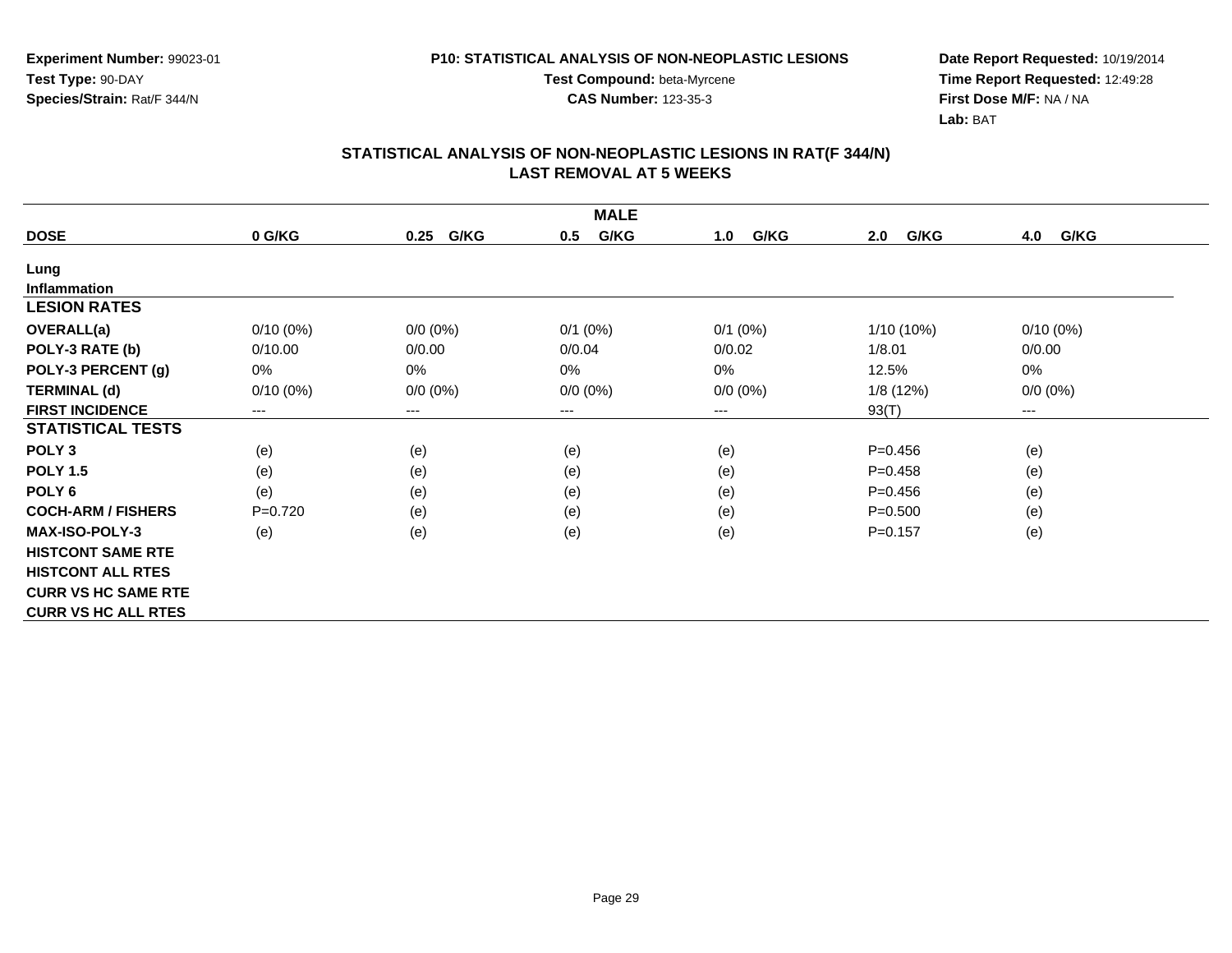**Experiment Number:** 99023-01
**Test Type:** 90-DAY
**Species/Strain:** Rat/F 344/N

**P10: STATISTICAL ANALYSIS OF NON-NEOPLASTIC LESIONS**
**Test Compound:** beta-Myrcene
**CAS Number:** 123-35-3

**Date Report Requested:** 10/19/2014
**Time Report Requested:** 12:49:28
**First Dose M/F:** NA / NA
**Lab:** BAT

## STATISTICAL ANALYSIS OF NON-NEOPLASTIC LESIONS IN RAT(F 344/N)
## LAST REMOVAL AT 5 WEEKS

| MALE | | | | | | |
|---|---|---|---|---|---|---|
| **DOSE** | **0 G/KG** | **0.25 G/KG** | **0.5 G/KG** | **1.0 G/KG** | **2.0 G/KG** | **4.0 G/KG** |
| **Lung** | | | | | | |
| **Inflammation** | | | | | | |
| **LESION RATES** | | | | | | |
| **OVERALL(a)** | 0/10 (0%) | 0/0 (0%) | 0/1 (0%) | 0/1 (0%) | 1/10 (10%) | 0/10 (0%) |
| **POLY-3 RATE (b)** | 0/10.00 | 0/0.00 | 0/0.04 | 0/0.02 | 1/8.01 | 0/0.00 |
| **POLY-3 PERCENT (g)** | 0% | 0% | 0% | 0% | 12.5% | 0% |
| **TERMINAL (d)** | 0/10 (0%) | 0/0 (0%) | 0/0 (0%) | 0/0 (0%) | 1/8 (12%) | 0/0 (0%) |
| **FIRST INCIDENCE** | --- | --- | --- | --- | 93(T) | --- |
| **STATISTICAL TESTS** | | | | | | |
| **POLY 3** | (e) | (e) | (e) | (e) | P=0.456 | (e) |
| **POLY 1.5** | (e) | (e) | (e) | (e) | P=0.458 | (e) |
| **POLY 6** | (e) | (e) | (e) | (e) | P=0.456 | (e) |
| **COCH-ARM / FISHERS** | P=0.720 | (e) | (e) | (e) | P=0.500 | (e) |
| **MAX-ISO-POLY-3** | (e) | (e) | (e) | (e) | P=0.157 | (e) |
| **HISTCONT SAME RTE** | | | | | | |
| **HISTCONT ALL RTES** | | | | | | |
| **CURR VS HC SAME RTE** | | | | | | |
| **CURR VS HC ALL RTES** | | | | | | |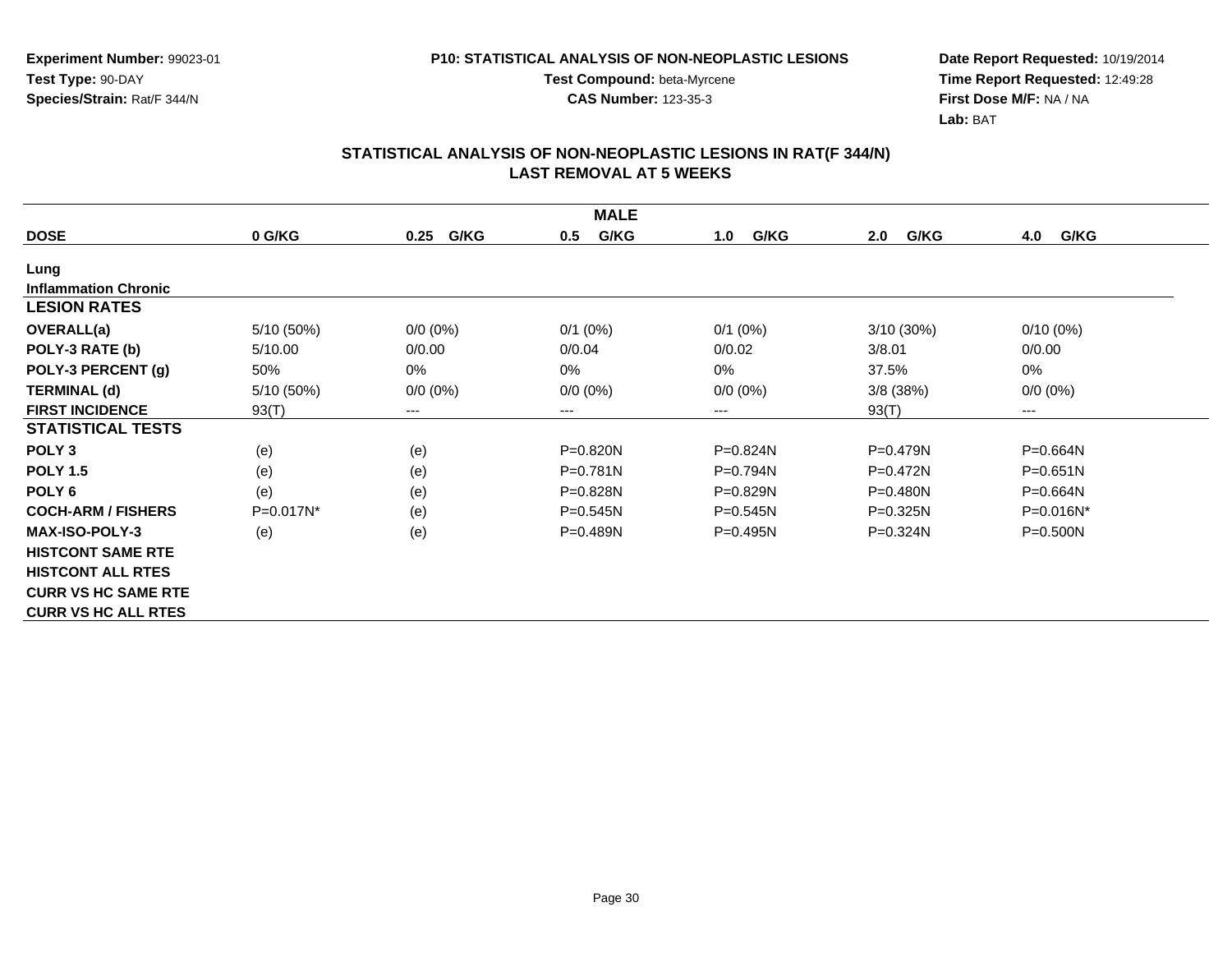**Experiment Number:** 99023-01
**Test Type:** 90-DAY
**Species/Strain:** Rat/F 344/N

**P10: STATISTICAL ANALYSIS OF NON-NEOPLASTIC LESIONS**
**Test Compound:** beta-Myrcene
**CAS Number:** 123-35-3

**Date Report Requested:** 10/19/2014
**Time Report Requested:** 12:49:28
**First Dose M/F:** NA / NA
**Lab:** BAT

## STATISTICAL ANALYSIS OF NON-NEOPLASTIC LESIONS IN RAT(F 344/N) LAST REMOVAL AT 5 WEEKS

| MALE | | | | | | |
|---|---|---|---|---|---|---|
| **DOSE** | **0 G/KG** | **0.25 G/KG** | **0.5 G/KG** | **1.0 G/KG** | **2.0 G/KG** | **4.0 G/KG** |
| **Lung** | | | | | | |
| **Inflammation Chronic** | | | | | | |
| **LESION RATES** | | | | | | |
| **OVERALL(a)** | 5/10 (50%) | 0/0 (0%) | 0/1 (0%) | 0/1 (0%) | 3/10 (30%) | 0/10 (0%) |
| **POLY-3 RATE (b)** | 5/10.00 | 0/0.00 | 0/0.04 | 0/0.02 | 3/8.01 | 0/0.00 |
| **POLY-3 PERCENT (g)** | 50% | 0% | 0% | 0% | 37.5% | 0% |
| **TERMINAL (d)** | 5/10 (50%) | 0/0 (0%) | 0/0 (0%) | 0/0 (0%) | 3/8 (38%) | 0/0 (0%) |
| **FIRST INCIDENCE** | 93(T) | --- | --- | --- | 93(T) | --- |
| **STATISTICAL TESTS** | | | | | | |
| **POLY 3** | (e) | (e) | P=0.820N | P=0.824N | P=0.479N | P=0.664N |
| **POLY 1.5** | (e) | (e) | P=0.781N | P=0.794N | P=0.472N | P=0.651N |
| **POLY 6** | (e) | (e) | P=0.828N | P=0.829N | P=0.480N | P=0.664N |
| **COCH-ARM / FISHERS** | P=0.017N* | (e) | P=0.545N | P=0.545N | P=0.325N | P=0.016N* |
| **MAX-ISO-POLY-3** | (e) | (e) | P=0.489N | P=0.495N | P=0.324N | P=0.500N |
| **HISTCONT SAME RTE** | | | | | | |
| **HISTCONT ALL RTES** | | | | | | |
| **CURR VS HC SAME RTE** | | | | | | |
| **CURR VS HC ALL RTES** | | | | | | |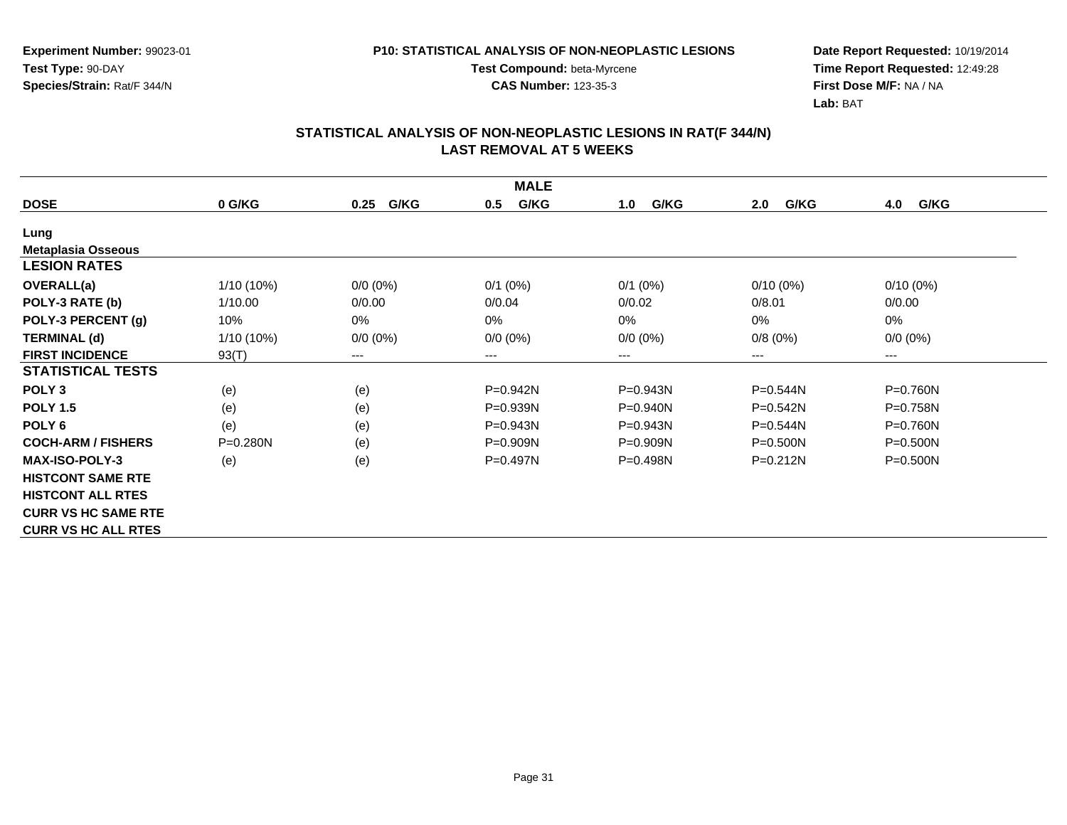Experiment Number: 99023-01
Test Type: 90-DAY
Species/Strain: Rat/F 344/N

P10: STATISTICAL ANALYSIS OF NON-NEOPLASTIC LESIONS
Test Compound: beta-Myrcene
CAS Number: 123-35-3

Date Report Requested: 10/19/2014
Time Report Requested: 12:49:28
First Dose M/F: NA / NA
Lab: BAT

## STATISTICAL ANALYSIS OF NON-NEOPLASTIC LESIONS IN RAT(F 344/N)
## LAST REMOVAL AT 5 WEEKS

| MALE | | | | | | |
|---|---|---|---|---|---|---|
| **DOSE** | **0 G/KG** | **0.25 G/KG** | **0.5 G/KG** | **1.0 G/KG** | **2.0 G/KG** | **4.0 G/KG** |
| **Lung** | | | | | | |
| **Metaplasia Osseous** | | | | | | |
| **LESION RATES** | | | | | | |
| **OVERALL(a)** | 1/10 (10%) | 0/0 (0%) | 0/1 (0%) | 0/1 (0%) | 0/10 (0%) | 0/10 (0%) |
| **POLY-3 RATE (b)** | 1/10.00 | 0/0.00 | 0/0.04 | 0/0.02 | 0/8.01 | 0/0.00 |
| **POLY-3 PERCENT (g)** | 10% | 0% | 0% | 0% | 0% | 0% |
| **TERMINAL (d)** | 1/10 (10%) | 0/0 (0%) | 0/0 (0%) | 0/0 (0%) | 0/8 (0%) | 0/0 (0%) |
| **FIRST INCIDENCE** | 93(T) | --- | --- | --- | --- | --- |
| **STATISTICAL TESTS** | | | | | | |
| **POLY 3** | (e) | (e) | P=0.942N | P=0.943N | P=0.544N | P=0.760N |
| **POLY 1.5** | (e) | (e) | P=0.939N | P=0.940N | P=0.542N | P=0.758N |
| **POLY 6** | (e) | (e) | P=0.943N | P=0.943N | P=0.544N | P=0.760N |
| **COCH-ARM / FISHERS** | P=0.280N | (e) | P=0.909N | P=0.909N | P=0.500N | P=0.500N |
| **MAX-ISO-POLY-3** | (e) | (e) | P=0.497N | P=0.498N | P=0.212N | P=0.500N |
| **HISTCONT SAME RTE** | | | | | | |
| **HISTCONT ALL RTES** | | | | | | |
| **CURR VS HC SAME RTE** | | | | | | |
| **CURR VS HC ALL RTES** | | | | | | |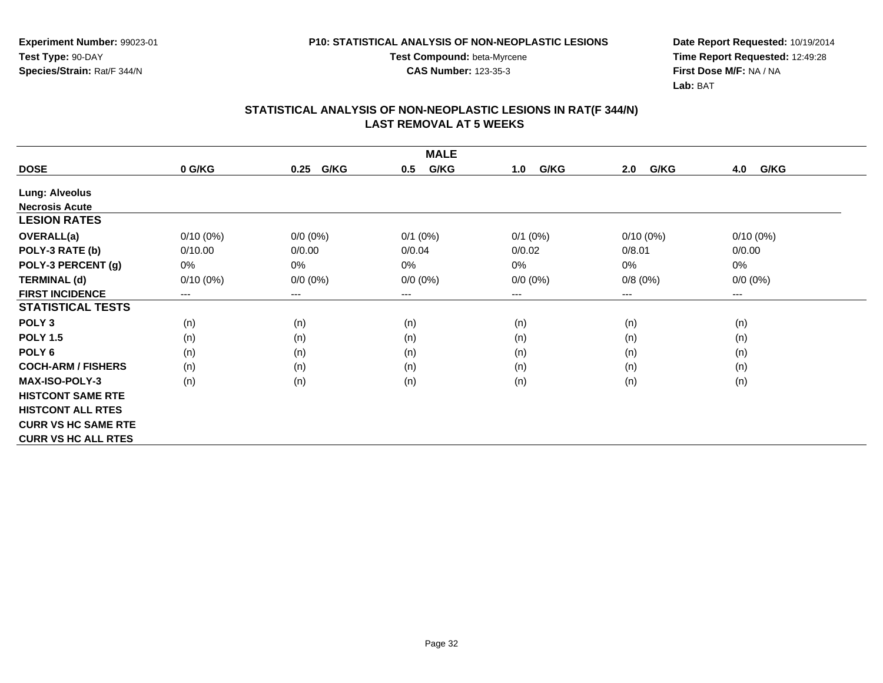**Experiment Number:** 99023-01
**Test Type:** 90-DAY
**Species/Strain:** Rat/F 344/N

**P10: STATISTICAL ANALYSIS OF NON-NEOPLASTIC LESIONS**
**Test Compound:** beta-Myrcene
**CAS Number:** 123-35-3

**Date Report Requested:** 10/19/2014
**Time Report Requested:** 12:49:28
**First Dose M/F:** NA / NA
**Lab:** BAT

## STATISTICAL ANALYSIS OF NON-NEOPLASTIC LESIONS IN RAT(F 344/N)
## LAST REMOVAL AT 5 WEEKS

| MALE | | | | | | |
|---|---|---|---|---|---|---|
| **DOSE** | **0 G/KG** | **0.25 G/KG** | **0.5 G/KG** | **1.0 G/KG** | **2.0 G/KG** | **4.0 G/KG** |
| **Lung: Alveolus** | | | | | | |
| **Necrosis Acute** | | | | | | |
| **LESION RATES** | | | | | | |
| **OVERALL(a)** | 0/10 (0%) | 0/0 (0%) | 0/1 (0%) | 0/1 (0%) | 0/10 (0%) | 0/10 (0%) |
| **POLY-3 RATE (b)** | 0/10.00 | 0/0.00 | 0/0.04 | 0/0.02 | 0/8.01 | 0/0.00 |
| **POLY-3 PERCENT (g)** | 0% | 0% | 0% | 0% | 0% | 0% |
| **TERMINAL (d)** | 0/10 (0%) | 0/0 (0%) | 0/0 (0%) | 0/0 (0%) | 0/8 (0%) | 0/0 (0%) |
| **FIRST INCIDENCE** | --- | --- | --- | --- | --- | --- |
| **STATISTICAL TESTS** | | | | | | |
| **POLY 3** | (n) | (n) | (n) | (n) | (n) | (n) |
| **POLY 1.5** | (n) | (n) | (n) | (n) | (n) | (n) |
| **POLY 6** | (n) | (n) | (n) | (n) | (n) | (n) |
| **COCH-ARM / FISHERS** | (n) | (n) | (n) | (n) | (n) | (n) |
| **MAX-ISO-POLY-3** | (n) | (n) | (n) | (n) | (n) | (n) |
| **HISTCONT SAME RTE** | | | | | | |
| **HISTCONT ALL RTES** | | | | | | |
| **CURR VS HC SAME RTE** | | | | | | |
| **CURR VS HC ALL RTES** | | | | | | |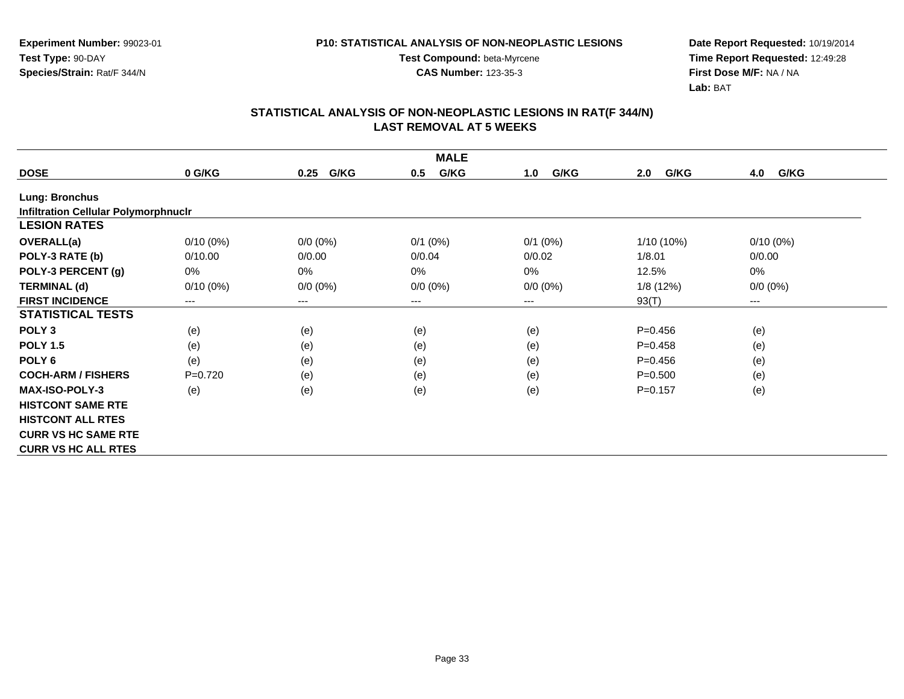Experiment Number: 99023-01
Test Type: 90-DAY
Species/Strain: Rat/F 344/N

P10: STATISTICAL ANALYSIS OF NON-NEOPLASTIC LESIONS
Test Compound: beta-Myrcene
CAS Number: 123-35-3

Date Report Requested: 10/19/2014
Time Report Requested: 12:49:28
First Dose M/F: NA / NA
Lab: BAT

## STATISTICAL ANALYSIS OF NON-NEOPLASTIC LESIONS IN RAT(F 344/N)
## LAST REMOVAL AT 5 WEEKS

| MALE | | | | | | |
|---|---|---|---|---|---|---|
| **DOSE** | **0 G/KG** | **0.25 G/KG** | **0.5 G/KG** | **1.0 G/KG** | **2.0 G/KG** | **4.0 G/KG** |
| **Lung: Bronchus** | | | | | | |
| **Infiltration Cellular Polymorphnuclr** | | | | | | |
| **LESION RATES** | | | | | | |
| **OVERALL(a)** | 0/10 (0%) | 0/0 (0%) | 0/1 (0%) | 0/1 (0%) | 1/10 (10%) | 0/10 (0%) |
| **POLY-3 RATE (b)** | 0/10.00 | 0/0.00 | 0/0.04 | 0/0.02 | 1/8.01 | 0/0.00 |
| **POLY-3 PERCENT (g)** | 0% | 0% | 0% | 0% | 12.5% | 0% |
| **TERMINAL (d)** | 0/10 (0%) | 0/0 (0%) | 0/0 (0%) | 0/0 (0%) | 1/8 (12%) | 0/0 (0%) |
| **FIRST INCIDENCE** | --- | --- | --- | --- | 93(T) | --- |
| **STATISTICAL TESTS** | | | | | | |
| **POLY 3** | (e) | (e) | (e) | (e) | P=0.456 | (e) |
| **POLY 1.5** | (e) | (e) | (e) | (e) | P=0.458 | (e) |
| **POLY 6** | (e) | (e) | (e) | (e) | P=0.456 | (e) |
| **COCH-ARM / FISHERS** | P=0.720 | (e) | (e) | (e) | P=0.500 | (e) |
| **MAX-ISO-POLY-3** | (e) | (e) | (e) | (e) | P=0.157 | (e) |
| **HISTCONT SAME RTE** | | | | | | |
| **HISTCONT ALL RTES** | | | | | | |
| **CURR VS HC SAME RTE** | | | | | | |
| **CURR VS HC ALL RTES** | | | | | | |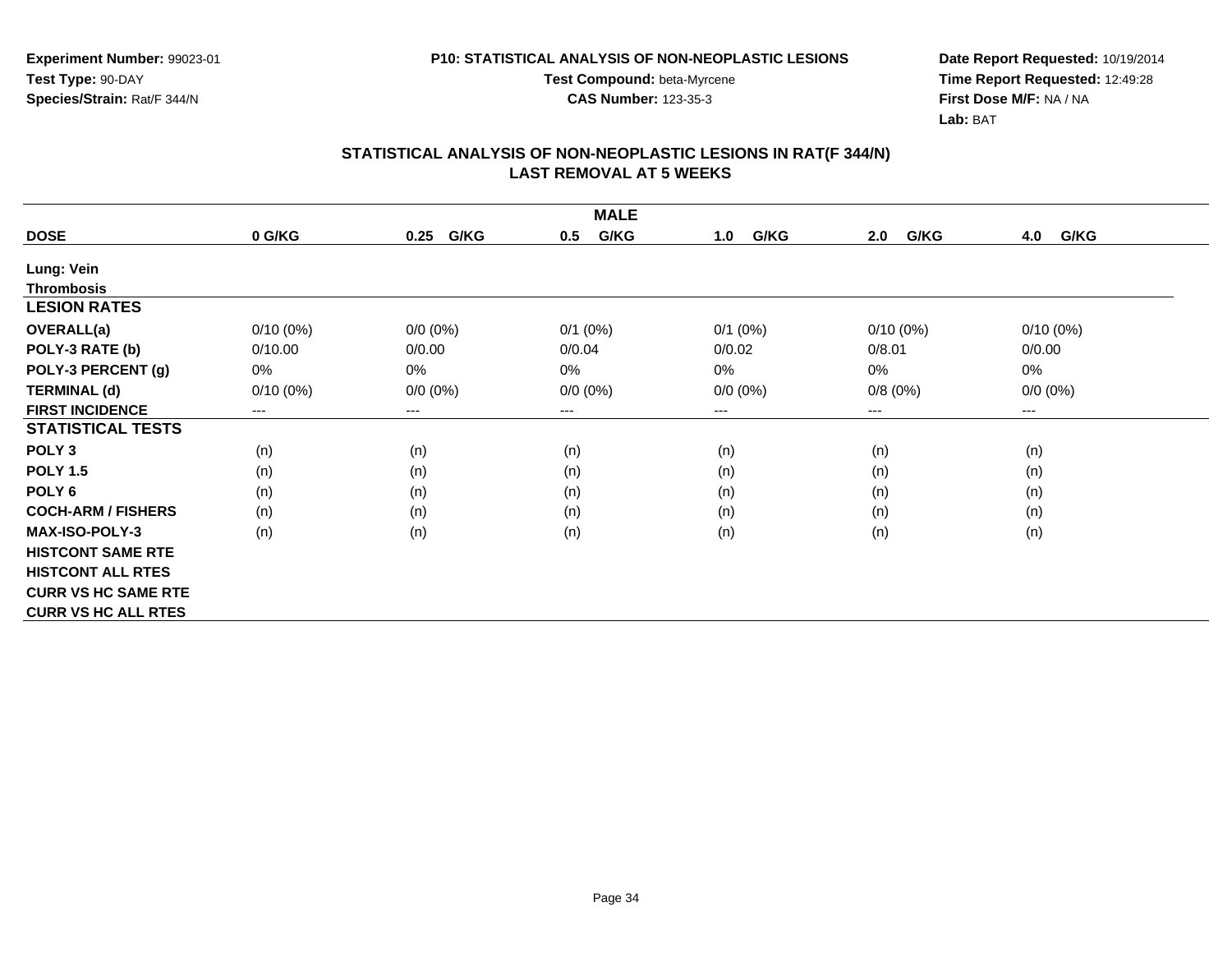**Experiment Number:** 99023-01
**Test Type:** 90-DAY
**Species/Strain:** Rat/F 344/N

**P10: STATISTICAL ANALYSIS OF NON-NEOPLASTIC LESIONS**
**Test Compound:** beta-Myrcene
**CAS Number:** 123-35-3

**Date Report Requested:** 10/19/2014
**Time Report Requested:** 12:49:28
**First Dose M/F:** NA / NA
**Lab:** BAT

## STATISTICAL ANALYSIS OF NON-NEOPLASTIC LESIONS IN RAT(F 344/N)
## LAST REMOVAL AT 5 WEEKS

| MALE | | | | | | |
|---|---|---|---|---|---|---|
| **DOSE** | **0 G/KG** | **0.25 G/KG** | **0.5 G/KG** | **1.0 G/KG** | **2.0 G/KG** | **4.0 G/KG** |
| **Lung: Vein** | | | | | | |
| **Thrombosis** | | | | | | |
| **LESION RATES** | | | | | | |
| **OVERALL(a)** | 0/10 (0%) | 0/0 (0%) | 0/1 (0%) | 0/1 (0%) | 0/10 (0%) | 0/10 (0%) |
| **POLY-3 RATE (b)** | 0/10.00 | 0/0.00 | 0/0.04 | 0/0.02 | 0/8.01 | 0/0.00 |
| **POLY-3 PERCENT (g)** | 0% | 0% | 0% | 0% | 0% | 0% |
| **TERMINAL (d)** | 0/10 (0%) | 0/0 (0%) | 0/0 (0%) | 0/0 (0%) | 0/8 (0%) | 0/0 (0%) |
| **FIRST INCIDENCE** | --- | --- | --- | --- | --- | --- |
| **STATISTICAL TESTS** | | | | | | |
| **POLY 3** | (n) | (n) | (n) | (n) | (n) | (n) |
| **POLY 1.5** | (n) | (n) | (n) | (n) | (n) | (n) |
| **POLY 6** | (n) | (n) | (n) | (n) | (n) | (n) |
| **COCH-ARM / FISHERS** | (n) | (n) | (n) | (n) | (n) | (n) |
| **MAX-ISO-POLY-3** | (n) | (n) | (n) | (n) | (n) | (n) |
| **HISTCONT SAME RTE** | | | | | | |
| **HISTCONT ALL RTES** | | | | | | |
| **CURR VS HC SAME RTE** | | | | | | |
| **CURR VS HC ALL RTES** | | | | | | |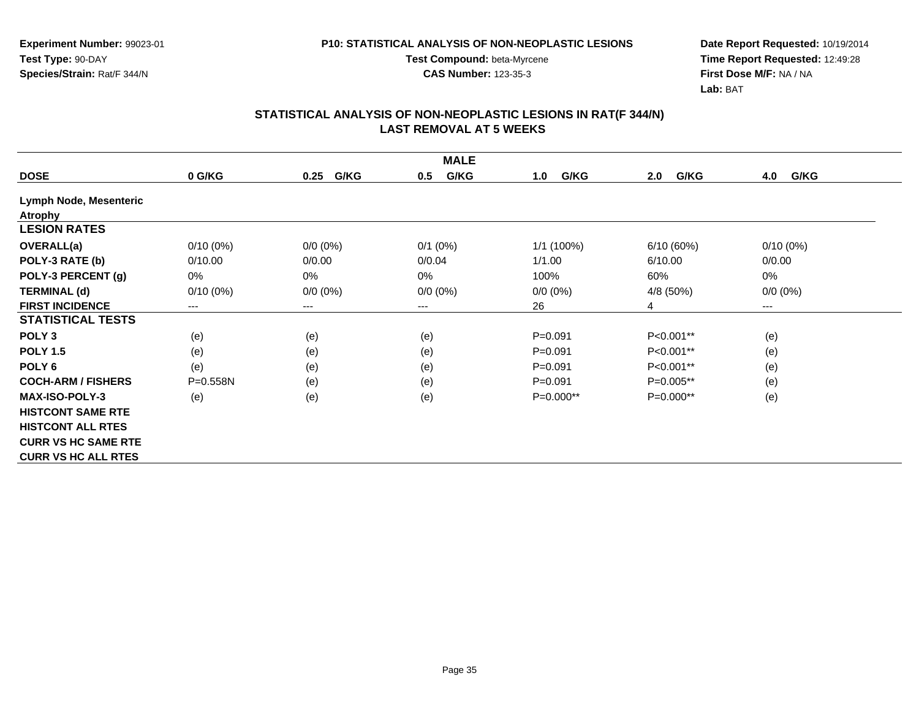Experiment Number: 99023-01
Test Type: 90-DAY
Species/Strain: Rat/F 344/N

P10: STATISTICAL ANALYSIS OF NON-NEOPLASTIC LESIONS
Test Compound: beta-Myrcene
CAS Number: 123-35-3

Date Report Requested: 10/19/2014
Time Report Requested: 12:49:28
First Dose M/F: NA / NA
Lab: BAT

## STATISTICAL ANALYSIS OF NON-NEOPLASTIC LESIONS IN RAT(F 344/N) LAST REMOVAL AT 5 WEEKS

| MALE | | | | | | |
|---|---|---|---|---|---|---|
| **DOSE** | **0 G/KG** | **0.25 G/KG** | **0.5 G/KG** | **1.0 G/KG** | **2.0 G/KG** | **4.0 G/KG** |
| **Lymph Node, Mesenteric** | | | | | | |
| **Atrophy** | | | | | | |
| **LESION RATES** | | | | | | |
| **OVERALL(a)** | 0/10 (0%) | 0/0 (0%) | 0/1 (0%) | 1/1 (100%) | 6/10 (60%) | 0/10 (0%) |
| **POLY-3 RATE (b)** | 0/10.00 | 0/0.00 | 0/0.04 | 1/1.00 | 6/10.00 | 0/0.00 |
| **POLY-3 PERCENT (g)** | 0% | 0% | 0% | 100% | 60% | 0% |
| **TERMINAL (d)** | 0/10 (0%) | 0/0 (0%) | 0/0 (0%) | 0/0 (0%) | 4/8 (50%) | 0/0 (0%) |
| **FIRST INCIDENCE** | --- | --- | --- | 26 | 4 | --- |
| **STATISTICAL TESTS** | | | | | | |
| **POLY 3** | (e) | (e) | (e) | P=0.091 | P<0.001** | (e) |
| **POLY 1.5** | (e) | (e) | (e) | P=0.091 | P<0.001** | (e) |
| **POLY 6** | (e) | (e) | (e) | P=0.091 | P<0.001** | (e) |
| **COCH-ARM / FISHERS** | P=0.558N | (e) | (e) | P=0.091 | P=0.005** | (e) |
| **MAX-ISO-POLY-3** | (e) | (e) | (e) | P=0.000** | P=0.000** | (e) |
| **HISTCONT SAME RTE** | | | | | | |
| **HISTCONT ALL RTES** | | | | | | |
| **CURR VS HC SAME RTE** | | | | | | |
| **CURR VS HC ALL RTES** | | | | | | |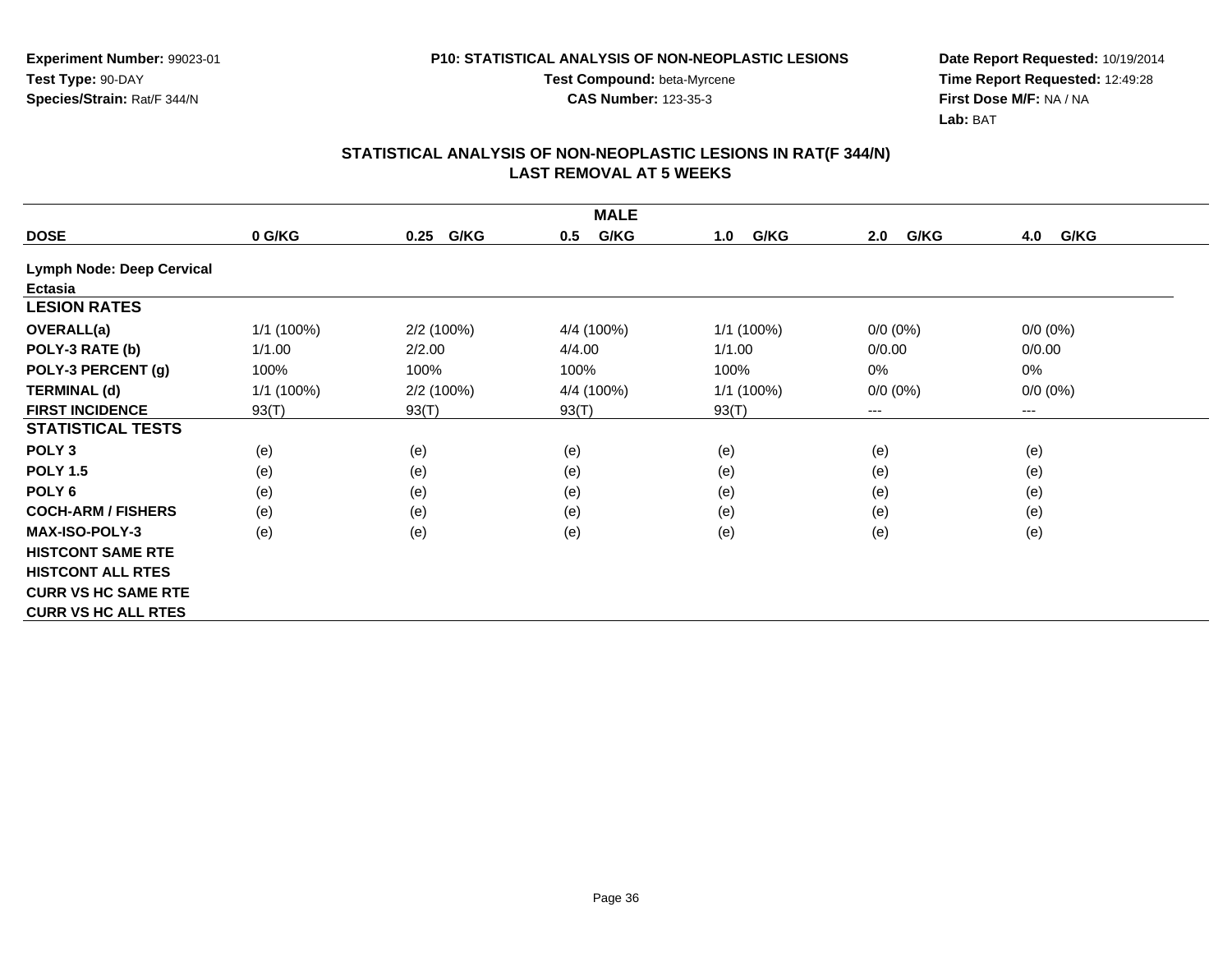Experiment Number: 99023-01
Test Type: 90-DAY
Species/Strain: Rat/F 344/N

P10: STATISTICAL ANALYSIS OF NON-NEOPLASTIC LESIONS
Test Compound: beta-Myrcene
CAS Number: 123-35-3

Date Report Requested: 10/19/2014
Time Report Requested: 12:49:28
First Dose M/F: NA / NA
Lab: BAT

## STATISTICAL ANALYSIS OF NON-NEOPLASTIC LESIONS IN RAT(F 344/N) LAST REMOVAL AT 5 WEEKS

| | MALE | | | | | |
|---|---|---|---|---|---|---|
| **DOSE** | **0 G/KG** | **0.25 G/KG** | **0.5 G/KG** | **1.0 G/KG** | **2.0 G/KG** | **4.0 G/KG** |
| **Lymph Node: Deep Cervical** | | | | | | |
| **Ectasia** | | | | | | |
| **LESION RATES** | | | | | | |
| **OVERALL(a)** | 1/1 (100%) | 2/2 (100%) | 4/4 (100%) | 1/1 (100%) | 0/0 (0%) | 0/0 (0%) |
| **POLY-3 RATE (b)** | 1/1.00 | 2/2.00 | 4/4.00 | 1/1.00 | 0/0.00 | 0/0.00 |
| **POLY-3 PERCENT (g)** | 100% | 100% | 100% | 100% | 0% | 0% |
| **TERMINAL (d)** | 1/1 (100%) | 2/2 (100%) | 4/4 (100%) | 1/1 (100%) | 0/0 (0%) | 0/0 (0%) |
| **FIRST INCIDENCE** | 93(T) | 93(T) | 93(T) | 93(T) | --- | --- |
| **STATISTICAL TESTS** | | | | | | |
| **POLY 3** | (e) | (e) | (e) | (e) | (e) | (e) |
| **POLY 1.5** | (e) | (e) | (e) | (e) | (e) | (e) |
| **POLY 6** | (e) | (e) | (e) | (e) | (e) | (e) |
| **COCH-ARM / FISHERS** | (e) | (e) | (e) | (e) | (e) | (e) |
| **MAX-ISO-POLY-3** | (e) | (e) | (e) | (e) | (e) | (e) |
| **HISTCONT SAME RTE** | | | | | | |
| **HISTCONT ALL RTES** | | | | | | |
| **CURR VS HC SAME RTE** | | | | | | |
| **CURR VS HC ALL RTES** | | | | | | |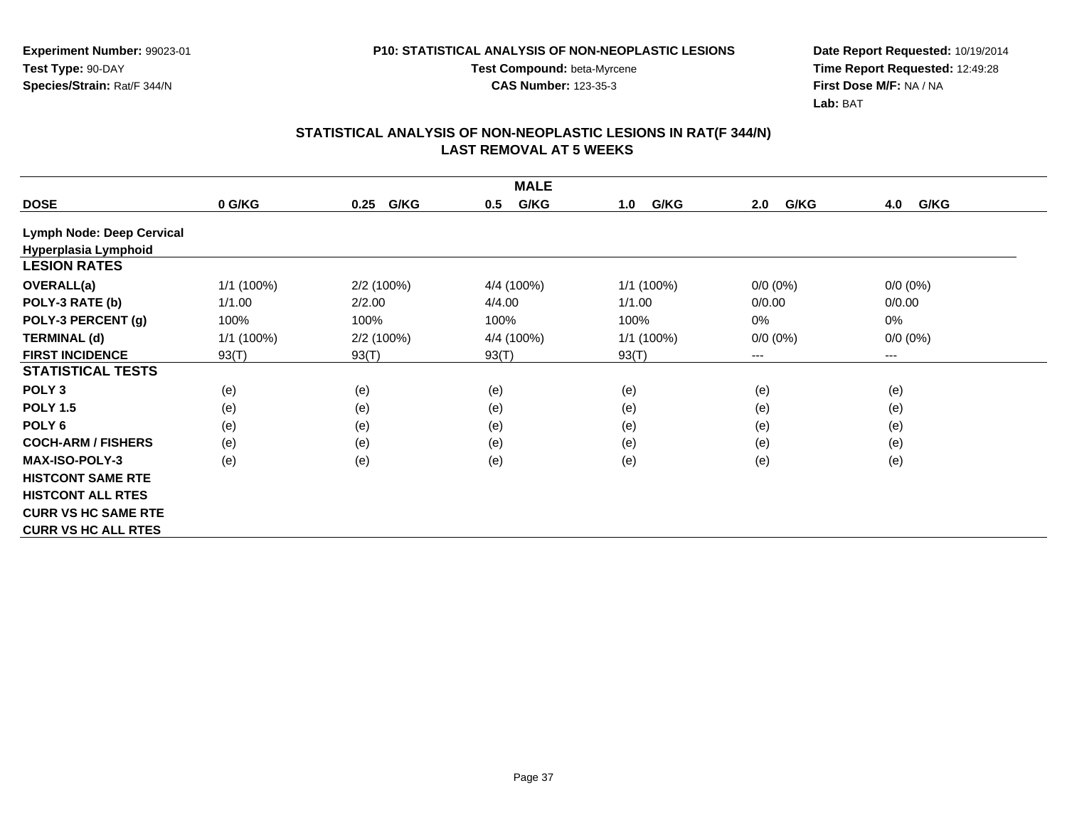Experiment Number: 99023-01
Test Type: 90-DAY
Species/Strain: Rat/F 344/N

P10: STATISTICAL ANALYSIS OF NON-NEOPLASTIC LESIONS
Test Compound: beta-Myrcene
CAS Number: 123-35-3

Date Report Requested: 10/19/2014
Time Report Requested: 12:49:28
First Dose M/F: NA / NA
Lab: BAT

## STATISTICAL ANALYSIS OF NON-NEOPLASTIC LESIONS IN RAT(F 344/N)
## LAST REMOVAL AT 5 WEEKS

| | MALE | | | | | |
|---|---|---|---|---|---|---|
| **DOSE** | **0 G/KG** | **0.25 G/KG** | **0.5 G/KG** | **1.0 G/KG** | **2.0 G/KG** | **4.0 G/KG** |
| **Lymph Node: Deep Cervical** | | | | | | |
| **Hyperplasia Lymphoid** | | | | | | |
| **LESION RATES** | | | | | | |
| **OVERALL(a)** | 1/1 (100%) | 2/2 (100%) | 4/4 (100%) | 1/1 (100%) | 0/0 (0%) | 0/0 (0%) |
| **POLY-3 RATE (b)** | 1/1.00 | 2/2.00 | 4/4.00 | 1/1.00 | 0/0.00 | 0/0.00 |
| **POLY-3 PERCENT (g)** | 100% | 100% | 100% | 100% | 0% | 0% |
| **TERMINAL (d)** | 1/1 (100%) | 2/2 (100%) | 4/4 (100%) | 1/1 (100%) | 0/0 (0%) | 0/0 (0%) |
| **FIRST INCIDENCE** | 93(T) | 93(T) | 93(T) | 93(T) | --- | --- |
| **STATISTICAL TESTS** | | | | | | |
| **POLY 3** | (e) | (e) | (e) | (e) | (e) | (e) |
| **POLY 1.5** | (e) | (e) | (e) | (e) | (e) | (e) |
| **POLY 6** | (e) | (e) | (e) | (e) | (e) | (e) |
| **COCH-ARM / FISHERS** | (e) | (e) | (e) | (e) | (e) | (e) |
| **MAX-ISO-POLY-3** | (e) | (e) | (e) | (e) | (e) | (e) |
| **HISTCONT SAME RTE** | | | | | | |
| **HISTCONT ALL RTES** | | | | | | |
| **CURR VS HC SAME RTE** | | | | | | |
| **CURR VS HC ALL RTES** | | | | | | |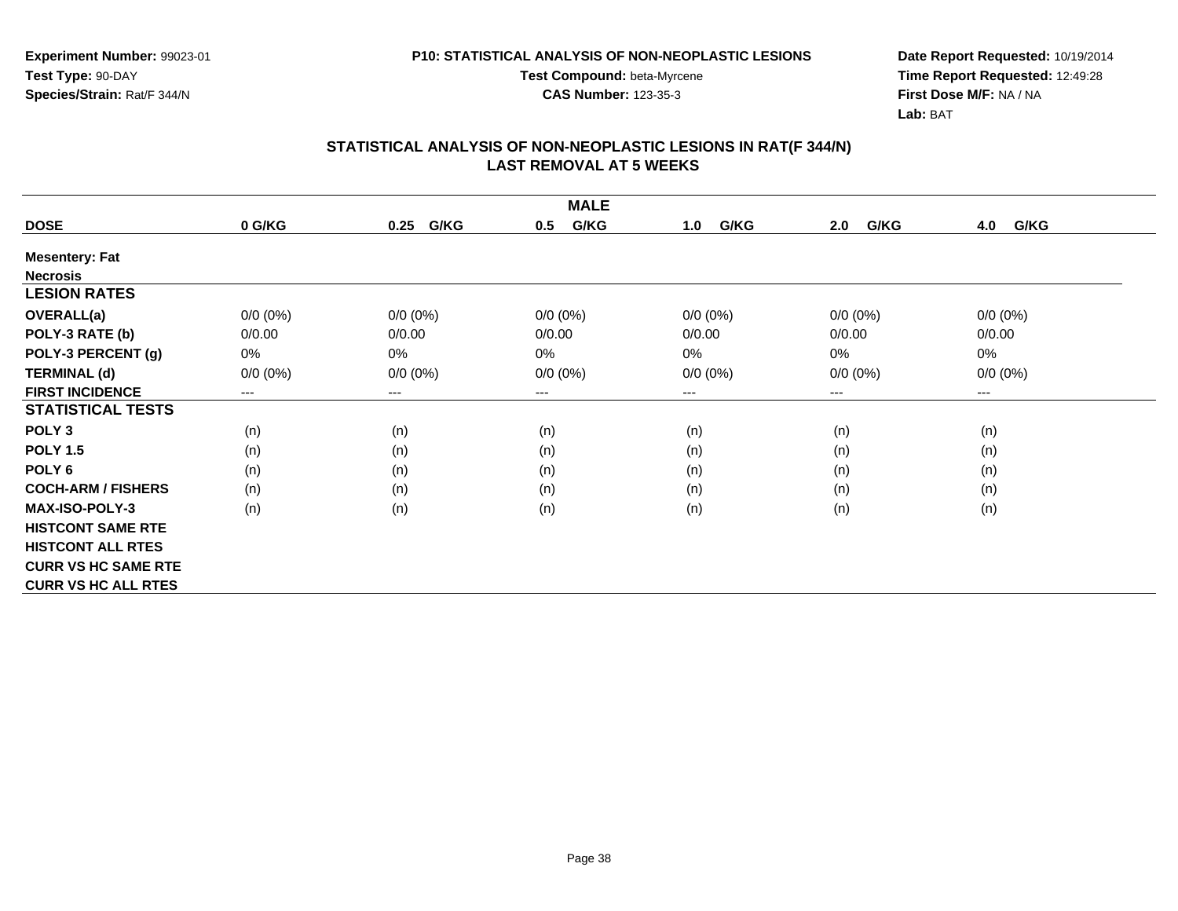**Experiment Number:** 99023-01
**Test Type:** 90-DAY
**Species/Strain:** Rat/F 344/N

**P10: STATISTICAL ANALYSIS OF NON-NEOPLASTIC LESIONS**
**Test Compound:** beta-Myrcene
**CAS Number:** 123-35-3

**Date Report Requested:** 10/19/2014
**Time Report Requested:** 12:49:28
**First Dose M/F:** NA / NA
**Lab:** BAT

## STATISTICAL ANALYSIS OF NON-NEOPLASTIC LESIONS IN RAT(F 344/N)
## LAST REMOVAL AT 5 WEEKS

| | MALE | | | | | |
|---|---|---|---|---|---|---|
| **DOSE** | **0 G/KG** | **0.25 G/KG** | **0.5 G/KG** | **1.0 G/KG** | **2.0 G/KG** | **4.0 G/KG** |
| **Mesentery: Fat** | | | | | | |
| **Necrosis** | | | | | | |
| **LESION RATES** | | | | | | |
| **OVERALL(a)** | 0/0 (0%) | 0/0 (0%) | 0/0 (0%) | 0/0 (0%) | 0/0 (0%) | 0/0 (0%) |
| **POLY-3 RATE (b)** | 0/0.00 | 0/0.00 | 0/0.00 | 0/0.00 | 0/0.00 | 0/0.00 |
| **POLY-3 PERCENT (g)** | 0% | 0% | 0% | 0% | 0% | 0% |
| **TERMINAL (d)** | 0/0 (0%) | 0/0 (0%) | 0/0 (0%) | 0/0 (0%) | 0/0 (0%) | 0/0 (0%) |
| **FIRST INCIDENCE** | --- | --- | --- | --- | --- | --- |
| **STATISTICAL TESTS** | | | | | | |
| **POLY 3** | (n) | (n) | (n) | (n) | (n) | (n) |
| **POLY 1.5** | (n) | (n) | (n) | (n) | (n) | (n) |
| **POLY 6** | (n) | (n) | (n) | (n) | (n) | (n) |
| **COCH-ARM / FISHERS** | (n) | (n) | (n) | (n) | (n) | (n) |
| **MAX-ISO-POLY-3** | (n) | (n) | (n) | (n) | (n) | (n) |
| **HISTCONT SAME RTE** | | | | | | |
| **HISTCONT ALL RTES** | | | | | | |
| **CURR VS HC SAME RTE** | | | | | | |
| **CURR VS HC ALL RTES** | | | | | | |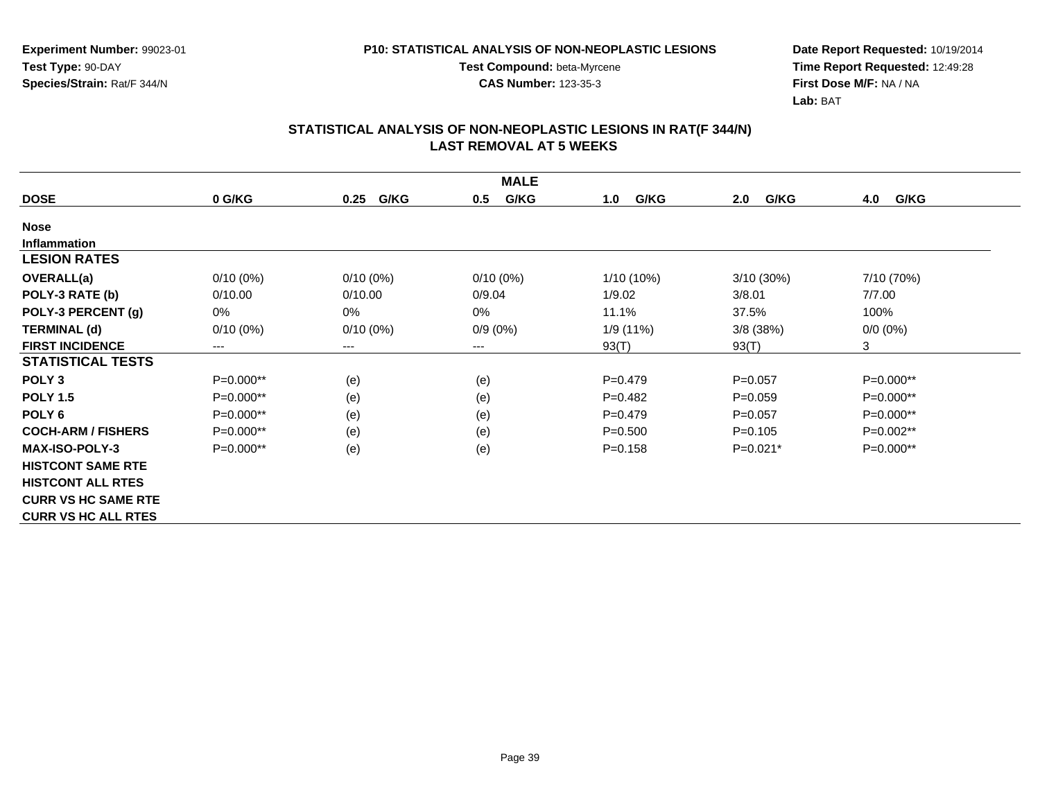**Experiment Number:** 99023-01
**Test Type:** 90-DAY
**Species/Strain:** Rat/F 344/N

**P10: STATISTICAL ANALYSIS OF NON-NEOPLASTIC LESIONS**
**Test Compound:** beta-Myrcene
**CAS Number:** 123-35-3

**Date Report Requested:** 10/19/2014
**Time Report Requested:** 12:49:28
**First Dose M/F:** NA / NA
**Lab:** BAT

## STATISTICAL ANALYSIS OF NON-NEOPLASTIC LESIONS IN RAT(F 344/N)
## LAST REMOVAL AT 5 WEEKS

| MALE | | | | | | |
|---|---|---|---|---|---|---|
| **DOSE** | **0 G/KG** | **0.25 G/KG** | **0.5 G/KG** | **1.0 G/KG** | **2.0 G/KG** | **4.0 G/KG** |
| **Nose** | | | | | | |
| **Inflammation** | | | | | | |
| **LESION RATES** | | | | | | |
| **OVERALL(a)** | 0/10 (0%) | 0/10 (0%) | 0/10 (0%) | 1/10 (10%) | 3/10 (30%) | 7/10 (70%) |
| **POLY-3 RATE (b)** | 0/10.00 | 0/10.00 | 0/9.04 | 1/9.02 | 3/8.01 | 7/7.00 |
| **POLY-3 PERCENT (g)** | 0% | 0% | 0% | 11.1% | 37.5% | 100% |
| **TERMINAL (d)** | 0/10 (0%) | 0/10 (0%) | 0/9 (0%) | 1/9 (11%) | 3/8 (38%) | 0/0 (0%) |
| **FIRST INCIDENCE** | --- | --- | --- | 93(T) | 93(T) | 3 |
| **STATISTICAL TESTS** | | | | | | |
| **POLY 3** | P=0.000** | (e) | (e) | P=0.479 | P=0.057 | P=0.000** |
| **POLY 1.5** | P=0.000** | (e) | (e) | P=0.482 | P=0.059 | P=0.000** |
| **POLY 6** | P=0.000** | (e) | (e) | P=0.479 | P=0.057 | P=0.000** |
| **COCH-ARM / FISHERS** | P=0.000** | (e) | (e) | P=0.500 | P=0.105 | P=0.002** |
| **MAX-ISO-POLY-3** | P=0.000** | (e) | (e) | P=0.158 | P=0.021* | P=0.000** |
| **HISTCONT SAME RTE** | | | | | | |
| **HISTCONT ALL RTES** | | | | | | |
| **CURR VS HC SAME RTE** | | | | | | |
| **CURR VS HC ALL RTES** | | | | | | |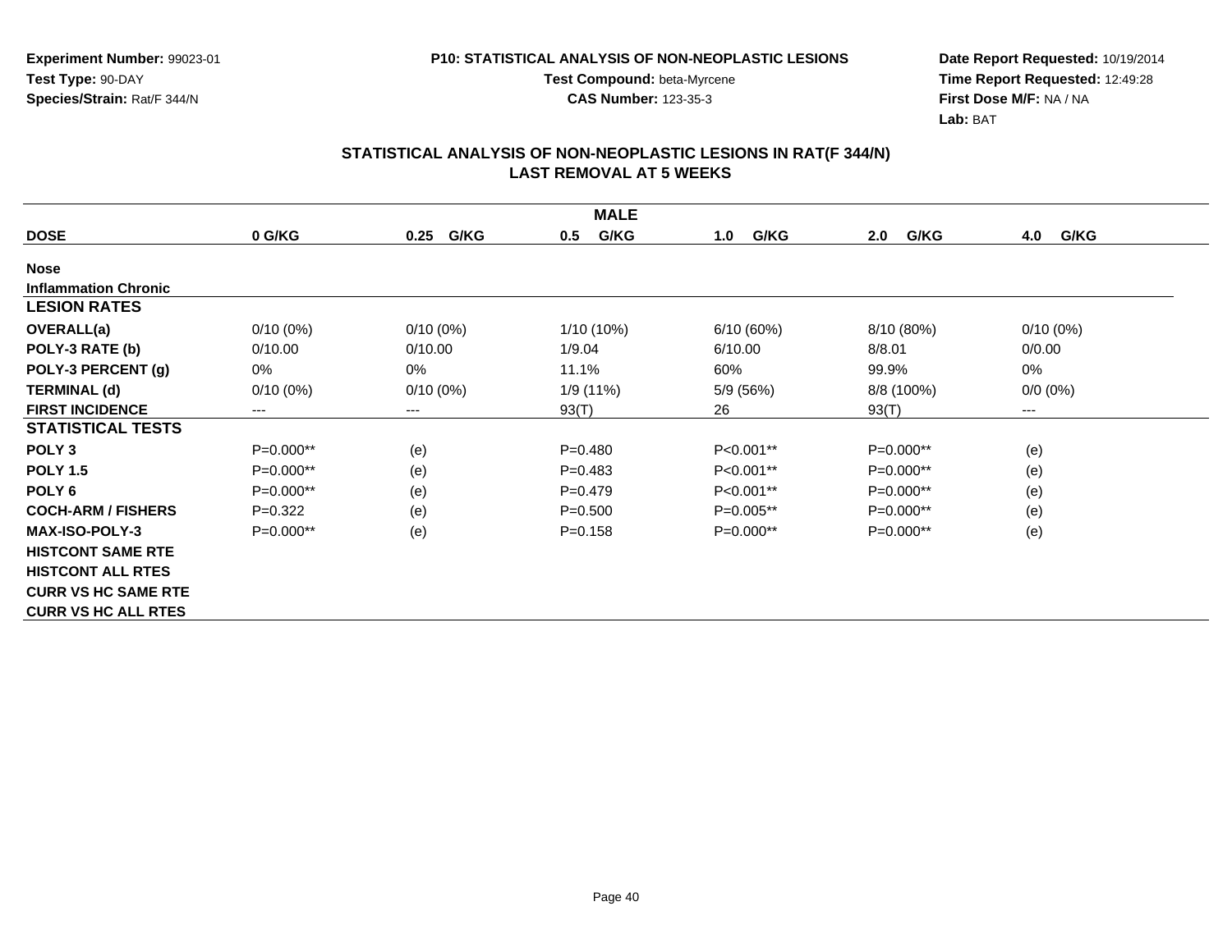Experiment Number: 99023-01
Test Type: 90-DAY
Species/Strain: Rat/F 344/N

P10: STATISTICAL ANALYSIS OF NON-NEOPLASTIC LESIONS
Test Compound: beta-Myrcene
CAS Number: 123-35-3

Date Report Requested: 10/19/2014
Time Report Requested: 12:49:28
First Dose M/F: NA / NA
Lab: BAT

## STATISTICAL ANALYSIS OF NON-NEOPLASTIC LESIONS IN RAT(F 344/N)
## LAST REMOVAL AT 5 WEEKS

| MALE | | | | | |
|---|---|---|---|---|---|
| **DOSE** | **0 G/KG** | **0.25 G/KG** | **0.5 G/KG** | **1.0 G/KG** | **2.0 G/KG** | **4.0 G/KG** |
| **Nose** | | | | | | |
| **Inflammation Chronic** | | | | | | |
| **LESION RATES** | | | | | | |
| **OVERALL(a)** | 0/10 (0%) | 0/10 (0%) | 1/10 (10%) | 6/10 (60%) | 8/10 (80%) | 0/10 (0%) |
| **POLY-3 RATE (b)** | 0/10.00 | 0/10.00 | 1/9.04 | 6/10.00 | 8/8.01 | 0/0.00 |
| **POLY-3 PERCENT (g)** | 0% | 0% | 11.1% | 60% | 99.9% | 0% |
| **TERMINAL (d)** | 0/10 (0%) | 0/10 (0%) | 1/9 (11%) | 5/9 (56%) | 8/8 (100%) | 0/0 (0%) |
| **FIRST INCIDENCE** | --- | --- | 93(T) | 26 | 93(T) | --- |
| **STATISTICAL TESTS** | | | | | | |
| **POLY 3** | P=0.000** | (e) | P=0.480 | P<0.001** | P=0.000** | (e) |
| **POLY 1.5** | P=0.000** | (e) | P=0.483 | P<0.001** | P=0.000** | (e) |
| **POLY 6** | P=0.000** | (e) | P=0.479 | P<0.001** | P=0.000** | (e) |
| **COCH-ARM / FISHERS** | P=0.322 | (e) | P=0.500 | P=0.005** | P=0.000** | (e) |
| **MAX-ISO-POLY-3** | P=0.000** | (e) | P=0.158 | P=0.000** | P=0.000** | (e) |
| **HISTCONT SAME RTE** | | | | | | |
| **HISTCONT ALL RTES** | | | | | | |
| **CURR VS HC SAME RTE** | | | | | | |
| **CURR VS HC ALL RTES** | | | | | | |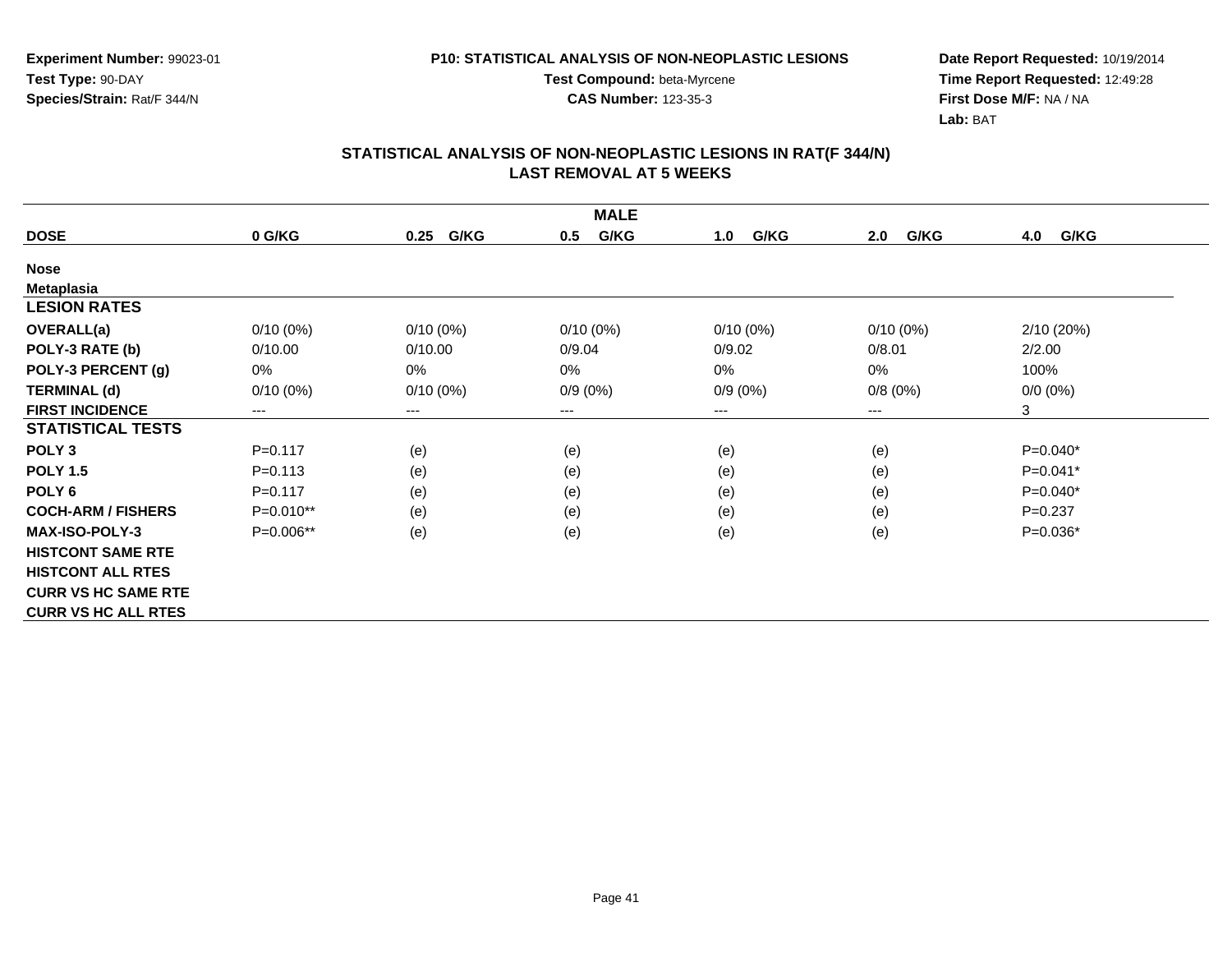**Experiment Number:** 99023-01
**Test Type:** 90-DAY
**Species/Strain:** Rat/F 344/N

**P10: STATISTICAL ANALYSIS OF NON-NEOPLASTIC LESIONS**
**Test Compound:** beta-Myrcene
**CAS Number:** 123-35-3

**Date Report Requested:** 10/19/2014
**Time Report Requested:** 12:49:28
**First Dose M/F:** NA / NA
**Lab:** BAT

## STATISTICAL ANALYSIS OF NON-NEOPLASTIC LESIONS IN RAT(F 344/N)
## LAST REMOVAL AT 5 WEEKS

| MALE | | | | | | |
|---|---|---|---|---|---|---|
| **DOSE** | **0 G/KG** | **0.25 G/KG** | **0.5 G/KG** | **1.0 G/KG** | **2.0 G/KG** | **4.0 G/KG** |
| **Nose** | | | | | | |
| **Metaplasia** | | | | | | |
| **LESION RATES** | | | | | | |
| **OVERALL(a)** | 0/10 (0%) | 0/10 (0%) | 0/10 (0%) | 0/10 (0%) | 0/10 (0%) | 2/10 (20%) |
| **POLY-3 RATE (b)** | 0/10.00 | 0/10.00 | 0/9.04 | 0/9.02 | 0/8.01 | 2/2.00 |
| **POLY-3 PERCENT (g)** | 0% | 0% | 0% | 0% | 0% | 100% |
| **TERMINAL (d)** | 0/10 (0%) | 0/10 (0%) | 0/9 (0%) | 0/9 (0%) | 0/8 (0%) | 0/0 (0%) |
| **FIRST INCIDENCE** | --- | --- | --- | --- | --- | 3 |
| **STATISTICAL TESTS** | | | | | | |
| **POLY 3** | P=0.117 | (e) | (e) | (e) | (e) | P=0.040* |
| **POLY 1.5** | P=0.113 | (e) | (e) | (e) | (e) | P=0.041* |
| **POLY 6** | P=0.117 | (e) | (e) | (e) | (e) | P=0.040* |
| **COCH-ARM / FISHERS** | P=0.010** | (e) | (e) | (e) | (e) | P=0.237 |
| **MAX-ISO-POLY-3** | P=0.006** | (e) | (e) | (e) | (e) | P=0.036* |
| **HISTCONT SAME RTE** | | | | | | |
| **HISTCONT ALL RTES** | | | | | | |
| **CURR VS HC SAME RTE** | | | | | | |
| **CURR VS HC ALL RTES** | | | | | | |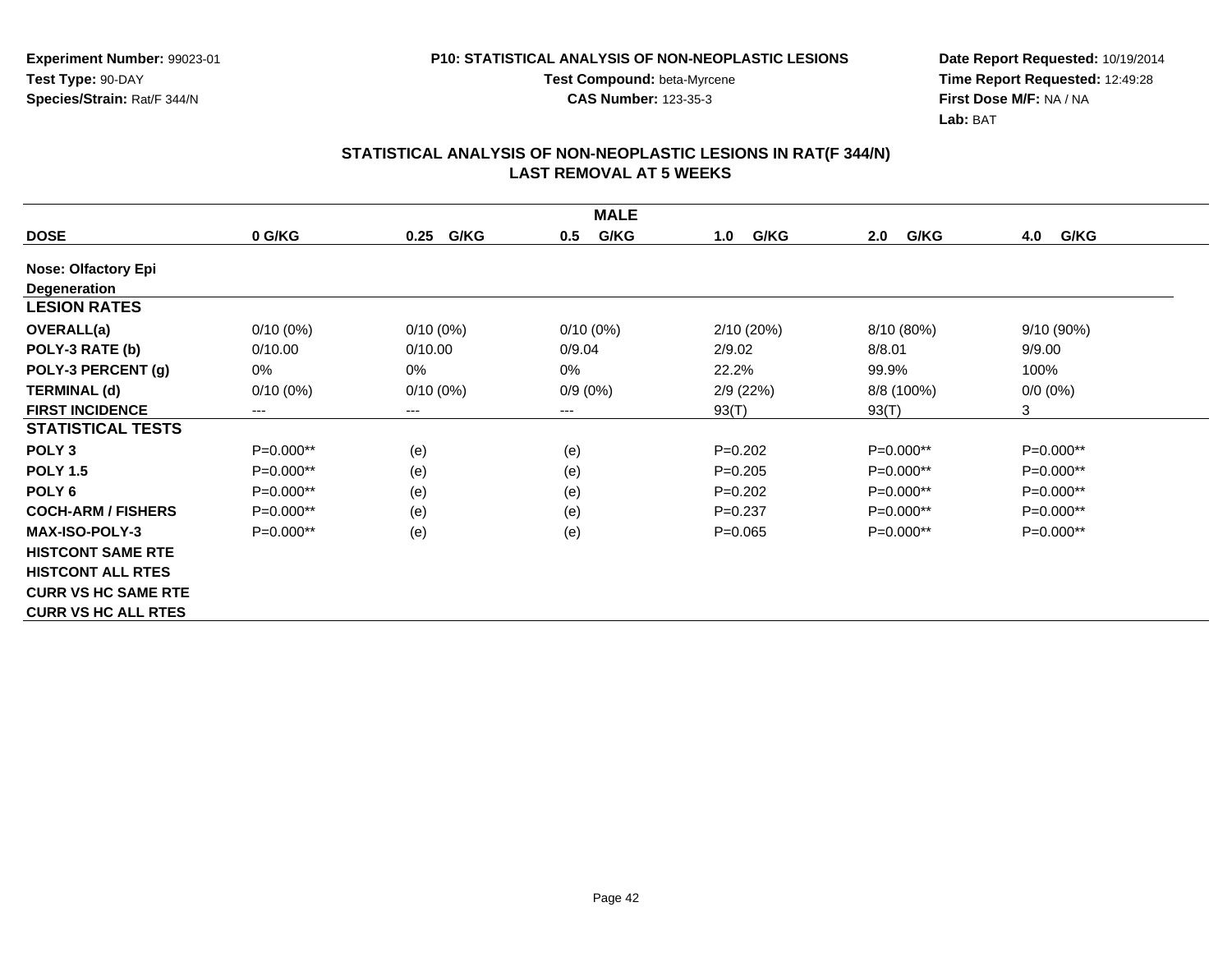Experiment Number: 99023-01
Test Type: 90-DAY
Species/Strain: Rat/F 344/N

P10: STATISTICAL ANALYSIS OF NON-NEOPLASTIC LESIONS
Test Compound: beta-Myrcene
CAS Number: 123-35-3

Date Report Requested: 10/19/2014
Time Report Requested: 12:49:28
First Dose M/F: NA / NA
Lab: BAT

## STATISTICAL ANALYSIS OF NON-NEOPLASTIC LESIONS IN RAT(F 344/N)
## LAST REMOVAL AT 5 WEEKS

| MALE | | | | | | |
|---|---|---|---|---|---|---|
| **DOSE** | **0 G/KG** | **0.25 G/KG** | **0.5 G/KG** | **1.0 G/KG** | **2.0 G/KG** | **4.0 G/KG** |
| **Nose: Olfactory Epi** | | | | | | |
| **Degeneration** | | | | | | |
| **LESION RATES** | | | | | | |
| **OVERALL(a)** | 0/10 (0%) | 0/10 (0%) | 0/10 (0%) | 2/10 (20%) | 8/10 (80%) | 9/10 (90%) |
| **POLY-3 RATE (b)** | 0/10.00 | 0/10.00 | 0/9.04 | 2/9.02 | 8/8.01 | 9/9.00 |
| **POLY-3 PERCENT (g)** | 0% | 0% | 0% | 22.2% | 99.9% | 100% |
| **TERMINAL (d)** | 0/10 (0%) | 0/10 (0%) | 0/9 (0%) | 2/9 (22%) | 8/8 (100%) | 0/0 (0%) |
| **FIRST INCIDENCE** | --- | --- | --- | 93(T) | 93(T) | 3 |
| **STATISTICAL TESTS** | | | | | | |
| **POLY 3** | P=0.000** | (e) | (e) | P=0.202 | P=0.000** | P=0.000** |
| **POLY 1.5** | P=0.000** | (e) | (e) | P=0.205 | P=0.000** | P=0.000** |
| **POLY 6** | P=0.000** | (e) | (e) | P=0.202 | P=0.000** | P=0.000** |
| **COCH-ARM / FISHERS** | P=0.000** | (e) | (e) | P=0.237 | P=0.000** | P=0.000** |
| **MAX-ISO-POLY-3** | P=0.000** | (e) | (e) | P=0.065 | P=0.000** | P=0.000** |
| **HISTCONT SAME RTE** | | | | | | |
| **HISTCONT ALL RTES** | | | | | | |
| **CURR VS HC SAME RTE** | | | | | | |
| **CURR VS HC ALL RTES** | | | | | | |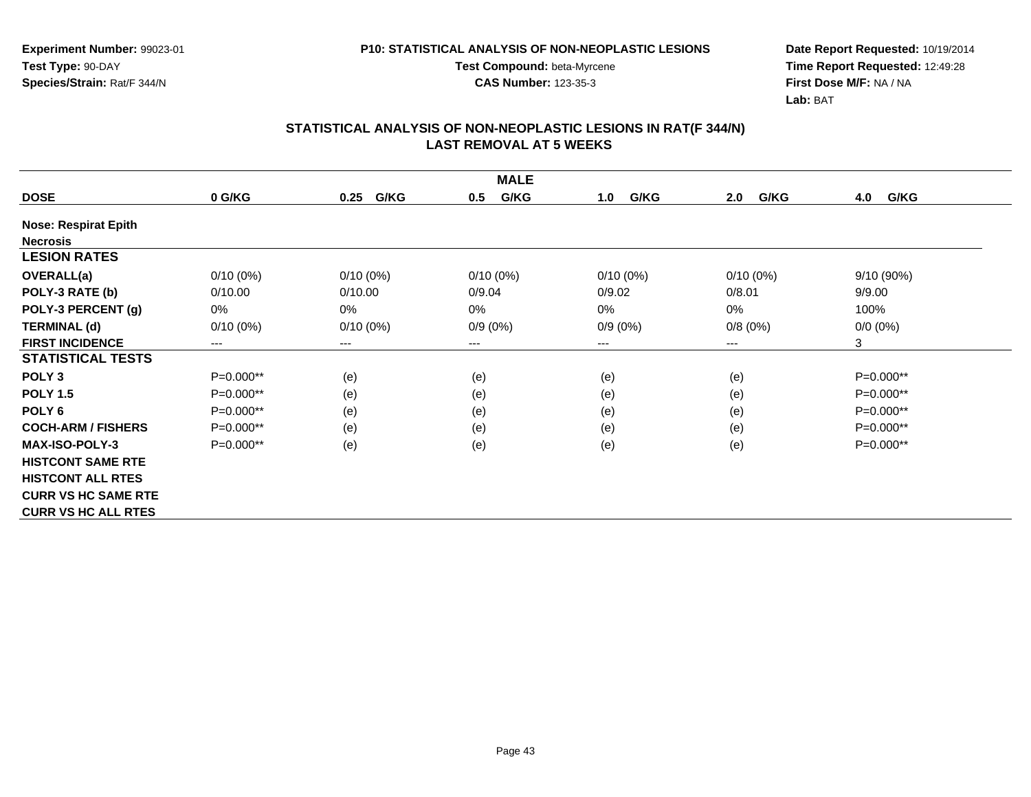Experiment Number: 99023-01
Test Type: 90-DAY
Species/Strain: Rat/F 344/N

P10: STATISTICAL ANALYSIS OF NON-NEOPLASTIC LESIONS
Test Compound: beta-Myrcene
CAS Number: 123-35-3

Date Report Requested: 10/19/2014
Time Report Requested: 12:49:28
First Dose M/F: NA / NA
Lab: BAT

## STATISTICAL ANALYSIS OF NON-NEOPLASTIC LESIONS IN RAT(F 344/N)
## LAST REMOVAL AT 5 WEEKS

| MALE | | | | | | |
|---|---|---|---|---|---|---|
| **DOSE** | **0 G/KG** | **0.25 G/KG** | **0.5 G/KG** | **1.0 G/KG** | **2.0 G/KG** | **4.0 G/KG** |
| **Nose: Respirat Epith** | | | | | | |
| **Necrosis** | | | | | | |
| **LESION RATES** | | | | | | |
| **OVERALL(a)** | 0/10 (0%) | 0/10 (0%) | 0/10 (0%) | 0/10 (0%) | 0/10 (0%) | 9/10 (90%) |
| **POLY-3 RATE (b)** | 0/10.00 | 0/10.00 | 0/9.04 | 0/9.02 | 0/8.01 | 9/9.00 |
| **POLY-3 PERCENT (g)** | 0% | 0% | 0% | 0% | 0% | 100% |
| **TERMINAL (d)** | 0/10 (0%) | 0/10 (0%) | 0/9 (0%) | 0/9 (0%) | 0/8 (0%) | 0/0 (0%) |
| **FIRST INCIDENCE** | --- | --- | --- | --- | --- | 3 |
| **STATISTICAL TESTS** | | | | | | |
| **POLY 3** | P=0.000** | (e) | (e) | (e) | (e) | P=0.000** |
| **POLY 1.5** | P=0.000** | (e) | (e) | (e) | (e) | P=0.000** |
| **POLY 6** | P=0.000** | (e) | (e) | (e) | (e) | P=0.000** |
| **COCH-ARM / FISHERS** | P=0.000** | (e) | (e) | (e) | (e) | P=0.000** |
| **MAX-ISO-POLY-3** | P=0.000** | (e) | (e) | (e) | (e) | P=0.000** |
| **HISTCONT SAME RTE** | | | | | | |
| **HISTCONT ALL RTES** | | | | | | |
| **CURR VS HC SAME RTE** | | | | | | |
| **CURR VS HC ALL RTES** | | | | | | |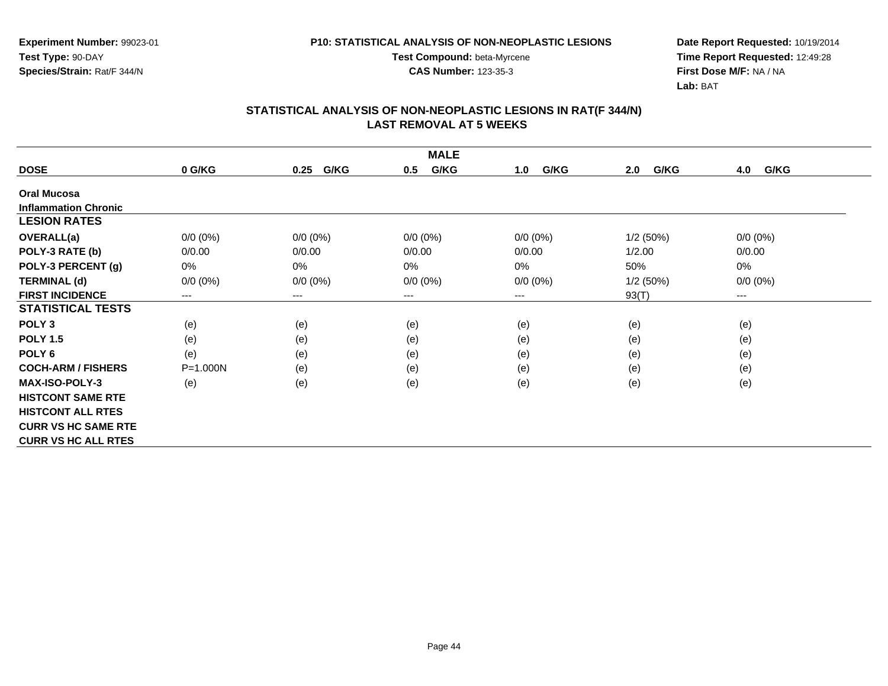Experiment Number: 99023-01
Test Type: 90-DAY
Species/Strain: Rat/F 344/N

P10: STATISTICAL ANALYSIS OF NON-NEOPLASTIC LESIONS
Test Compound: beta-Myrcene
CAS Number: 123-35-3

Date Report Requested: 10/19/2014
Time Report Requested: 12:49:28
First Dose M/F: NA / NA
Lab: BAT

## STATISTICAL ANALYSIS OF NON-NEOPLASTIC LESIONS IN RAT(F 344/N)
## LAST REMOVAL AT 5 WEEKS

| MALE | | | | | | |
|---|---|---|---|---|---|---|
| **DOSE** | **0 G/KG** | **0.25 G/KG** | **0.5 G/KG** | **1.0 G/KG** | **2.0 G/KG** | **4.0 G/KG** |
| **Oral Mucosa** | | | | | | |
| **Inflammation Chronic** | | | | | | |
| **LESION RATES** | | | | | | |
| **OVERALL(a)** | 0/0 (0%) | 0/0 (0%) | 0/0 (0%) | 0/0 (0%) | 1/2 (50%) | 0/0 (0%) |
| **POLY-3 RATE (b)** | 0/0.00 | 0/0.00 | 0/0.00 | 0/0.00 | 1/2.00 | 0/0.00 |
| **POLY-3 PERCENT (g)** | 0% | 0% | 0% | 0% | 50% | 0% |
| **TERMINAL (d)** | 0/0 (0%) | 0/0 (0%) | 0/0 (0%) | 0/0 (0%) | 1/2 (50%) | 0/0 (0%) |
| **FIRST INCIDENCE** | --- | --- | --- | --- | 93(T) | --- |
| **STATISTICAL TESTS** | | | | | | |
| **POLY 3** | (e) | (e) | (e) | (e) | (e) | (e) |
| **POLY 1.5** | (e) | (e) | (e) | (e) | (e) | (e) |
| **POLY 6** | (e) | (e) | (e) | (e) | (e) | (e) |
| **COCH-ARM / FISHERS** | P=1.000N | (e) | (e) | (e) | (e) | (e) |
| **MAX-ISO-POLY-3** | (e) | (e) | (e) | (e) | (e) | (e) |
| **HISTCONT SAME RTE** | | | | | | |
| **HISTCONT ALL RTES** | | | | | | |
| **CURR VS HC SAME RTE** | | | | | | |
| **CURR VS HC ALL RTES** | | | | | | |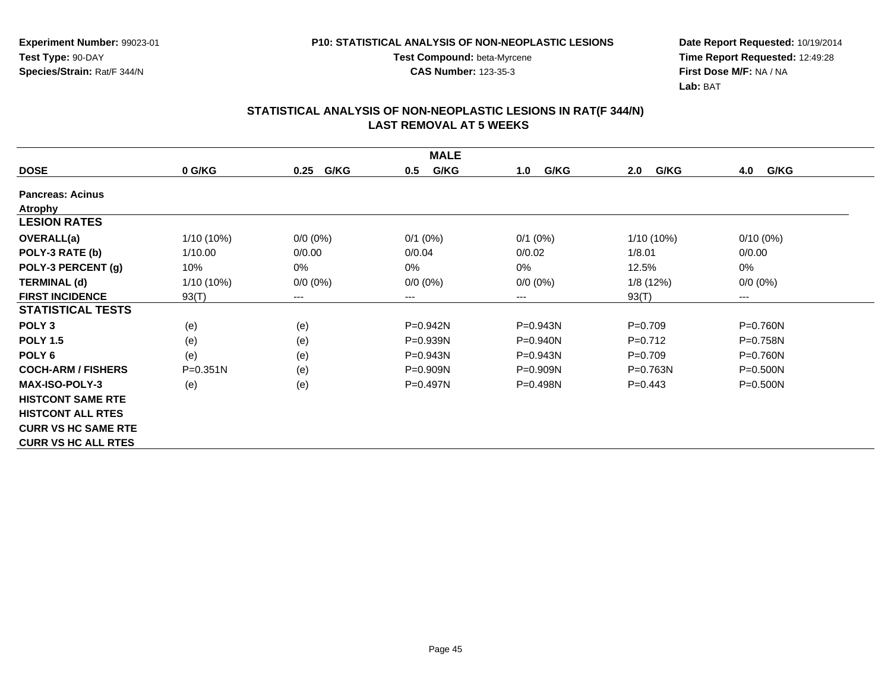**Experiment Number:** 99023-01
**Test Type:** 90-DAY
**Species/Strain:** Rat/F 344/N

**P10: STATISTICAL ANALYSIS OF NON-NEOPLASTIC LESIONS**
**Test Compound:** beta-Myrcene
**CAS Number:** 123-35-3

**Date Report Requested:** 10/19/2014
**Time Report Requested:** 12:49:28
**First Dose M/F:** NA / NA
**Lab:** BAT

## STATISTICAL ANALYSIS OF NON-NEOPLASTIC LESIONS IN RAT(F 344/N)
## LAST REMOVAL AT 5 WEEKS

| MALE | | | | | | |
|---|---|---|---|---|---|---|
| **DOSE** | **0 G/KG** | **0.25 G/KG** | **0.5 G/KG** | **1.0 G/KG** | **2.0 G/KG** | **4.0 G/KG** |
| **Pancreas: Acinus** | | | | | | |
| **Atrophy** | | | | | | |
| **LESION RATES** | | | | | | |
| **OVERALL(a)** | 1/10 (10%) | 0/0 (0%) | 0/1 (0%) | 0/1 (0%) | 1/10 (10%) | 0/10 (0%) |
| **POLY-3 RATE (b)** | 1/10.00 | 0/0.00 | 0/0.04 | 0/0.02 | 1/8.01 | 0/0.00 |
| **POLY-3 PERCENT (g)** | 10% | 0% | 0% | 0% | 12.5% | 0% |
| **TERMINAL (d)** | 1/10 (10%) | 0/0 (0%) | 0/0 (0%) | 0/0 (0%) | 1/8 (12%) | 0/0 (0%) |
| **FIRST INCIDENCE** | 93(T) | --- | --- | --- | 93(T) | --- |
| **STATISTICAL TESTS** | | | | | | |
| **POLY 3** | (e) | (e) | P=0.942N | P=0.943N | P=0.709 | P=0.760N |
| **POLY 1.5** | (e) | (e) | P=0.939N | P=0.940N | P=0.712 | P=0.758N |
| **POLY 6** | (e) | (e) | P=0.943N | P=0.943N | P=0.709 | P=0.760N |
| **COCH-ARM / FISHERS** | P=0.351N | (e) | P=0.909N | P=0.909N | P=0.763N | P=0.500N |
| **MAX-ISO-POLY-3** | (e) | (e) | P=0.497N | P=0.498N | P=0.443 | P=0.500N |
| **HISTCONT SAME RTE** | | | | | | |
| **HISTCONT ALL RTES** | | | | | | |
| **CURR VS HC SAME RTE** | | | | | | |
| **CURR VS HC ALL RTES** | | | | | | |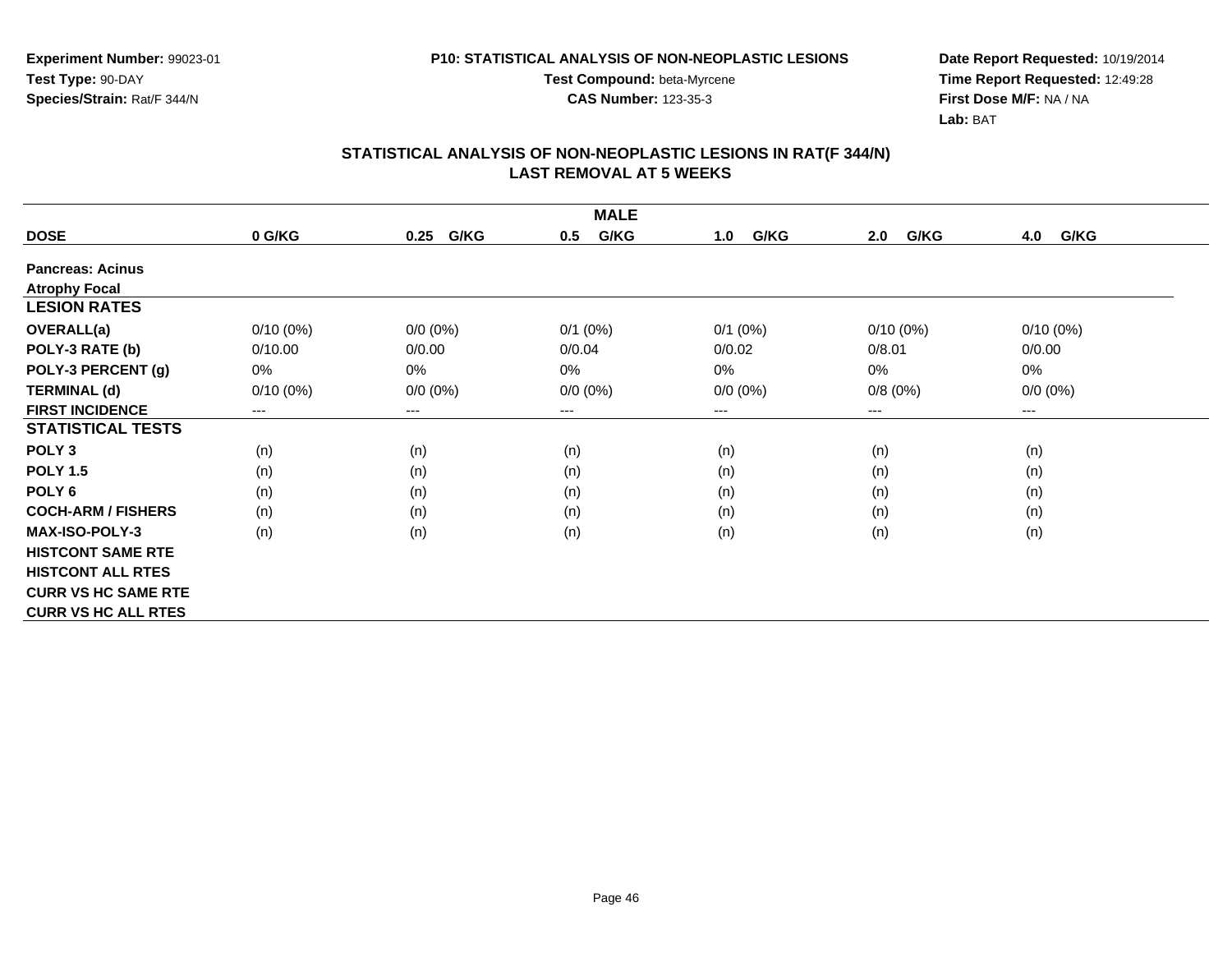**Experiment Number:** 99023-01
**Test Type:** 90-DAY
**Species/Strain:** Rat/F 344/N

**P10: STATISTICAL ANALYSIS OF NON-NEOPLASTIC LESIONS**
**Test Compound:** beta-Myrcene
**CAS Number:** 123-35-3

**Date Report Requested:** 10/19/2014
**Time Report Requested:** 12:49:28
**First Dose M/F:** NA / NA
**Lab:** BAT

## STATISTICAL ANALYSIS OF NON-NEOPLASTIC LESIONS IN RAT(F 344/N)
## LAST REMOVAL AT 5 WEEKS

| MALE | | | | | | |
|---|---|---|---|---|---|---|
| **DOSE** | **0 G/KG** | **0.25 G/KG** | **0.5 G/KG** | **1.0 G/KG** | **2.0 G/KG** | **4.0 G/KG** |
| **Pancreas: Acinus** | | | | | | |
| **Atrophy Focal** | | | | | | |
| **LESION RATES** | | | | | | |
| **OVERALL(a)** | 0/10 (0%) | 0/0 (0%) | 0/1 (0%) | 0/1 (0%) | 0/10 (0%) | 0/10 (0%) |
| **POLY-3 RATE (b)** | 0/10.00 | 0/0.00 | 0/0.04 | 0/0.02 | 0/8.01 | 0/0.00 |
| **POLY-3 PERCENT (g)** | 0% | 0% | 0% | 0% | 0% | 0% |
| **TERMINAL (d)** | 0/10 (0%) | 0/0 (0%) | 0/0 (0%) | 0/0 (0%) | 0/8 (0%) | 0/0 (0%) |
| **FIRST INCIDENCE** | --- | --- | --- | --- | --- | --- |
| **STATISTICAL TESTS** | | | | | | |
| **POLY 3** | (n) | (n) | (n) | (n) | (n) | (n) |
| **POLY 1.5** | (n) | (n) | (n) | (n) | (n) | (n) |
| **POLY 6** | (n) | (n) | (n) | (n) | (n) | (n) |
| **COCH-ARM / FISHERS** | (n) | (n) | (n) | (n) | (n) | (n) |
| **MAX-ISO-POLY-3** | (n) | (n) | (n) | (n) | (n) | (n) |
| **HISTCONT SAME RTE** | | | | | | |
| **HISTCONT ALL RTES** | | | | | | |
| **CURR VS HC SAME RTE** | | | | | | |
| **CURR VS HC ALL RTES** | | | | | | |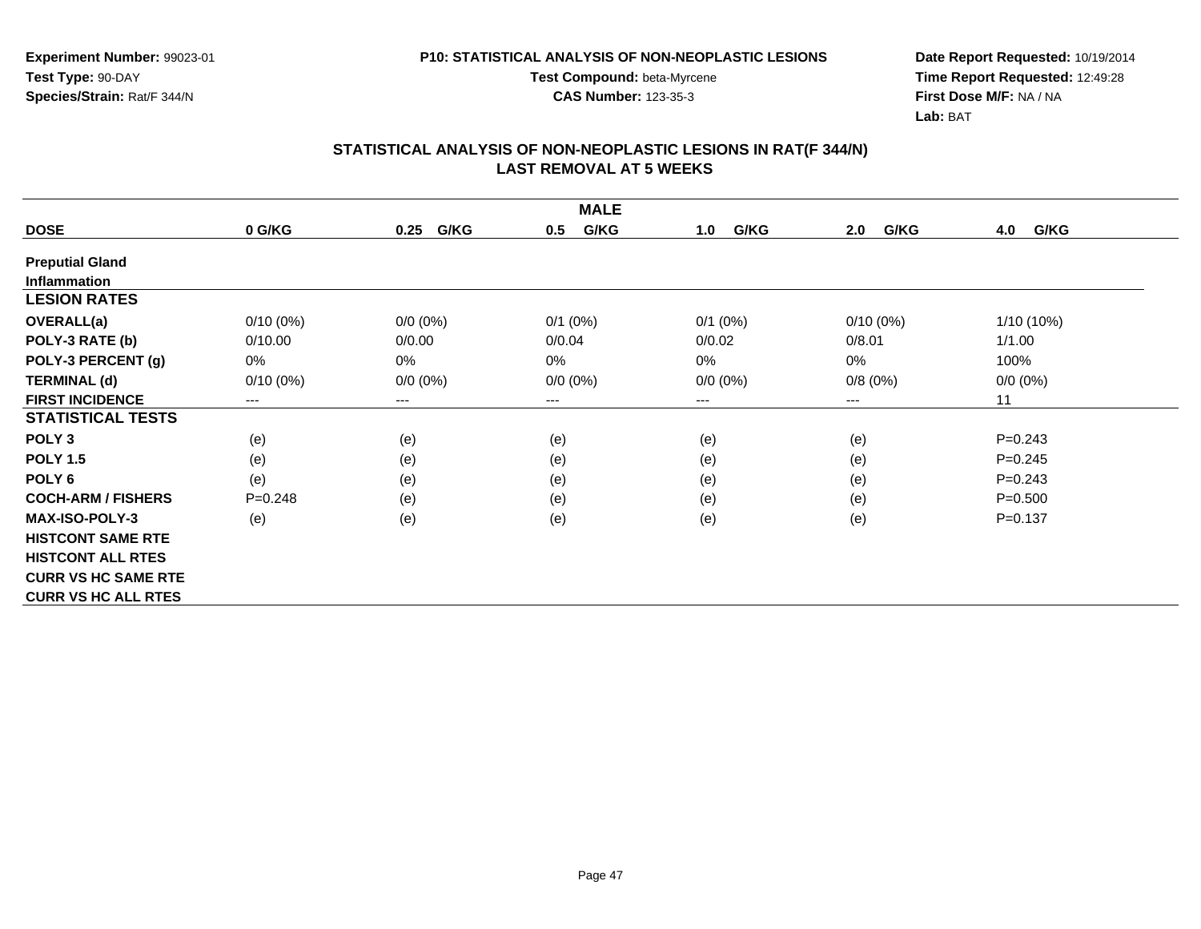**Experiment Number:** 99023-01
**Test Type:** 90-DAY
**Species/Strain:** Rat/F 344/N

**P10: STATISTICAL ANALYSIS OF NON-NEOPLASTIC LESIONS**
**Test Compound:** beta-Myrcene
**CAS Number:** 123-35-3

**Date Report Requested:** 10/19/2014
**Time Report Requested:** 12:49:28
**First Dose M/F:** NA / NA
**Lab:** BAT

## STATISTICAL ANALYSIS OF NON-NEOPLASTIC LESIONS IN RAT(F 344/N)
## LAST REMOVAL AT 5 WEEKS

| MALE | | | | | | |
|---|---|---|---|---|---|---|
| **DOSE** | **0 G/KG** | **0.25 G/KG** | **0.5 G/KG** | **1.0 G/KG** | **2.0 G/KG** | **4.0 G/KG** |
| **Preputial Gland** | | | | | | |
| **Inflammation** | | | | | | |
| **LESION RATES** | | | | | | |
| **OVERALL(a)** | 0/10 (0%) | 0/0 (0%) | 0/1 (0%) | 0/1 (0%) | 0/10 (0%) | 1/10 (10%) |
| **POLY-3 RATE (b)** | 0/10.00 | 0/0.00 | 0/0.04 | 0/0.02 | 0/8.01 | 1/1.00 |
| **POLY-3 PERCENT (g)** | 0% | 0% | 0% | 0% | 0% | 100% |
| **TERMINAL (d)** | 0/10 (0%) | 0/0 (0%) | 0/0 (0%) | 0/0 (0%) | 0/8 (0%) | 0/0 (0%) |
| **FIRST INCIDENCE** | --- | --- | --- | --- | --- | 11 |
| **STATISTICAL TESTS** | | | | | | |
| **POLY 3** | (e) | (e) | (e) | (e) | (e) | P=0.243 |
| **POLY 1.5** | (e) | (e) | (e) | (e) | (e) | P=0.245 |
| **POLY 6** | (e) | (e) | (e) | (e) | (e) | P=0.243 |
| **COCH-ARM / FISHERS** | P=0.248 | (e) | (e) | (e) | (e) | P=0.500 |
| **MAX-ISO-POLY-3** | (e) | (e) | (e) | (e) | (e) | P=0.137 |
| **HISTCONT SAME RTE** | | | | | | |
| **HISTCONT ALL RTES** | | | | | | |
| **CURR VS HC SAME RTE** | | | | | | |
| **CURR VS HC ALL RTES** | | | | | | |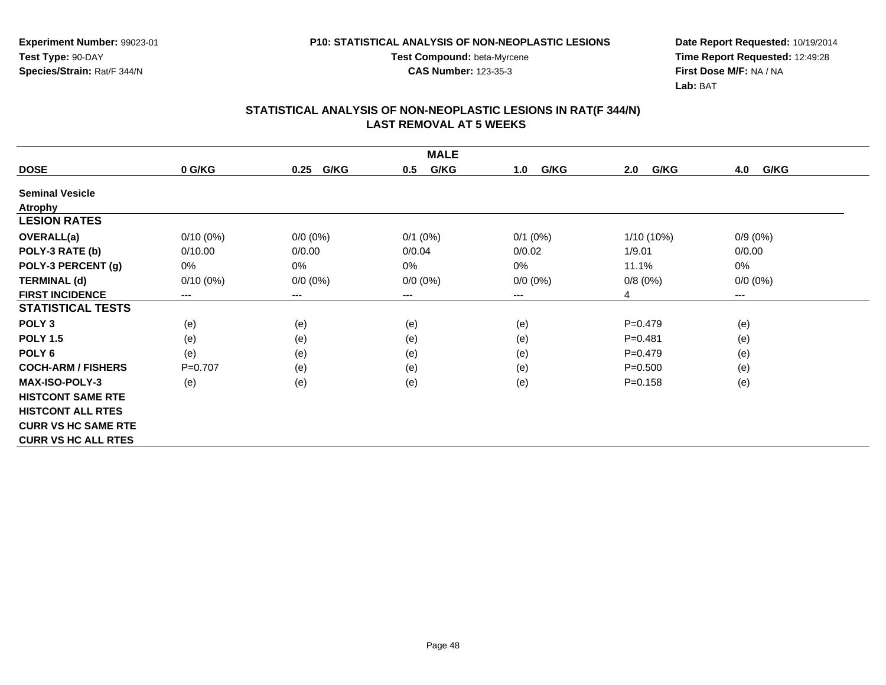**Experiment Number:** 99023-01
**Test Type:** 90-DAY
**Species/Strain:** Rat/F 344/N

**P10: STATISTICAL ANALYSIS OF NON-NEOPLASTIC LESIONS**
**Test Compound:** beta-Myrcene
**CAS Number:** 123-35-3

**Date Report Requested:** 10/19/2014
**Time Report Requested:** 12:49:28
**First Dose M/F:** NA / NA
**Lab:** BAT

## STATISTICAL ANALYSIS OF NON-NEOPLASTIC LESIONS IN RAT(F 344/N)
## LAST REMOVAL AT 5 WEEKS

| MALE | | | | | | |
|---|---|---|---|---|---|---|
| **DOSE** | **0 G/KG** | **0.25 G/KG** | **0.5 G/KG** | **1.0 G/KG** | **2.0 G/KG** | **4.0 G/KG** |
| **Seminal Vesicle** | | | | | | |
| **Atrophy** | | | | | | |
| **LESION RATES** | | | | | | |
| **OVERALL(a)** | 0/10 (0%) | 0/0 (0%) | 0/1 (0%) | 0/1 (0%) | 1/10 (10%) | 0/9 (0%) |
| **POLY-3 RATE (b)** | 0/10.00 | 0/0.00 | 0/0.04 | 0/0.02 | 1/9.01 | 0/0.00 |
| **POLY-3 PERCENT (g)** | 0% | 0% | 0% | 0% | 11.1% | 0% |
| **TERMINAL (d)** | 0/10 (0%) | 0/0 (0%) | 0/0 (0%) | 0/0 (0%) | 0/8 (0%) | 0/0 (0%) |
| **FIRST INCIDENCE** | --- | --- | --- | --- | 4 | --- |
| **STATISTICAL TESTS** | | | | | | |
| **POLY 3** | (e) | (e) | (e) | (e) | P=0.479 | (e) |
| **POLY 1.5** | (e) | (e) | (e) | (e) | P=0.481 | (e) |
| **POLY 6** | (e) | (e) | (e) | (e) | P=0.479 | (e) |
| **COCH-ARM / FISHERS** | P=0.707 | (e) | (e) | (e) | P=0.500 | (e) |
| **MAX-ISO-POLY-3** | (e) | (e) | (e) | (e) | P=0.158 | (e) |
| **HISTCONT SAME RTE** | | | | | | |
| **HISTCONT ALL RTES** | | | | | | |
| **CURR VS HC SAME RTE** | | | | | | |
| **CURR VS HC ALL RTES** | | | | | | |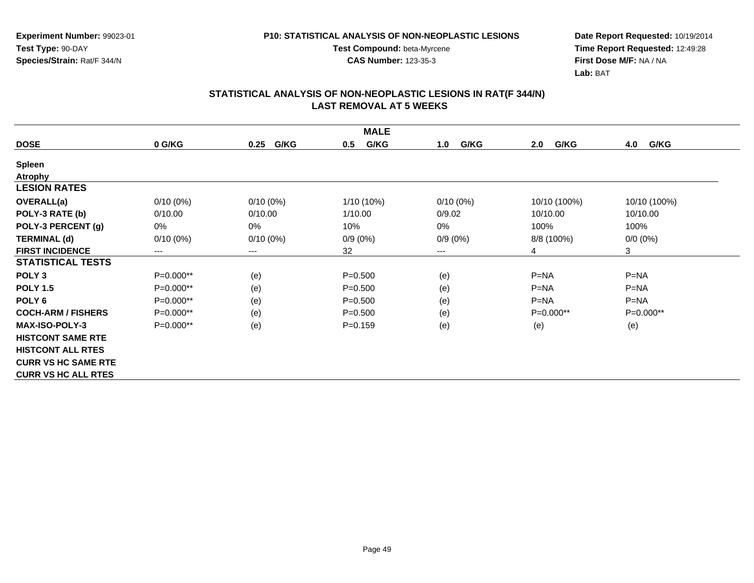Experiment Number: 99023-01
Test Type: 90-DAY
Species/Strain: Rat/F 344/N

P10: STATISTICAL ANALYSIS OF NON-NEOPLASTIC LESIONS
Test Compound: beta-Myrcene
CAS Number: 123-35-3

Date Report Requested: 10/19/2014
Time Report Requested: 12:49:28
First Dose M/F: NA / NA
Lab: BAT

## STATISTICAL ANALYSIS OF NON-NEOPLASTIC LESIONS IN RAT(F 344/N) LAST REMOVAL AT 5 WEEKS

| MALE | | | | | | |
|---|---|---|---|---|---|---|
| **DOSE** | **0 G/KG** | **0.25 G/KG** | **0.5 G/KG** | **1.0 G/KG** | **2.0 G/KG** | **4.0 G/KG** |
| **Spleen** | | | | | | |
| **Atrophy** | | | | | | |
| **LESION RATES** | | | | | | |
| **OVERALL(a)** | 0/10 (0%) | 0/10 (0%) | 1/10 (10%) | 0/10 (0%) | 10/10 (100%) | 10/10 (100%) |
| **POLY-3 RATE (b)** | 0/10.00 | 0/10.00 | 1/10.00 | 0/9.02 | 10/10.00 | 10/10.00 |
| **POLY-3 PERCENT (g)** | 0% | 0% | 10% | 0% | 100% | 100% |
| **TERMINAL (d)** | 0/10 (0%) | 0/10 (0%) | 0/9 (0%) | 0/9 (0%) | 8/8 (100%) | 0/0 (0%) |
| **FIRST INCIDENCE** | --- | --- | 32 | --- | 4 | 3 |
| **STATISTICAL TESTS** | | | | | | |
| **POLY 3** | P=0.000** | (e) | P=0.500 | (e) | P=NA | P=NA |
| **POLY 1.5** | P=0.000** | (e) | P=0.500 | (e) | P=NA | P=NA |
| **POLY 6** | P=0.000** | (e) | P=0.500 | (e) | P=NA | P=NA |
| **COCH-ARM / FISHERS** | P=0.000** | (e) | P=0.500 | (e) | P=0.000** | P=0.000** |
| **MAX-ISO-POLY-3** | P=0.000** | (e) | P=0.159 | (e) | (e) | (e) |
| **HISTCONT SAME RTE** | | | | | | |
| **HISTCONT ALL RTES** | | | | | | |
| **CURR VS HC SAME RTE** | | | | | | |
| **CURR VS HC ALL RTES** | | | | | | |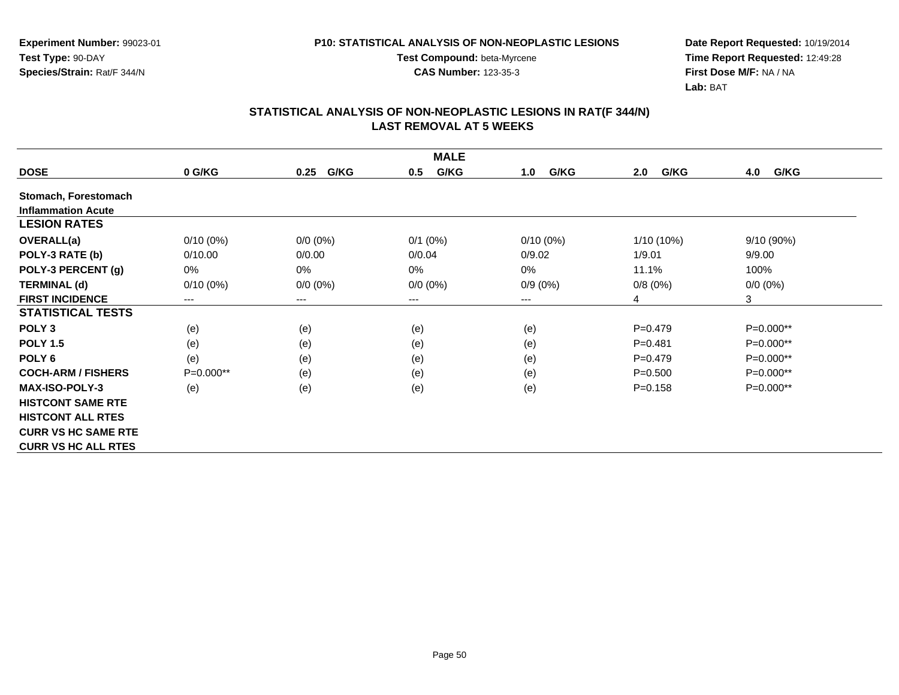**Experiment Number:** 99023-01
**Test Type:** 90-DAY
**Species/Strain:** Rat/F 344/N

**P10: STATISTICAL ANALYSIS OF NON-NEOPLASTIC LESIONS**
**Test Compound:** beta-Myrcene
**CAS Number:** 123-35-3

**Date Report Requested:** 10/19/2014
**Time Report Requested:** 12:49:28
**First Dose M/F:** NA / NA
**Lab:** BAT

## STATISTICAL ANALYSIS OF NON-NEOPLASTIC LESIONS IN RAT(F 344/N)
## LAST REMOVAL AT 5 WEEKS

| MALE | | | | | | |
|---|---|---|---|---|---|---|
| **DOSE** | **0 G/KG** | **0.25 G/KG** | **0.5 G/KG** | **1.0 G/KG** | **2.0 G/KG** | **4.0 G/KG** |
| **Stomach, Forestomach** | | | | | | |
| **Inflammation Acute** | | | | | | |
| **LESION RATES** | | | | | | |
| **OVERALL(a)** | 0/10 (0%) | 0/0 (0%) | 0/1 (0%) | 0/10 (0%) | 1/10 (10%) | 9/10 (90%) |
| **POLY-3 RATE (b)** | 0/10.00 | 0/0.00 | 0/0.04 | 0/9.02 | 1/9.01 | 9/9.00 |
| **POLY-3 PERCENT (g)** | 0% | 0% | 0% | 0% | 11.1% | 100% |
| **TERMINAL (d)** | 0/10 (0%) | 0/0 (0%) | 0/0 (0%) | 0/9 (0%) | 0/8 (0%) | 0/0 (0%) |
| **FIRST INCIDENCE** | --- | --- | --- | --- | 4 | 3 |
| **STATISTICAL TESTS** | | | | | | |
| **POLY 3** | (e) | (e) | (e) | (e) | P=0.479 | P=0.000** |
| **POLY 1.5** | (e) | (e) | (e) | (e) | P=0.481 | P=0.000** |
| **POLY 6** | (e) | (e) | (e) | (e) | P=0.479 | P=0.000** |
| **COCH-ARM / FISHERS** | P=0.000** | (e) | (e) | (e) | P=0.500 | P=0.000** |
| **MAX-ISO-POLY-3** | (e) | (e) | (e) | (e) | P=0.158 | P=0.000** |
| **HISTCONT SAME RTE** | | | | | | |
| **HISTCONT ALL RTES** | | | | | | |
| **CURR VS HC SAME RTE** | | | | | | |
| **CURR VS HC ALL RTES** | | | | | | |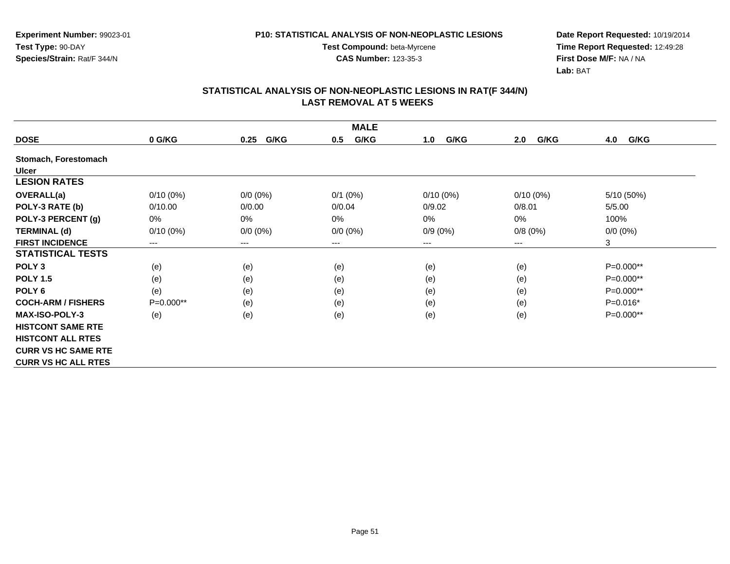**Experiment Number:** 99023-01
**Test Type:** 90-DAY
**Species/Strain:** Rat/F 344/N

**P10: STATISTICAL ANALYSIS OF NON-NEOPLASTIC LESIONS**
**Test Compound:** beta-Myrcene
**CAS Number:** 123-35-3

**Date Report Requested:** 10/19/2014
**Time Report Requested:** 12:49:28
**First Dose M/F:** NA / NA
**Lab:** BAT

## STATISTICAL ANALYSIS OF NON-NEOPLASTIC LESIONS IN RAT(F 344/N)
## LAST REMOVAL AT 5 WEEKS

| MALE | | | | | | |
|---|---|---|---|---|---|---|
| **DOSE** | **0 G/KG** | **0.25 G/KG** | **0.5 G/KG** | **1.0 G/KG** | **2.0 G/KG** | **4.0 G/KG** |
| **Stomach, Forestomach** | | | | | | |
| **Ulcer** | | | | | | |
| **LESION RATES** | | | | | | |
| **OVERALL(a)** | 0/10 (0%) | 0/0 (0%) | 0/1 (0%) | 0/10 (0%) | 0/10 (0%) | 5/10 (50%) |
| **POLY-3 RATE (b)** | 0/10.00 | 0/0.00 | 0/0.04 | 0/9.02 | 0/8.01 | 5/5.00 |
| **POLY-3 PERCENT (g)** | 0% | 0% | 0% | 0% | 0% | 100% |
| **TERMINAL (d)** | 0/10 (0%) | 0/0 (0%) | 0/0 (0%) | 0/9 (0%) | 0/8 (0%) | 0/0 (0%) |
| **FIRST INCIDENCE** | --- | --- | --- | --- | --- | 3 |
| **STATISTICAL TESTS** | | | | | | |
| **POLY 3** | (e) | (e) | (e) | (e) | (e) | P=0.000** |
| **POLY 1.5** | (e) | (e) | (e) | (e) | (e) | P=0.000** |
| **POLY 6** | (e) | (e) | (e) | (e) | (e) | P=0.000** |
| **COCH-ARM / FISHERS** | P=0.000** | (e) | (e) | (e) | (e) | P=0.016* |
| **MAX-ISO-POLY-3** | (e) | (e) | (e) | (e) | (e) | P=0.000** |
| **HISTCONT SAME RTE** | | | | | | |
| **HISTCONT ALL RTES** | | | | | | |
| **CURR VS HC SAME RTE** | | | | | | |
| **CURR VS HC ALL RTES** | | | | | | |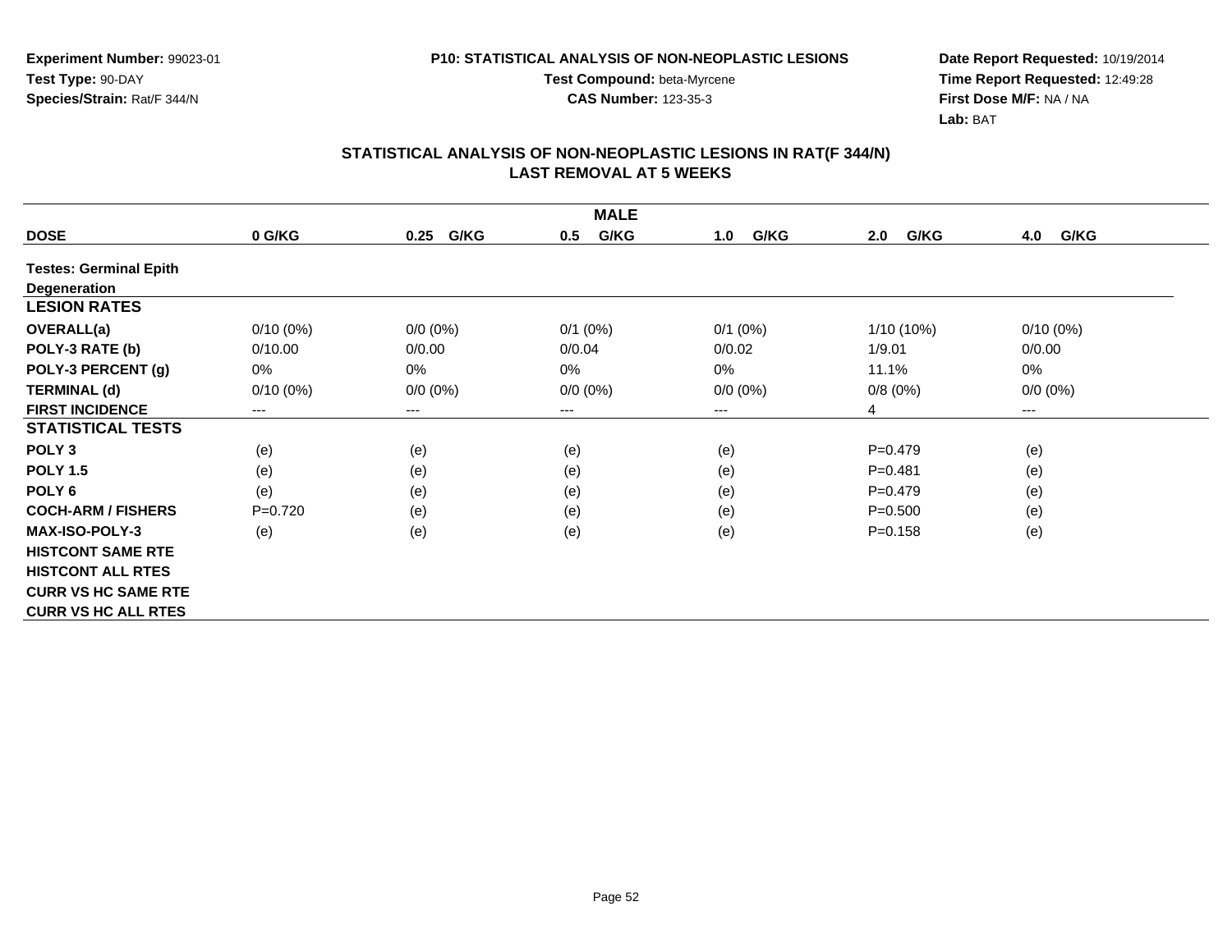Experiment Number: 99023-01
Test Type: 90-DAY
Species/Strain: Rat/F 344/N

P10: STATISTICAL ANALYSIS OF NON-NEOPLASTIC LESIONS
Test Compound: beta-Myrcene
CAS Number: 123-35-3

Date Report Requested: 10/19/2014
Time Report Requested: 12:49:28
First Dose M/F: NA / NA
Lab: BAT

## STATISTICAL ANALYSIS OF NON-NEOPLASTIC LESIONS IN RAT(F 344/N) LAST REMOVAL AT 5 WEEKS

| MALE | | | | | | |
|---|---|---|---|---|---|---|
| **DOSE** | **0 G/KG** | **0.25 G/KG** | **0.5 G/KG** | **1.0 G/KG** | **2.0 G/KG** | **4.0 G/KG** |
| **Testes: Germinal Epith Degeneration** | | | | | | |
| **LESION RATES** | | | | | | |
| **OVERALL(a)** | 0/10 (0%) | 0/0 (0%) | 0/1 (0%) | 0/1 (0%) | 1/10 (10%) | 0/10 (0%) |
| **POLY-3 RATE (b)** | 0/10.00 | 0/0.00 | 0/0.04 | 0/0.02 | 1/9.01 | 0/0.00 |
| **POLY-3 PERCENT (g)** | 0% | 0% | 0% | 0% | 11.1% | 0% |
| **TERMINAL (d)** | 0/10 (0%) | 0/0 (0%) | 0/0 (0%) | 0/0 (0%) | 0/8 (0%) | 0/0 (0%) |
| **FIRST INCIDENCE** | --- | --- | --- | --- | 4 | --- |
| **STATISTICAL TESTS** | | | | | | |
| **POLY 3** | (e) | (e) | (e) | (e) | P=0.479 | (e) |
| **POLY 1.5** | (e) | (e) | (e) | (e) | P=0.481 | (e) |
| **POLY 6** | (e) | (e) | (e) | (e) | P=0.479 | (e) |
| **COCH-ARM / FISHERS** | P=0.720 | (e) | (e) | (e) | P=0.500 | (e) |
| **MAX-ISO-POLY-3** | (e) | (e) | (e) | (e) | P=0.158 | (e) |
| **HISTCONT SAME RTE** | | | | | | |
| **HISTCONT ALL RTES** | | | | | | |
| **CURR VS HC SAME RTE** | | | | | | |
| **CURR VS HC ALL RTES** | | | | | | |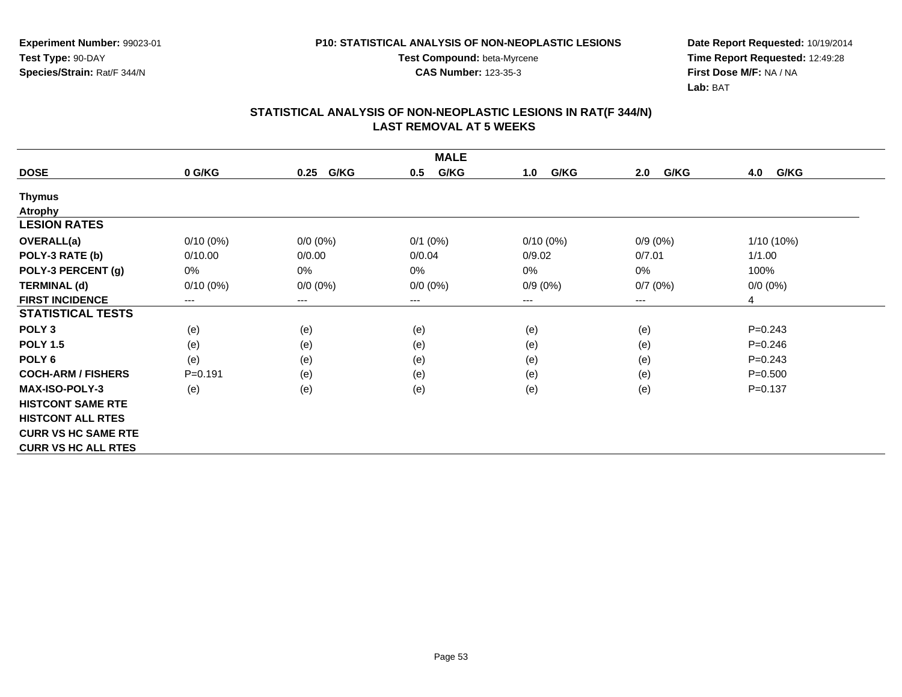**Experiment Number:** 99023-01
**Test Type:** 90-DAY
**Species/Strain:** Rat/F 344/N

**P10: STATISTICAL ANALYSIS OF NON-NEOPLASTIC LESIONS**
**Test Compound:** beta-Myrcene
**CAS Number:** 123-35-3

**Date Report Requested:** 10/19/2014
**Time Report Requested:** 12:49:28
**First Dose M/F:** NA / NA
**Lab:** BAT

## STATISTICAL ANALYSIS OF NON-NEOPLASTIC LESIONS IN RAT(F 344/N)
## LAST REMOVAL AT 5 WEEKS

| MALE | | | | | | |
|---|---|---|---|---|---|---|
| **DOSE** | **0 G/KG** | **0.25 G/KG** | **0.5 G/KG** | **1.0 G/KG** | **2.0 G/KG** | **4.0 G/KG** |
| **Thymus** | | | | | | |
| **Atrophy** | | | | | | |
| **LESION RATES** | | | | | | |
| **OVERALL(a)** | 0/10 (0%) | 0/0 (0%) | 0/1 (0%) | 0/10 (0%) | 0/9 (0%) | 1/10 (10%) |
| **POLY-3 RATE (b)** | 0/10.00 | 0/0.00 | 0/0.04 | 0/9.02 | 0/7.01 | 1/1.00 |
| **POLY-3 PERCENT (g)** | 0% | 0% | 0% | 0% | 0% | 100% |
| **TERMINAL (d)** | 0/10 (0%) | 0/0 (0%) | 0/0 (0%) | 0/9 (0%) | 0/7 (0%) | 0/0 (0%) |
| **FIRST INCIDENCE** | --- | --- | --- | --- | --- | 4 |
| **STATISTICAL TESTS** | | | | | | |
| **POLY 3** | (e) | (e) | (e) | (e) | (e) | P=0.243 |
| **POLY 1.5** | (e) | (e) | (e) | (e) | (e) | P=0.246 |
| **POLY 6** | (e) | (e) | (e) | (e) | (e) | P=0.243 |
| **COCH-ARM / FISHERS** | P=0.191 | (e) | (e) | (e) | (e) | P=0.500 |
| **MAX-ISO-POLY-3** | (e) | (e) | (e) | (e) | (e) | P=0.137 |
| **HISTCONT SAME RTE** | | | | | | |
| **HISTCONT ALL RTES** | | | | | | |
| **CURR VS HC SAME RTE** | | | | | | |
| **CURR VS HC ALL RTES** | | | | | | |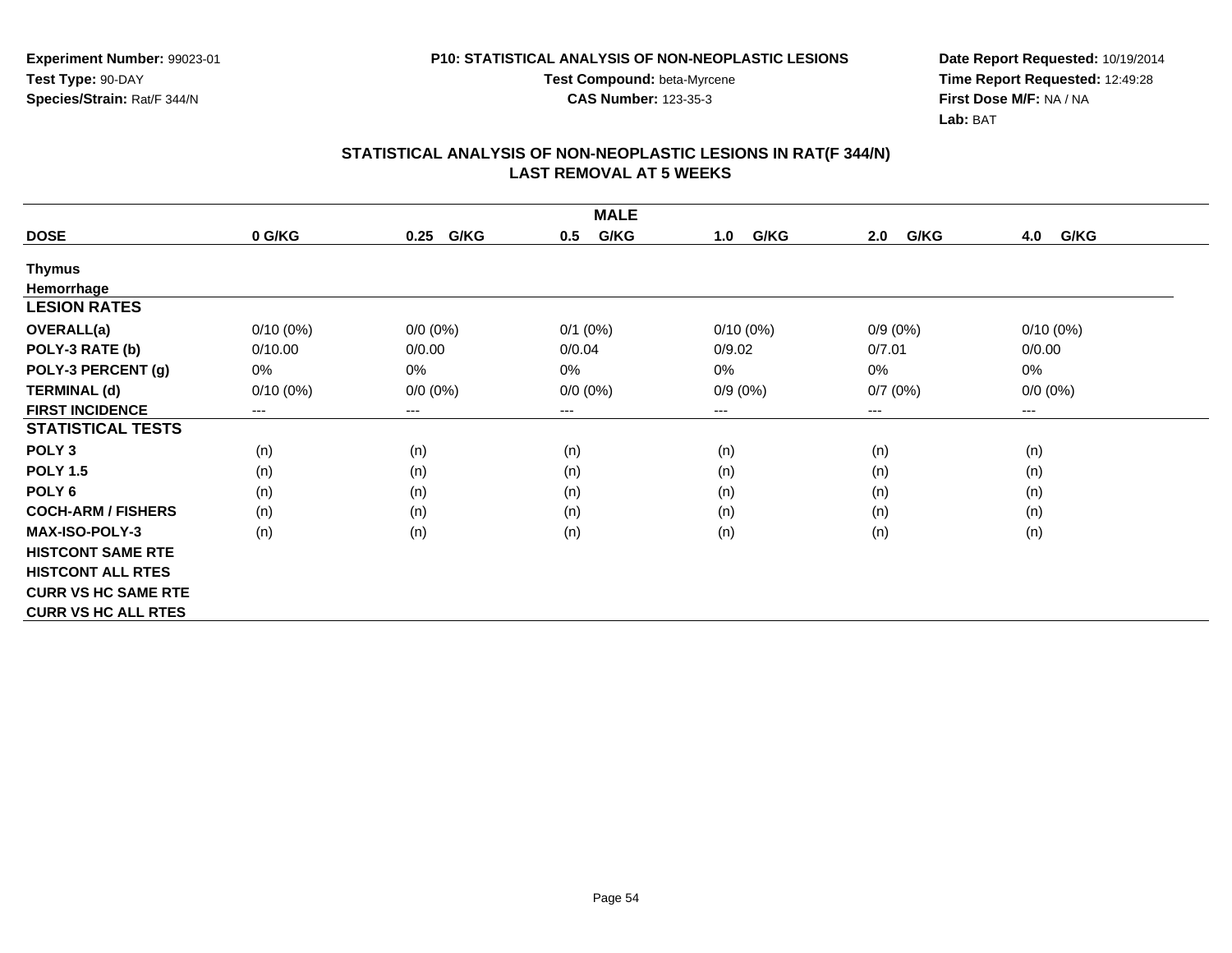**Experiment Number:** 99023-01
**Test Type:** 90-DAY
**Species/Strain:** Rat/F 344/N

**P10: STATISTICAL ANALYSIS OF NON-NEOPLASTIC LESIONS**
**Test Compound:** beta-Myrcene
**CAS Number:** 123-35-3

**Date Report Requested:** 10/19/2014
**Time Report Requested:** 12:49:28
**First Dose M/F:** NA / NA
**Lab:** BAT

## STATISTICAL ANALYSIS OF NON-NEOPLASTIC LESIONS IN RAT(F 344/N)
## LAST REMOVAL AT 5 WEEKS

| MALE | | | | | | |
|---|---|---|---|---|---|---|
| **DOSE** | **0 G/KG** | **0.25 G/KG** | **0.5 G/KG** | **1.0 G/KG** | **2.0 G/KG** | **4.0 G/KG** |
| **Thymus** | | | | | | |
| **Hemorrhage** | | | | | | |
| **LESION RATES** | | | | | | |
| **OVERALL(a)** | 0/10 (0%) | 0/0 (0%) | 0/1 (0%) | 0/10 (0%) | 0/9 (0%) | 0/10 (0%) |
| **POLY-3 RATE (b)** | 0/10.00 | 0/0.00 | 0/0.04 | 0/9.02 | 0/7.01 | 0/0.00 |
| **POLY-3 PERCENT (g)** | 0% | 0% | 0% | 0% | 0% | 0% |
| **TERMINAL (d)** | 0/10 (0%) | 0/0 (0%) | 0/0 (0%) | 0/9 (0%) | 0/7 (0%) | 0/0 (0%) |
| **FIRST INCIDENCE** | --- | --- | --- | --- | --- | --- |
| **STATISTICAL TESTS** | | | | | | |
| **POLY 3** | (n) | (n) | (n) | (n) | (n) | (n) |
| **POLY 1.5** | (n) | (n) | (n) | (n) | (n) | (n) |
| **POLY 6** | (n) | (n) | (n) | (n) | (n) | (n) |
| **COCH-ARM / FISHERS** | (n) | (n) | (n) | (n) | (n) | (n) |
| **MAX-ISO-POLY-3** | (n) | (n) | (n) | (n) | (n) | (n) |
| **HISTCONT SAME RTE** | | | | | | |
| **HISTCONT ALL RTES** | | | | | | |
| **CURR VS HC SAME RTE** | | | | | | |
| **CURR VS HC ALL RTES** | | | | | | |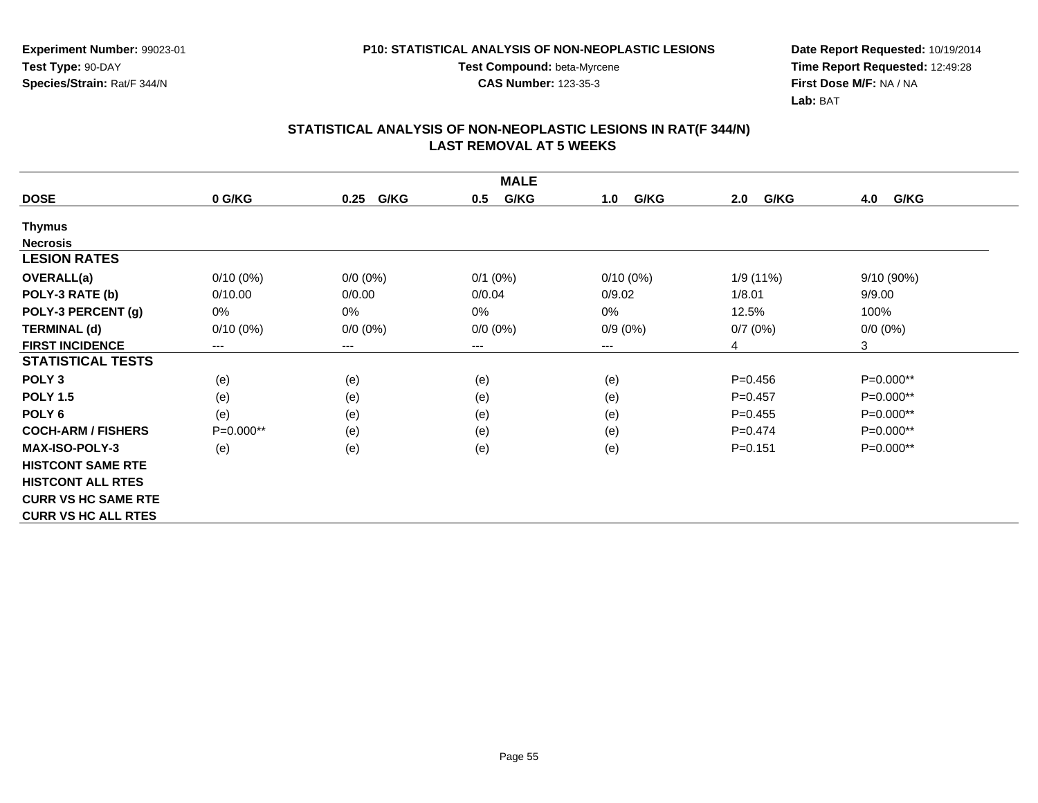Experiment Number: 99023-01
Test Type: 90-DAY
Species/Strain: Rat/F 344/N

P10: STATISTICAL ANALYSIS OF NON-NEOPLASTIC LESIONS
Test Compound: beta-Myrcene
CAS Number: 123-35-3

Date Report Requested: 10/19/2014
Time Report Requested: 12:49:28
First Dose M/F: NA / NA
Lab: BAT

## STATISTICAL ANALYSIS OF NON-NEOPLASTIC LESIONS IN RAT(F 344/N)
## LAST REMOVAL AT 5 WEEKS

| MALE | | | | | | |
|---|---|---|---|---|---|---|
| **DOSE** | **0 G/KG** | **0.25 G/KG** | **0.5 G/KG** | **1.0 G/KG** | **2.0 G/KG** | **4.0 G/KG** |
| **Thymus** | | | | | | |
| **Necrosis** | | | | | | |
| **LESION RATES** | | | | | | |
| **OVERALL(a)** | 0/10 (0%) | 0/0 (0%) | 0/1 (0%) | 0/10 (0%) | 1/9 (11%) | 9/10 (90%) |
| **POLY-3 RATE (b)** | 0/10.00 | 0/0.00 | 0/0.04 | 0/9.02 | 1/8.01 | 9/9.00 |
| **POLY-3 PERCENT (g)** | 0% | 0% | 0% | 0% | 12.5% | 100% |
| **TERMINAL (d)** | 0/10 (0%) | 0/0 (0%) | 0/0 (0%) | 0/9 (0%) | 0/7 (0%) | 0/0 (0%) |
| **FIRST INCIDENCE** | --- | --- | --- | --- | 4 | 3 |
| **STATISTICAL TESTS** | | | | | | |
| **POLY 3** | (e) | (e) | (e) | (e) | P=0.456 | P=0.000** |
| **POLY 1.5** | (e) | (e) | (e) | (e) | P=0.457 | P=0.000** |
| **POLY 6** | (e) | (e) | (e) | (e) | P=0.455 | P=0.000** |
| **COCH-ARM / FISHERS** | P=0.000** | (e) | (e) | (e) | P=0.474 | P=0.000** |
| **MAX-ISO-POLY-3** | (e) | (e) | (e) | (e) | P=0.151 | P=0.000** |
| **HISTCONT SAME RTE** | | | | | | |
| **HISTCONT ALL RTES** | | | | | | |
| **CURR VS HC SAME RTE** | | | | | | |
| **CURR VS HC ALL RTES** | | | | | | |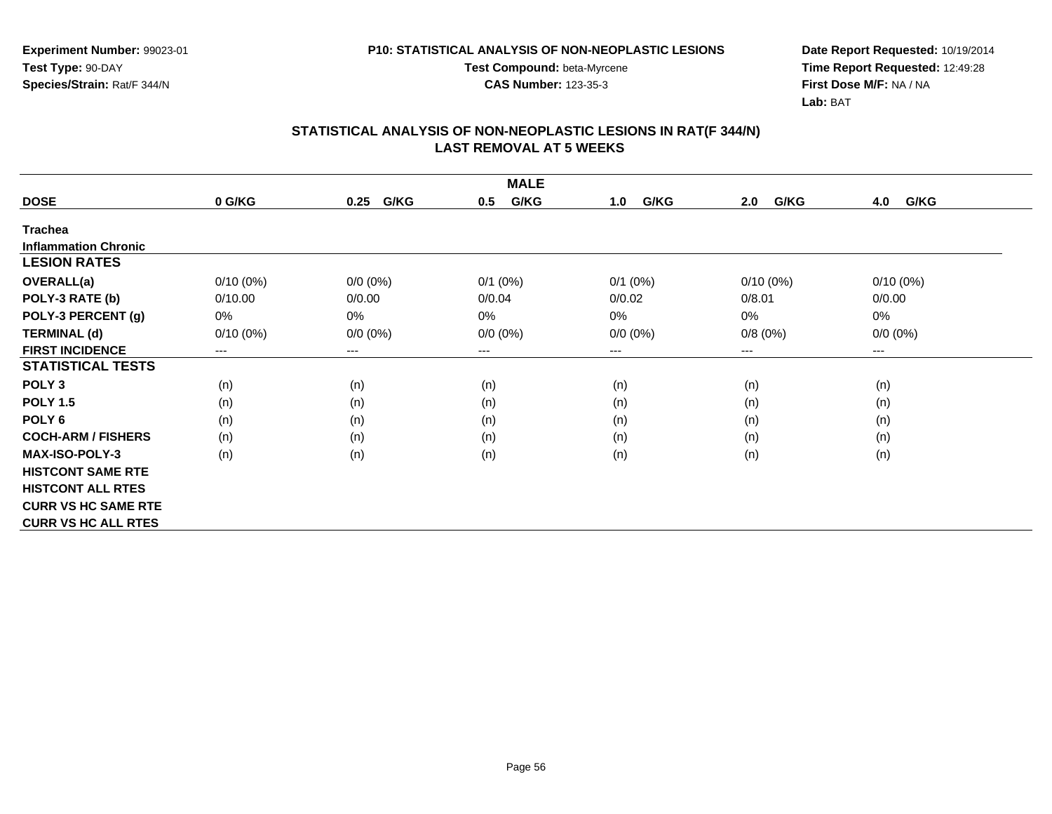**Experiment Number:** 99023-01
**Test Type:** 90-DAY
**Species/Strain:** Rat/F 344/N

**P10: STATISTICAL ANALYSIS OF NON-NEOPLASTIC LESIONS**
**Test Compound:** beta-Myrcene
**CAS Number:** 123-35-3

**Date Report Requested:** 10/19/2014
**Time Report Requested:** 12:49:28
**First Dose M/F:** NA / NA
**Lab:** BAT

## STATISTICAL ANALYSIS OF NON-NEOPLASTIC LESIONS IN RAT(F 344/N) LAST REMOVAL AT 5 WEEKS

| MALE | | | | | | |
|---|---|---|---|---|---|---|
| **DOSE** | **0 G/KG** | **0.25 G/KG** | **0.5 G/KG** | **1.0 G/KG** | **2.0 G/KG** | **4.0 G/KG** |
| **Trachea** | | | | | | |
| **Inflammation Chronic** | | | | | | |
| **LESION RATES** | | | | | | |
| **OVERALL(a)** | 0/10 (0%) | 0/0 (0%) | 0/1 (0%) | 0/1 (0%) | 0/10 (0%) | 0/10 (0%) |
| **POLY-3 RATE (b)** | 0/10.00 | 0/0.00 | 0/0.04 | 0/0.02 | 0/8.01 | 0/0.00 |
| **POLY-3 PERCENT (g)** | 0% | 0% | 0% | 0% | 0% | 0% |
| **TERMINAL (d)** | 0/10 (0%) | 0/0 (0%) | 0/0 (0%) | 0/0 (0%) | 0/8 (0%) | 0/0 (0%) |
| **FIRST INCIDENCE** | --- | --- | --- | --- | --- | --- |
| **STATISTICAL TESTS** | | | | | | |
| **POLY 3** | (n) | (n) | (n) | (n) | (n) | (n) |
| **POLY 1.5** | (n) | (n) | (n) | (n) | (n) | (n) |
| **POLY 6** | (n) | (n) | (n) | (n) | (n) | (n) |
| **COCH-ARM / FISHERS** | (n) | (n) | (n) | (n) | (n) | (n) |
| **MAX-ISO-POLY-3** | (n) | (n) | (n) | (n) | (n) | (n) |
| **HISTCONT SAME RTE** | | | | | | |
| **HISTCONT ALL RTES** | | | | | | |
| **CURR VS HC SAME RTE** | | | | | | |
| **CURR VS HC ALL RTES** | | | | | | |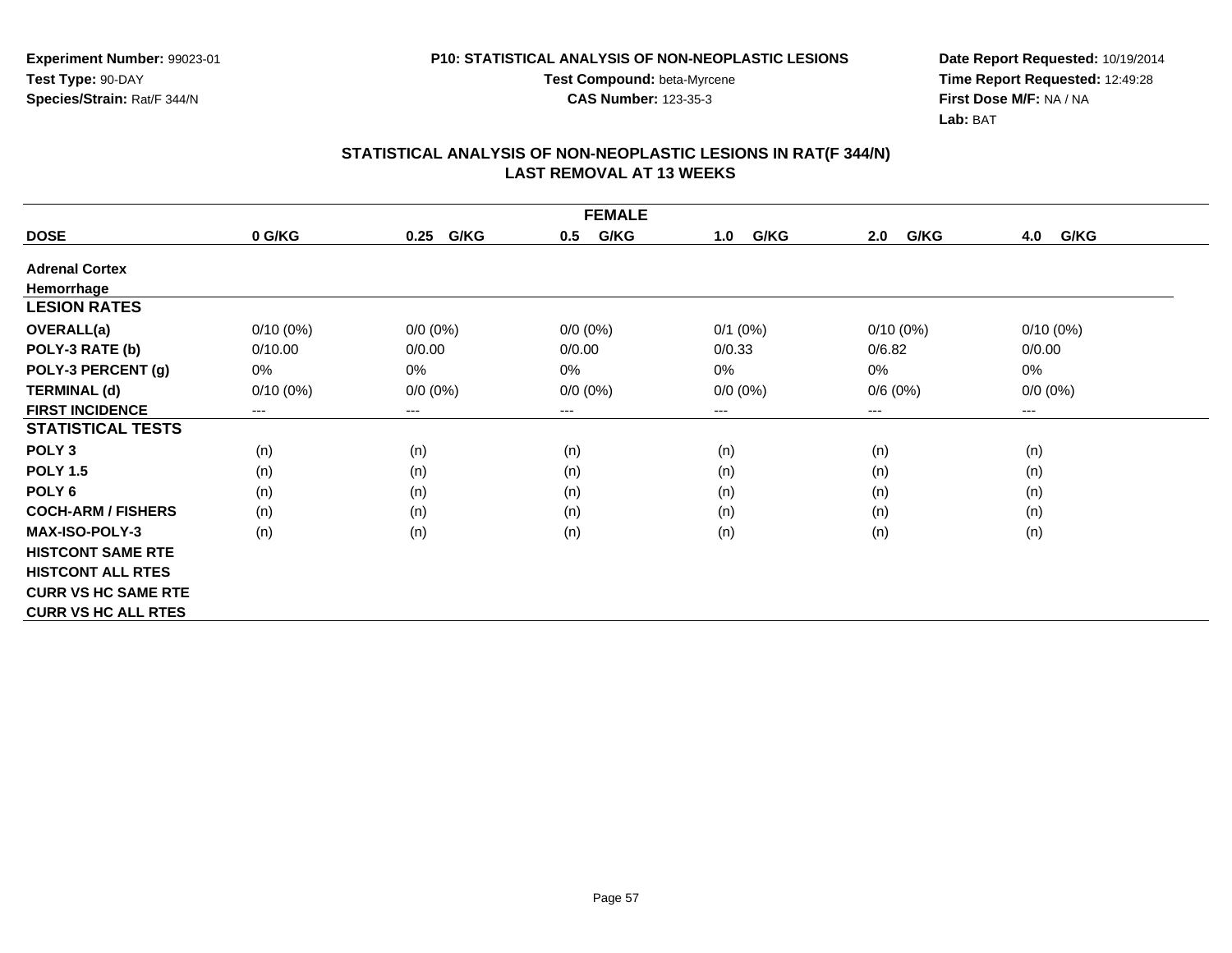**Experiment Number:** 99023-01
**Test Type:** 90-DAY
**Species/Strain:** Rat/F 344/N

**P10: STATISTICAL ANALYSIS OF NON-NEOPLASTIC LESIONS**
**Test Compound:** beta-Myrcene
**CAS Number:** 123-35-3

**Date Report Requested:** 10/19/2014
**Time Report Requested:** 12:49:28
**First Dose M/F:** NA / NA
**Lab:** BAT

## STATISTICAL ANALYSIS OF NON-NEOPLASTIC LESIONS IN RAT(F 344/N)
## LAST REMOVAL AT 13 WEEKS

| FEMALE | | | | | | |
|---|---|---|---|---|---|---|
| **DOSE** | **0 G/KG** | **0.25 G/KG** | **0.5 G/KG** | **1.0 G/KG** | **2.0 G/KG** | **4.0 G/KG** |
| **Adrenal Cortex** | | | | | | |
| **Hemorrhage** | | | | | | |
| **LESION RATES** | | | | | | |
| **OVERALL(a)** | 0/10 (0%) | 0/0 (0%) | 0/0 (0%) | 0/1 (0%) | 0/10 (0%) | 0/10 (0%) |
| **POLY-3 RATE (b)** | 0/10.00 | 0/0.00 | 0/0.00 | 0/0.33 | 0/6.82 | 0/0.00 |
| **POLY-3 PERCENT (g)** | 0% | 0% | 0% | 0% | 0% | 0% |
| **TERMINAL (d)** | 0/10 (0%) | 0/0 (0%) | 0/0 (0%) | 0/0 (0%) | 0/6 (0%) | 0/0 (0%) |
| **FIRST INCIDENCE** | --- | --- | --- | --- | --- | --- |
| **STATISTICAL TESTS** | | | | | | |
| **POLY 3** | (n) | (n) | (n) | (n) | (n) | (n) |
| **POLY 1.5** | (n) | (n) | (n) | (n) | (n) | (n) |
| **POLY 6** | (n) | (n) | (n) | (n) | (n) | (n) |
| **COCH-ARM / FISHERS** | (n) | (n) | (n) | (n) | (n) | (n) |
| **MAX-ISO-POLY-3** | (n) | (n) | (n) | (n) | (n) | (n) |
| **HISTCONT SAME RTE** | | | | | | |
| **HISTCONT ALL RTES** | | | | | | |
| **CURR VS HC SAME RTE** | | | | | | |
| **CURR VS HC ALL RTES** | | | | | | |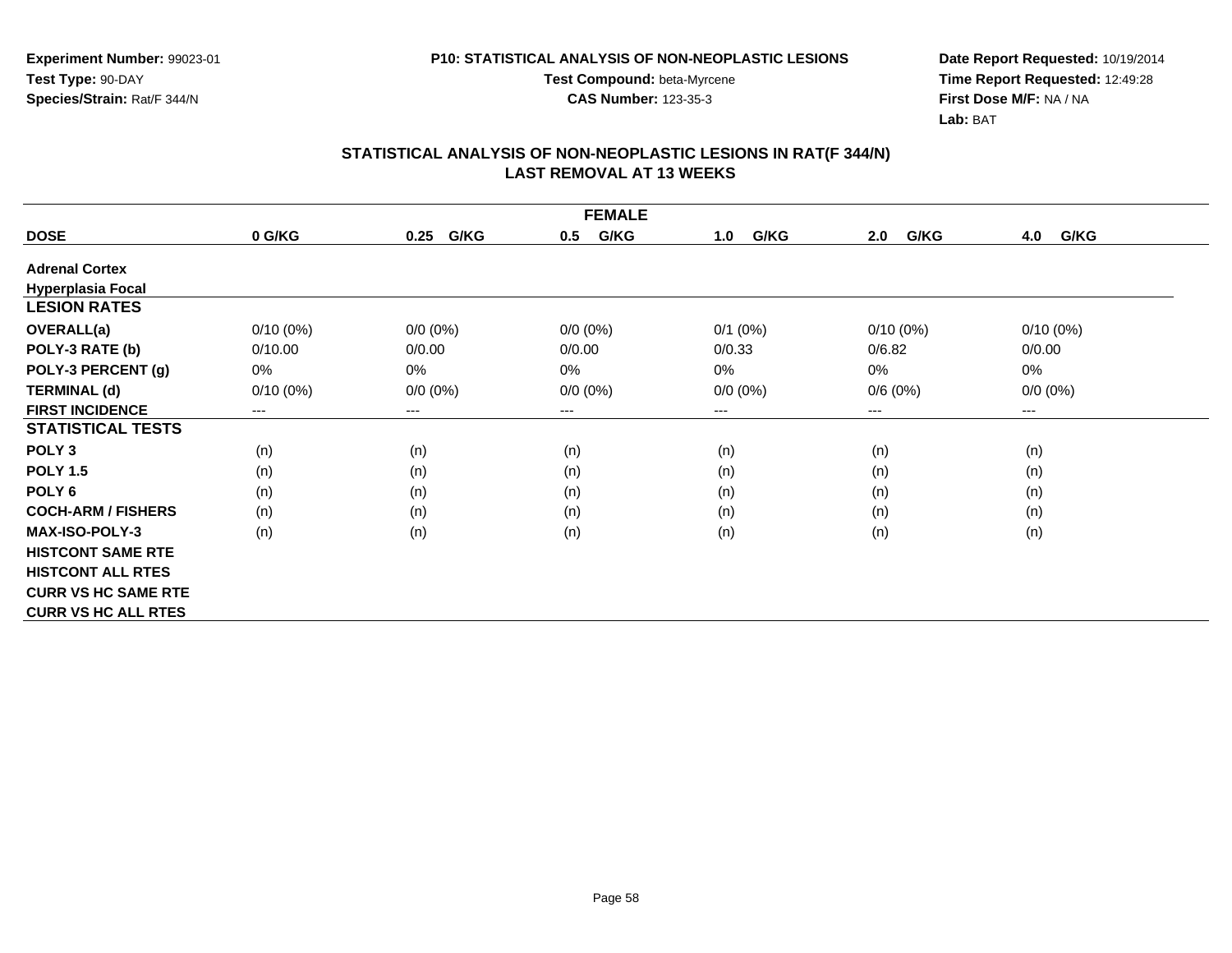Experiment Number: 99023-01
Test Type: 90-DAY
Species/Strain: Rat/F 344/N

P10: STATISTICAL ANALYSIS OF NON-NEOPLASTIC LESIONS
Test Compound: beta-Myrcene
CAS Number: 123-35-3

Date Report Requested: 10/19/2014
Time Report Requested: 12:49:28
First Dose M/F: NA / NA
Lab: BAT

## STATISTICAL ANALYSIS OF NON-NEOPLASTIC LESIONS IN RAT(F 344/N)
## LAST REMOVAL AT 13 WEEKS

| FEMALE | | | | | | |
|---|---|---|---|---|---|---|
| **DOSE** | **0 G/KG** | **0.25 G/KG** | **0.5 G/KG** | **1.0 G/KG** | **2.0 G/KG** | **4.0 G/KG** |
| **Adrenal Cortex** | | | | | | |
| **Hyperplasia Focal** | | | | | | |
| **LESION RATES** | | | | | | |
| **OVERALL(a)** | 0/10 (0%) | 0/0 (0%) | 0/0 (0%) | 0/1 (0%) | 0/10 (0%) | 0/10 (0%) |
| **POLY-3 RATE (b)** | 0/10.00 | 0/0.00 | 0/0.00 | 0/0.33 | 0/6.82 | 0/0.00 |
| **POLY-3 PERCENT (g)** | 0% | 0% | 0% | 0% | 0% | 0% |
| **TERMINAL (d)** | 0/10 (0%) | 0/0 (0%) | 0/0 (0%) | 0/0 (0%) | 0/6 (0%) | 0/0 (0%) |
| **FIRST INCIDENCE** | --- | --- | --- | --- | --- | --- |
| **STATISTICAL TESTS** | | | | | | |
| **POLY 3** | (n) | (n) | (n) | (n) | (n) | (n) |
| **POLY 1.5** | (n) | (n) | (n) | (n) | (n) | (n) |
| **POLY 6** | (n) | (n) | (n) | (n) | (n) | (n) |
| **COCH-ARM / FISHERS** | (n) | (n) | (n) | (n) | (n) | (n) |
| **MAX-ISO-POLY-3** | (n) | (n) | (n) | (n) | (n) | (n) |
| **HISTCONT SAME RTE** | | | | | | |
| **HISTCONT ALL RTES** | | | | | | |
| **CURR VS HC SAME RTE** | | | | | | |
| **CURR VS HC ALL RTES** | | | | | | |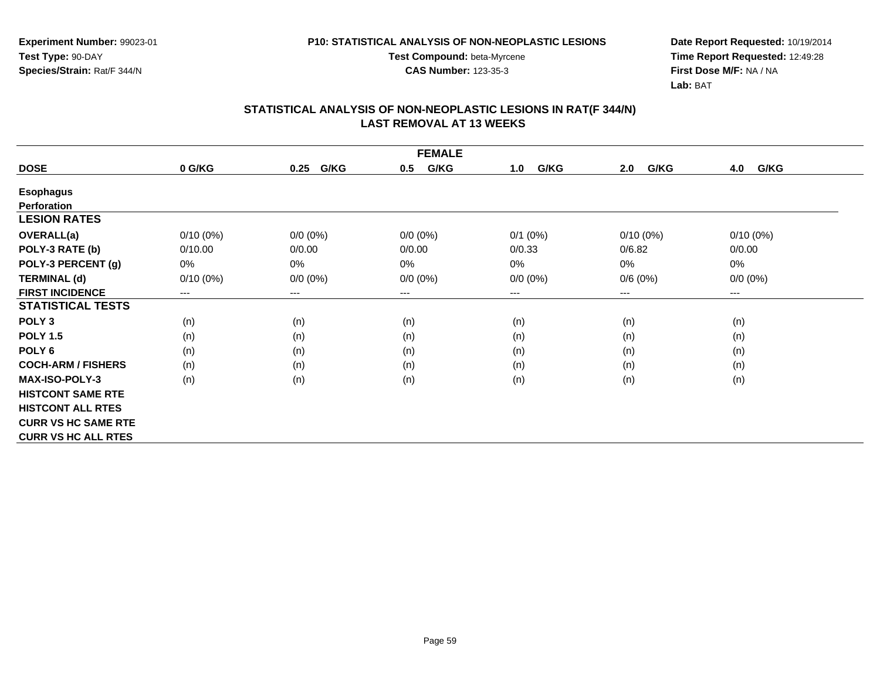Experiment Number: 99023-01
Test Type: 90-DAY
Species/Strain: Rat/F 344/N

P10: STATISTICAL ANALYSIS OF NON-NEOPLASTIC LESIONS
Test Compound: beta-Myrcene
CAS Number: 123-35-3

Date Report Requested: 10/19/2014
Time Report Requested: 12:49:28
First Dose M/F: NA / NA
Lab: BAT

## STATISTICAL ANALYSIS OF NON-NEOPLASTIC LESIONS IN RAT(F 344/N)
## LAST REMOVAL AT 13 WEEKS

| FEMALE | | | | | | |
|---|---|---|---|---|---|---|
| **DOSE** | **0 G/KG** | **0.25 G/KG** | **0.5 G/KG** | **1.0 G/KG** | **2.0 G/KG** | **4.0 G/KG** |
| **Esophagus** | | | | | | |
| **Perforation** | | | | | | |
| **LESION RATES** | | | | | | |
| **OVERALL(a)** | 0/10 (0%) | 0/0 (0%) | 0/0 (0%) | 0/1 (0%) | 0/10 (0%) | 0/10 (0%) |
| **POLY-3 RATE (b)** | 0/10.00 | 0/0.00 | 0/0.00 | 0/0.33 | 0/6.82 | 0/0.00 |
| **POLY-3 PERCENT (g)** | 0% | 0% | 0% | 0% | 0% | 0% |
| **TERMINAL (d)** | 0/10 (0%) | 0/0 (0%) | 0/0 (0%) | 0/0 (0%) | 0/6 (0%) | 0/0 (0%) |
| **FIRST INCIDENCE** | --- | --- | --- | --- | --- | --- |
| **STATISTICAL TESTS** | | | | | | |
| **POLY 3** | (n) | (n) | (n) | (n) | (n) | (n) |
| **POLY 1.5** | (n) | (n) | (n) | (n) | (n) | (n) |
| **POLY 6** | (n) | (n) | (n) | (n) | (n) | (n) |
| **COCH-ARM / FISHERS** | (n) | (n) | (n) | (n) | (n) | (n) |
| **MAX-ISO-POLY-3** | (n) | (n) | (n) | (n) | (n) | (n) |
| **HISTCONT SAME RTE** | | | | | | |
| **HISTCONT ALL RTES** | | | | | | |
| **CURR VS HC SAME RTE** | | | | | | |
| **CURR VS HC ALL RTES** | | | | | | |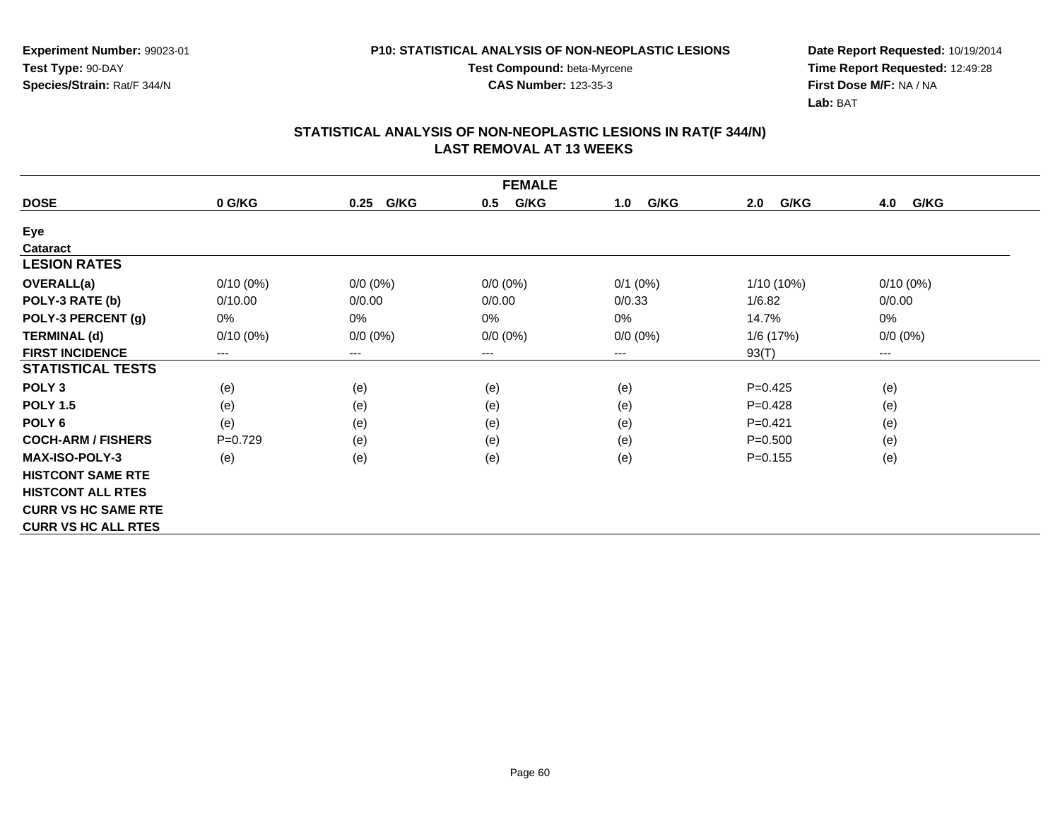**Experiment Number:** 99023-01
**Test Type:** 90-DAY
**Species/Strain:** Rat/F 344/N

**P10: STATISTICAL ANALYSIS OF NON-NEOPLASTIC LESIONS**
**Test Compound:** beta-Myrcene
**CAS Number:** 123-35-3

**Date Report Requested:** 10/19/2014
**Time Report Requested:** 12:49:28
**First Dose M/F:** NA / NA
**Lab:** BAT

## STATISTICAL ANALYSIS OF NON-NEOPLASTIC LESIONS IN RAT(F 344/N) LAST REMOVAL AT 13 WEEKS

| FEMALE | | | | | | |
|---|---|---|---|---|---|---|
| **DOSE** | **0 G/KG** | **0.25 G/KG** | **0.5 G/KG** | **1.0 G/KG** | **2.0 G/KG** | **4.0 G/KG** |
| **Eye** | | | | | | |
| **Cataract** | | | | | | |
| **LESION RATES** | | | | | | |
| **OVERALL(a)** | 0/10 (0%) | 0/0 (0%) | 0/0 (0%) | 0/1 (0%) | 1/10 (10%) | 0/10 (0%) |
| **POLY-3 RATE (b)** | 0/10.00 | 0/0.00 | 0/0.00 | 0/0.33 | 1/6.82 | 0/0.00 |
| **POLY-3 PERCENT (g)** | 0% | 0% | 0% | 0% | 14.7% | 0% |
| **TERMINAL (d)** | 0/10 (0%) | 0/0 (0%) | 0/0 (0%) | 0/0 (0%) | 1/6 (17%) | 0/0 (0%) |
| **FIRST INCIDENCE** | --- | --- | --- | --- | 93(T) | --- |
| **STATISTICAL TESTS** | | | | | | |
| **POLY 3** | (e) | (e) | (e) | (e) | P=0.425 | (e) |
| **POLY 1.5** | (e) | (e) | (e) | (e) | P=0.428 | (e) |
| **POLY 6** | (e) | (e) | (e) | (e) | P=0.421 | (e) |
| **COCH-ARM / FISHERS** | P=0.729 | (e) | (e) | (e) | P=0.500 | (e) |
| **MAX-ISO-POLY-3** | (e) | (e) | (e) | (e) | P=0.155 | (e) |
| **HISTCONT SAME RTE** | | | | | | |
| **HISTCONT ALL RTES** | | | | | | |
| **CURR VS HC SAME RTE** | | | | | | |
| **CURR VS HC ALL RTES** | | | | | | |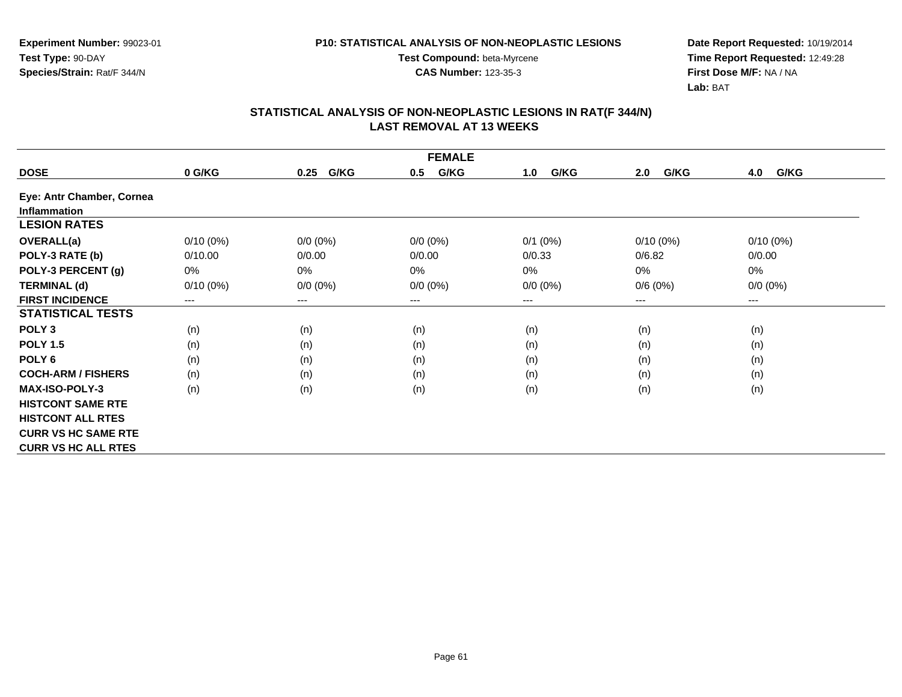**Experiment Number:** 99023-01
**Test Type:** 90-DAY
**Species/Strain:** Rat/F 344/N

**P10: STATISTICAL ANALYSIS OF NON-NEOPLASTIC LESIONS**
**Test Compound:** beta-Myrcene
**CAS Number:** 123-35-3

**Date Report Requested:** 10/19/2014
**Time Report Requested:** 12:49:28
**First Dose M/F:** NA / NA
**Lab:** BAT

## STATISTICAL ANALYSIS OF NON-NEOPLASTIC LESIONS IN RAT(F 344/N)
## LAST REMOVAL AT 13 WEEKS

| FEMALE | | | | | | |
|---|---|---|---|---|---|---|
| **DOSE** | **0 G/KG** | **0.25 G/KG** | **0.5 G/KG** | **1.0 G/KG** | **2.0 G/KG** | **4.0 G/KG** |
| **Eye: Antr Chamber, Cornea** | | | | | | |
| **Inflammation** | | | | | | |
| **LESION RATES** | | | | | | |
| **OVERALL(a)** | 0/10 (0%) | 0/0 (0%) | 0/0 (0%) | 0/1 (0%) | 0/10 (0%) | 0/10 (0%) |
| **POLY-3 RATE (b)** | 0/10.00 | 0/0.00 | 0/0.00 | 0/0.33 | 0/6.82 | 0/0.00 |
| **POLY-3 PERCENT (g)** | 0% | 0% | 0% | 0% | 0% | 0% |
| **TERMINAL (d)** | 0/10 (0%) | 0/0 (0%) | 0/0 (0%) | 0/0 (0%) | 0/6 (0%) | 0/0 (0%) |
| **FIRST INCIDENCE** | --- | --- | --- | --- | --- | --- |
| **STATISTICAL TESTS** | | | | | | |
| **POLY 3** | (n) | (n) | (n) | (n) | (n) | (n) |
| **POLY 1.5** | (n) | (n) | (n) | (n) | (n) | (n) |
| **POLY 6** | (n) | (n) | (n) | (n) | (n) | (n) |
| **COCH-ARM / FISHERS** | (n) | (n) | (n) | (n) | (n) | (n) |
| **MAX-ISO-POLY-3** | (n) | (n) | (n) | (n) | (n) | (n) |
| **HISTCONT SAME RTE** | | | | | | |
| **HISTCONT ALL RTES** | | | | | | |
| **CURR VS HC SAME RTE** | | | | | | |
| **CURR VS HC ALL RTES** | | | | | | |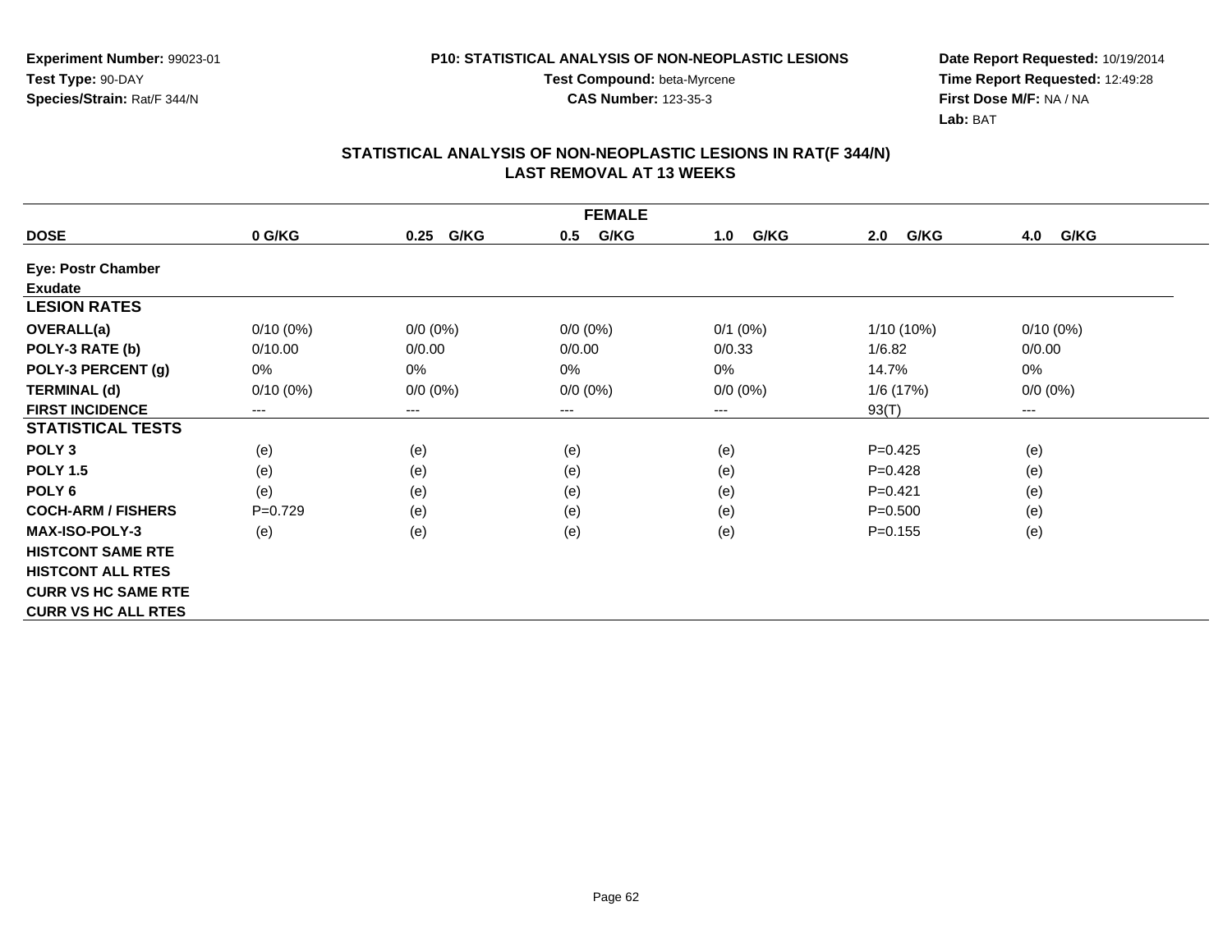**Experiment Number:** 99023-01
**Test Type:** 90-DAY
**Species/Strain:** Rat/F 344/N

**P10: STATISTICAL ANALYSIS OF NON-NEOPLASTIC LESIONS**
**Test Compound:** beta-Myrcene
**CAS Number:** 123-35-3

**Date Report Requested:** 10/19/2014
**Time Report Requested:** 12:49:28
**First Dose M/F:** NA / NA
**Lab:** BAT

## STATISTICAL ANALYSIS OF NON-NEOPLASTIC LESIONS IN RAT(F 344/N) LAST REMOVAL AT 13 WEEKS

| FEMALE | | | | | | |
|---|---|---|---|---|---|---|
| **DOSE** | **0 G/KG** | **0.25 G/KG** | **0.5 G/KG** | **1.0 G/KG** | **2.0 G/KG** | **4.0 G/KG** |
| **Eye: Postr Chamber Exudate** | | | | | | |
| **LESION RATES** | | | | | | |
| **OVERALL(a)** | 0/10 (0%) | 0/0 (0%) | 0/0 (0%) | 0/1 (0%) | 1/10 (10%) | 0/10 (0%) |
| **POLY-3 RATE (b)** | 0/10.00 | 0/0.00 | 0/0.00 | 0/0.33 | 1/6.82 | 0/0.00 |
| **POLY-3 PERCENT (g)** | 0% | 0% | 0% | 0% | 14.7% | 0% |
| **TERMINAL (d)** | 0/10 (0%) | 0/0 (0%) | 0/0 (0%) | 0/0 (0%) | 1/6 (17%) | 0/0 (0%) |
| **FIRST INCIDENCE** | --- | --- | --- | --- | 93(T) | --- |
| **STATISTICAL TESTS** | | | | | | |
| **POLY 3** | (e) | (e) | (e) | (e) | P=0.425 | (e) |
| **POLY 1.5** | (e) | (e) | (e) | (e) | P=0.428 | (e) |
| **POLY 6** | (e) | (e) | (e) | (e) | P=0.421 | (e) |
| **COCH-ARM / FISHERS** | P=0.729 | (e) | (e) | (e) | P=0.500 | (e) |
| **MAX-ISO-POLY-3** | (e) | (e) | (e) | (e) | P=0.155 | (e) |
| **HISTCONT SAME RTE** | | | | | | |
| **HISTCONT ALL RTES** | | | | | | |
| **CURR VS HC SAME RTE** | | | | | | |
| **CURR VS HC ALL RTES** | | | | | | |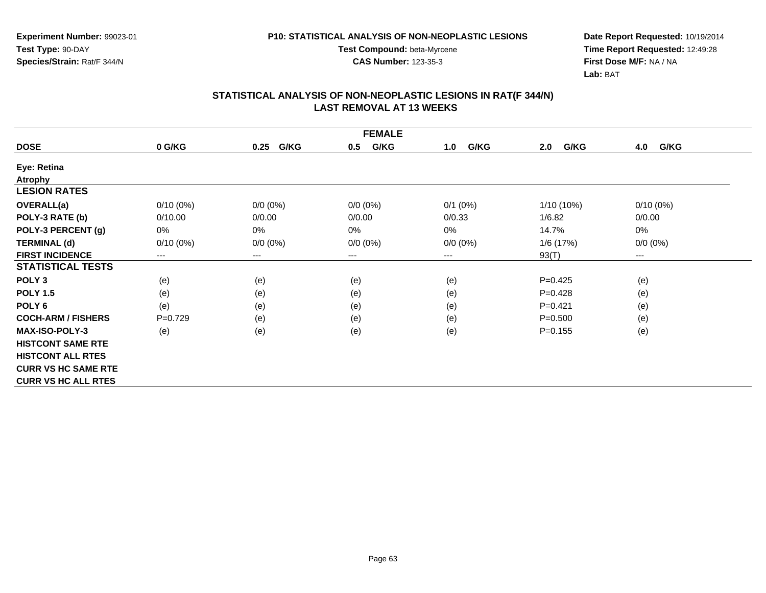**Experiment Number:** 99023-01
**Test Type:** 90-DAY
**Species/Strain:** Rat/F 344/N

**P10: STATISTICAL ANALYSIS OF NON-NEOPLASTIC LESIONS**
**Test Compound:** beta-Myrcene
**CAS Number:** 123-35-3

**Date Report Requested:** 10/19/2014
**Time Report Requested:** 12:49:28
**First Dose M/F:** NA / NA
**Lab:** BAT

## STATISTICAL ANALYSIS OF NON-NEOPLASTIC LESIONS IN RAT(F 344/N)
## LAST REMOVAL AT 13 WEEKS

| FEMALE | | | | | | |
|---|---|---|---|---|---|---|
| **DOSE** | **0 G/KG** | **0.25 G/KG** | **0.5 G/KG** | **1.0 G/KG** | **2.0 G/KG** | **4.0 G/KG** |
| **Eye: Retina** | | | | | | |
| **Atrophy** | | | | | | |
| **LESION RATES** | | | | | | |
| **OVERALL(a)** | 0/10 (0%) | 0/0 (0%) | 0/0 (0%) | 0/1 (0%) | 1/10 (10%) | 0/10 (0%) |
| **POLY-3 RATE (b)** | 0/10.00 | 0/0.00 | 0/0.00 | 0/0.33 | 1/6.82 | 0/0.00 |
| **POLY-3 PERCENT (g)** | 0% | 0% | 0% | 0% | 14.7% | 0% |
| **TERMINAL (d)** | 0/10 (0%) | 0/0 (0%) | 0/0 (0%) | 0/0 (0%) | 1/6 (17%) | 0/0 (0%) |
| **FIRST INCIDENCE** | --- | --- | --- | --- | 93(T) | --- |
| **STATISTICAL TESTS** | | | | | | |
| **POLY 3** | (e) | (e) | (e) | (e) | P=0.425 | (e) |
| **POLY 1.5** | (e) | (e) | (e) | (e) | P=0.428 | (e) |
| **POLY 6** | (e) | (e) | (e) | (e) | P=0.421 | (e) |
| **COCH-ARM / FISHERS** | P=0.729 | (e) | (e) | (e) | P=0.500 | (e) |
| **MAX-ISO-POLY-3** | (e) | (e) | (e) | (e) | P=0.155 | (e) |
| **HISTCONT SAME RTE** | | | | | | |
| **HISTCONT ALL RTES** | | | | | | |
| **CURR VS HC SAME RTE** | | | | | | |
| **CURR VS HC ALL RTES** | | | | | | |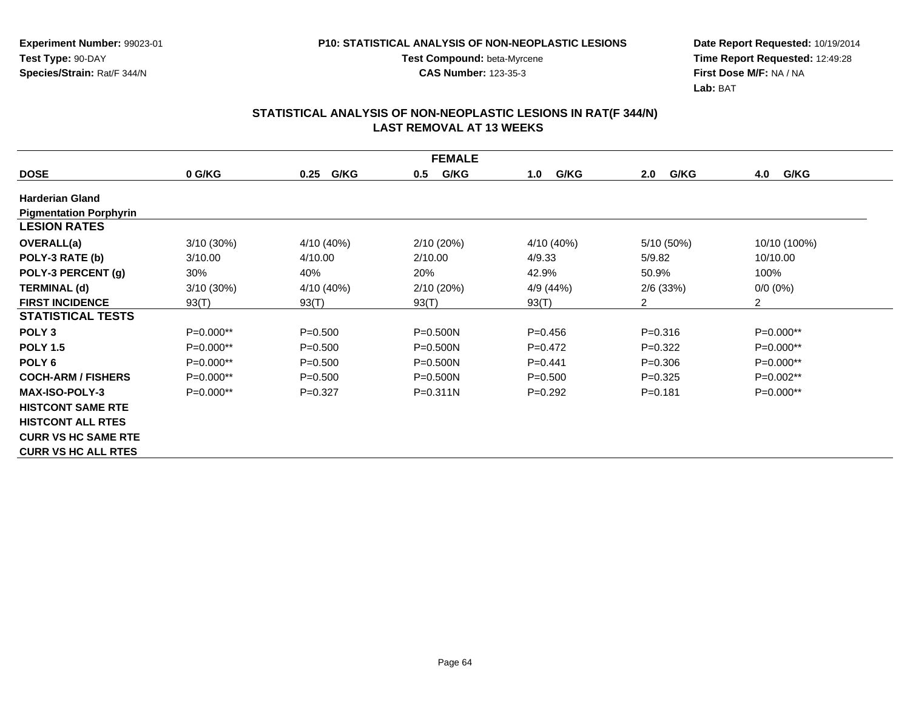**Experiment Number:** 99023-01
**Test Type:** 90-DAY
**Species/Strain:** Rat/F 344/N

**P10: STATISTICAL ANALYSIS OF NON-NEOPLASTIC LESIONS**
**Test Compound:** beta-Myrcene
**CAS Number:** 123-35-3

**Date Report Requested:** 10/19/2014
**Time Report Requested:** 12:49:28
**First Dose M/F:** NA / NA
**Lab:** BAT

## STATISTICAL ANALYSIS OF NON-NEOPLASTIC LESIONS IN RAT(F 344/N) LAST REMOVAL AT 13 WEEKS

| FEMALE | | | | | | |
|---|---|---|---|---|---|---|
| **DOSE** | **0 G/KG** | **0.25 G/KG** | **0.5 G/KG** | **1.0 G/KG** | **2.0 G/KG** | **4.0 G/KG** |
| **Harderian Gland** | | | | | | |
| **Pigmentation Porphyrin** | | | | | | |
| **LESION RATES** | | | | | | |
| **OVERALL(a)** | 3/10 (30%) | 4/10 (40%) | 2/10 (20%) | 4/10 (40%) | 5/10 (50%) | 10/10 (100%) |
| **POLY-3 RATE (b)** | 3/10.00 | 4/10.00 | 2/10.00 | 4/9.33 | 5/9.82 | 10/10.00 |
| **POLY-3 PERCENT (g)** | 30% | 40% | 20% | 42.9% | 50.9% | 100% |
| **TERMINAL (d)** | 3/10 (30%) | 4/10 (40%) | 2/10 (20%) | 4/9 (44%) | 2/6 (33%) | 0/0 (0%) |
| **FIRST INCIDENCE** | 93(T) | 93(T) | 93(T) | 93(T) | 2 | 2 |
| **STATISTICAL TESTS** | | | | | | |
| **POLY 3** | P=0.000** | P=0.500 | P=0.500N | P=0.456 | P=0.316 | P=0.000** |
| **POLY 1.5** | P=0.000** | P=0.500 | P=0.500N | P=0.472 | P=0.322 | P=0.000** |
| **POLY 6** | P=0.000** | P=0.500 | P=0.500N | P=0.441 | P=0.306 | P=0.000** |
| **COCH-ARM / FISHERS** | P=0.000** | P=0.500 | P=0.500N | P=0.500 | P=0.325 | P=0.002** |
| **MAX-ISO-POLY-3** | P=0.000** | P=0.327 | P=0.311N | P=0.292 | P=0.181 | P=0.000** |
| **HISTCONT SAME RTE** | | | | | | |
| **HISTCONT ALL RTES** | | | | | | |
| **CURR VS HC SAME RTE** | | | | | | |
| **CURR VS HC ALL RTES** | | | | | | |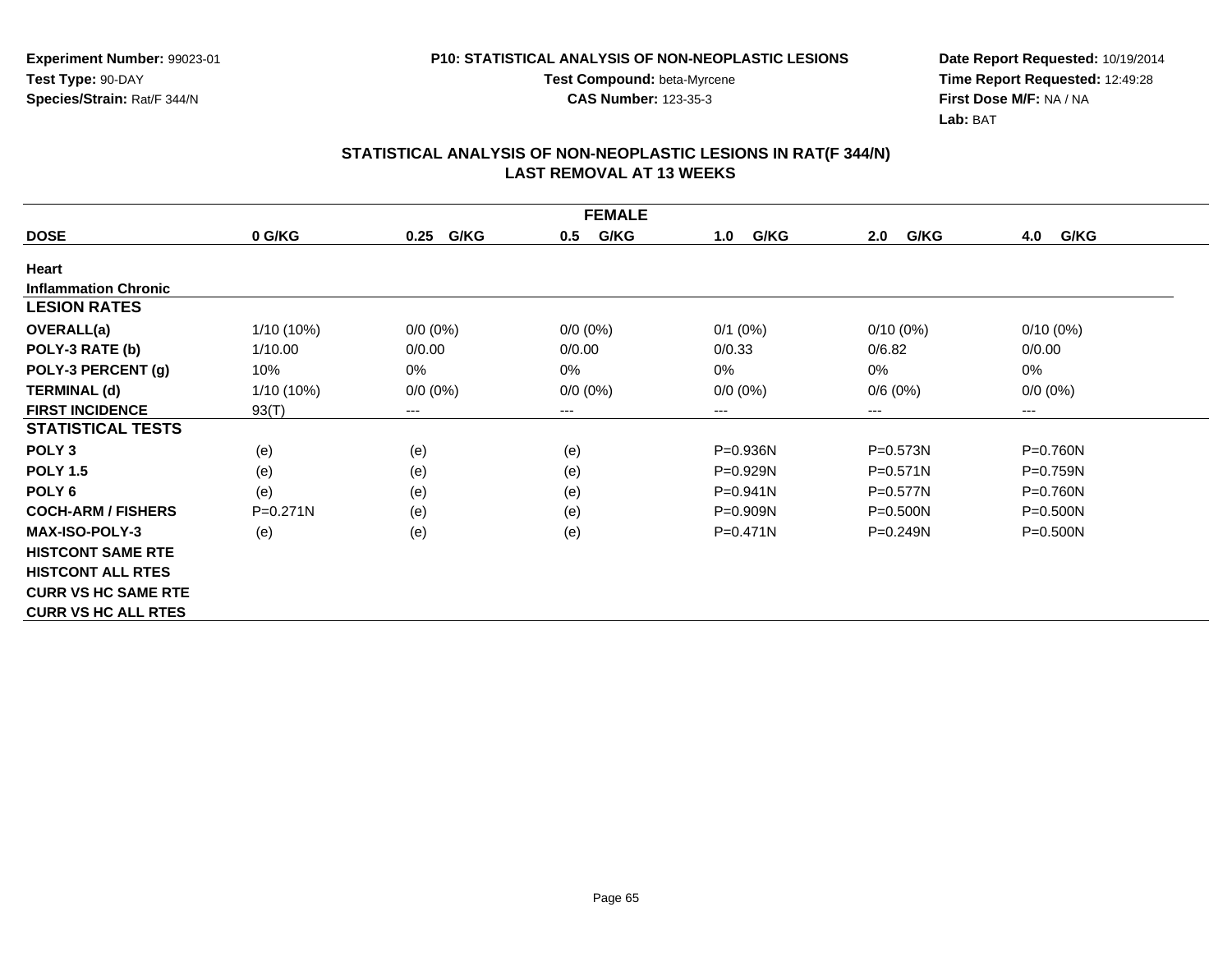**Experiment Number:** 99023-01
**Test Type:** 90-DAY
**Species/Strain:** Rat/F 344/N

**P10: STATISTICAL ANALYSIS OF NON-NEOPLASTIC LESIONS**
**Test Compound:** beta-Myrcene
**CAS Number:** 123-35-3

**Date Report Requested:** 10/19/2014
**Time Report Requested:** 12:49:28
**First Dose M/F:** NA / NA
**Lab:** BAT

## STATISTICAL ANALYSIS OF NON-NEOPLASTIC LESIONS IN RAT(F 344/N)
## LAST REMOVAL AT 13 WEEKS

| FEMALE | | | | | | |
|---|---|---|---|---|---|---|
| **DOSE** | **0 G/KG** | **0.25 G/KG** | **0.5 G/KG** | **1.0 G/KG** | **2.0 G/KG** | **4.0 G/KG** |
| **Heart** | | | | | | |
| **Inflammation Chronic** | | | | | | |
| **LESION RATES** | | | | | | |
| **OVERALL(a)** | 1/10 (10%) | 0/0 (0%) | 0/0 (0%) | 0/1 (0%) | 0/10 (0%) | 0/10 (0%) |
| **POLY-3 RATE (b)** | 1/10.00 | 0/0.00 | 0/0.00 | 0/0.33 | 0/6.82 | 0/0.00 |
| **POLY-3 PERCENT (g)** | 10% | 0% | 0% | 0% | 0% | 0% |
| **TERMINAL (d)** | 1/10 (10%) | 0/0 (0%) | 0/0 (0%) | 0/0 (0%) | 0/6 (0%) | 0/0 (0%) |
| **FIRST INCIDENCE** | 93(T) | --- | --- | --- | --- | --- |
| **STATISTICAL TESTS** | | | | | | |
| **POLY 3** | (e) | (e) | (e) | P=0.936N | P=0.573N | P=0.760N |
| **POLY 1.5** | (e) | (e) | (e) | P=0.929N | P=0.571N | P=0.759N |
| **POLY 6** | (e) | (e) | (e) | P=0.941N | P=0.577N | P=0.760N |
| **COCH-ARM / FISHERS** | P=0.271N | (e) | (e) | P=0.909N | P=0.500N | P=0.500N |
| **MAX-ISO-POLY-3** | (e) | (e) | (e) | P=0.471N | P=0.249N | P=0.500N |
| **HISTCONT SAME RTE** | | | | | | |
| **HISTCONT ALL RTES** | | | | | | |
| **CURR VS HC SAME RTE** | | | | | | |
| **CURR VS HC ALL RTES** | | | | | | |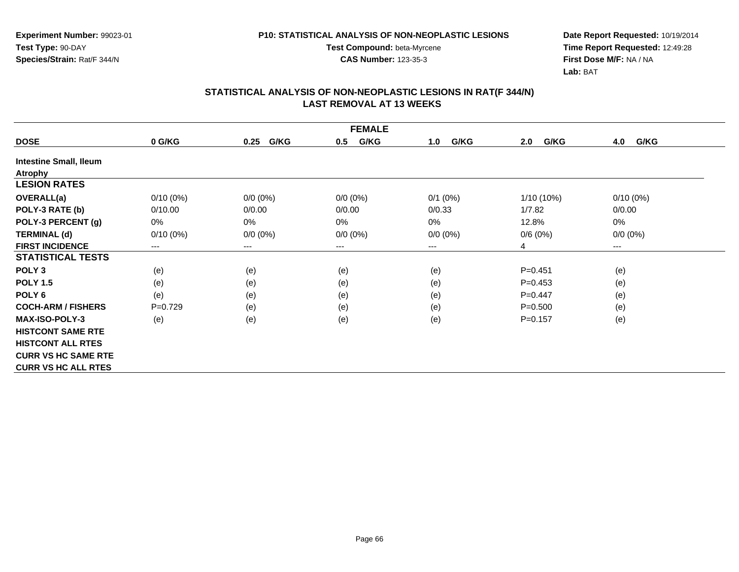**Experiment Number:** 99023-01
**Test Type:** 90-DAY
**Species/Strain:** Rat/F 344/N

**P10: STATISTICAL ANALYSIS OF NON-NEOPLASTIC LESIONS**
**Test Compound:** beta-Myrcene
**CAS Number:** 123-35-3

**Date Report Requested:** 10/19/2014
**Time Report Requested:** 12:49:28
**First Dose M/F:** NA / NA
**Lab:** BAT

## STATISTICAL ANALYSIS OF NON-NEOPLASTIC LESIONS IN RAT(F 344/N) LAST REMOVAL AT 13 WEEKS

| FEMALE | | | | | | |
|---|---|---|---|---|---|---|
| **DOSE** | **0 G/KG** | **0.25 G/KG** | **0.5 G/KG** | **1.0 G/KG** | **2.0 G/KG** | **4.0 G/KG** |
| **Intestine Small, Ileum** | | | | | | |
| **Atrophy** | | | | | | |
| **LESION RATES** | | | | | | |
| **OVERALL(a)** | 0/10 (0%) | 0/0 (0%) | 0/0 (0%) | 0/1 (0%) | 1/10 (10%) | 0/10 (0%) |
| **POLY-3 RATE (b)** | 0/10.00 | 0/0.00 | 0/0.00 | 0/0.33 | 1/7.82 | 0/0.00 |
| **POLY-3 PERCENT (g)** | 0% | 0% | 0% | 0% | 12.8% | 0% |
| **TERMINAL (d)** | 0/10 (0%) | 0/0 (0%) | 0/0 (0%) | 0/0 (0%) | 0/6 (0%) | 0/0 (0%) |
| **FIRST INCIDENCE** | --- | --- | --- | --- | 4 | --- |
| **STATISTICAL TESTS** | | | | | | |
| **POLY 3** | (e) | (e) | (e) | (e) | P=0.451 | (e) |
| **POLY 1.5** | (e) | (e) | (e) | (e) | P=0.453 | (e) |
| **POLY 6** | (e) | (e) | (e) | (e) | P=0.447 | (e) |
| **COCH-ARM / FISHERS** | P=0.729 | (e) | (e) | (e) | P=0.500 | (e) |
| **MAX-ISO-POLY-3** | (e) | (e) | (e) | (e) | P=0.157 | (e) |
| **HISTCONT SAME RTE** | | | | | | |
| **HISTCONT ALL RTES** | | | | | | |
| **CURR VS HC SAME RTE** | | | | | | |
| **CURR VS HC ALL RTES** | | | | | | |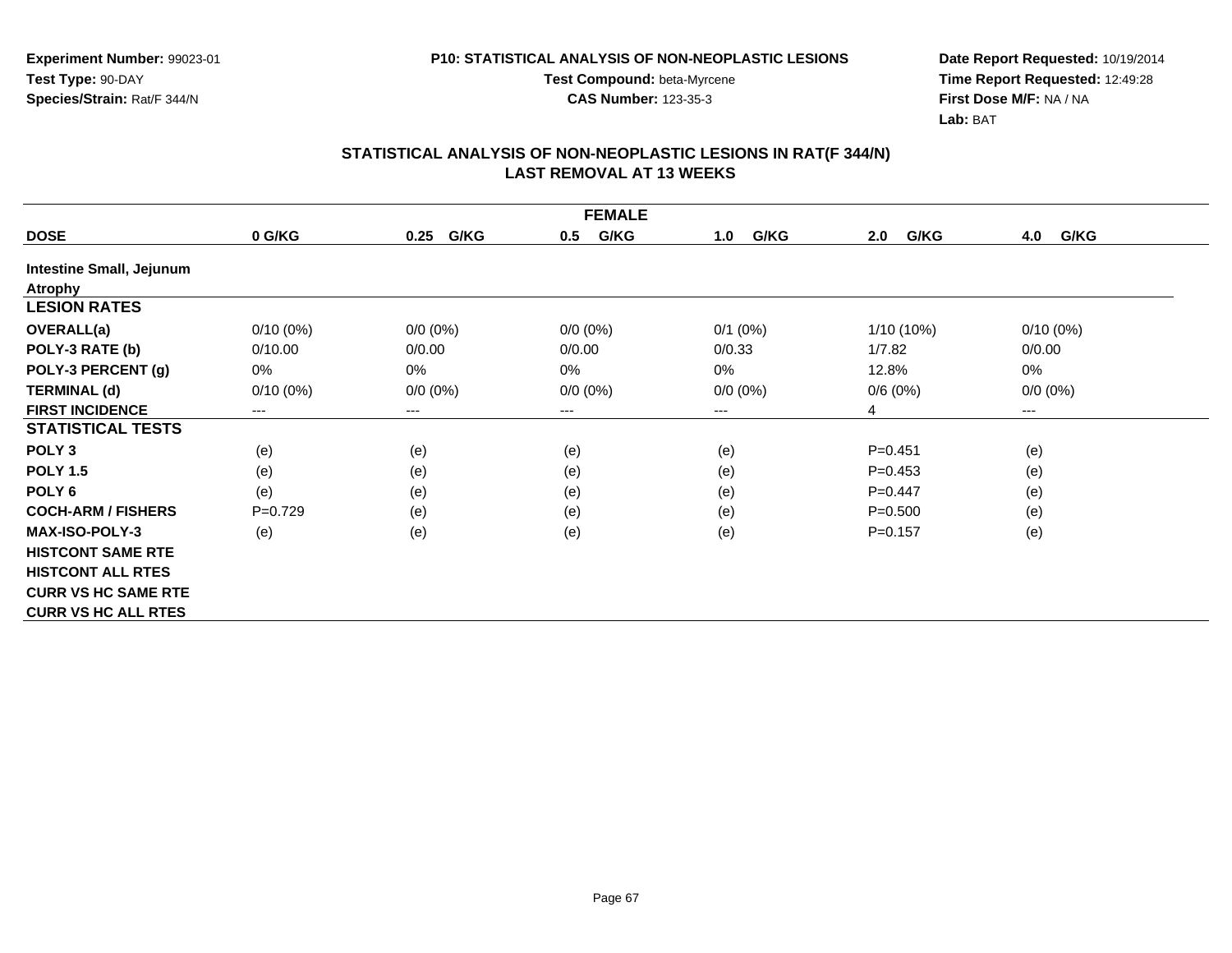Experiment Number: 99023-01
Test Type: 90-DAY
Species/Strain: Rat/F 344/N

P10: STATISTICAL ANALYSIS OF NON-NEOPLASTIC LESIONS
Test Compound: beta-Myrcene
CAS Number: 123-35-3

Date Report Requested: 10/19/2014
Time Report Requested: 12:49:28
First Dose M/F: NA / NA
Lab: BAT

## STATISTICAL ANALYSIS OF NON-NEOPLASTIC LESIONS IN RAT(F 344/N) LAST REMOVAL AT 13 WEEKS

| FEMALE | | | | | | |
|---|---|---|---|---|---|---|
| **DOSE** | **0 G/KG** | **0.25 G/KG** | **0.5 G/KG** | **1.0 G/KG** | **2.0 G/KG** | **4.0 G/KG** |
| **Intestine Small, Jejunum** | | | | | | |
| **Atrophy** | | | | | | |
| **LESION RATES** | | | | | | |
| **OVERALL(a)** | 0/10 (0%) | 0/0 (0%) | 0/0 (0%) | 0/1 (0%) | 1/10 (10%) | 0/10 (0%) |
| **POLY-3 RATE (b)** | 0/10.00 | 0/0.00 | 0/0.00 | 0/0.33 | 1/7.82 | 0/0.00 |
| **POLY-3 PERCENT (g)** | 0% | 0% | 0% | 0% | 12.8% | 0% |
| **TERMINAL (d)** | 0/10 (0%) | 0/0 (0%) | 0/0 (0%) | 0/0 (0%) | 0/6 (0%) | 0/0 (0%) |
| **FIRST INCIDENCE** | --- | --- | --- | --- | 4 | --- |
| **STATISTICAL TESTS** | | | | | | |
| **POLY 3** | (e) | (e) | (e) | (e) | P=0.451 | (e) |
| **POLY 1.5** | (e) | (e) | (e) | (e) | P=0.453 | (e) |
| **POLY 6** | (e) | (e) | (e) | (e) | P=0.447 | (e) |
| **COCH-ARM / FISHERS** | P=0.729 | (e) | (e) | (e) | P=0.500 | (e) |
| **MAX-ISO-POLY-3** | (e) | (e) | (e) | (e) | P=0.157 | (e) |
| **HISTCONT SAME RTE** | | | | | | |
| **HISTCONT ALL RTES** | | | | | | |
| **CURR VS HC SAME RTE** | | | | | | |
| **CURR VS HC ALL RTES** | | | | | | |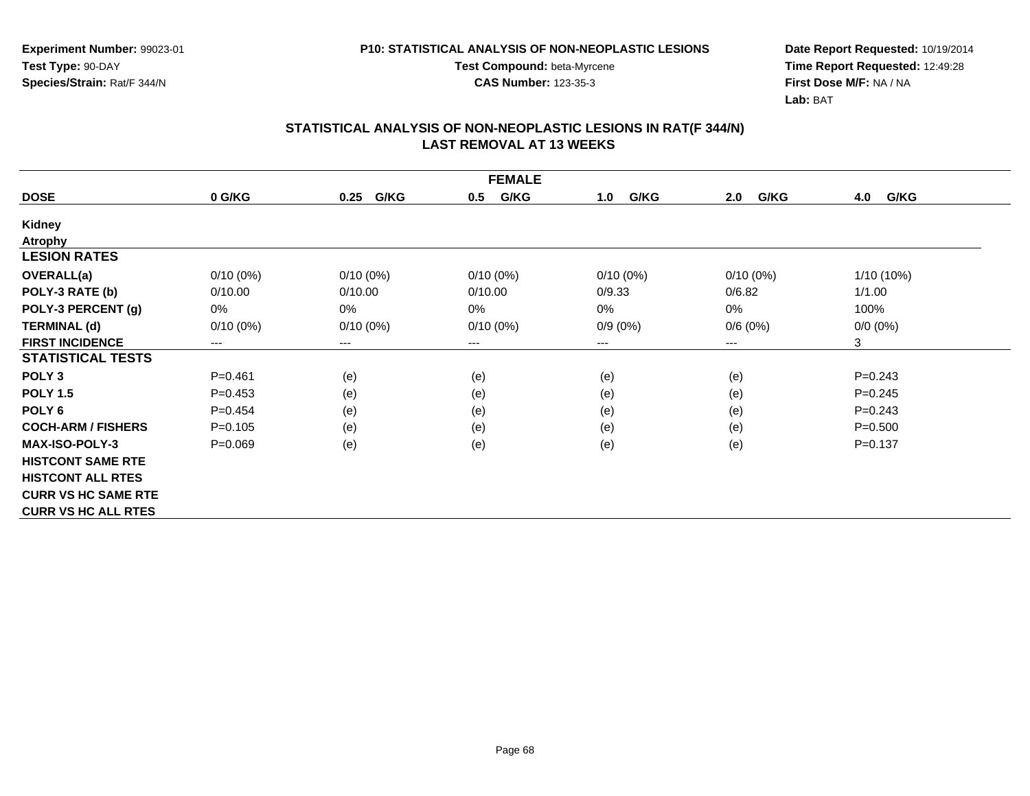Experiment Number: 99023-01
Test Type: 90-DAY
Species/Strain: Rat/F 344/N

P10: STATISTICAL ANALYSIS OF NON-NEOPLASTIC LESIONS
Test Compound: beta-Myrcene
CAS Number: 123-35-3

Date Report Requested: 10/19/2014
Time Report Requested: 12:49:28
First Dose M/F: NA / NA
Lab: BAT

## STATISTICAL ANALYSIS OF NON-NEOPLASTIC LESIONS IN RAT(F 344/N) LAST REMOVAL AT 13 WEEKS

| FEMALE | | | | | | |
|---|---|---|---|---|---|---|
| **DOSE** | **0 G/KG** | **0.25 G/KG** | **0.5 G/KG** | **1.0 G/KG** | **2.0 G/KG** | **4.0 G/KG** |
| **Kidney** | | | | | | |
| **Atrophy** | | | | | | |
| **LESION RATES** | | | | | | |
| **OVERALL(a)** | 0/10 (0%) | 0/10 (0%) | 0/10 (0%) | 0/10 (0%) | 0/10 (0%) | 1/10 (10%) |
| **POLY-3 RATE (b)** | 0/10.00 | 0/10.00 | 0/10.00 | 0/9.33 | 0/6.82 | 1/1.00 |
| **POLY-3 PERCENT (g)** | 0% | 0% | 0% | 0% | 0% | 100% |
| **TERMINAL (d)** | 0/10 (0%) | 0/10 (0%) | 0/10 (0%) | 0/9 (0%) | 0/6 (0%) | 0/0 (0%) |
| **FIRST INCIDENCE** | --- | --- | --- | --- | --- | 3 |
| **STATISTICAL TESTS** | | | | | | |
| **POLY 3** | P=0.461 | (e) | (e) | (e) | (e) | P=0.243 |
| **POLY 1.5** | P=0.453 | (e) | (e) | (e) | (e) | P=0.245 |
| **POLY 6** | P=0.454 | (e) | (e) | (e) | (e) | P=0.243 |
| **COCH-ARM / FISHERS** | P=0.105 | (e) | (e) | (e) | (e) | P=0.500 |
| **MAX-ISO-POLY-3** | P=0.069 | (e) | (e) | (e) | (e) | P=0.137 |
| **HISTCONT SAME RTE** | | | | | | |
| **HISTCONT ALL RTES** | | | | | | |
| **CURR VS HC SAME RTE** | | | | | | |
| **CURR VS HC ALL RTES** | | | | | | |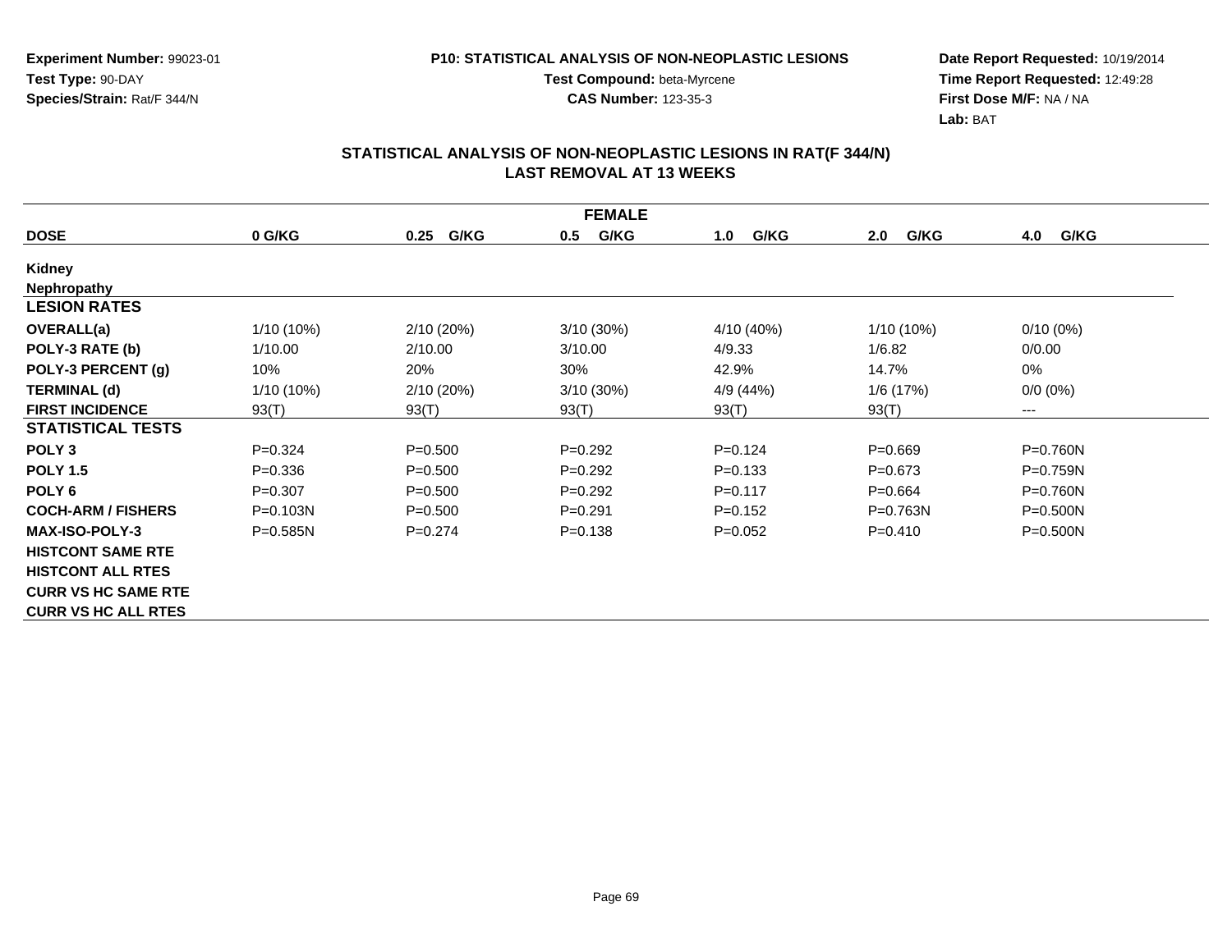Experiment Number: 99023-01
Test Type: 90-DAY
Species/Strain: Rat/F 344/N

P10: STATISTICAL ANALYSIS OF NON-NEOPLASTIC LESIONS
Test Compound: beta-Myrcene
CAS Number: 123-35-3

Date Report Requested: 10/19/2014
Time Report Requested: 12:49:28
First Dose M/F: NA / NA
Lab: BAT

## STATISTICAL ANALYSIS OF NON-NEOPLASTIC LESIONS IN RAT(F 344/N) LAST REMOVAL AT 13 WEEKS

| FEMALE | | | | | | |
|---|---|---|---|---|---|---|
| **DOSE** | **0 G/KG** | **0.25 G/KG** | **0.5 G/KG** | **1.0 G/KG** | **2.0 G/KG** | **4.0 G/KG** |
| **Kidney** | | | | | | |
| **Nephropathy** | | | | | | |
| **LESION RATES** | | | | | | |
| **OVERALL(a)** | 1/10 (10%) | 2/10 (20%) | 3/10 (30%) | 4/10 (40%) | 1/10 (10%) | 0/10 (0%) |
| **POLY-3 RATE (b)** | 1/10.00 | 2/10.00 | 3/10.00 | 4/9.33 | 1/6.82 | 0/0.00 |
| **POLY-3 PERCENT (g)** | 10% | 20% | 30% | 42.9% | 14.7% | 0% |
| **TERMINAL (d)** | 1/10 (10%) | 2/10 (20%) | 3/10 (30%) | 4/9 (44%) | 1/6 (17%) | 0/0 (0%) |
| **FIRST INCIDENCE** | 93(T) | 93(T) | 93(T) | 93(T) | 93(T) | --- |
| **STATISTICAL TESTS** | | | | | | |
| **POLY 3** | P=0.324 | P=0.500 | P=0.292 | P=0.124 | P=0.669 | P=0.760N |
| **POLY 1.5** | P=0.336 | P=0.500 | P=0.292 | P=0.133 | P=0.673 | P=0.759N |
| **POLY 6** | P=0.307 | P=0.500 | P=0.292 | P=0.117 | P=0.664 | P=0.760N |
| **COCH-ARM / FISHERS** | P=0.103N | P=0.500 | P=0.291 | P=0.152 | P=0.763N | P=0.500N |
| **MAX-ISO-POLY-3** | P=0.585N | P=0.274 | P=0.138 | P=0.052 | P=0.410 | P=0.500N |
| **HISTCONT SAME RTE** | | | | | | |
| **HISTCONT ALL RTES** | | | | | | |
| **CURR VS HC SAME RTE** | | | | | | |
| **CURR VS HC ALL RTES** | | | | | | |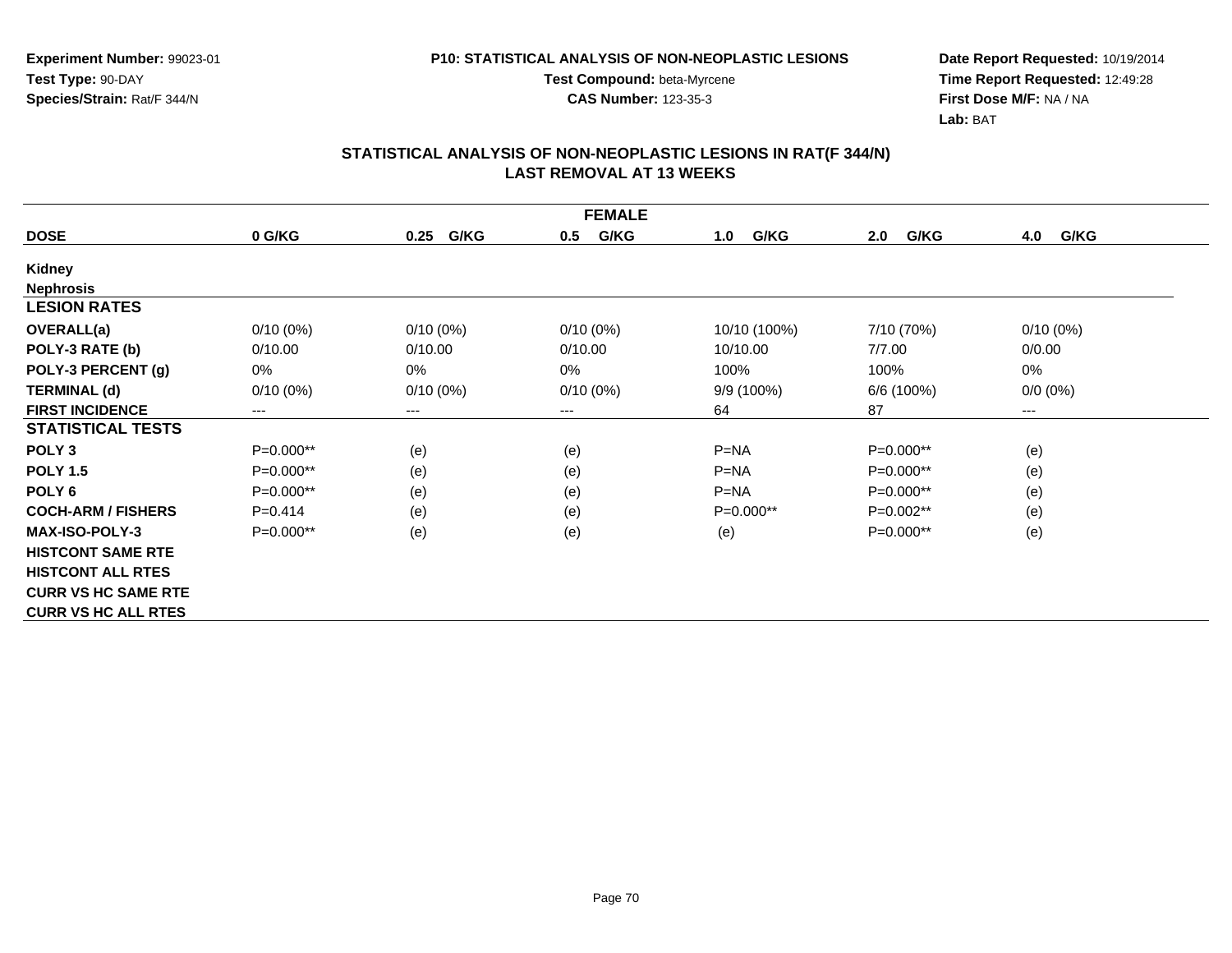**Experiment Number:** 99023-01
**Test Type:** 90-DAY
**Species/Strain:** Rat/F 344/N

**P10: STATISTICAL ANALYSIS OF NON-NEOPLASTIC LESIONS**
**Test Compound:** beta-Myrcene
**CAS Number:** 123-35-3

**Date Report Requested:** 10/19/2014
**Time Report Requested:** 12:49:28
**First Dose M/F:** NA / NA
**Lab:** BAT

## STATISTICAL ANALYSIS OF NON-NEOPLASTIC LESIONS IN RAT(F 344/N)
## LAST REMOVAL AT 13 WEEKS

| FEMALE | | | | | | |
|---|---|---|---|---|---|---|
| **DOSE** | **0 G/KG** | **0.25 G/KG** | **0.5 G/KG** | **1.0 G/KG** | **2.0 G/KG** | **4.0 G/KG** |
| **Kidney** | | | | | | |
| **Nephrosis** | | | | | | |
| **LESION RATES** | | | | | | |
| **OVERALL(a)** | 0/10 (0%) | 0/10 (0%) | 0/10 (0%) | 10/10 (100%) | 7/10 (70%) | 0/10 (0%) |
| **POLY-3 RATE (b)** | 0/10.00 | 0/10.00 | 0/10.00 | 10/10.00 | 7/7.00 | 0/0.00 |
| **POLY-3 PERCENT (g)** | 0% | 0% | 0% | 100% | 100% | 0% |
| **TERMINAL (d)** | 0/10 (0%) | 0/10 (0%) | 0/10 (0%) | 9/9 (100%) | 6/6 (100%) | 0/0 (0%) |
| **FIRST INCIDENCE** | --- | --- | --- | 64 | 87 | --- |
| **STATISTICAL TESTS** | | | | | | |
| **POLY 3** | P=0.000** | (e) | (e) | P=NA | P=0.000** | (e) |
| **POLY 1.5** | P=0.000** | (e) | (e) | P=NA | P=0.000** | (e) |
| **POLY 6** | P=0.000** | (e) | (e) | P=NA | P=0.000** | (e) |
| **COCH-ARM / FISHERS** | P=0.414 | (e) | (e) | P=0.000** | P=0.002** | (e) |
| **MAX-ISO-POLY-3** | P=0.000** | (e) | (e) | (e) | P=0.000** | (e) |
| **HISTCONT SAME RTE** | | | | | | |
| **HISTCONT ALL RTES** | | | | | | |
| **CURR VS HC SAME RTE** | | | | | | |
| **CURR VS HC ALL RTES** | | | | | | |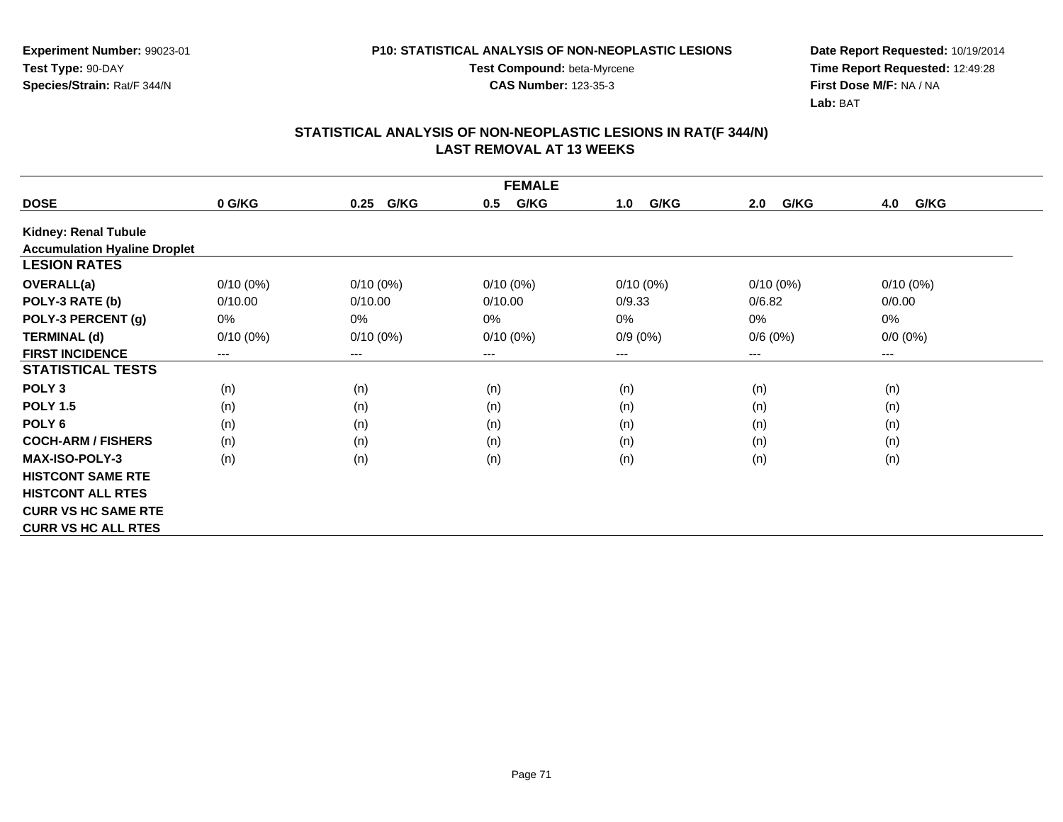Experiment Number: 99023-01
Test Type: 90-DAY
Species/Strain: Rat/F 344/N

P10: STATISTICAL ANALYSIS OF NON-NEOPLASTIC LESIONS
Test Compound: beta-Myrcene
CAS Number: 123-35-3

Date Report Requested: 10/19/2014
Time Report Requested: 12:49:28
First Dose M/F: NA / NA
Lab: BAT

## STATISTICAL ANALYSIS OF NON-NEOPLASTIC LESIONS IN RAT(F 344/N) LAST REMOVAL AT 13 WEEKS

| FEMALE | | | | | | |
|---|---|---|---|---|---|---|
| **DOSE** | **0 G/KG** | **0.25 G/KG** | **0.5 G/KG** | **1.0 G/KG** | **2.0 G/KG** | **4.0 G/KG** |
| **Kidney: Renal Tubule** | | | | | | |
| **Accumulation Hyaline Droplet** | | | | | | |
| **LESION RATES** | | | | | | |
| **OVERALL(a)** | 0/10 (0%) | 0/10 (0%) | 0/10 (0%) | 0/10 (0%) | 0/10 (0%) | 0/10 (0%) |
| **POLY-3 RATE (b)** | 0/10.00 | 0/10.00 | 0/10.00 | 0/9.33 | 0/6.82 | 0/0.00 |
| **POLY-3 PERCENT (g)** | 0% | 0% | 0% | 0% | 0% | 0% |
| **TERMINAL (d)** | 0/10 (0%) | 0/10 (0%) | 0/10 (0%) | 0/9 (0%) | 0/6 (0%) | 0/0 (0%) |
| **FIRST INCIDENCE** | --- | --- | --- | --- | --- | --- |
| **STATISTICAL TESTS** | | | | | | |
| **POLY 3** | (n) | (n) | (n) | (n) | (n) | (n) |
| **POLY 1.5** | (n) | (n) | (n) | (n) | (n) | (n) |
| **POLY 6** | (n) | (n) | (n) | (n) | (n) | (n) |
| **COCH-ARM / FISHERS** | (n) | (n) | (n) | (n) | (n) | (n) |
| **MAX-ISO-POLY-3** | (n) | (n) | (n) | (n) | (n) | (n) |
| **HISTCONT SAME RTE** | | | | | | |
| **HISTCONT ALL RTES** | | | | | | |
| **CURR VS HC SAME RTE** | | | | | | |
| **CURR VS HC ALL RTES** | | | | | | |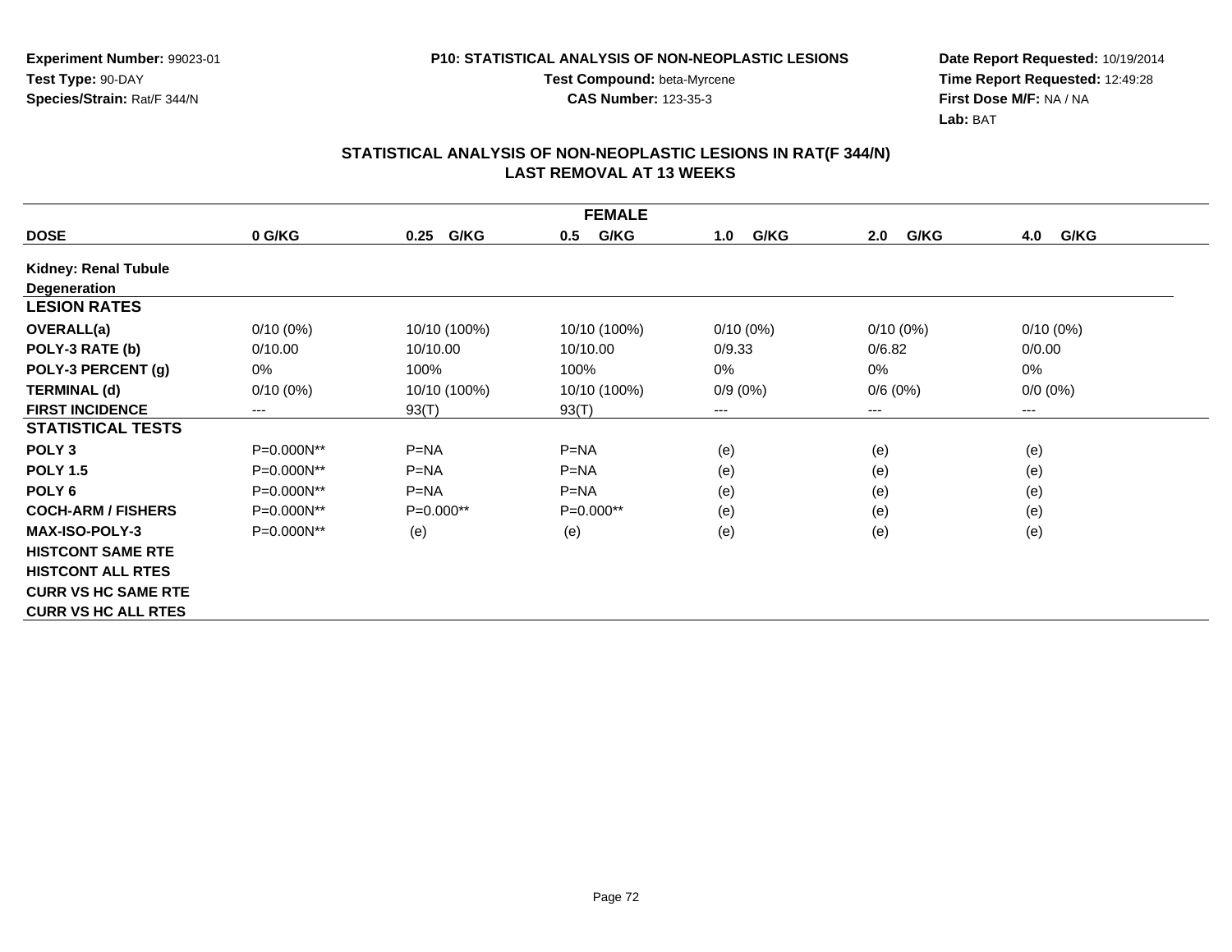**Experiment Number:** 99023-01
**Test Type:** 90-DAY
**Species/Strain:** Rat/F 344/N

**P10: STATISTICAL ANALYSIS OF NON-NEOPLASTIC LESIONS**
**Test Compound:** beta-Myrcene
**CAS Number:** 123-35-3

**Date Report Requested:** 10/19/2014
**Time Report Requested:** 12:49:28
**First Dose M/F:** NA / NA
**Lab:** BAT

## STATISTICAL ANALYSIS OF NON-NEOPLASTIC LESIONS IN RAT(F 344/N) LAST REMOVAL AT 13 WEEKS

| FEMALE | | | | | | |
|---|---|---|---|---|---|---|
| **DOSE** | **0 G/KG** | **0.25 G/KG** | **0.5 G/KG** | **1.0 G/KG** | **2.0 G/KG** | **4.0 G/KG** |
| **Kidney: Renal Tubule Degeneration** | | | | | | |
| **LESION RATES** | | | | | | |
| **OVERALL(a)** | 0/10 (0%) | 10/10 (100%) | 10/10 (100%) | 0/10 (0%) | 0/10 (0%) | 0/10 (0%) |
| **POLY-3 RATE (b)** | 0/10.00 | 10/10.00 | 10/10.00 | 0/9.33 | 0/6.82 | 0/0.00 |
| **POLY-3 PERCENT (g)** | 0% | 100% | 100% | 0% | 0% | 0% |
| **TERMINAL (d)** | 0/10 (0%) | 10/10 (100%) | 10/10 (100%) | 0/9 (0%) | 0/6 (0%) | 0/0 (0%) |
| **FIRST INCIDENCE** | --- | 93(T) | 93(T) | --- | --- | --- |
| **STATISTICAL TESTS** | | | | | | |
| **POLY 3** | P=0.000N** | P=NA | P=NA | (e) | (e) | (e) |
| **POLY 1.5** | P=0.000N** | P=NA | P=NA | (e) | (e) | (e) |
| **POLY 6** | P=0.000N** | P=NA | P=NA | (e) | (e) | (e) |
| **COCH-ARM / FISHERS** | P=0.000N** | P=0.000** | P=0.000** | (e) | (e) | (e) |
| **MAX-ISO-POLY-3** | P=0.000N** | (e) | (e) | (e) | (e) | (e) |
| **HISTCONT SAME RTE** | | | | | | |
| **HISTCONT ALL RTES** | | | | | | |
| **CURR VS HC SAME RTE** | | | | | | |
| **CURR VS HC ALL RTES** | | | | | | |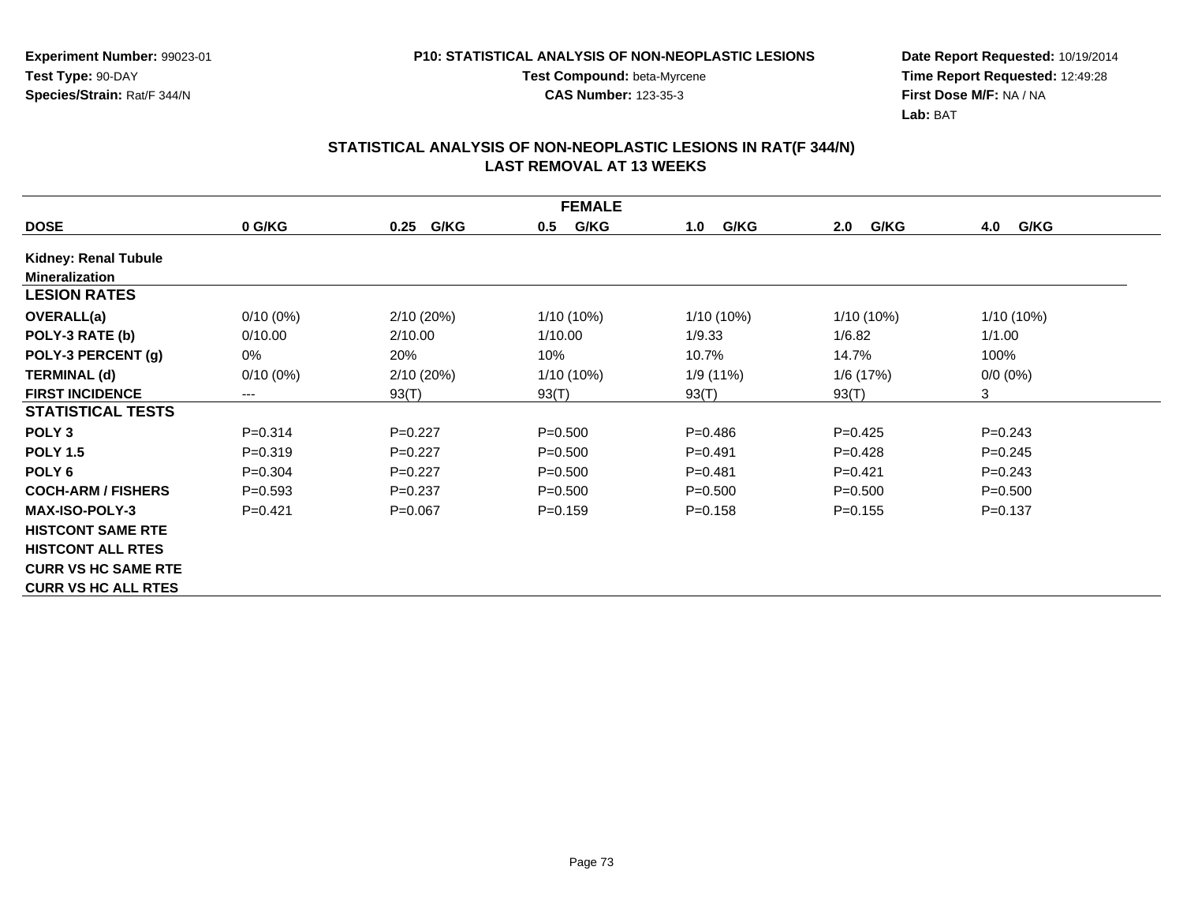**Experiment Number:** 99023-01
**Test Type:** 90-DAY
**Species/Strain:** Rat/F 344/N

**P10: STATISTICAL ANALYSIS OF NON-NEOPLASTIC LESIONS**
**Test Compound:** beta-Myrcene
**CAS Number:** 123-35-3

**Date Report Requested:** 10/19/2014
**Time Report Requested:** 12:49:28
**First Dose M/F:** NA / NA
**Lab:** BAT

## STATISTICAL ANALYSIS OF NON-NEOPLASTIC LESIONS IN RAT(F 344/N)
## LAST REMOVAL AT 13 WEEKS

| FEMALE | | | | | | |
|---|---|---|---|---|---|---|
| **DOSE** | **0 G/KG** | **0.25 G/KG** | **0.5 G/KG** | **1.0 G/KG** | **2.0 G/KG** | **4.0 G/KG** |
| **Kidney: Renal Tubule** | | | | | | |
| **Mineralization** | | | | | | |
| **LESION RATES** | | | | | | |
| **OVERALL(a)** | 0/10 (0%) | 2/10 (20%) | 1/10 (10%) | 1/10 (10%) | 1/10 (10%) | 1/10 (10%) |
| **POLY-3 RATE (b)** | 0/10.00 | 2/10.00 | 1/10.00 | 1/9.33 | 1/6.82 | 1/1.00 |
| **POLY-3 PERCENT (g)** | 0% | 20% | 10% | 10.7% | 14.7% | 100% |
| **TERMINAL (d)** | 0/10 (0%) | 2/10 (20%) | 1/10 (10%) | 1/9 (11%) | 1/6 (17%) | 0/0 (0%) |
| **FIRST INCIDENCE** | --- | 93(T) | 93(T) | 93(T) | 93(T) | 3 |
| **STATISTICAL TESTS** | | | | | | |
| **POLY 3** | P=0.314 | P=0.227 | P=0.500 | P=0.486 | P=0.425 | P=0.243 |
| **POLY 1.5** | P=0.319 | P=0.227 | P=0.500 | P=0.491 | P=0.428 | P=0.245 |
| **POLY 6** | P=0.304 | P=0.227 | P=0.500 | P=0.481 | P=0.421 | P=0.243 |
| **COCH-ARM / FISHERS** | P=0.593 | P=0.237 | P=0.500 | P=0.500 | P=0.500 | P=0.500 |
| **MAX-ISO-POLY-3** | P=0.421 | P=0.067 | P=0.159 | P=0.158 | P=0.155 | P=0.137 |
| **HISTCONT SAME RTE** | | | | | | |
| **HISTCONT ALL RTES** | | | | | | |
| **CURR VS HC SAME RTE** | | | | | | |
| **CURR VS HC ALL RTES** | | | | | | |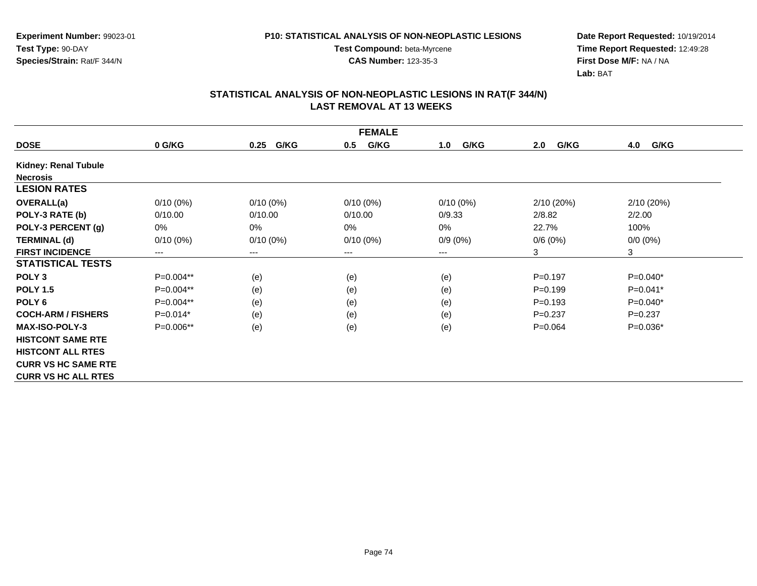**Experiment Number:** 99023-01
**Test Type:** 90-DAY
**Species/Strain:** Rat/F 344/N

**P10: STATISTICAL ANALYSIS OF NON-NEOPLASTIC LESIONS**
**Test Compound:** beta-Myrcene
**CAS Number:** 123-35-3

**Date Report Requested:** 10/19/2014
**Time Report Requested:** 12:49:28
**First Dose M/F:** NA / NA
**Lab:** BAT

## STATISTICAL ANALYSIS OF NON-NEOPLASTIC LESIONS IN RAT(F 344/N) LAST REMOVAL AT 13 WEEKS

| FEMALE | | | | | | |
|---|---|---|---|---|---|---|
| **DOSE** | **0 G/KG** | **0.25 G/KG** | **0.5 G/KG** | **1.0 G/KG** | **2.0 G/KG** | **4.0 G/KG** |
| **Kidney: Renal Tubule Necrosis** | | | | | | |
| **LESION RATES** | | | | | | |
| **OVERALL(a)** | 0/10 (0%) | 0/10 (0%) | 0/10 (0%) | 0/10 (0%) | 2/10 (20%) | 2/10 (20%) |
| **POLY-3 RATE (b)** | 0/10.00 | 0/10.00 | 0/10.00 | 0/9.33 | 2/8.82 | 2/2.00 |
| **POLY-3 PERCENT (g)** | 0% | 0% | 0% | 0% | 22.7% | 100% |
| **TERMINAL (d)** | 0/10 (0%) | 0/10 (0%) | 0/10 (0%) | 0/9 (0%) | 0/6 (0%) | 0/0 (0%) |
| **FIRST INCIDENCE** | --- | --- | --- | --- | 3 | 3 |
| **STATISTICAL TESTS** | | | | | | |
| **POLY 3** | P=0.004** | (e) | (e) | (e) | P=0.197 | P=0.040* |
| **POLY 1.5** | P=0.004** | (e) | (e) | (e) | P=0.199 | P=0.041* |
| **POLY 6** | P=0.004** | (e) | (e) | (e) | P=0.193 | P=0.040* |
| **COCH-ARM / FISHERS** | P=0.014* | (e) | (e) | (e) | P=0.237 | P=0.237 |
| **MAX-ISO-POLY-3** | P=0.006** | (e) | (e) | (e) | P=0.064 | P=0.036* |
| **HISTCONT SAME RTE** | | | | | | |
| **HISTCONT ALL RTES** | | | | | | |
| **CURR VS HC SAME RTE** | | | | | | |
| **CURR VS HC ALL RTES** | | | | | | |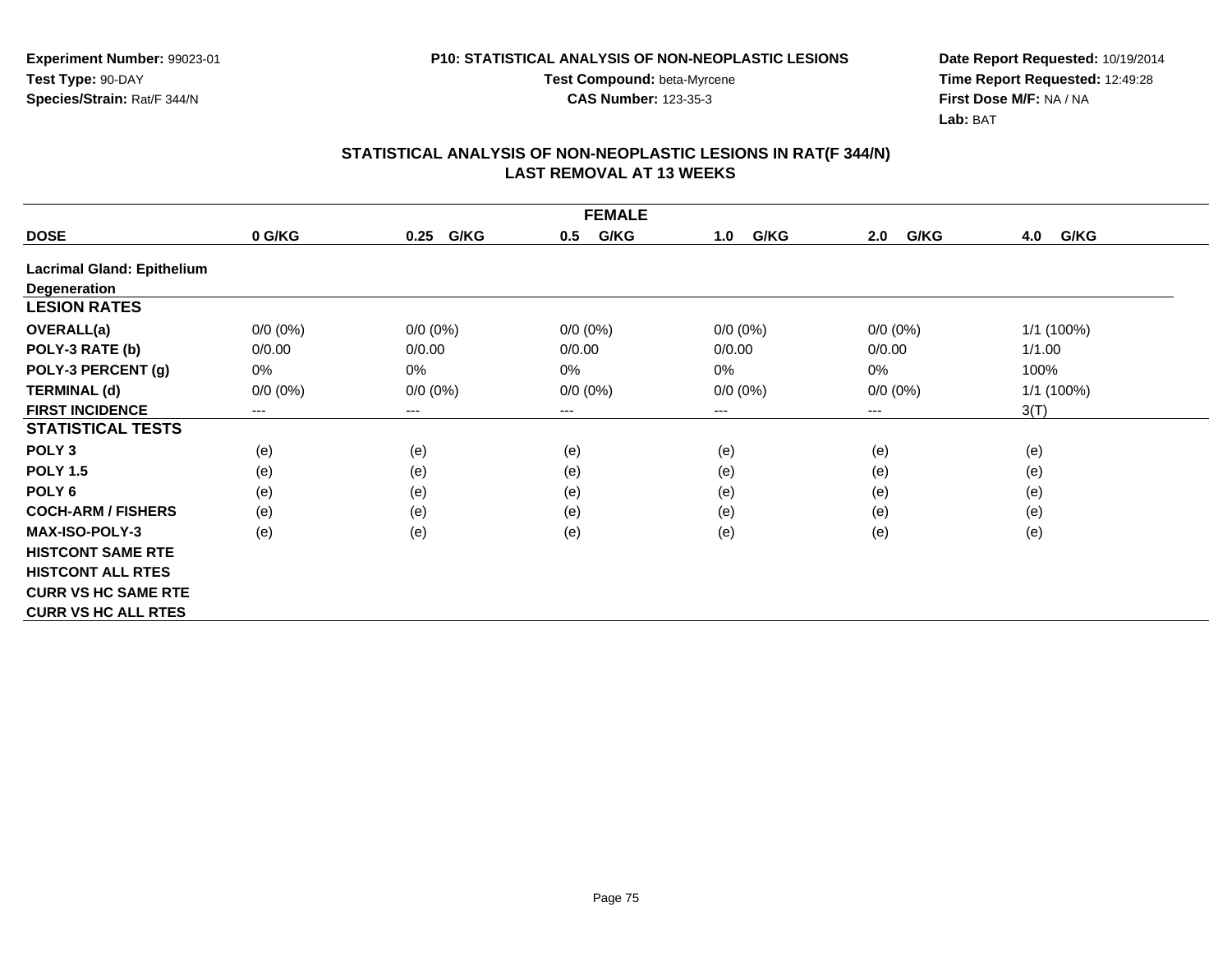**Experiment Number:** 99023-01
**Test Type:** 90-DAY
**Species/Strain:** Rat/F 344/N

**P10: STATISTICAL ANALYSIS OF NON-NEOPLASTIC LESIONS**
**Test Compound:** beta-Myrcene
**CAS Number:** 123-35-3

**Date Report Requested:** 10/19/2014
**Time Report Requested:** 12:49:28
**First Dose M/F:** NA / NA
**Lab:** BAT

## STATISTICAL ANALYSIS OF NON-NEOPLASTIC LESIONS IN RAT(F 344/N) LAST REMOVAL AT 13 WEEKS

| FEMALE | | | | | | |
|---|---|---|---|---|---|---|
| **DOSE** | **0 G/KG** | **0.25 G/KG** | **0.5 G/KG** | **1.0 G/KG** | **2.0 G/KG** | **4.0 G/KG** |
| **Lacrimal Gland: Epithelium Degeneration** | | | | | | |
| **LESION RATES** | | | | | | |
| **OVERALL(a)** | 0/0 (0%) | 0/0 (0%) | 0/0 (0%) | 0/0 (0%) | 0/0 (0%) | 1/1 (100%) |
| **POLY-3 RATE (b)** | 0/0.00 | 0/0.00 | 0/0.00 | 0/0.00 | 0/0.00 | 1/1.00 |
| **POLY-3 PERCENT (g)** | 0% | 0% | 0% | 0% | 0% | 100% |
| **TERMINAL (d)** | 0/0 (0%) | 0/0 (0%) | 0/0 (0%) | 0/0 (0%) | 0/0 (0%) | 1/1 (100%) |
| **FIRST INCIDENCE** | --- | --- | --- | --- | --- | 3(T) |
| **STATISTICAL TESTS** | | | | | | |
| **POLY 3** | (e) | (e) | (e) | (e) | (e) | (e) |
| **POLY 1.5** | (e) | (e) | (e) | (e) | (e) | (e) |
| **POLY 6** | (e) | (e) | (e) | (e) | (e) | (e) |
| **COCH-ARM / FISHERS** | (e) | (e) | (e) | (e) | (e) | (e) |
| **MAX-ISO-POLY-3** | (e) | (e) | (e) | (e) | (e) | (e) |
| **HISTCONT SAME RTE** | | | | | | |
| **HISTCONT ALL RTES** | | | | | | |
| **CURR VS HC SAME RTE** | | | | | | |
| **CURR VS HC ALL RTES** | | | | | | |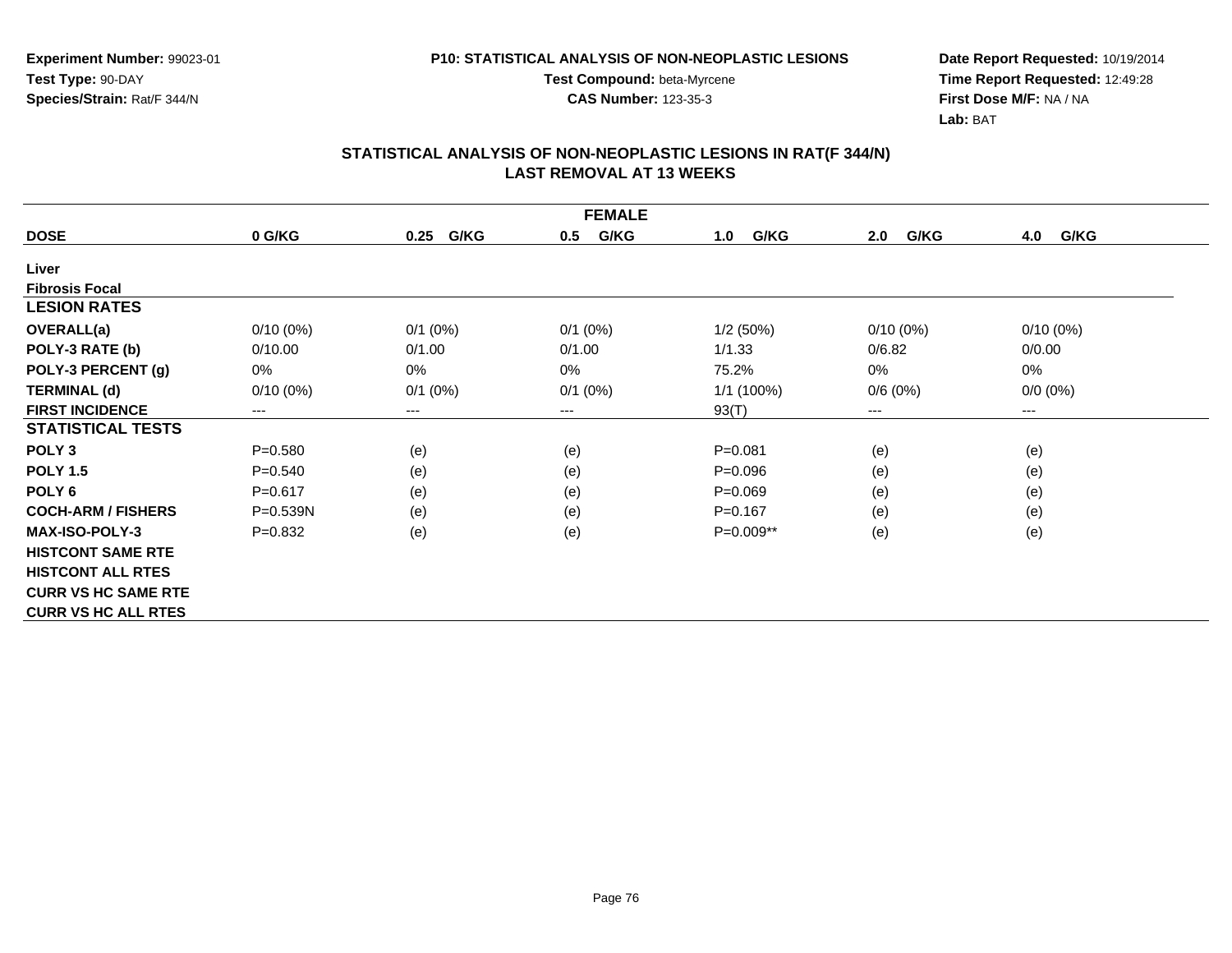Experiment Number: 99023-01
Test Type: 90-DAY
Species/Strain: Rat/F 344/N

P10: STATISTICAL ANALYSIS OF NON-NEOPLASTIC LESIONS
Test Compound: beta-Myrcene
CAS Number: 123-35-3

Date Report Requested: 10/19/2014
Time Report Requested: 12:49:28
First Dose M/F: NA / NA
Lab: BAT

## STATISTICAL ANALYSIS OF NON-NEOPLASTIC LESIONS IN RAT(F 344/N)
## LAST REMOVAL AT 13 WEEKS

| FEMALE | | | | | | |
|---|---|---|---|---|---|---|
| **DOSE** | **0 G/KG** | **0.25 G/KG** | **0.5 G/KG** | **1.0 G/KG** | **2.0 G/KG** | **4.0 G/KG** |
| **Liver** | | | | | | |
| **Fibrosis Focal** | | | | | | |
| **LESION RATES** | | | | | | |
| **OVERALL(a)** | 0/10 (0%) | 0/1 (0%) | 0/1 (0%) | 1/2 (50%) | 0/10 (0%) | 0/10 (0%) |
| **POLY-3 RATE (b)** | 0/10.00 | 0/1.00 | 0/1.00 | 1/1.33 | 0/6.82 | 0/0.00 |
| **POLY-3 PERCENT (g)** | 0% | 0% | 0% | 75.2% | 0% | 0% |
| **TERMINAL (d)** | 0/10 (0%) | 0/1 (0%) | 0/1 (0%) | 1/1 (100%) | 0/6 (0%) | 0/0 (0%) |
| **FIRST INCIDENCE** | --- | --- | --- | 93(T) | --- | --- |
| **STATISTICAL TESTS** | | | | | | |
| **POLY 3** | P=0.580 | (e) | (e) | P=0.081 | (e) | (e) |
| **POLY 1.5** | P=0.540 | (e) | (e) | P=0.096 | (e) | (e) |
| **POLY 6** | P=0.617 | (e) | (e) | P=0.069 | (e) | (e) |
| **COCH-ARM / FISHERS** | P=0.539N | (e) | (e) | P=0.167 | (e) | (e) |
| **MAX-ISO-POLY-3** | P=0.832 | (e) | (e) | P=0.009** | (e) | (e) |
| **HISTCONT SAME RTE** | | | | | | |
| **HISTCONT ALL RTES** | | | | | | |
| **CURR VS HC SAME RTE** | | | | | | |
| **CURR VS HC ALL RTES** | | | | | | |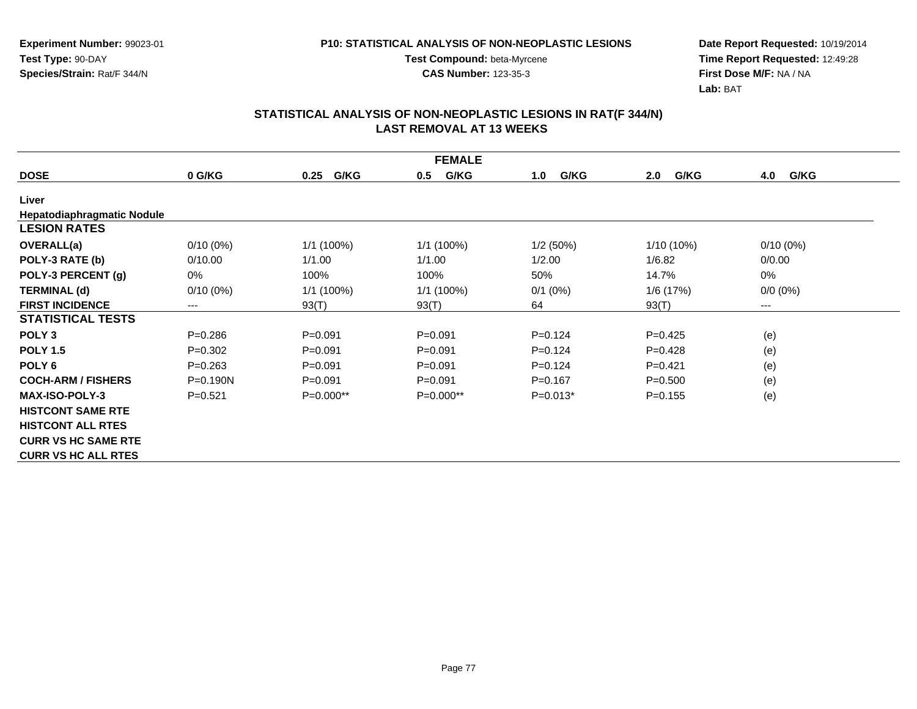Experiment Number: 99023-01
Test Type: 90-DAY
Species/Strain: Rat/F 344/N

P10: STATISTICAL ANALYSIS OF NON-NEOPLASTIC LESIONS
Test Compound: beta-Myrcene
CAS Number: 123-35-3

Date Report Requested: 10/19/2014
Time Report Requested: 12:49:28
First Dose M/F: NA / NA
Lab: BAT

## STATISTICAL ANALYSIS OF NON-NEOPLASTIC LESIONS IN RAT(F 344/N) LAST REMOVAL AT 13 WEEKS

| FEMALE | | | | | | |
|---|---|---|---|---|---|---|
| **DOSE** | **0 G/KG** | **0.25 G/KG** | **0.5 G/KG** | **1.0 G/KG** | **2.0 G/KG** | **4.0 G/KG** |
| **Liver** | | | | | | |
| **Hepatodiaphragmatic Nodule** | | | | | | |
| **LESION RATES** | | | | | | |
| **OVERALL(a)** | 0/10 (0%) | 1/1 (100%) | 1/1 (100%) | 1/2 (50%) | 1/10 (10%) | 0/10 (0%) |
| **POLY-3 RATE (b)** | 0/10.00 | 1/1.00 | 1/1.00 | 1/2.00 | 1/6.82 | 0/0.00 |
| **POLY-3 PERCENT (g)** | 0% | 100% | 100% | 50% | 14.7% | 0% |
| **TERMINAL (d)** | 0/10 (0%) | 1/1 (100%) | 1/1 (100%) | 0/1 (0%) | 1/6 (17%) | 0/0 (0%) |
| **FIRST INCIDENCE** | --- | 93(T) | 93(T) | 64 | 93(T) | --- |
| **STATISTICAL TESTS** | | | | | | |
| **POLY 3** | P=0.286 | P=0.091 | P=0.091 | P=0.124 | P=0.425 | (e) |
| **POLY 1.5** | P=0.302 | P=0.091 | P=0.091 | P=0.124 | P=0.428 | (e) |
| **POLY 6** | P=0.263 | P=0.091 | P=0.091 | P=0.124 | P=0.421 | (e) |
| **COCH-ARM / FISHERS** | P=0.190N | P=0.091 | P=0.091 | P=0.167 | P=0.500 | (e) |
| **MAX-ISO-POLY-3** | P=0.521 | P=0.000** | P=0.000** | P=0.013* | P=0.155 | (e) |
| **HISTCONT SAME RTE** | | | | | | |
| **HISTCONT ALL RTES** | | | | | | |
| **CURR VS HC SAME RTE** | | | | | | |
| **CURR VS HC ALL RTES** | | | | | | |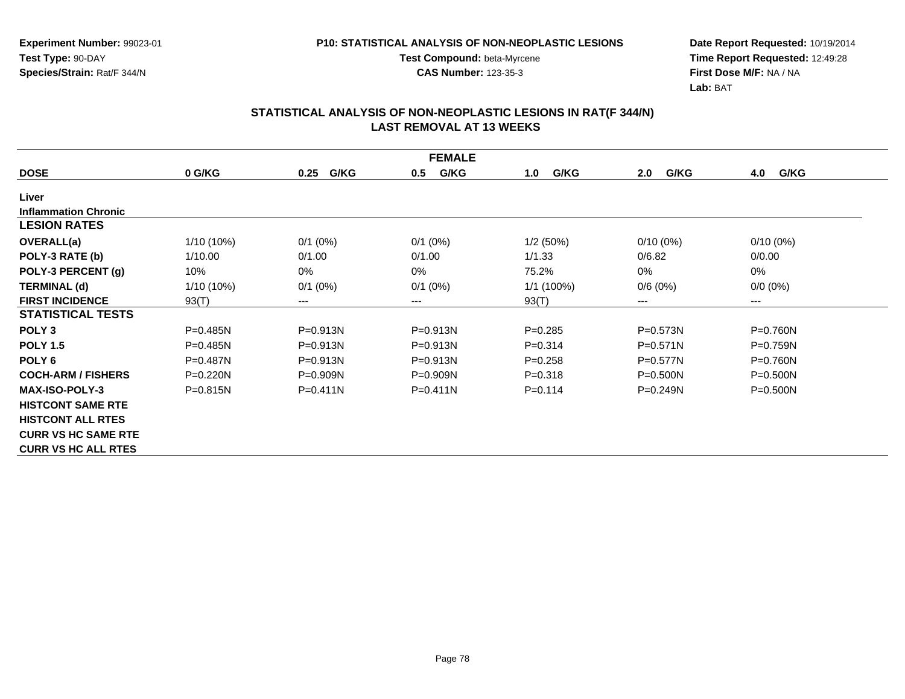Experiment Number: 99023-01
Test Type: 90-DAY
Species/Strain: Rat/F 344/N

P10: STATISTICAL ANALYSIS OF NON-NEOPLASTIC LESIONS
Test Compound: beta-Myrcene
CAS Number: 123-35-3

Date Report Requested: 10/19/2014
Time Report Requested: 12:49:28
First Dose M/F: NA / NA
Lab: BAT

## STATISTICAL ANALYSIS OF NON-NEOPLASTIC LESIONS IN RAT(F 344/N) LAST REMOVAL AT 13 WEEKS

| FEMALE | | | | | | |
|---|---|---|---|---|---|---|
| **DOSE** | **0 G/KG** | **0.25 G/KG** | **0.5 G/KG** | **1.0 G/KG** | **2.0 G/KG** | **4.0 G/KG** |
| **Liver** | | | | | | |
| **Inflammation Chronic** | | | | | | |
| **LESION RATES** | | | | | | |
| **OVERALL(a)** | 1/10 (10%) | 0/1 (0%) | 0/1 (0%) | 1/2 (50%) | 0/10 (0%) | 0/10 (0%) |
| **POLY-3 RATE (b)** | 1/10.00 | 0/1.00 | 0/1.00 | 1/1.33 | 0/6.82 | 0/0.00 |
| **POLY-3 PERCENT (g)** | 10% | 0% | 0% | 75.2% | 0% | 0% |
| **TERMINAL (d)** | 1/10 (10%) | 0/1 (0%) | 0/1 (0%) | 1/1 (100%) | 0/6 (0%) | 0/0 (0%) |
| **FIRST INCIDENCE** | 93(T) | --- | --- | 93(T) | --- | --- |
| **STATISTICAL TESTS** | | | | | | |
| **POLY 3** | P=0.485N | P=0.913N | P=0.913N | P=0.285 | P=0.573N | P=0.760N |
| **POLY 1.5** | P=0.485N | P=0.913N | P=0.913N | P=0.314 | P=0.571N | P=0.759N |
| **POLY 6** | P=0.487N | P=0.913N | P=0.913N | P=0.258 | P=0.577N | P=0.760N |
| **COCH-ARM / FISHERS** | P=0.220N | P=0.909N | P=0.909N | P=0.318 | P=0.500N | P=0.500N |
| **MAX-ISO-POLY-3** | P=0.815N | P=0.411N | P=0.411N | P=0.114 | P=0.249N | P=0.500N |
| **HISTCONT SAME RTE** | | | | | | |
| **HISTCONT ALL RTES** | | | | | | |
| **CURR VS HC SAME RTE** | | | | | | |
| **CURR VS HC ALL RTES** | | | | | | |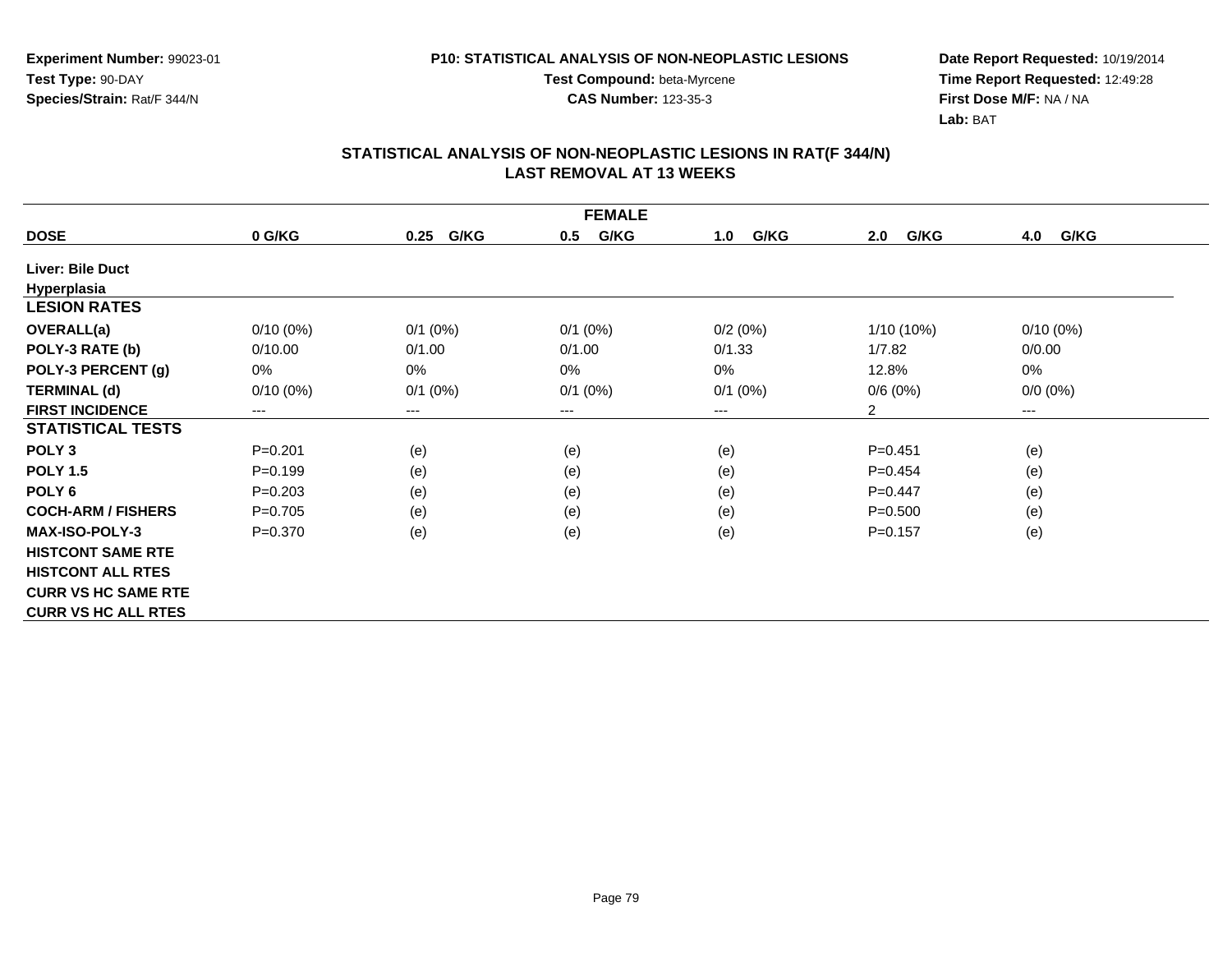Experiment Number: 99023-01
Test Type: 90-DAY
Species/Strain: Rat/F 344/N

P10: STATISTICAL ANALYSIS OF NON-NEOPLASTIC LESIONS
Test Compound: beta-Myrcene
CAS Number: 123-35-3

Date Report Requested: 10/19/2014
Time Report Requested: 12:49:28
First Dose M/F: NA / NA
Lab: BAT

## STATISTICAL ANALYSIS OF NON-NEOPLASTIC LESIONS IN RAT(F 344/N) LAST REMOVAL AT 13 WEEKS

| FEMALE | | | | | | |
|---|---|---|---|---|---|---|
| **DOSE** | **0 G/KG** | **0.25 G/KG** | **0.5 G/KG** | **1.0 G/KG** | **2.0 G/KG** | **4.0 G/KG** |
| **Liver: Bile Duct Hyperplasia** | | | | | | |
| **LESION RATES** | | | | | | |
| **OVERALL(a)** | 0/10 (0%) | 0/1 (0%) | 0/1 (0%) | 0/2 (0%) | 1/10 (10%) | 0/10 (0%) |
| **POLY-3 RATE (b)** | 0/10.00 | 0/1.00 | 0/1.00 | 0/1.33 | 1/7.82 | 0/0.00 |
| **POLY-3 PERCENT (g)** | 0% | 0% | 0% | 0% | 12.8% | 0% |
| **TERMINAL (d)** | 0/10 (0%) | 0/1 (0%) | 0/1 (0%) | 0/1 (0%) | 0/6 (0%) | 0/0 (0%) |
| **FIRST INCIDENCE** | --- | --- | --- | --- | 2 | --- |
| **STATISTICAL TESTS** | | | | | | |
| **POLY 3** | P=0.201 | (e) | (e) | (e) | P=0.451 | (e) |
| **POLY 1.5** | P=0.199 | (e) | (e) | (e) | P=0.454 | (e) |
| **POLY 6** | P=0.203 | (e) | (e) | (e) | P=0.447 | (e) |
| **COCH-ARM / FISHERS** | P=0.705 | (e) | (e) | (e) | P=0.500 | (e) |
| **MAX-ISO-POLY-3** | P=0.370 | (e) | (e) | (e) | P=0.157 | (e) |
| **HISTCONT SAME RTE** | | | | | | |
| **HISTCONT ALL RTES** | | | | | | |
| **CURR VS HC SAME RTE** | | | | | | |
| **CURR VS HC ALL RTES** | | | | | | |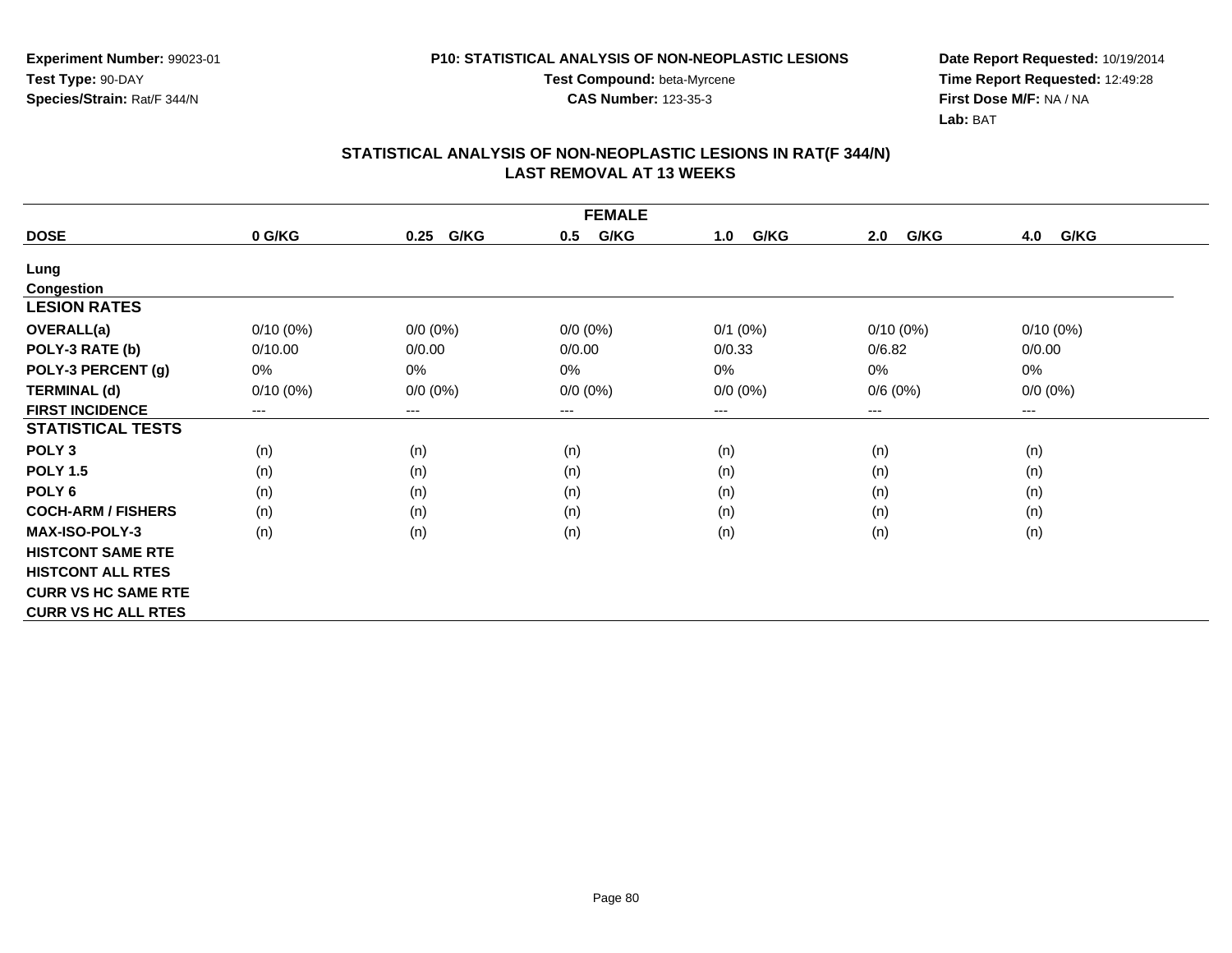**Experiment Number:** 99023-01
**Test Type:** 90-DAY
**Species/Strain:** Rat/F 344/N

**P10: STATISTICAL ANALYSIS OF NON-NEOPLASTIC LESIONS**
**Test Compound:** beta-Myrcene
**CAS Number:** 123-35-3

**Date Report Requested:** 10/19/2014
**Time Report Requested:** 12:49:28
**First Dose M/F:** NA / NA
**Lab:** BAT

## STATISTICAL ANALYSIS OF NON-NEOPLASTIC LESIONS IN RAT(F 344/N)
## LAST REMOVAL AT 13 WEEKS

| FEMALE | | | | | | |
|---|---|---|---|---|---|---|
| **DOSE** | **0 G/KG** | **0.25 G/KG** | **0.5 G/KG** | **1.0 G/KG** | **2.0 G/KG** | **4.0 G/KG** |
| **Lung** | | | | | | |
| **Congestion** | | | | | | |
| **LESION RATES** | | | | | | |
| **OVERALL(a)** | 0/10 (0%) | 0/0 (0%) | 0/0 (0%) | 0/1 (0%) | 0/10 (0%) | 0/10 (0%) |
| **POLY-3 RATE (b)** | 0/10.00 | 0/0.00 | 0/0.00 | 0/0.33 | 0/6.82 | 0/0.00 |
| **POLY-3 PERCENT (g)** | 0% | 0% | 0% | 0% | 0% | 0% |
| **TERMINAL (d)** | 0/10 (0%) | 0/0 (0%) | 0/0 (0%) | 0/0 (0%) | 0/6 (0%) | 0/0 (0%) |
| **FIRST INCIDENCE** | --- | --- | --- | --- | --- | --- |
| **STATISTICAL TESTS** | | | | | | |
| **POLY 3** | (n) | (n) | (n) | (n) | (n) | (n) |
| **POLY 1.5** | (n) | (n) | (n) | (n) | (n) | (n) |
| **POLY 6** | (n) | (n) | (n) | (n) | (n) | (n) |
| **COCH-ARM / FISHERS** | (n) | (n) | (n) | (n) | (n) | (n) |
| **MAX-ISO-POLY-3** | (n) | (n) | (n) | (n) | (n) | (n) |
| **HISTCONT SAME RTE** | | | | | | |
| **HISTCONT ALL RTES** | | | | | | |
| **CURR VS HC SAME RTE** | | | | | | |
| **CURR VS HC ALL RTES** | | | | | | |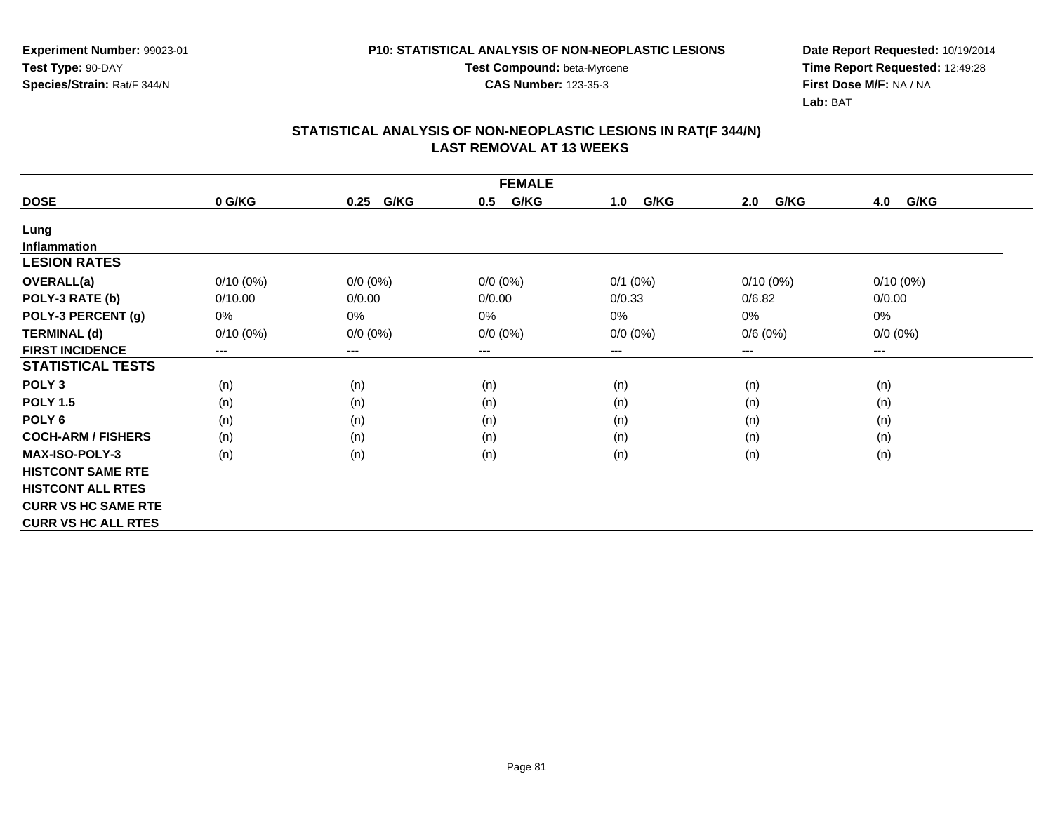**Experiment Number:** 99023-01
**Test Type:** 90-DAY
**Species/Strain:** Rat/F 344/N

**P10: STATISTICAL ANALYSIS OF NON-NEOPLASTIC LESIONS**
**Test Compound:** beta-Myrcene
**CAS Number:** 123-35-3

**Date Report Requested:** 10/19/2014
**Time Report Requested:** 12:49:28
**First Dose M/F:** NA / NA
**Lab:** BAT

## STATISTICAL ANALYSIS OF NON-NEOPLASTIC LESIONS IN RAT(F 344/N)
## LAST REMOVAL AT 13 WEEKS

| FEMALE | | | | | | |
|---|---|---|---|---|---|---|
| **DOSE** | **0 G/KG** | **0.25 G/KG** | **0.5 G/KG** | **1.0 G/KG** | **2.0 G/KG** | **4.0 G/KG** |
| **Lung** | | | | | | |
| **Inflammation** | | | | | | |
| **LESION RATES** | | | | | | |
| **OVERALL(a)** | 0/10 (0%) | 0/0 (0%) | 0/0 (0%) | 0/1 (0%) | 0/10 (0%) | 0/10 (0%) |
| **POLY-3 RATE (b)** | 0/10.00 | 0/0.00 | 0/0.00 | 0/0.33 | 0/6.82 | 0/0.00 |
| **POLY-3 PERCENT (g)** | 0% | 0% | 0% | 0% | 0% | 0% |
| **TERMINAL (d)** | 0/10 (0%) | 0/0 (0%) | 0/0 (0%) | 0/0 (0%) | 0/6 (0%) | 0/0 (0%) |
| **FIRST INCIDENCE** | --- | --- | --- | --- | --- | --- |
| **STATISTICAL TESTS** | | | | | | |
| **POLY 3** | (n) | (n) | (n) | (n) | (n) | (n) |
| **POLY 1.5** | (n) | (n) | (n) | (n) | (n) | (n) |
| **POLY 6** | (n) | (n) | (n) | (n) | (n) | (n) |
| **COCH-ARM / FISHERS** | (n) | (n) | (n) | (n) | (n) | (n) |
| **MAX-ISO-POLY-3** | (n) | (n) | (n) | (n) | (n) | (n) |
| **HISTCONT SAME RTE** | | | | | | |
| **HISTCONT ALL RTES** | | | | | | |
| **CURR VS HC SAME RTE** | | | | | | |
| **CURR VS HC ALL RTES** | | | | | | |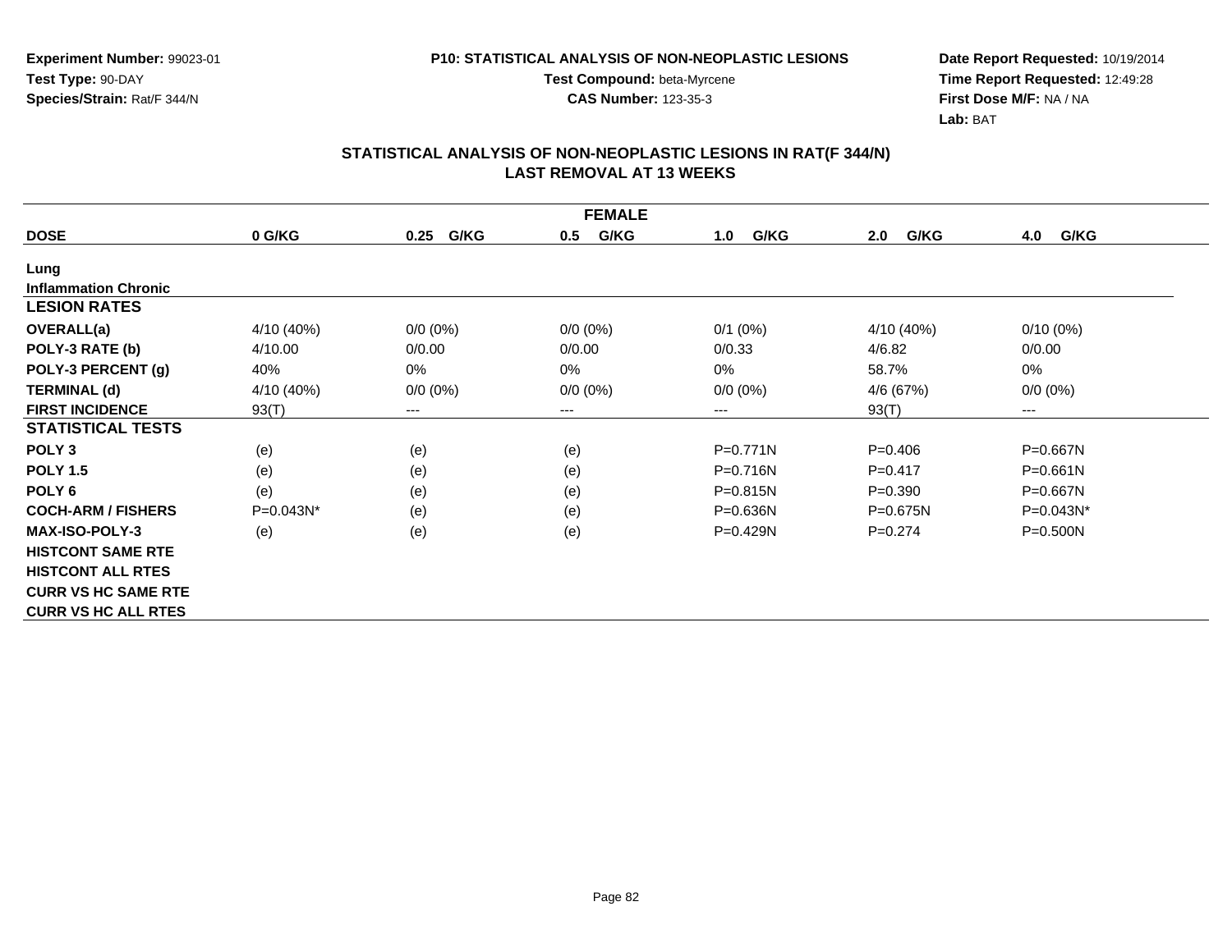Experiment Number: 99023-01
Test Type: 90-DAY
Species/Strain: Rat/F 344/N

P10: STATISTICAL ANALYSIS OF NON-NEOPLASTIC LESIONS
Test Compound: beta-Myrcene
CAS Number: 123-35-3

Date Report Requested: 10/19/2014
Time Report Requested: 12:49:28
First Dose M/F: NA / NA
Lab: BAT

## STATISTICAL ANALYSIS OF NON-NEOPLASTIC LESIONS IN RAT(F 344/N) LAST REMOVAL AT 13 WEEKS

| FEMALE | | | | | | |
|---|---|---|---|---|---|---|
| **DOSE** | **0 G/KG** | **0.25 G/KG** | **0.5 G/KG** | **1.0 G/KG** | **2.0 G/KG** | **4.0 G/KG** |
| **Lung** | | | | | | |
| **Inflammation Chronic** | | | | | | |
| **LESION RATES** | | | | | | |
| **OVERALL(a)** | 4/10 (40%) | 0/0 (0%) | 0/0 (0%) | 0/1 (0%) | 4/10 (40%) | 0/10 (0%) |
| **POLY-3 RATE (b)** | 4/10.00 | 0/0.00 | 0/0.00 | 0/0.33 | 4/6.82 | 0/0.00 |
| **POLY-3 PERCENT (g)** | 40% | 0% | 0% | 0% | 58.7% | 0% |
| **TERMINAL (d)** | 4/10 (40%) | 0/0 (0%) | 0/0 (0%) | 0/0 (0%) | 4/6 (67%) | 0/0 (0%) |
| **FIRST INCIDENCE** | 93(T) | --- | --- | --- | 93(T) | --- |
| **STATISTICAL TESTS** | | | | | | |
| **POLY 3** | (e) | (e) | (e) | P=0.771N | P=0.406 | P=0.667N |
| **POLY 1.5** | (e) | (e) | (e) | P=0.716N | P=0.417 | P=0.661N |
| **POLY 6** | (e) | (e) | (e) | P=0.815N | P=0.390 | P=0.667N |
| **COCH-ARM / FISHERS** | P=0.043N* | (e) | (e) | P=0.636N | P=0.675N | P=0.043N* |
| **MAX-ISO-POLY-3** | (e) | (e) | (e) | P=0.429N | P=0.274 | P=0.500N |
| **HISTCONT SAME RTE** | | | | | | |
| **HISTCONT ALL RTES** | | | | | | |
| **CURR VS HC SAME RTE** | | | | | | |
| **CURR VS HC ALL RTES** | | | | | | |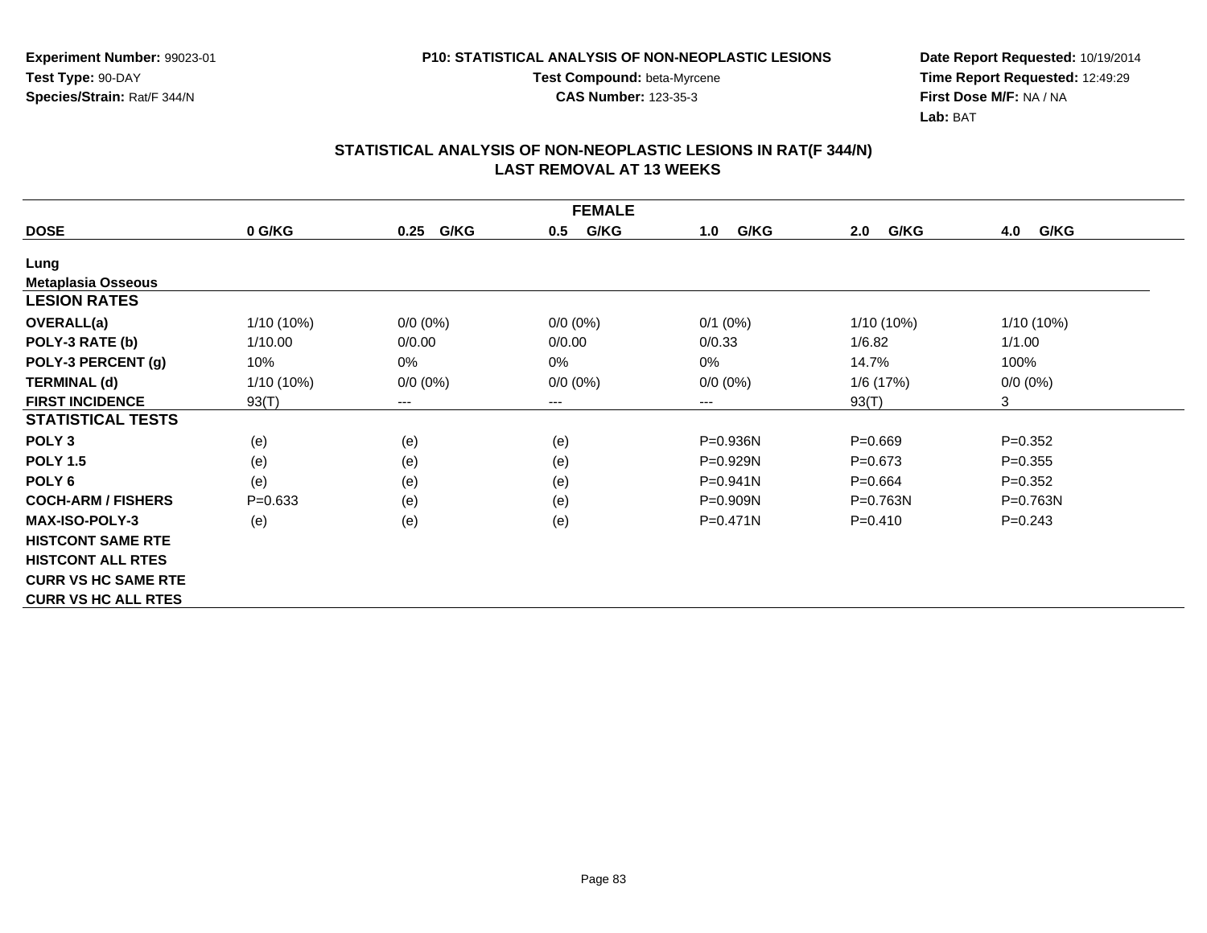Experiment Number: 99023-01
Test Type: 90-DAY
Species/Strain: Rat/F 344/N

P10: STATISTICAL ANALYSIS OF NON-NEOPLASTIC LESIONS
Test Compound: beta-Myrcene
CAS Number: 123-35-3

Date Report Requested: 10/19/2014
Time Report Requested: 12:49:29
First Dose M/F: NA / NA
Lab: BAT

## STATISTICAL ANALYSIS OF NON-NEOPLASTIC LESIONS IN RAT(F 344/N)
## LAST REMOVAL AT 13 WEEKS

| FEMALE | | | | | | |
|---|---|---|---|---|---|---|
| **DOSE** | **0 G/KG** | **0.25 G/KG** | **0.5 G/KG** | **1.0 G/KG** | **2.0 G/KG** | **4.0 G/KG** |
| **Lung** | | | | | | |
| **Metaplasia Osseous** | | | | | | |
| **LESION RATES** | | | | | | |
| **OVERALL(a)** | 1/10 (10%) | 0/0 (0%) | 0/0 (0%) | 0/1 (0%) | 1/10 (10%) | 1/10 (10%) |
| **POLY-3 RATE (b)** | 1/10.00 | 0/0.00 | 0/0.00 | 0/0.33 | 1/6.82 | 1/1.00 |
| **POLY-3 PERCENT (g)** | 10% | 0% | 0% | 0% | 14.7% | 100% |
| **TERMINAL (d)** | 1/10 (10%) | 0/0 (0%) | 0/0 (0%) | 0/0 (0%) | 1/6 (17%) | 0/0 (0%) |
| **FIRST INCIDENCE** | 93(T) | --- | --- | --- | 93(T) | 3 |
| **STATISTICAL TESTS** | | | | | | |
| **POLY 3** | (e) | (e) | (e) | P=0.936N | P=0.669 | P=0.352 |
| **POLY 1.5** | (e) | (e) | (e) | P=0.929N | P=0.673 | P=0.355 |
| **POLY 6** | (e) | (e) | (e) | P=0.941N | P=0.664 | P=0.352 |
| **COCH-ARM / FISHERS** | P=0.633 | (e) | (e) | P=0.909N | P=0.763N | P=0.763N |
| **MAX-ISO-POLY-3** | (e) | (e) | (e) | P=0.471N | P=0.410 | P=0.243 |
| **HISTCONT SAME RTE** | | | | | | |
| **HISTCONT ALL RTES** | | | | | | |
| **CURR VS HC SAME RTE** | | | | | | |
| **CURR VS HC ALL RTES** | | | | | | |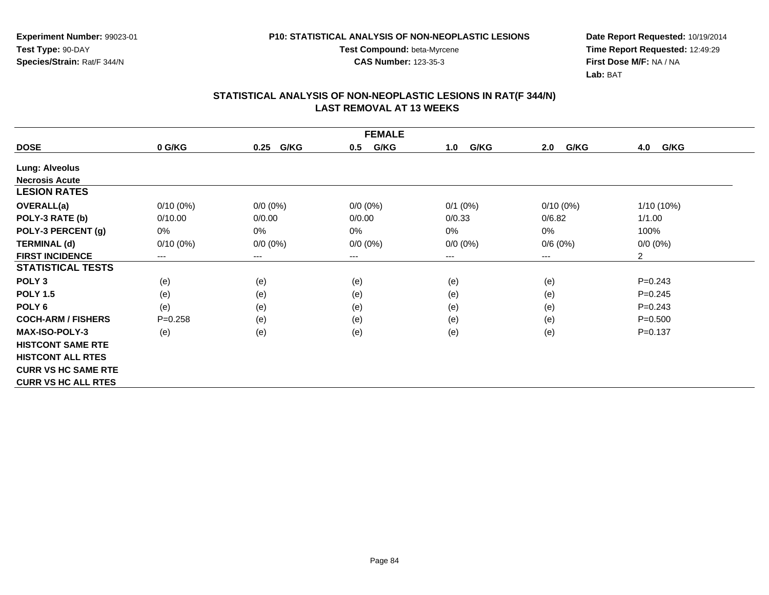**Experiment Number:** 99023-01
**Test Type:** 90-DAY
**Species/Strain:** Rat/F 344/N

**P10: STATISTICAL ANALYSIS OF NON-NEOPLASTIC LESIONS**
**Test Compound:** beta-Myrcene
**CAS Number:** 123-35-3

**Date Report Requested:** 10/19/2014
**Time Report Requested:** 12:49:29
**First Dose M/F:** NA / NA
**Lab:** BAT

## STATISTICAL ANALYSIS OF NON-NEOPLASTIC LESIONS IN RAT(F 344/N)
## LAST REMOVAL AT 13 WEEKS

| FEMALE | | | | | | |
|---|---|---|---|---|---|---|
| **DOSE** | **0 G/KG** | **0.25 G/KG** | **0.5 G/KG** | **1.0 G/KG** | **2.0 G/KG** | **4.0 G/KG** |
| **Lung: Alveolus** | | | | | | |
| **Necrosis Acute** | | | | | | |
| **LESION RATES** | | | | | | |
| **OVERALL(a)** | 0/10 (0%) | 0/0 (0%) | 0/0 (0%) | 0/1 (0%) | 0/10 (0%) | 1/10 (10%) |
| **POLY-3 RATE (b)** | 0/10.00 | 0/0.00 | 0/0.00 | 0/0.33 | 0/6.82 | 1/1.00 |
| **POLY-3 PERCENT (g)** | 0% | 0% | 0% | 0% | 0% | 100% |
| **TERMINAL (d)** | 0/10 (0%) | 0/0 (0%) | 0/0 (0%) | 0/0 (0%) | 0/6 (0%) | 0/0 (0%) |
| **FIRST INCIDENCE** | --- | --- | --- | --- | --- | 2 |
| **STATISTICAL TESTS** | | | | | | |
| **POLY 3** | (e) | (e) | (e) | (e) | (e) | P=0.243 |
| **POLY 1.5** | (e) | (e) | (e) | (e) | (e) | P=0.245 |
| **POLY 6** | (e) | (e) | (e) | (e) | (e) | P=0.243 |
| **COCH-ARM / FISHERS** | P=0.258 | (e) | (e) | (e) | (e) | P=0.500 |
| **MAX-ISO-POLY-3** | (e) | (e) | (e) | (e) | (e) | P=0.137 |
| **HISTCONT SAME RTE** | | | | | | |
| **HISTCONT ALL RTES** | | | | | | |
| **CURR VS HC SAME RTE** | | | | | | |
| **CURR VS HC ALL RTES** | | | | | | |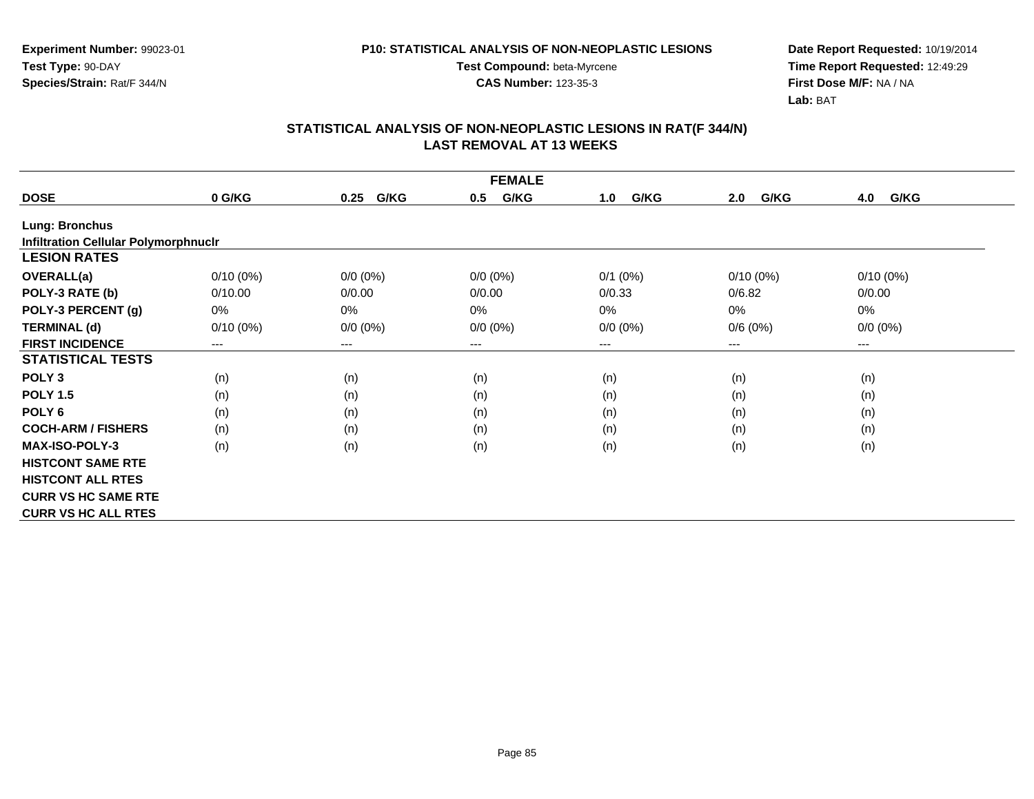Experiment Number: 99023-01
Test Type: 90-DAY
Species/Strain: Rat/F 344/N

P10: STATISTICAL ANALYSIS OF NON-NEOPLASTIC LESIONS
Test Compound: beta-Myrcene
CAS Number: 123-35-3

Date Report Requested: 10/19/2014
Time Report Requested: 12:49:29
First Dose M/F: NA / NA
Lab: BAT

## STATISTICAL ANALYSIS OF NON-NEOPLASTIC LESIONS IN RAT(F 344/N) LAST REMOVAL AT 13 WEEKS

| FEMALE | | | | | | |
|---|---|---|---|---|---|---|
| **DOSE** | **0 G/KG** | **0.25 G/KG** | **0.5 G/KG** | **1.0 G/KG** | **2.0 G/KG** | **4.0 G/KG** |
| **Lung: Bronchus** | | | | | | |
| **Infiltration Cellular Polymorphnuclr** | | | | | | |
| **LESION RATES** | | | | | | |
| **OVERALL(a)** | 0/10 (0%) | 0/0 (0%) | 0/0 (0%) | 0/1 (0%) | 0/10 (0%) | 0/10 (0%) |
| **POLY-3 RATE (b)** | 0/10.00 | 0/0.00 | 0/0.00 | 0/0.33 | 0/6.82 | 0/0.00 |
| **POLY-3 PERCENT (g)** | 0% | 0% | 0% | 0% | 0% | 0% |
| **TERMINAL (d)** | 0/10 (0%) | 0/0 (0%) | 0/0 (0%) | 0/0 (0%) | 0/6 (0%) | 0/0 (0%) |
| **FIRST INCIDENCE** | --- | --- | --- | --- | --- | --- |
| **STATISTICAL TESTS** | | | | | | |
| **POLY 3** | (n) | (n) | (n) | (n) | (n) | (n) |
| **POLY 1.5** | (n) | (n) | (n) | (n) | (n) | (n) |
| **POLY 6** | (n) | (n) | (n) | (n) | (n) | (n) |
| **COCH-ARM / FISHERS** | (n) | (n) | (n) | (n) | (n) | (n) |
| **MAX-ISO-POLY-3** | (n) | (n) | (n) | (n) | (n) | (n) |
| **HISTCONT SAME RTE** | | | | | | |
| **HISTCONT ALL RTES** | | | | | | |
| **CURR VS HC SAME RTE** | | | | | | |
| **CURR VS HC ALL RTES** | | | | | | |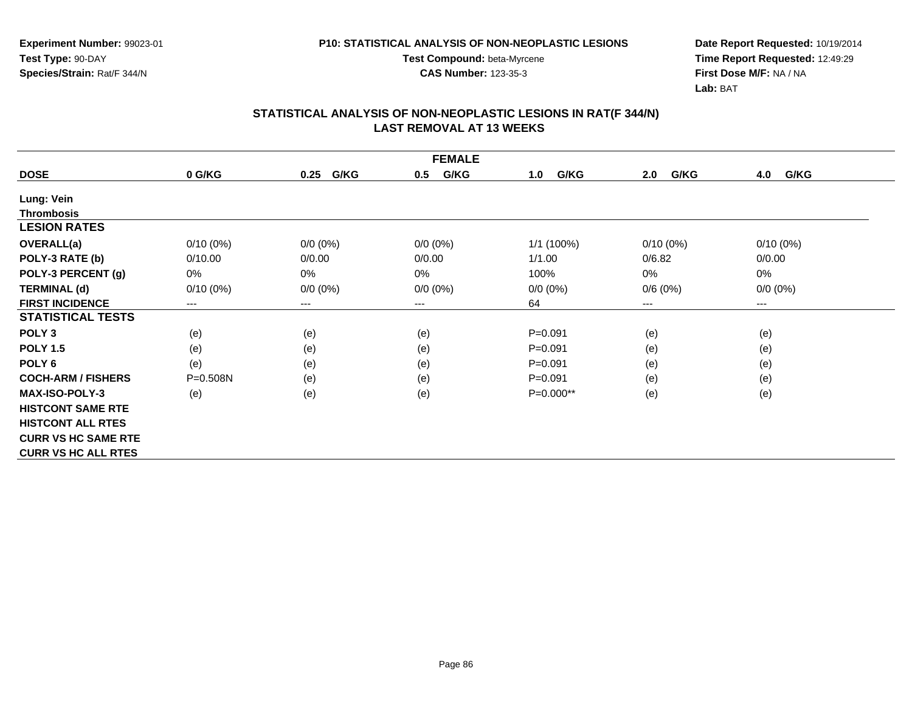Experiment Number: 99023-01
Test Type: 90-DAY
Species/Strain: Rat/F 344/N

P10: STATISTICAL ANALYSIS OF NON-NEOPLASTIC LESIONS
Test Compound: beta-Myrcene
CAS Number: 123-35-3

Date Report Requested: 10/19/2014
Time Report Requested: 12:49:29
First Dose M/F: NA / NA
Lab: BAT

## STATISTICAL ANALYSIS OF NON-NEOPLASTIC LESIONS IN RAT(F 344/N) LAST REMOVAL AT 13 WEEKS

| FEMALE | | | | | | |
|---|---|---|---|---|---|---|
| **DOSE** | **0 G/KG** | **0.25 G/KG** | **0.5 G/KG** | **1.0 G/KG** | **2.0 G/KG** | **4.0 G/KG** |
| **Lung: Vein** | | | | | | |
| **Thrombosis** | | | | | | |
| **LESION RATES** | | | | | | |
| **OVERALL(a)** | 0/10 (0%) | 0/0 (0%) | 0/0 (0%) | 1/1 (100%) | 0/10 (0%) | 0/10 (0%) |
| **POLY-3 RATE (b)** | 0/10.00 | 0/0.00 | 0/0.00 | 1/1.00 | 0/6.82 | 0/0.00 |
| **POLY-3 PERCENT (g)** | 0% | 0% | 0% | 100% | 0% | 0% |
| **TERMINAL (d)** | 0/10 (0%) | 0/0 (0%) | 0/0 (0%) | 0/0 (0%) | 0/6 (0%) | 0/0 (0%) |
| **FIRST INCIDENCE** | --- | --- | --- | 64 | --- | --- |
| **STATISTICAL TESTS** | | | | | | |
| **POLY 3** | (e) | (e) | (e) | P=0.091 | (e) | (e) |
| **POLY 1.5** | (e) | (e) | (e) | P=0.091 | (e) | (e) |
| **POLY 6** | (e) | (e) | (e) | P=0.091 | (e) | (e) |
| **COCH-ARM / FISHERS** | P=0.508N | (e) | (e) | P=0.091 | (e) | (e) |
| **MAX-ISO-POLY-3** | (e) | (e) | (e) | P=0.000** | (e) | (e) |
| **HISTCONT SAME RTE** | | | | | | |
| **HISTCONT ALL RTES** | | | | | | |
| **CURR VS HC SAME RTE** | | | | | | |
| **CURR VS HC ALL RTES** | | | | | | |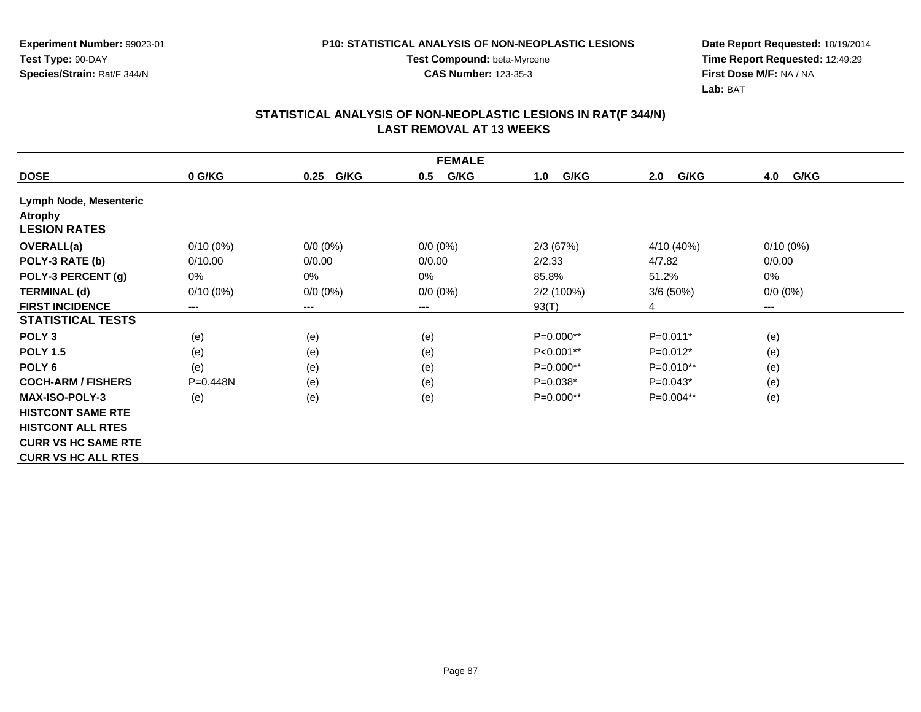Experiment Number: 99023-01
Test Type: 90-DAY
Species/Strain: Rat/F 344/N

P10: STATISTICAL ANALYSIS OF NON-NEOPLASTIC LESIONS
Test Compound: beta-Myrcene
CAS Number: 123-35-3

Date Report Requested: 10/19/2014
Time Report Requested: 12:49:29
First Dose M/F: NA / NA
Lab: BAT

## STATISTICAL ANALYSIS OF NON-NEOPLASTIC LESIONS IN RAT(F 344/N) LAST REMOVAL AT 13 WEEKS

| FEMALE | | | | | | |
|---|---|---|---|---|---|---|
| **DOSE** | **0 G/KG** | **0.25 G/KG** | **0.5 G/KG** | **1.0 G/KG** | **2.0 G/KG** | **4.0 G/KG** |
| **Lymph Node, Mesenteric** | | | | | | |
| **Atrophy** | | | | | | |
| **LESION RATES** | | | | | | |
| **OVERALL(a)** | 0/10 (0%) | 0/0 (0%) | 0/0 (0%) | 2/3 (67%) | 4/10 (40%) | 0/10 (0%) |
| **POLY-3 RATE (b)** | 0/10.00 | 0/0.00 | 0/0.00 | 2/2.33 | 4/7.82 | 0/0.00 |
| **POLY-3 PERCENT (g)** | 0% | 0% | 0% | 85.8% | 51.2% | 0% |
| **TERMINAL (d)** | 0/10 (0%) | 0/0 (0%) | 0/0 (0%) | 2/2 (100%) | 3/6 (50%) | 0/0 (0%) |
| **FIRST INCIDENCE** | --- | --- | --- | 93(T) | 4 | --- |
| **STATISTICAL TESTS** | | | | | | |
| **POLY 3** | (e) | (e) | (e) | P=0.000** | P=0.011* | (e) |
| **POLY 1.5** | (e) | (e) | (e) | P<0.001** | P=0.012* | (e) |
| **POLY 6** | (e) | (e) | (e) | P=0.000** | P=0.010** | (e) |
| **COCH-ARM / FISHERS** | P=0.448N | (e) | (e) | P=0.038* | P=0.043* | (e) |
| **MAX-ISO-POLY-3** | (e) | (e) | (e) | P=0.000** | P=0.004** | (e) |
| **HISTCONT SAME RTE** | | | | | | |
| **HISTCONT ALL RTES** | | | | | | |
| **CURR VS HC SAME RTE** | | | | | | |
| **CURR VS HC ALL RTES** | | | | | | |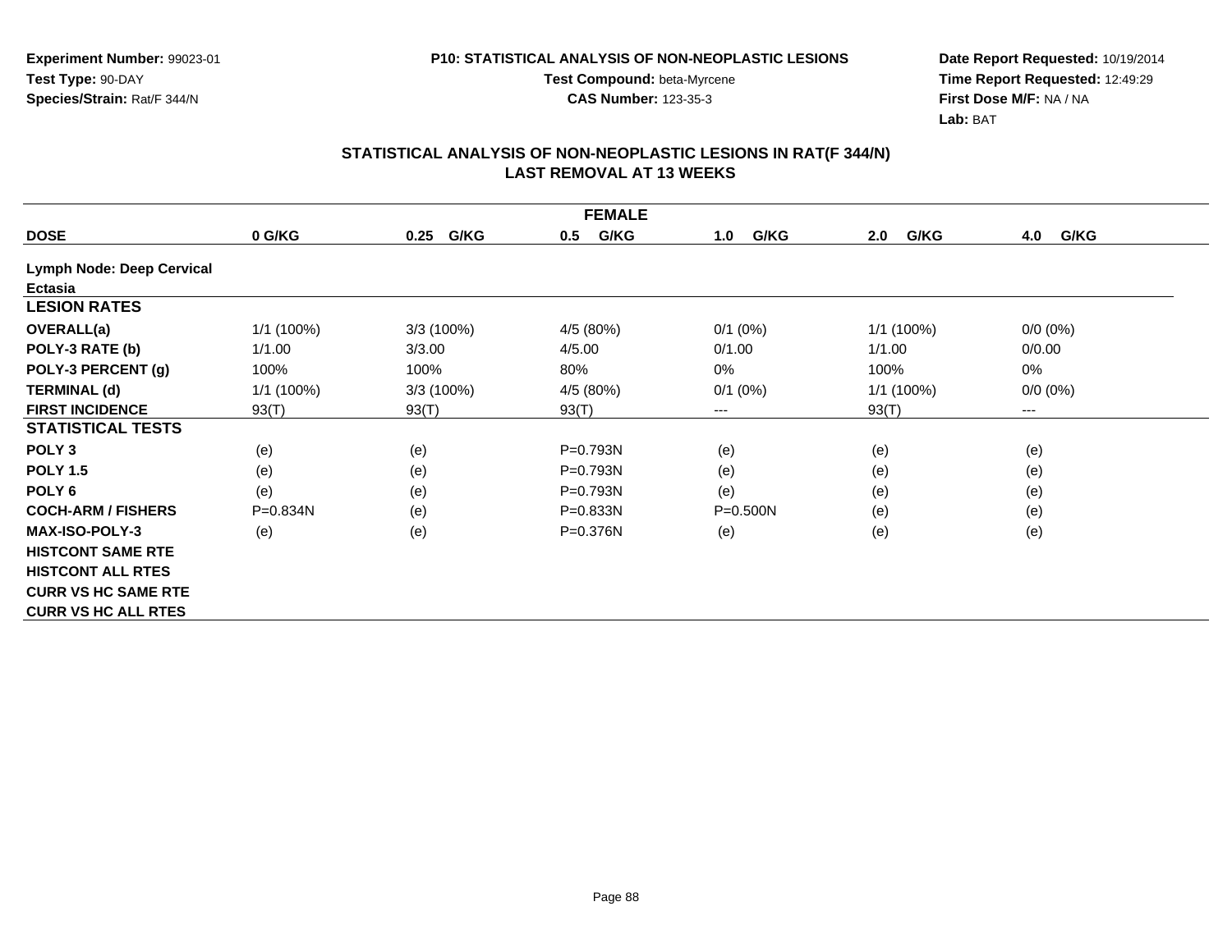Experiment Number: 99023-01
Test Type: 90-DAY
Species/Strain: Rat/F 344/N

P10: STATISTICAL ANALYSIS OF NON-NEOPLASTIC LESIONS
Test Compound: beta-Myrcene
CAS Number: 123-35-3

Date Report Requested: 10/19/2014
Time Report Requested: 12:49:29
First Dose M/F: NA / NA
Lab: BAT

## STATISTICAL ANALYSIS OF NON-NEOPLASTIC LESIONS IN RAT(F 344/N)
## LAST REMOVAL AT 13 WEEKS

| FEMALE | | | | | | |
|---|---|---|---|---|---|---|
| **DOSE** | **0 G/KG** | **0.25 G/KG** | **0.5 G/KG** | **1.0 G/KG** | **2.0 G/KG** | **4.0 G/KG** |
| **Lymph Node: Deep Cervical** | | | | | | |
| **Ectasia** | | | | | | |
| **LESION RATES** | | | | | | |
| **OVERALL(a)** | 1/1 (100%) | 3/3 (100%) | 4/5 (80%) | 0/1 (0%) | 1/1 (100%) | 0/0 (0%) |
| **POLY-3 RATE (b)** | 1/1.00 | 3/3.00 | 4/5.00 | 0/1.00 | 1/1.00 | 0/0.00 |
| **POLY-3 PERCENT (g)** | 100% | 100% | 80% | 0% | 100% | 0% |
| **TERMINAL (d)** | 1/1 (100%) | 3/3 (100%) | 4/5 (80%) | 0/1 (0%) | 1/1 (100%) | 0/0 (0%) |
| **FIRST INCIDENCE** | 93(T) | 93(T) | 93(T) | --- | 93(T) | --- |
| **STATISTICAL TESTS** | | | | | | |
| **POLY 3** | (e) | (e) | P=0.793N | (e) | (e) | (e) |
| **POLY 1.5** | (e) | (e) | P=0.793N | (e) | (e) | (e) |
| **POLY 6** | (e) | (e) | P=0.793N | (e) | (e) | (e) |
| **COCH-ARM / FISHERS** | P=0.834N | (e) | P=0.833N | P=0.500N | (e) | (e) |
| **MAX-ISO-POLY-3** | (e) | (e) | P=0.376N | (e) | (e) | (e) |
| **HISTCONT SAME RTE** | | | | | | |
| **HISTCONT ALL RTES** | | | | | | |
| **CURR VS HC SAME RTE** | | | | | | |
| **CURR VS HC ALL RTES** | | | | | | |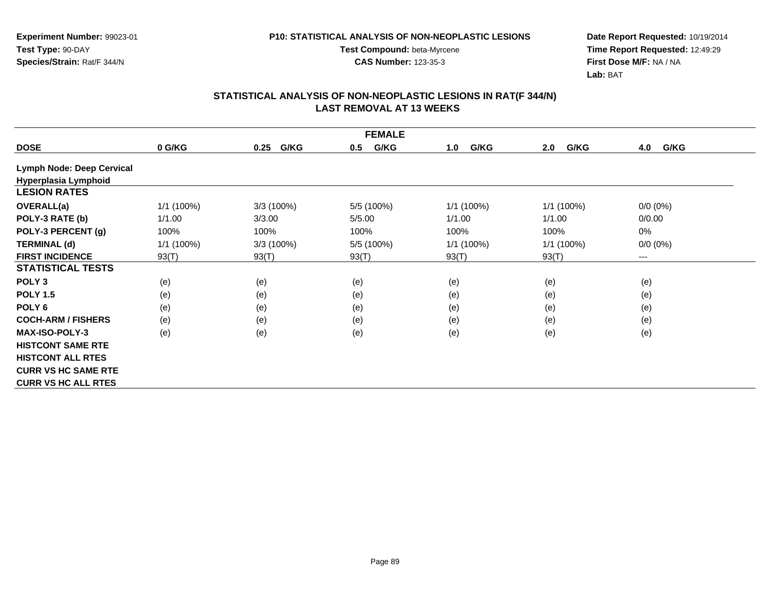**Experiment Number:** 99023-01
**Test Type:** 90-DAY
**Species/Strain:** Rat/F 344/N

**P10: STATISTICAL ANALYSIS OF NON-NEOPLASTIC LESIONS**
**Test Compound:** beta-Myrcene
**CAS Number:** 123-35-3

**Date Report Requested:** 10/19/2014
**Time Report Requested:** 12:49:29
**First Dose M/F:** NA / NA
**Lab:** BAT

## STATISTICAL ANALYSIS OF NON-NEOPLASTIC LESIONS IN RAT(F 344/N)
## LAST REMOVAL AT 13 WEEKS

| FEMALE | | | | | | |
|---|---|---|---|---|---|---|
| **DOSE** | **0 G/KG** | **0.25 G/KG** | **0.5 G/KG** | **1.0 G/KG** | **2.0 G/KG** | **4.0 G/KG** |
| **Lymph Node: Deep Cervical** | | | | | | |
| **Hyperplasia Lymphoid** | | | | | | |
| **LESION RATES** | | | | | | |
| **OVERALL(a)** | 1/1 (100%) | 3/3 (100%) | 5/5 (100%) | 1/1 (100%) | 1/1 (100%) | 0/0 (0%) |
| **POLY-3 RATE (b)** | 1/1.00 | 3/3.00 | 5/5.00 | 1/1.00 | 1/1.00 | 0/0.00 |
| **POLY-3 PERCENT (g)** | 100% | 100% | 100% | 100% | 100% | 0% |
| **TERMINAL (d)** | 1/1 (100%) | 3/3 (100%) | 5/5 (100%) | 1/1 (100%) | 1/1 (100%) | 0/0 (0%) |
| **FIRST INCIDENCE** | 93(T) | 93(T) | 93(T) | 93(T) | 93(T) | --- |
| **STATISTICAL TESTS** | | | | | | |
| **POLY 3** | (e) | (e) | (e) | (e) | (e) | (e) |
| **POLY 1.5** | (e) | (e) | (e) | (e) | (e) | (e) |
| **POLY 6** | (e) | (e) | (e) | (e) | (e) | (e) |
| **COCH-ARM / FISHERS** | (e) | (e) | (e) | (e) | (e) | (e) |
| **MAX-ISO-POLY-3** | (e) | (e) | (e) | (e) | (e) | (e) |
| **HISTCONT SAME RTE** | | | | | | |
| **HISTCONT ALL RTES** | | | | | | |
| **CURR VS HC SAME RTE** | | | | | | |
| **CURR VS HC ALL RTES** | | | | | | |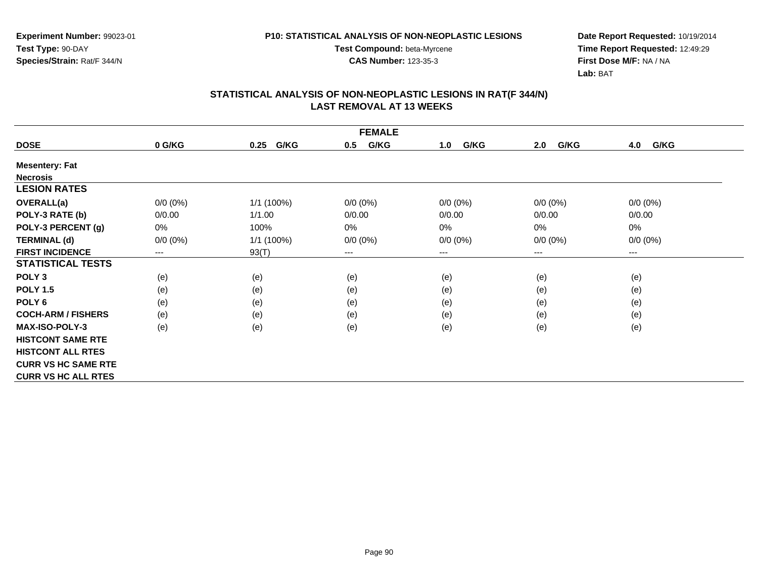Experiment Number: 99023-01
Test Type: 90-DAY
Species/Strain: Rat/F 344/N

P10: STATISTICAL ANALYSIS OF NON-NEOPLASTIC LESIONS
Test Compound: beta-Myrcene
CAS Number: 123-35-3

Date Report Requested: 10/19/2014
Time Report Requested: 12:49:29
First Dose M/F: NA / NA
Lab: BAT

## STATISTICAL ANALYSIS OF NON-NEOPLASTIC LESIONS IN RAT(F 344/N) LAST REMOVAL AT 13 WEEKS

| FEMALE | | | | | | |
|---|---|---|---|---|---|---|
| **DOSE** | **0 G/KG** | **0.25 G/KG** | **0.5 G/KG** | **1.0 G/KG** | **2.0 G/KG** | **4.0 G/KG** |
| **Mesentery: Fat** | | | | | | |
| **Necrosis** | | | | | | |
| **LESION RATES** | | | | | | |
| **OVERALL(a)** | 0/0 (0%) | 1/1 (100%) | 0/0 (0%) | 0/0 (0%) | 0/0 (0%) | 0/0 (0%) |
| **POLY-3 RATE (b)** | 0/0.00 | 1/1.00 | 0/0.00 | 0/0.00 | 0/0.00 | 0/0.00 |
| **POLY-3 PERCENT (g)** | 0% | 100% | 0% | 0% | 0% | 0% |
| **TERMINAL (d)** | 0/0 (0%) | 1/1 (100%) | 0/0 (0%) | 0/0 (0%) | 0/0 (0%) | 0/0 (0%) |
| **FIRST INCIDENCE** | --- | 93(T) | --- | --- | --- | --- |
| **STATISTICAL TESTS** | | | | | | |
| **POLY 3** | (e) | (e) | (e) | (e) | (e) | (e) |
| **POLY 1.5** | (e) | (e) | (e) | (e) | (e) | (e) |
| **POLY 6** | (e) | (e) | (e) | (e) | (e) | (e) |
| **COCH-ARM / FISHERS** | (e) | (e) | (e) | (e) | (e) | (e) |
| **MAX-ISO-POLY-3** | (e) | (e) | (e) | (e) | (e) | (e) |
| **HISTCONT SAME RTE** | | | | | | |
| **HISTCONT ALL RTES** | | | | | | |
| **CURR VS HC SAME RTE** | | | | | | |
| **CURR VS HC ALL RTES** | | | | | | |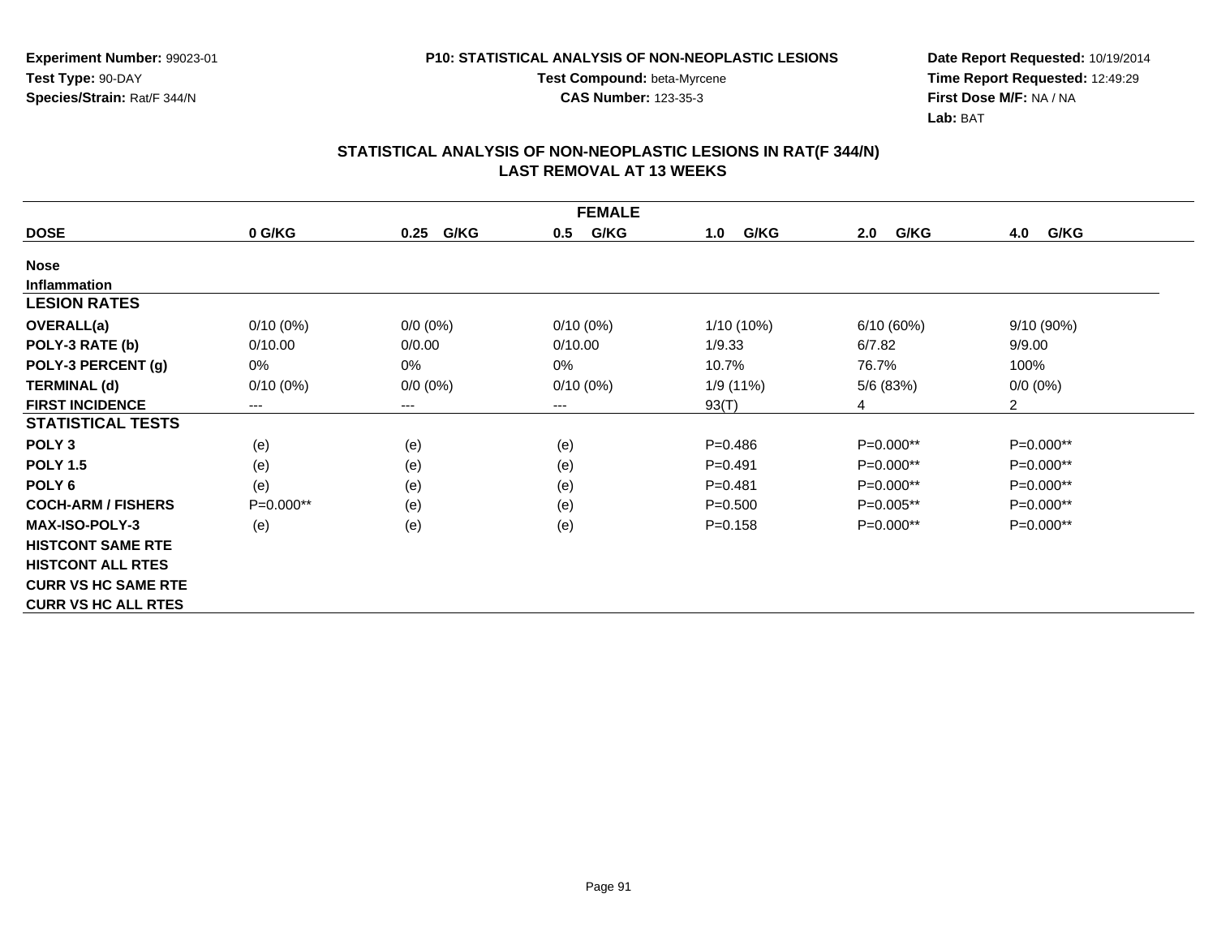**Experiment Number:** 99023-01
**Test Type:** 90-DAY
**Species/Strain:** Rat/F 344/N

**P10: STATISTICAL ANALYSIS OF NON-NEOPLASTIC LESIONS**
**Test Compound:** beta-Myrcene
**CAS Number:** 123-35-3

**Date Report Requested:** 10/19/2014
**Time Report Requested:** 12:49:29
**First Dose M/F:** NA / NA
**Lab:** BAT

## STATISTICAL ANALYSIS OF NON-NEOPLASTIC LESIONS IN RAT(F 344/N) LAST REMOVAL AT 13 WEEKS

| FEMALE | | | | | | |
|---|---|---|---|---|---|---|
| **DOSE** | **0 G/KG** | **0.25 G/KG** | **0.5 G/KG** | **1.0 G/KG** | **2.0 G/KG** | **4.0 G/KG** |
| **Nose** | | | | | | |
| **Inflammation** | | | | | | |
| **LESION RATES** | | | | | | |
| **OVERALL(a)** | 0/10 (0%) | 0/0 (0%) | 0/10 (0%) | 1/10 (10%) | 6/10 (60%) | 9/10 (90%) |
| **POLY-3 RATE (b)** | 0/10.00 | 0/0.00 | 0/10.00 | 1/9.33 | 6/7.82 | 9/9.00 |
| **POLY-3 PERCENT (g)** | 0% | 0% | 0% | 10.7% | 76.7% | 100% |
| **TERMINAL (d)** | 0/10 (0%) | 0/0 (0%) | 0/10 (0%) | 1/9 (11%) | 5/6 (83%) | 0/0 (0%) |
| **FIRST INCIDENCE** | --- | --- | --- | 93(T) | 4 | 2 |
| **STATISTICAL TESTS** | | | | | | |
| **POLY 3** | (e) | (e) | (e) | P=0.486 | P=0.000** | P=0.000** |
| **POLY 1.5** | (e) | (e) | (e) | P=0.491 | P=0.000** | P=0.000** |
| **POLY 6** | (e) | (e) | (e) | P=0.481 | P=0.000** | P=0.000** |
| **COCH-ARM / FISHERS** | P=0.000** | (e) | (e) | P=0.500 | P=0.005** | P=0.000** |
| **MAX-ISO-POLY-3** | (e) | (e) | (e) | P=0.158 | P=0.000** | P=0.000** |
| **HISTCONT SAME RTE** | | | | | | |
| **HISTCONT ALL RTES** | | | | | | |
| **CURR VS HC SAME RTE** | | | | | | |
| **CURR VS HC ALL RTES** | | | | | | |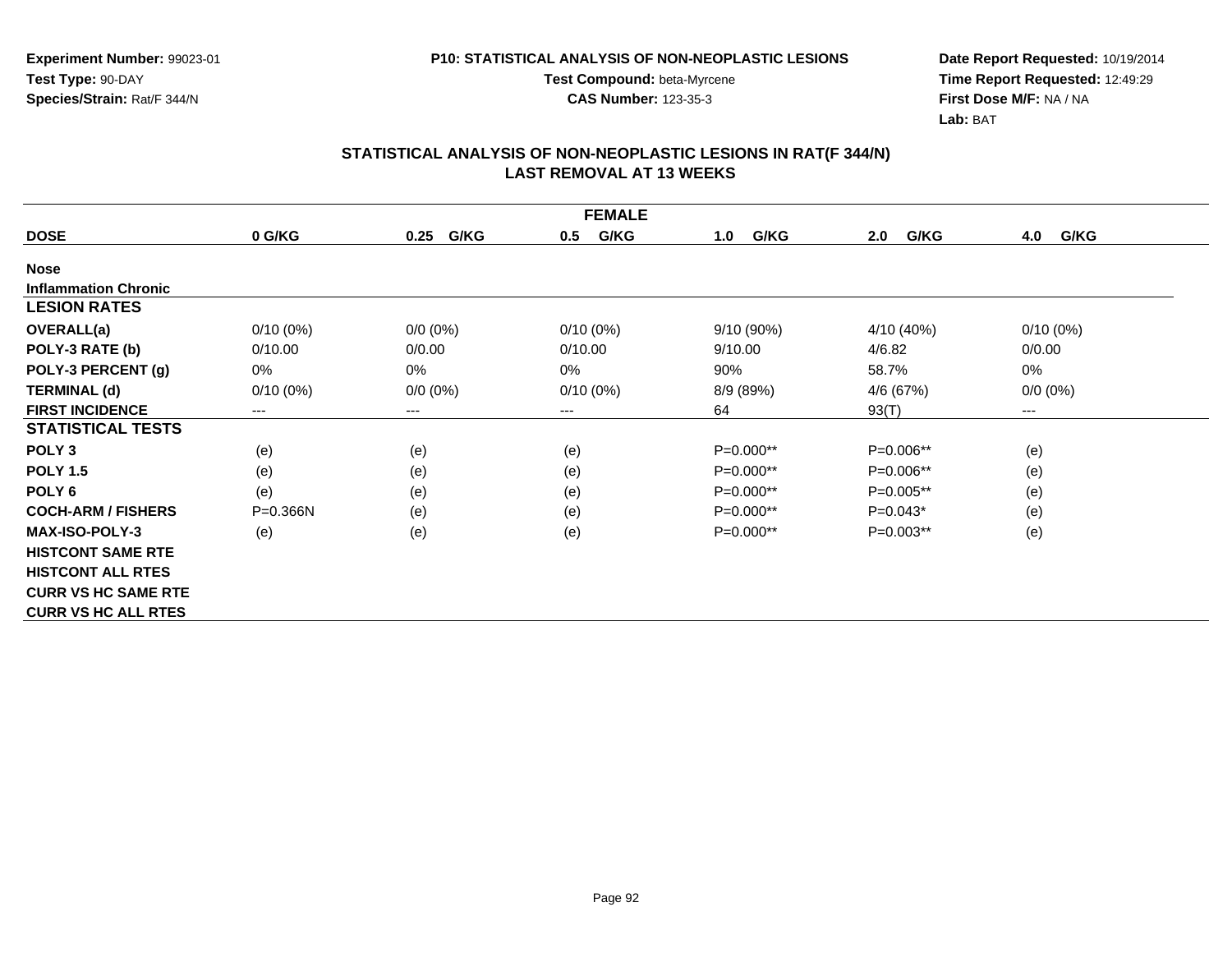**Experiment Number:** 99023-01
**Test Type:** 90-DAY
**Species/Strain:** Rat/F 344/N

**P10: STATISTICAL ANALYSIS OF NON-NEOPLASTIC LESIONS**
**Test Compound:** beta-Myrcene
**CAS Number:** 123-35-3

**Date Report Requested:** 10/19/2014
**Time Report Requested:** 12:49:29
**First Dose M/F:** NA / NA
**Lab:** BAT

## STATISTICAL ANALYSIS OF NON-NEOPLASTIC LESIONS IN RAT(F 344/N) LAST REMOVAL AT 13 WEEKS

| FEMALE | | | | | | |
|---|---|---|---|---|---|---|
| **DOSE** | **0 G/KG** | **0.25 G/KG** | **0.5 G/KG** | **1.0 G/KG** | **2.0 G/KG** | **4.0 G/KG** |
| **Nose** | | | | | | |
| **Inflammation Chronic** | | | | | | |
| **LESION RATES** | | | | | | |
| **OVERALL(a)** | 0/10 (0%) | 0/0 (0%) | 0/10 (0%) | 9/10 (90%) | 4/10 (40%) | 0/10 (0%) |
| **POLY-3 RATE (b)** | 0/10.00 | 0/0.00 | 0/10.00 | 9/10.00 | 4/6.82 | 0/0.00 |
| **POLY-3 PERCENT (g)** | 0% | 0% | 0% | 90% | 58.7% | 0% |
| **TERMINAL (d)** | 0/10 (0%) | 0/0 (0%) | 0/10 (0%) | 8/9 (89%) | 4/6 (67%) | 0/0 (0%) |
| **FIRST INCIDENCE** | --- | --- | --- | 64 | 93(T) | --- |
| **STATISTICAL TESTS** | | | | | | |
| **POLY 3** | (e) | (e) | (e) | P=0.000** | P=0.006** | (e) |
| **POLY 1.5** | (e) | (e) | (e) | P=0.000** | P=0.006** | (e) |
| **POLY 6** | (e) | (e) | (e) | P=0.000** | P=0.005** | (e) |
| **COCH-ARM / FISHERS** | P=0.366N | (e) | (e) | P=0.000** | P=0.043* | (e) |
| **MAX-ISO-POLY-3** | (e) | (e) | (e) | P=0.000** | P=0.003** | (e) |
| **HISTCONT SAME RTE** | | | | | | |
| **HISTCONT ALL RTES** | | | | | | |
| **CURR VS HC SAME RTE** | | | | | | |
| **CURR VS HC ALL RTES** | | | | | | |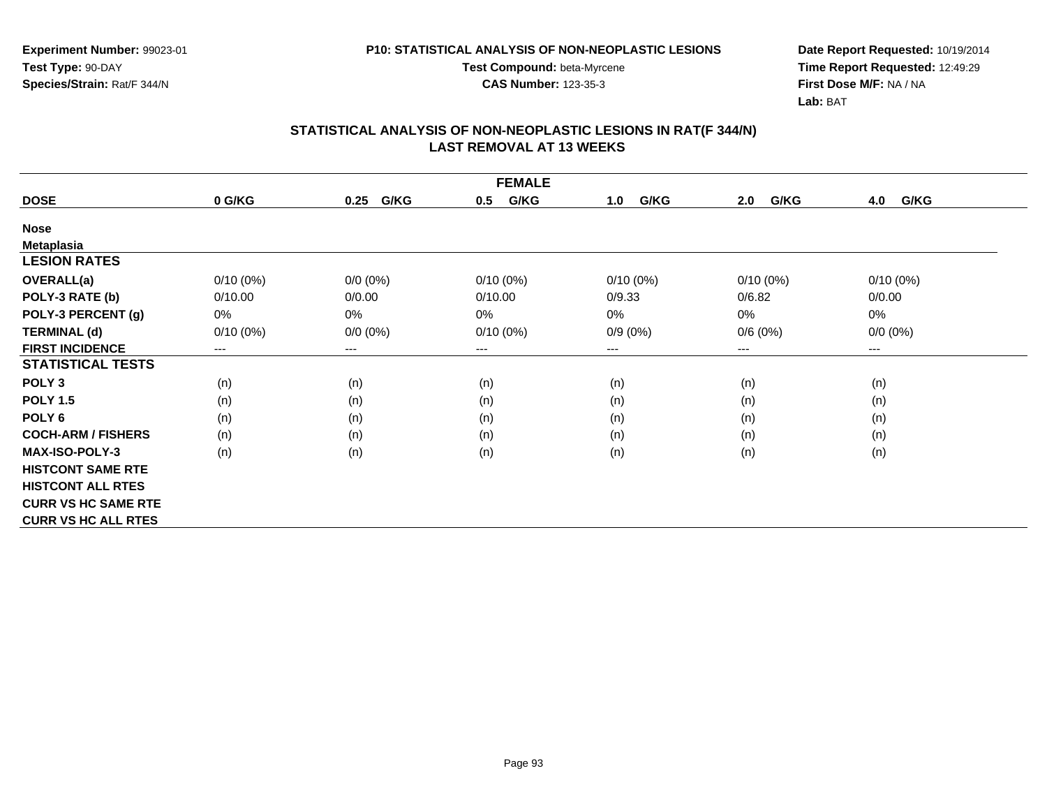**Experiment Number:** 99023-01
**Test Type:** 90-DAY
**Species/Strain:** Rat/F 344/N

**P10: STATISTICAL ANALYSIS OF NON-NEOPLASTIC LESIONS**
**Test Compound:** beta-Myrcene
**CAS Number:** 123-35-3

**Date Report Requested:** 10/19/2014
**Time Report Requested:** 12:49:29
**First Dose M/F:** NA / NA
**Lab:** BAT

## STATISTICAL ANALYSIS OF NON-NEOPLASTIC LESIONS IN RAT(F 344/N)
## LAST REMOVAL AT 13 WEEKS

| FEMALE | | | | | | |
|---|---|---|---|---|---|---|
| **DOSE** | **0 G/KG** | **0.25 G/KG** | **0.5 G/KG** | **1.0 G/KG** | **2.0 G/KG** | **4.0 G/KG** |
| **Nose** | | | | | | |
| **Metaplasia** | | | | | | |
| **LESION RATES** | | | | | | |
| **OVERALL(a)** | 0/10 (0%) | 0/0 (0%) | 0/10 (0%) | 0/10 (0%) | 0/10 (0%) | 0/10 (0%) |
| **POLY-3 RATE (b)** | 0/10.00 | 0/0.00 | 0/10.00 | 0/9.33 | 0/6.82 | 0/0.00 |
| **POLY-3 PERCENT (g)** | 0% | 0% | 0% | 0% | 0% | 0% |
| **TERMINAL (d)** | 0/10 (0%) | 0/0 (0%) | 0/10 (0%) | 0/9 (0%) | 0/6 (0%) | 0/0 (0%) |
| **FIRST INCIDENCE** | --- | --- | --- | --- | --- | --- |
| **STATISTICAL TESTS** | | | | | | |
| **POLY 3** | (n) | (n) | (n) | (n) | (n) | (n) |
| **POLY 1.5** | (n) | (n) | (n) | (n) | (n) | (n) |
| **POLY 6** | (n) | (n) | (n) | (n) | (n) | (n) |
| **COCH-ARM / FISHERS** | (n) | (n) | (n) | (n) | (n) | (n) |
| **MAX-ISO-POLY-3** | (n) | (n) | (n) | (n) | (n) | (n) |
| **HISTCONT SAME RTE** | | | | | | |
| **HISTCONT ALL RTES** | | | | | | |
| **CURR VS HC SAME RTE** | | | | | | |
| **CURR VS HC ALL RTES** | | | | | | |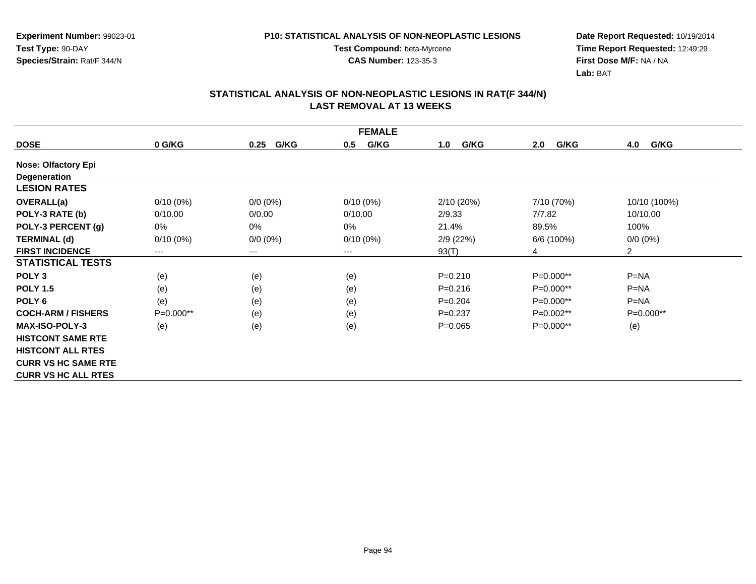**Experiment Number:** 99023-01
**Test Type:** 90-DAY
**Species/Strain:** Rat/F 344/N

**P10: STATISTICAL ANALYSIS OF NON-NEOPLASTIC LESIONS**
**Test Compound:** beta-Myrcene
**CAS Number:** 123-35-3

**Date Report Requested:** 10/19/2014
**Time Report Requested:** 12:49:29
**First Dose M/F:** NA / NA
**Lab:** BAT

## STATISTICAL ANALYSIS OF NON-NEOPLASTIC LESIONS IN RAT(F 344/N) LAST REMOVAL AT 13 WEEKS

| FEMALE | | | | | | |
|---|---|---|---|---|---|---|
| **DOSE** | **0 G/KG** | **0.25 G/KG** | **0.5 G/KG** | **1.0 G/KG** | **2.0 G/KG** | **4.0 G/KG** |
| **Nose: Olfactory Epi Degeneration** | | | | | | |
| **LESION RATES** | | | | | | |
| **OVERALL(a)** | 0/10 (0%) | 0/0 (0%) | 0/10 (0%) | 2/10 (20%) | 7/10 (70%) | 10/10 (100%) |
| **POLY-3 RATE (b)** | 0/10.00 | 0/0.00 | 0/10.00 | 2/9.33 | 7/7.82 | 10/10.00 |
| **POLY-3 PERCENT (g)** | 0% | 0% | 0% | 21.4% | 89.5% | 100% |
| **TERMINAL (d)** | 0/10 (0%) | 0/0 (0%) | 0/10 (0%) | 2/9 (22%) | 6/6 (100%) | 0/0 (0%) |
| **FIRST INCIDENCE** | --- | --- | --- | 93(T) | 4 | 2 |
| **STATISTICAL TESTS** | | | | | | |
| **POLY 3** | (e) | (e) | (e) | P=0.210 | P=0.000** | P=NA |
| **POLY 1.5** | (e) | (e) | (e) | P=0.216 | P=0.000** | P=NA |
| **POLY 6** | (e) | (e) | (e) | P=0.204 | P=0.000** | P=NA |
| **COCH-ARM / FISHERS** | P=0.000** | (e) | (e) | P=0.237 | P=0.002** | P=0.000** |
| **MAX-ISO-POLY-3** | (e) | (e) | (e) | P=0.065 | P=0.000** | (e) |
| **HISTCONT SAME RTE** | | | | | | |
| **HISTCONT ALL RTES** | | | | | | |
| **CURR VS HC SAME RTE** | | | | | | |
| **CURR VS HC ALL RTES** | | | | | | |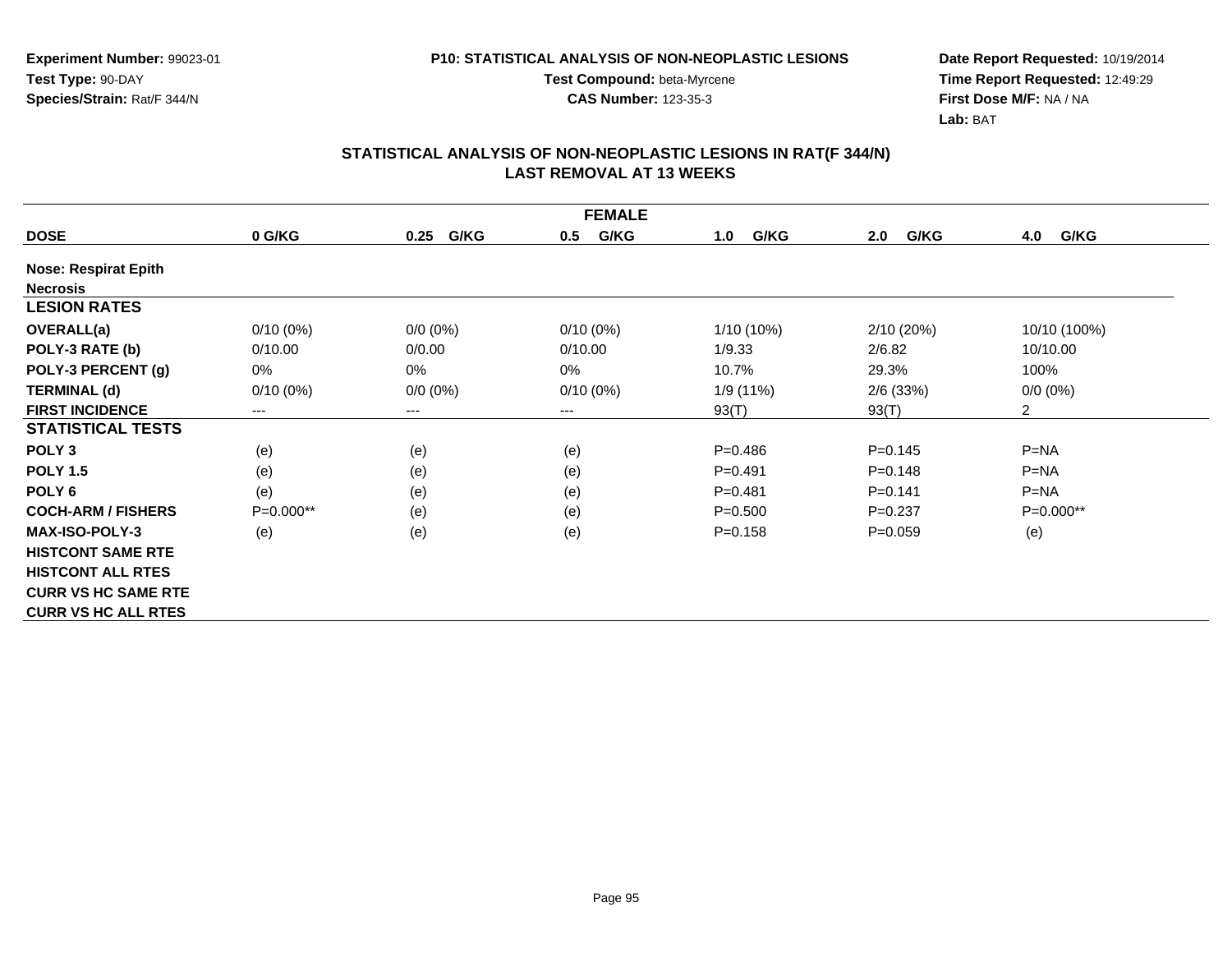**Experiment Number:** 99023-01
**Test Type:** 90-DAY
**Species/Strain:** Rat/F 344/N

**P10: STATISTICAL ANALYSIS OF NON-NEOPLASTIC LESIONS**
**Test Compound:** beta-Myrcene
**CAS Number:** 123-35-3

**Date Report Requested:** 10/19/2014
**Time Report Requested:** 12:49:29
**First Dose M/F:** NA / NA
**Lab:** BAT

## STATISTICAL ANALYSIS OF NON-NEOPLASTIC LESIONS IN RAT(F 344/N) LAST REMOVAL AT 13 WEEKS

| FEMALE | | | | | | |
|---|---|---|---|---|---|---|
| **DOSE** | **0 G/KG** | **0.25 G/KG** | **0.5 G/KG** | **1.0 G/KG** | **2.0 G/KG** | **4.0 G/KG** |
| **Nose: Respirat Epith** | | | | | | |
| **Necrosis** | | | | | | |
| **LESION RATES** | | | | | | |
| **OVERALL(a)** | 0/10 (0%) | 0/0 (0%) | 0/10 (0%) | 1/10 (10%) | 2/10 (20%) | 10/10 (100%) |
| **POLY-3 RATE (b)** | 0/10.00 | 0/0.00 | 0/10.00 | 1/9.33 | 2/6.82 | 10/10.00 |
| **POLY-3 PERCENT (g)** | 0% | 0% | 0% | 10.7% | 29.3% | 100% |
| **TERMINAL (d)** | 0/10 (0%) | 0/0 (0%) | 0/10 (0%) | 1/9 (11%) | 2/6 (33%) | 0/0 (0%) |
| **FIRST INCIDENCE** | --- | --- | --- | 93(T) | 93(T) | 2 |
| **STATISTICAL TESTS** | | | | | | |
| **POLY 3** | (e) | (e) | (e) | P=0.486 | P=0.145 | P=NA |
| **POLY 1.5** | (e) | (e) | (e) | P=0.491 | P=0.148 | P=NA |
| **POLY 6** | (e) | (e) | (e) | P=0.481 | P=0.141 | P=NA |
| **COCH-ARM / FISHERS** | P=0.000** | (e) | (e) | P=0.500 | P=0.237 | P=0.000** |
| **MAX-ISO-POLY-3** | (e) | (e) | (e) | P=0.158 | P=0.059 | (e) |
| **HISTCONT SAME RTE** | | | | | | |
| **HISTCONT ALL RTES** | | | | | | |
| **CURR VS HC SAME RTE** | | | | | | |
| **CURR VS HC ALL RTES** | | | | | | |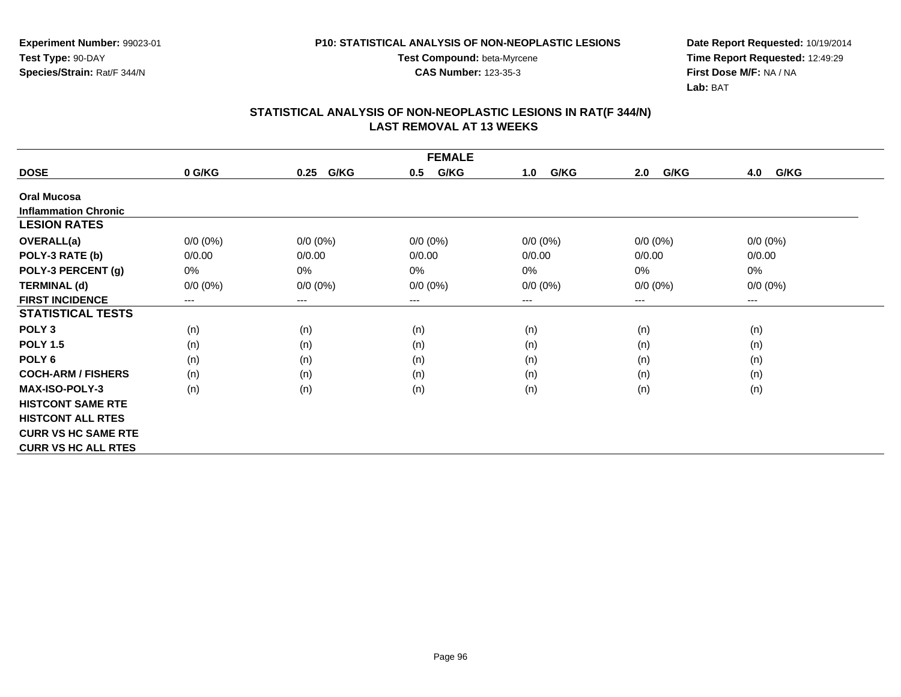Experiment Number: 99023-01
Test Type: 90-DAY
Species/Strain: Rat/F 344/N

P10: STATISTICAL ANALYSIS OF NON-NEOPLASTIC LESIONS
Test Compound: beta-Myrcene
CAS Number: 123-35-3

Date Report Requested: 10/19/2014
Time Report Requested: 12:49:29
First Dose M/F: NA / NA
Lab: BAT

## STATISTICAL ANALYSIS OF NON-NEOPLASTIC LESIONS IN RAT(F 344/N) LAST REMOVAL AT 13 WEEKS

| FEMALE | | | | | | |
|---|---|---|---|---|---|---|
| **DOSE** | **0 G/KG** | **0.25 G/KG** | **0.5 G/KG** | **1.0 G/KG** | **2.0 G/KG** | **4.0 G/KG** |
| **Oral Mucosa** | | | | | | |
| **Inflammation Chronic** | | | | | | |
| **LESION RATES** | | | | | | |
| **OVERALL(a)** | 0/0 (0%) | 0/0 (0%) | 0/0 (0%) | 0/0 (0%) | 0/0 (0%) | 0/0 (0%) |
| **POLY-3 RATE (b)** | 0/0.00 | 0/0.00 | 0/0.00 | 0/0.00 | 0/0.00 | 0/0.00 |
| **POLY-3 PERCENT (g)** | 0% | 0% | 0% | 0% | 0% | 0% |
| **TERMINAL (d)** | 0/0 (0%) | 0/0 (0%) | 0/0 (0%) | 0/0 (0%) | 0/0 (0%) | 0/0 (0%) |
| **FIRST INCIDENCE** | --- | --- | --- | --- | --- | --- |
| **STATISTICAL TESTS** | | | | | | |
| **POLY 3** | (n) | (n) | (n) | (n) | (n) | (n) |
| **POLY 1.5** | (n) | (n) | (n) | (n) | (n) | (n) |
| **POLY 6** | (n) | (n) | (n) | (n) | (n) | (n) |
| **COCH-ARM / FISHERS** | (n) | (n) | (n) | (n) | (n) | (n) |
| **MAX-ISO-POLY-3** | (n) | (n) | (n) | (n) | (n) | (n) |
| **HISTCONT SAME RTE** | | | | | | |
| **HISTCONT ALL RTES** | | | | | | |
| **CURR VS HC SAME RTE** | | | | | | |
| **CURR VS HC ALL RTES** | | | | | | |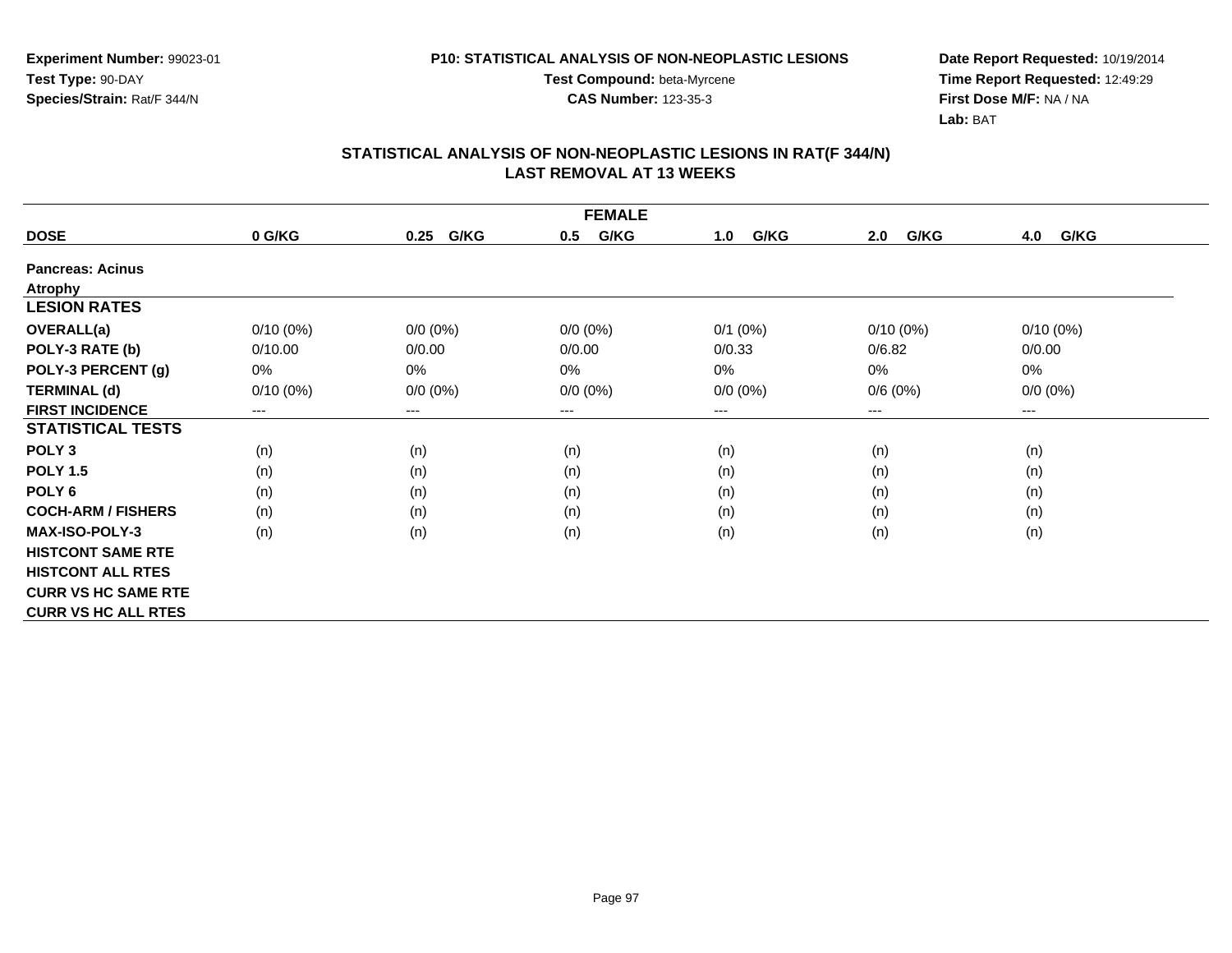Experiment Number: 99023-01
Test Type: 90-DAY
Species/Strain: Rat/F 344/N

P10: STATISTICAL ANALYSIS OF NON-NEOPLASTIC LESIONS
Test Compound: beta-Myrcene
CAS Number: 123-35-3

Date Report Requested: 10/19/2014
Time Report Requested: 12:49:29
First Dose M/F: NA / NA
Lab: BAT

## STATISTICAL ANALYSIS OF NON-NEOPLASTIC LESIONS IN RAT(F 344/N) LAST REMOVAL AT 13 WEEKS

| FEMALE | | | | | | |
|---|---|---|---|---|---|---|
| **DOSE** | **0 G/KG** | **0.25 G/KG** | **0.5 G/KG** | **1.0 G/KG** | **2.0 G/KG** | **4.0 G/KG** |
| **Pancreas: Acinus** | | | | | | |
| **Atrophy** | | | | | | |
| **LESION RATES** | | | | | | |
| **OVERALL(a)** | 0/10 (0%) | 0/0 (0%) | 0/0 (0%) | 0/1 (0%) | 0/10 (0%) | 0/10 (0%) |
| **POLY-3 RATE (b)** | 0/10.00 | 0/0.00 | 0/0.00 | 0/0.33 | 0/6.82 | 0/0.00 |
| **POLY-3 PERCENT (g)** | 0% | 0% | 0% | 0% | 0% | 0% |
| **TERMINAL (d)** | 0/10 (0%) | 0/0 (0%) | 0/0 (0%) | 0/0 (0%) | 0/6 (0%) | 0/0 (0%) |
| **FIRST INCIDENCE** | --- | --- | --- | --- | --- | --- |
| **STATISTICAL TESTS** | | | | | | |
| **POLY 3** | (n) | (n) | (n) | (n) | (n) | (n) |
| **POLY 1.5** | (n) | (n) | (n) | (n) | (n) | (n) |
| **POLY 6** | (n) | (n) | (n) | (n) | (n) | (n) |
| **COCH-ARM / FISHERS** | (n) | (n) | (n) | (n) | (n) | (n) |
| **MAX-ISO-POLY-3** | (n) | (n) | (n) | (n) | (n) | (n) |
| **HISTCONT SAME RTE** | | | | | | |
| **HISTCONT ALL RTES** | | | | | | |
| **CURR VS HC SAME RTE** | | | | | | |
| **CURR VS HC ALL RTES** | | | | | | |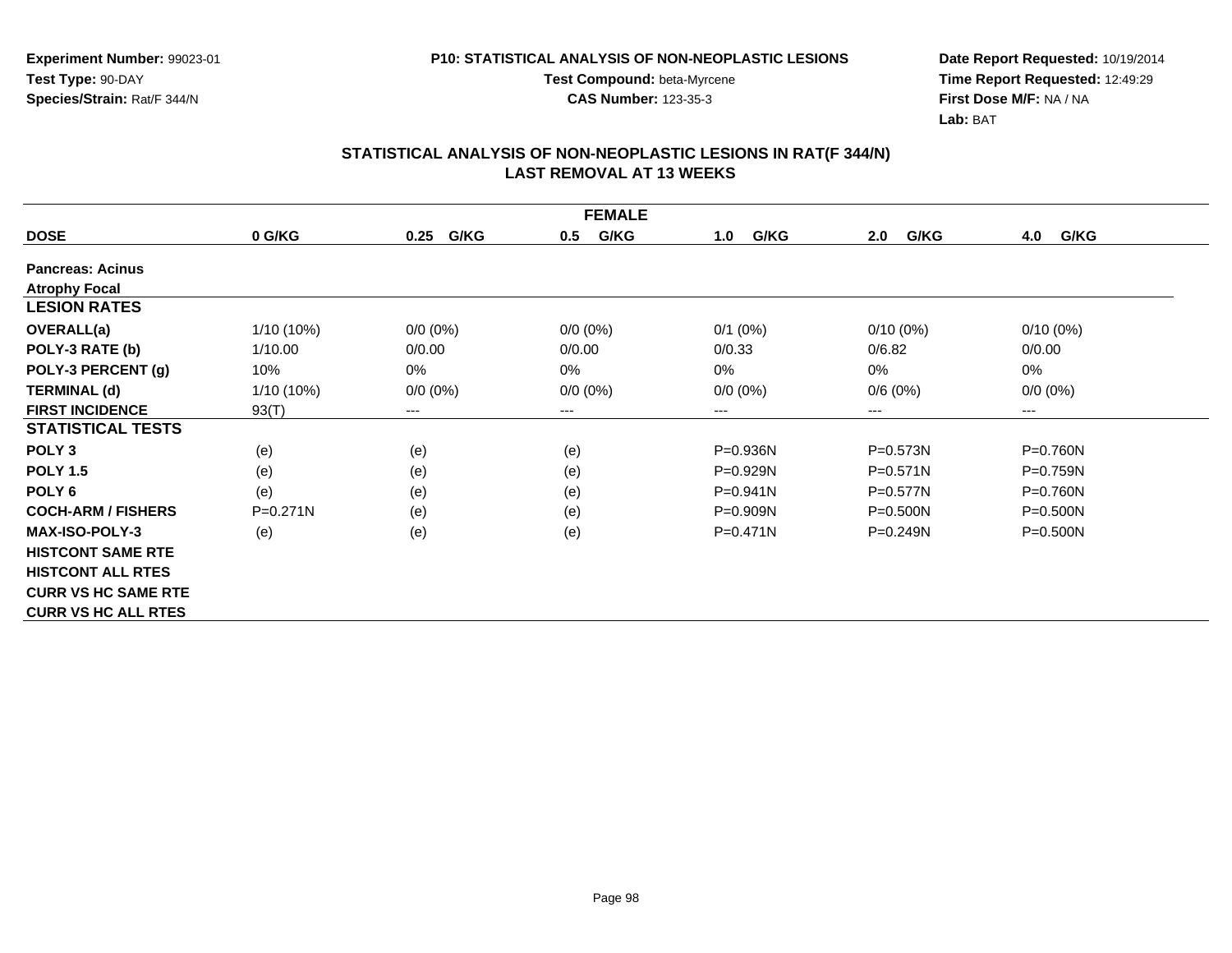Experiment Number: 99023-01
Test Type: 90-DAY
Species/Strain: Rat/F 344/N

P10: STATISTICAL ANALYSIS OF NON-NEOPLASTIC LESIONS
Test Compound: beta-Myrcene
CAS Number: 123-35-3

Date Report Requested: 10/19/2014
Time Report Requested: 12:49:29
First Dose M/F: NA / NA
Lab: BAT

## STATISTICAL ANALYSIS OF NON-NEOPLASTIC LESIONS IN RAT(F 344/N) LAST REMOVAL AT 13 WEEKS

| FEMALE | | | | | | |
|---|---|---|---|---|---|---|
| **DOSE** | **0 G/KG** | **0.25 G/KG** | **0.5 G/KG** | **1.0 G/KG** | **2.0 G/KG** | **4.0 G/KG** |
| **Pancreas: Acinus** | | | | | | |
| **Atrophy Focal** | | | | | | |
| **LESION RATES** | | | | | | |
| **OVERALL(a)** | 1/10 (10%) | 0/0 (0%) | 0/0 (0%) | 0/1 (0%) | 0/10 (0%) | 0/10 (0%) |
| **POLY-3 RATE (b)** | 1/10.00 | 0/0.00 | 0/0.00 | 0/0.33 | 0/6.82 | 0/0.00 |
| **POLY-3 PERCENT (g)** | 10% | 0% | 0% | 0% | 0% | 0% |
| **TERMINAL (d)** | 1/10 (10%) | 0/0 (0%) | 0/0 (0%) | 0/0 (0%) | 0/6 (0%) | 0/0 (0%) |
| **FIRST INCIDENCE** | 93(T) | --- | --- | --- | --- | --- |
| **STATISTICAL TESTS** | | | | | | |
| **POLY 3** | (e) | (e) | (e) | P=0.936N | P=0.573N | P=0.760N |
| **POLY 1.5** | (e) | (e) | (e) | P=0.929N | P=0.571N | P=0.759N |
| **POLY 6** | (e) | (e) | (e) | P=0.941N | P=0.577N | P=0.760N |
| **COCH-ARM / FISHERS** | P=0.271N | (e) | (e) | P=0.909N | P=0.500N | P=0.500N |
| **MAX-ISO-POLY-3** | (e) | (e) | (e) | P=0.471N | P=0.249N | P=0.500N |
| **HISTCONT SAME RTE** | | | | | | |
| **HISTCONT ALL RTES** | | | | | | |
| **CURR VS HC SAME RTE** | | | | | | |
| **CURR VS HC ALL RTES** | | | | | | |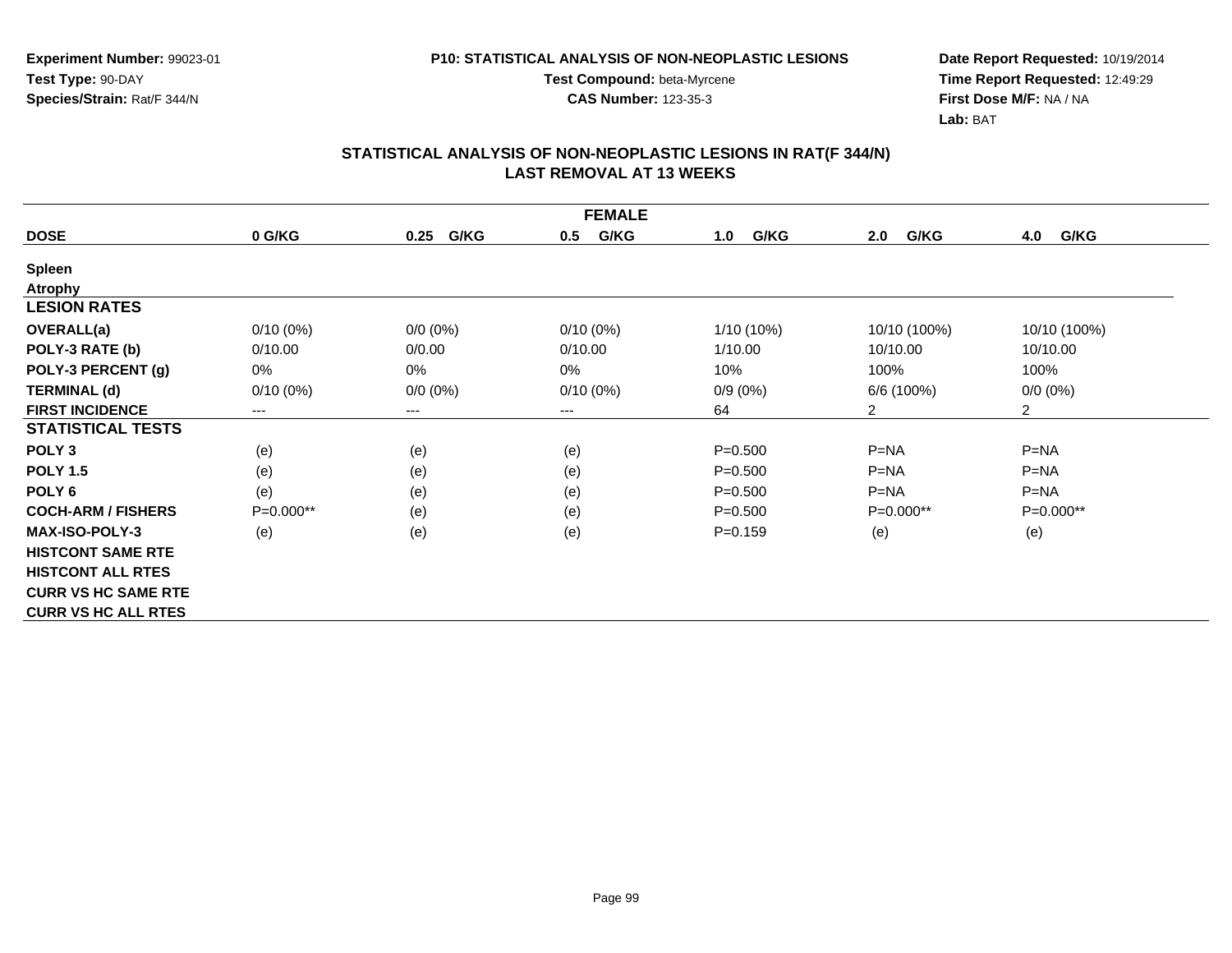Experiment Number: 99023-01
Test Type: 90-DAY
Species/Strain: Rat/F 344/N

P10: STATISTICAL ANALYSIS OF NON-NEOPLASTIC LESIONS
Test Compound: beta-Myrcene
CAS Number: 123-35-3

Date Report Requested: 10/19/2014
Time Report Requested: 12:49:29
First Dose M/F: NA / NA
Lab: BAT

## STATISTICAL ANALYSIS OF NON-NEOPLASTIC LESIONS IN RAT(F 344/N) LAST REMOVAL AT 13 WEEKS

| FEMALE | | | | | | |
|---|---|---|---|---|---|---|
| **DOSE** | **0 G/KG** | **0.25 G/KG** | **0.5 G/KG** | **1.0 G/KG** | **2.0 G/KG** | **4.0 G/KG** |
| **Spleen** | | | | | | |
| **Atrophy** | | | | | | |
| **LESION RATES** | | | | | | |
| **OVERALL(a)** | 0/10 (0%) | 0/0 (0%) | 0/10 (0%) | 1/10 (10%) | 10/10 (100%) | 10/10 (100%) |
| **POLY-3 RATE (b)** | 0/10.00 | 0/0.00 | 0/10.00 | 1/10.00 | 10/10.00 | 10/10.00 |
| **POLY-3 PERCENT (g)** | 0% | 0% | 0% | 10% | 100% | 100% |
| **TERMINAL (d)** | 0/10 (0%) | 0/0 (0%) | 0/10 (0%) | 0/9 (0%) | 6/6 (100%) | 0/0 (0%) |
| **FIRST INCIDENCE** | --- | --- | --- | 64 | 2 | 2 |
| **STATISTICAL TESTS** | | | | | | |
| **POLY 3** | (e) | (e) | (e) | P=0.500 | P=NA | P=NA |
| **POLY 1.5** | (e) | (e) | (e) | P=0.500 | P=NA | P=NA |
| **POLY 6** | (e) | (e) | (e) | P=0.500 | P=NA | P=NA |
| **COCH-ARM / FISHERS** | P=0.000** | (e) | (e) | P=0.500 | P=0.000** | P=0.000** |
| **MAX-ISO-POLY-3** | (e) | (e) | (e) | P=0.159 | (e) | (e) |
| **HISTCONT SAME RTE** | | | | | | |
| **HISTCONT ALL RTES** | | | | | | |
| **CURR VS HC SAME RTE** | | | | | | |
| **CURR VS HC ALL RTES** | | | | | | |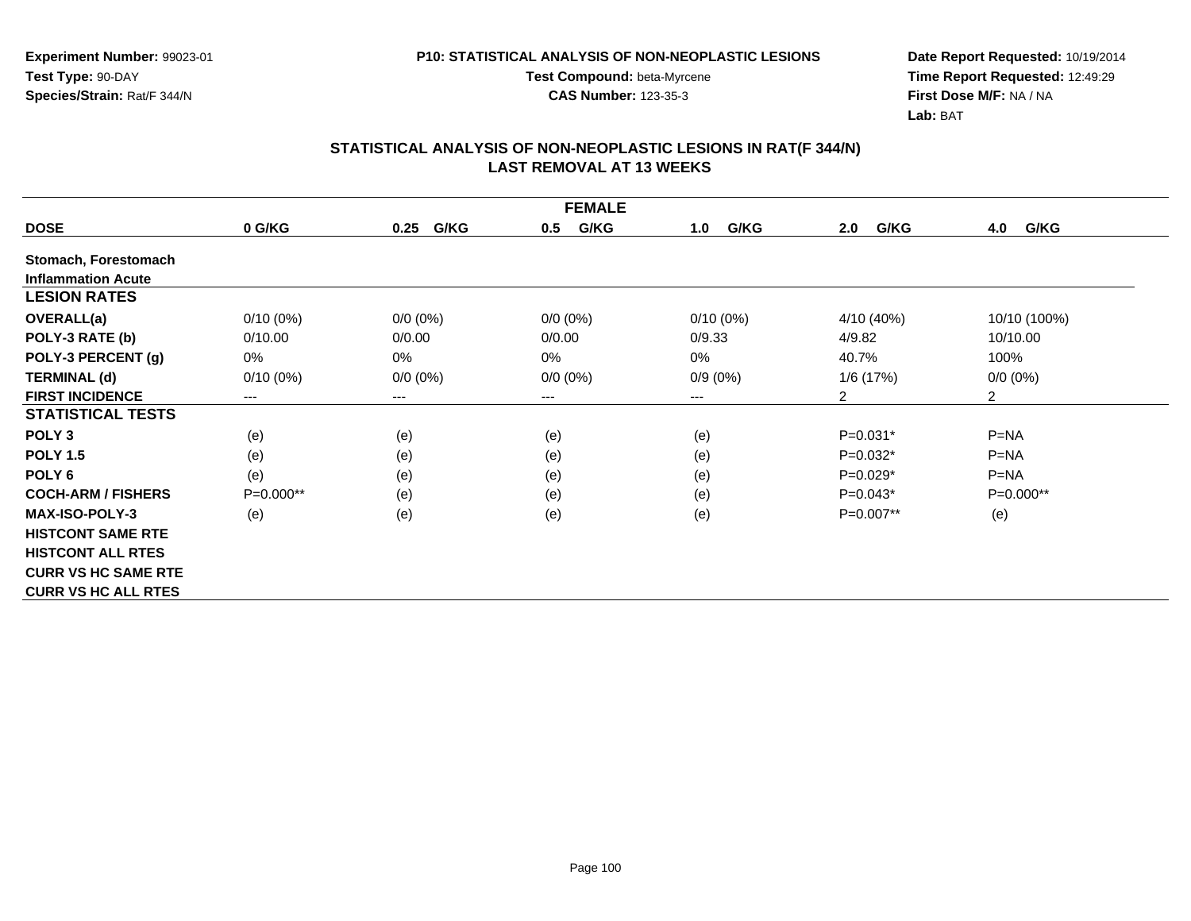**Experiment Number:** 99023-01
**Test Type:** 90-DAY
**Species/Strain:** Rat/F 344/N

**P10: STATISTICAL ANALYSIS OF NON-NEOPLASTIC LESIONS**
**Test Compound:** beta-Myrcene
**CAS Number:** 123-35-3

**Date Report Requested:** 10/19/2014
**Time Report Requested:** 12:49:29
**First Dose M/F:** NA / NA
**Lab:** BAT

## STATISTICAL ANALYSIS OF NON-NEOPLASTIC LESIONS IN RAT(F 344/N) LAST REMOVAL AT 13 WEEKS

| FEMALE | | | | | | |
|---|---|---|---|---|---|---|
| **DOSE** | **0 G/KG** | **0.25 G/KG** | **0.5 G/KG** | **1.0 G/KG** | **2.0 G/KG** | **4.0 G/KG** |
| **Stomach, Forestomach** | | | | | | |
| **Inflammation Acute** | | | | | | |
| **LESION RATES** | | | | | | |
| **OVERALL(a)** | 0/10 (0%) | 0/0 (0%) | 0/0 (0%) | 0/10 (0%) | 4/10 (40%) | 10/10 (100%) |
| **POLY-3 RATE (b)** | 0/10.00 | 0/0.00 | 0/0.00 | 0/9.33 | 4/9.82 | 10/10.00 |
| **POLY-3 PERCENT (g)** | 0% | 0% | 0% | 0% | 40.7% | 100% |
| **TERMINAL (d)** | 0/10 (0%) | 0/0 (0%) | 0/0 (0%) | 0/9 (0%) | 1/6 (17%) | 0/0 (0%) |
| **FIRST INCIDENCE** | --- | --- | --- | --- | 2 | 2 |
| **STATISTICAL TESTS** | | | | | | |
| **POLY 3** | (e) | (e) | (e) | (e) | P=0.031* | P=NA |
| **POLY 1.5** | (e) | (e) | (e) | (e) | P=0.032* | P=NA |
| **POLY 6** | (e) | (e) | (e) | (e) | P=0.029* | P=NA |
| **COCH-ARM / FISHERS** | P=0.000** | (e) | (e) | (e) | P=0.043* | P=0.000** |
| **MAX-ISO-POLY-3** | (e) | (e) | (e) | (e) | P=0.007** | (e) |
| **HISTCONT SAME RTE** | | | | | | |
| **HISTCONT ALL RTES** | | | | | | |
| **CURR VS HC SAME RTE** | | | | | | |
| **CURR VS HC ALL RTES** | | | | | | |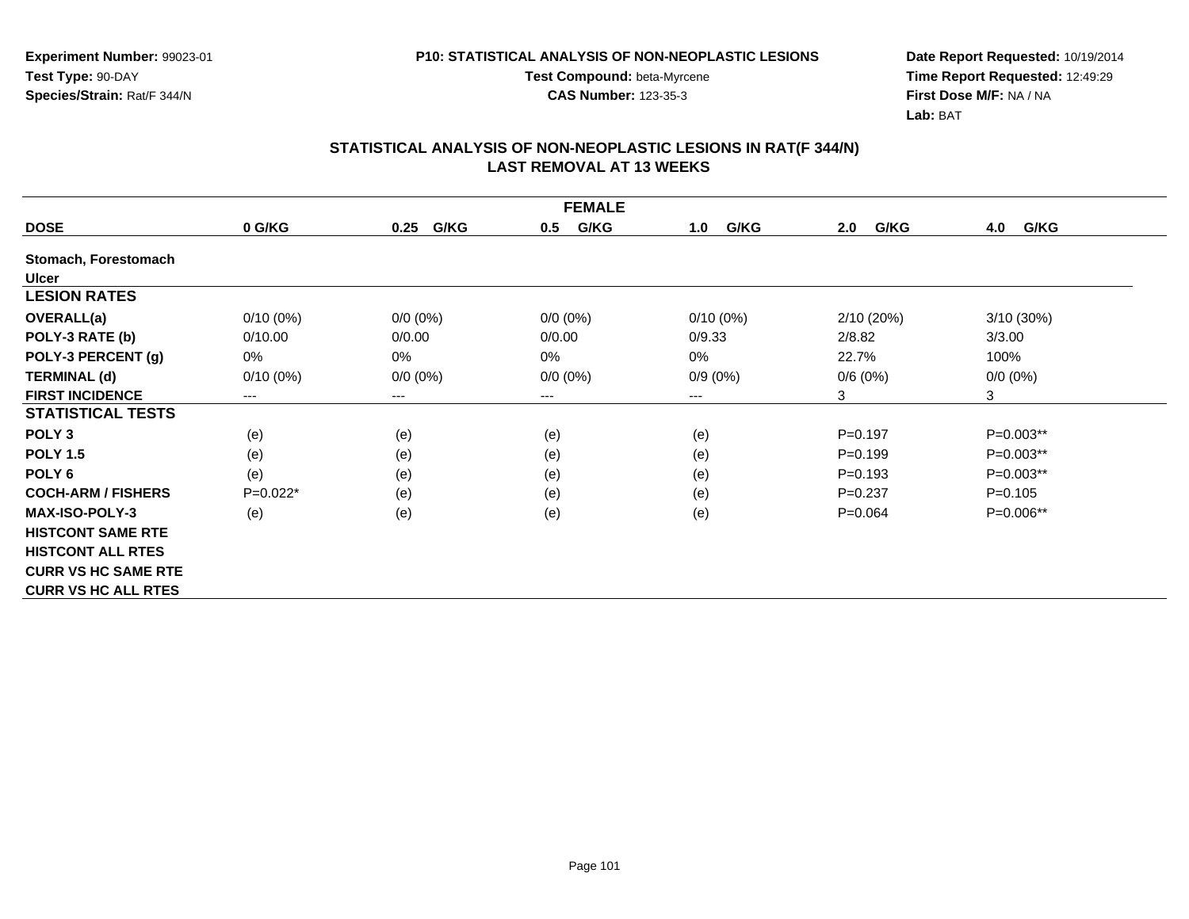**Experiment Number:** 99023-01
**Test Type:** 90-DAY
**Species/Strain:** Rat/F 344/N

**P10: STATISTICAL ANALYSIS OF NON-NEOPLASTIC LESIONS**
**Test Compound:** beta-Myrcene
**CAS Number:** 123-35-3

**Date Report Requested:** 10/19/2014
**Time Report Requested:** 12:49:29
**First Dose M/F:** NA / NA
**Lab:** BAT

## STATISTICAL ANALYSIS OF NON-NEOPLASTIC LESIONS IN RAT(F 344/N)
## LAST REMOVAL AT 13 WEEKS

| FEMALE | | | | | | |
|---|---|---|---|---|---|---|
| **DOSE** | **0 G/KG** | **0.25 G/KG** | **0.5 G/KG** | **1.0 G/KG** | **2.0 G/KG** | **4.0 G/KG** |
| **Stomach, Forestomach** | | | | | | |
| **Ulcer** | | | | | | |
| **LESION RATES** | | | | | | |
| **OVERALL(a)** | 0/10 (0%) | 0/0 (0%) | 0/0 (0%) | 0/10 (0%) | 2/10 (20%) | 3/10 (30%) |
| **POLY-3 RATE (b)** | 0/10.00 | 0/0.00 | 0/0.00 | 0/9.33 | 2/8.82 | 3/3.00 |
| **POLY-3 PERCENT (g)** | 0% | 0% | 0% | 0% | 22.7% | 100% |
| **TERMINAL (d)** | 0/10 (0%) | 0/0 (0%) | 0/0 (0%) | 0/9 (0%) | 0/6 (0%) | 0/0 (0%) |
| **FIRST INCIDENCE** | --- | --- | --- | --- | 3 | 3 |
| **STATISTICAL TESTS** | | | | | | |
| **POLY 3** | (e) | (e) | (e) | (e) | P=0.197 | P=0.003** |
| **POLY 1.5** | (e) | (e) | (e) | (e) | P=0.199 | P=0.003** |
| **POLY 6** | (e) | (e) | (e) | (e) | P=0.193 | P=0.003** |
| **COCH-ARM / FISHERS** | P=0.022* | (e) | (e) | (e) | P=0.237 | P=0.105 |
| **MAX-ISO-POLY-3** | (e) | (e) | (e) | (e) | P=0.064 | P=0.006** |
| **HISTCONT SAME RTE** | | | | | | |
| **HISTCONT ALL RTES** | | | | | | |
| **CURR VS HC SAME RTE** | | | | | | |
| **CURR VS HC ALL RTES** | | | | | | |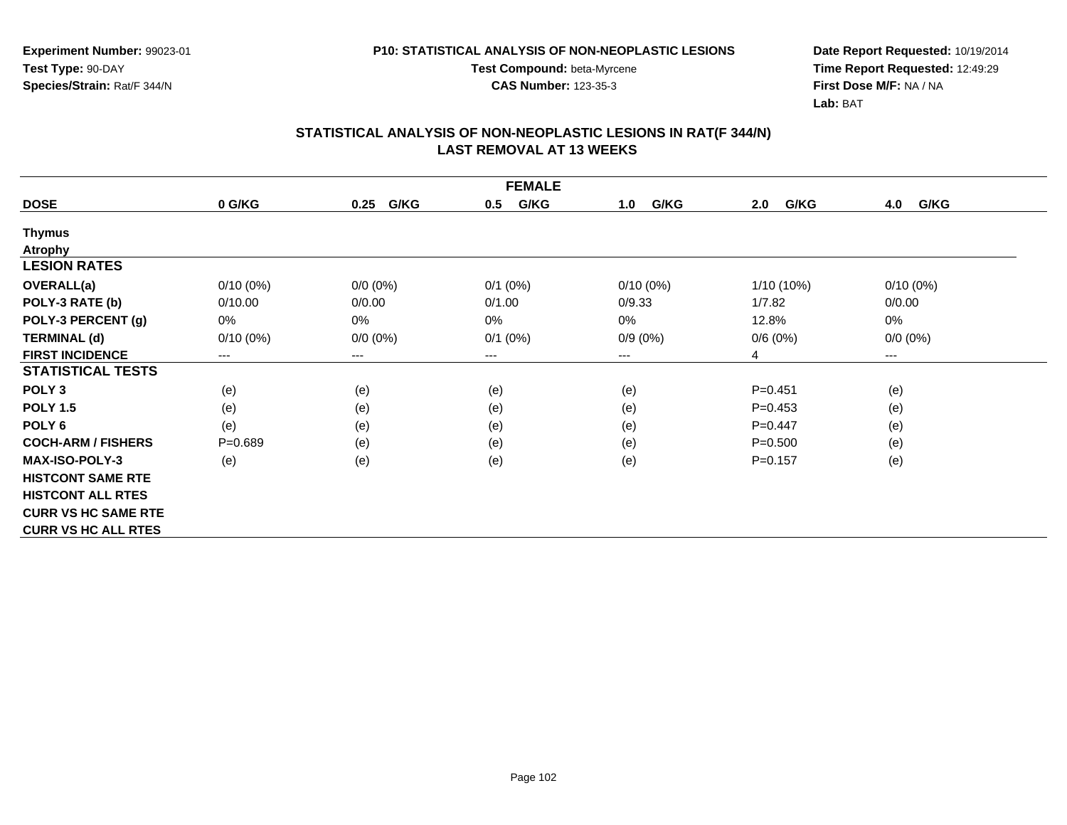Experiment Number: 99023-01
Test Type: 90-DAY
Species/Strain: Rat/F 344/N

P10: STATISTICAL ANALYSIS OF NON-NEOPLASTIC LESIONS
Test Compound: beta-Myrcene
CAS Number: 123-35-3

Date Report Requested: 10/19/2014
Time Report Requested: 12:49:29
First Dose M/F: NA / NA
Lab: BAT

## STATISTICAL ANALYSIS OF NON-NEOPLASTIC LESIONS IN RAT(F 344/N)
## LAST REMOVAL AT 13 WEEKS

| FEMALE | | | | | | |
|---|---|---|---|---|---|---|
| **DOSE** | **0 G/KG** | **0.25 G/KG** | **0.5 G/KG** | **1.0 G/KG** | **2.0 G/KG** | **4.0 G/KG** |
| **Thymus** | | | | | | |
| **Atrophy** | | | | | | |
| **LESION RATES** | | | | | | |
| **OVERALL(a)** | 0/10 (0%) | 0/0 (0%) | 0/1 (0%) | 0/10 (0%) | 1/10 (10%) | 0/10 (0%) |
| **POLY-3 RATE (b)** | 0/10.00 | 0/0.00 | 0/1.00 | 0/9.33 | 1/7.82 | 0/0.00 |
| **POLY-3 PERCENT (g)** | 0% | 0% | 0% | 0% | 12.8% | 0% |
| **TERMINAL (d)** | 0/10 (0%) | 0/0 (0%) | 0/1 (0%) | 0/9 (0%) | 0/6 (0%) | 0/0 (0%) |
| **FIRST INCIDENCE** | --- | --- | --- | --- | 4 | --- |
| **STATISTICAL TESTS** | | | | | | |
| **POLY 3** | (e) | (e) | (e) | (e) | P=0.451 | (e) |
| **POLY 1.5** | (e) | (e) | (e) | (e) | P=0.453 | (e) |
| **POLY 6** | (e) | (e) | (e) | (e) | P=0.447 | (e) |
| **COCH-ARM / FISHERS** | P=0.689 | (e) | (e) | (e) | P=0.500 | (e) |
| **MAX-ISO-POLY-3** | (e) | (e) | (e) | (e) | P=0.157 | (e) |
| **HISTCONT SAME RTE** | | | | | | |
| **HISTCONT ALL RTES** | | | | | | |
| **CURR VS HC SAME RTE** | | | | | | |
| **CURR VS HC ALL RTES** | | | | | | |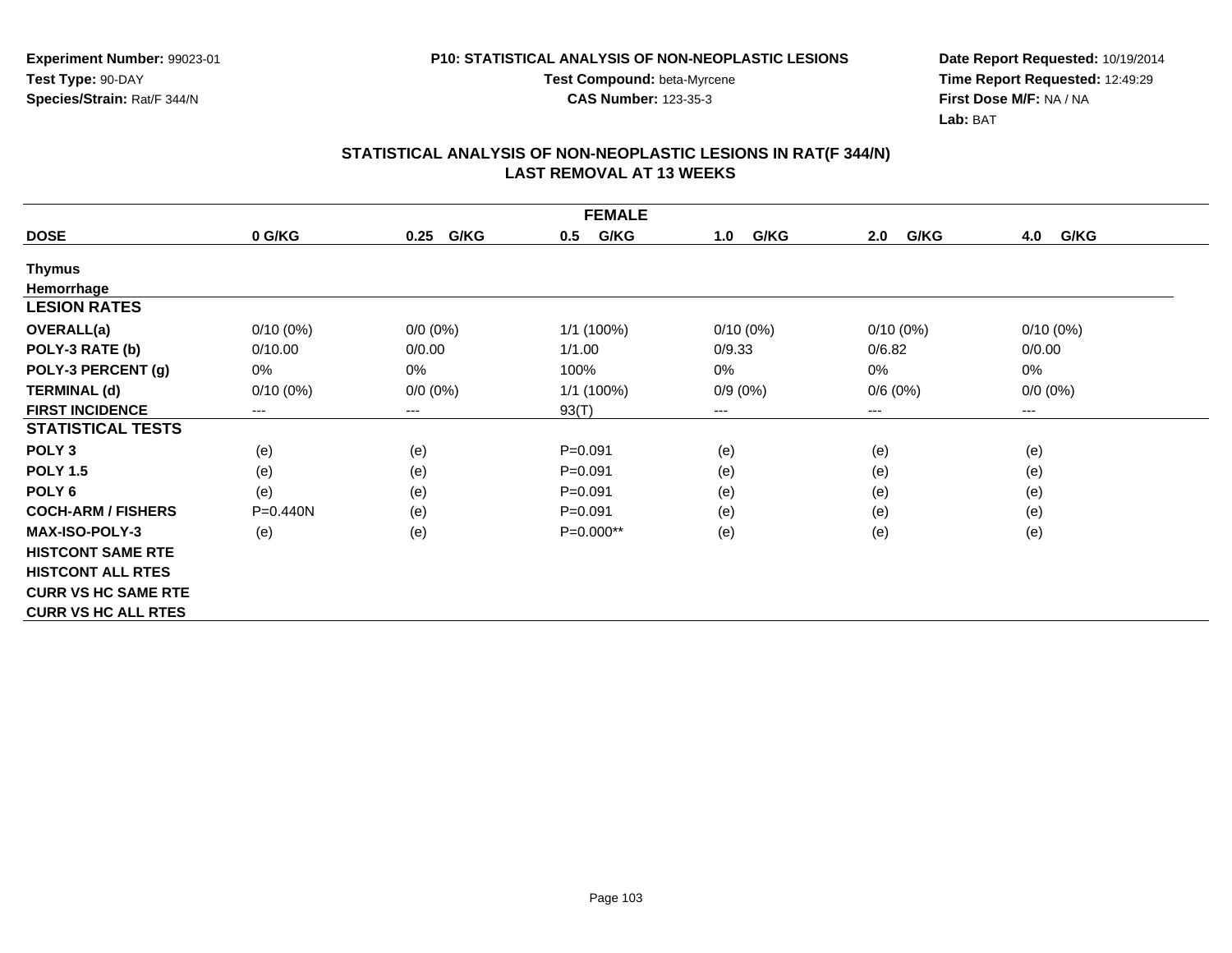Experiment Number: 99023-01
Test Type: 90-DAY
Species/Strain: Rat/F 344/N

P10: STATISTICAL ANALYSIS OF NON-NEOPLASTIC LESIONS
Test Compound: beta-Myrcene
CAS Number: 123-35-3

Date Report Requested: 10/19/2014
Time Report Requested: 12:49:29
First Dose M/F: NA / NA
Lab: BAT

## STATISTICAL ANALYSIS OF NON-NEOPLASTIC LESIONS IN RAT(F 344/N)
## LAST REMOVAL AT 13 WEEKS

| FEMALE | | | | | | |
|---|---|---|---|---|---|---|
| **DOSE** | **0 G/KG** | **0.25 G/KG** | **0.5 G/KG** | **1.0 G/KG** | **2.0 G/KG** | **4.0 G/KG** |
| **Thymus** | | | | | | |
| **Hemorrhage** | | | | | | |
| **LESION RATES** | | | | | | |
| **OVERALL(a)** | 0/10 (0%) | 0/0 (0%) | 1/1 (100%) | 0/10 (0%) | 0/10 (0%) | 0/10 (0%) |
| **POLY-3 RATE (b)** | 0/10.00 | 0/0.00 | 1/1.00 | 0/9.33 | 0/6.82 | 0/0.00 |
| **POLY-3 PERCENT (g)** | 0% | 0% | 100% | 0% | 0% | 0% |
| **TERMINAL (d)** | 0/10 (0%) | 0/0 (0%) | 1/1 (100%) | 0/9 (0%) | 0/6 (0%) | 0/0 (0%) |
| **FIRST INCIDENCE** | --- | --- | 93(T) | --- | --- | --- |
| **STATISTICAL TESTS** | | | | | | |
| **POLY 3** | (e) | (e) | P=0.091 | (e) | (e) | (e) |
| **POLY 1.5** | (e) | (e) | P=0.091 | (e) | (e) | (e) |
| **POLY 6** | (e) | (e) | P=0.091 | (e) | (e) | (e) |
| **COCH-ARM / FISHERS** | P=0.440N | (e) | P=0.091 | (e) | (e) | (e) |
| **MAX-ISO-POLY-3** | (e) | (e) | P=0.000** | (e) | (e) | (e) |
| **HISTCONT SAME RTE** | | | | | | |
| **HISTCONT ALL RTES** | | | | | | |
| **CURR VS HC SAME RTE** | | | | | | |
| **CURR VS HC ALL RTES** | | | | | | |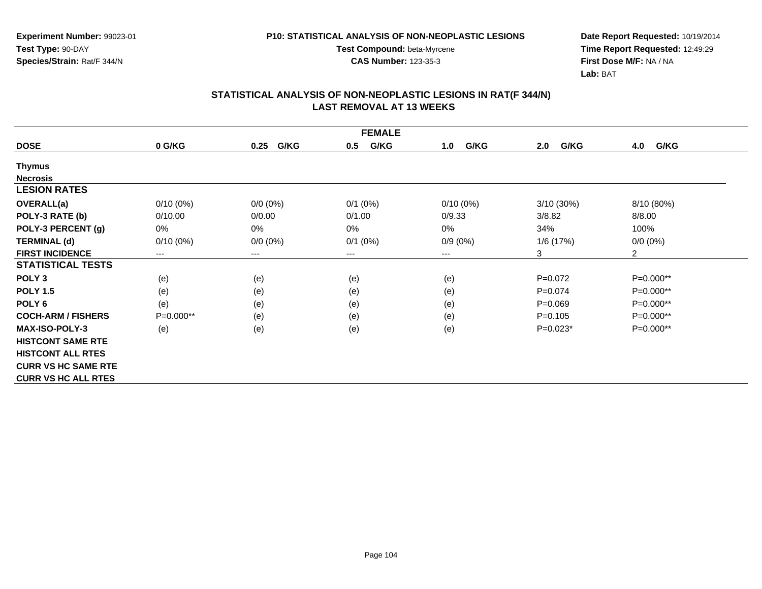**Experiment Number:** 99023-01
**Test Type:** 90-DAY
**Species/Strain:** Rat/F 344/N

**P10: STATISTICAL ANALYSIS OF NON-NEOPLASTIC LESIONS**
**Test Compound:** beta-Myrcene
**CAS Number:** 123-35-3

**Date Report Requested:** 10/19/2014
**Time Report Requested:** 12:49:29
**First Dose M/F:** NA / NA
**Lab:** BAT

## STATISTICAL ANALYSIS OF NON-NEOPLASTIC LESIONS IN RAT(F 344/N) LAST REMOVAL AT 13 WEEKS

| FEMALE | | | | | | |
|---|---|---|---|---|---|---|
| **DOSE** | **0 G/KG** | **0.25 G/KG** | **0.5 G/KG** | **1.0 G/KG** | **2.0 G/KG** | **4.0 G/KG** |
| **Thymus** | | | | | | |
| **Necrosis** | | | | | | |
| **LESION RATES** | | | | | | |
| **OVERALL(a)** | 0/10 (0%) | 0/0 (0%) | 0/1 (0%) | 0/10 (0%) | 3/10 (30%) | 8/10 (80%) |
| **POLY-3 RATE (b)** | 0/10.00 | 0/0.00 | 0/1.00 | 0/9.33 | 3/8.82 | 8/8.00 |
| **POLY-3 PERCENT (g)** | 0% | 0% | 0% | 0% | 34% | 100% |
| **TERMINAL (d)** | 0/10 (0%) | 0/0 (0%) | 0/1 (0%) | 0/9 (0%) | 1/6 (17%) | 0/0 (0%) |
| **FIRST INCIDENCE** | --- | --- | --- | --- | 3 | 2 |
| **STATISTICAL TESTS** | | | | | | |
| **POLY 3** | (e) | (e) | (e) | (e) | P=0.072 | P=0.000** |
| **POLY 1.5** | (e) | (e) | (e) | (e) | P=0.074 | P=0.000** |
| **POLY 6** | (e) | (e) | (e) | (e) | P=0.069 | P=0.000** |
| **COCH-ARM / FISHERS** | P=0.000** | (e) | (e) | (e) | P=0.105 | P=0.000** |
| **MAX-ISO-POLY-3** | (e) | (e) | (e) | (e) | P=0.023* | P=0.000** |
| **HISTCONT SAME RTE** | | | | | | |
| **HISTCONT ALL RTES** | | | | | | |
| **CURR VS HC SAME RTE** | | | | | | |
| **CURR VS HC ALL RTES** | | | | | | |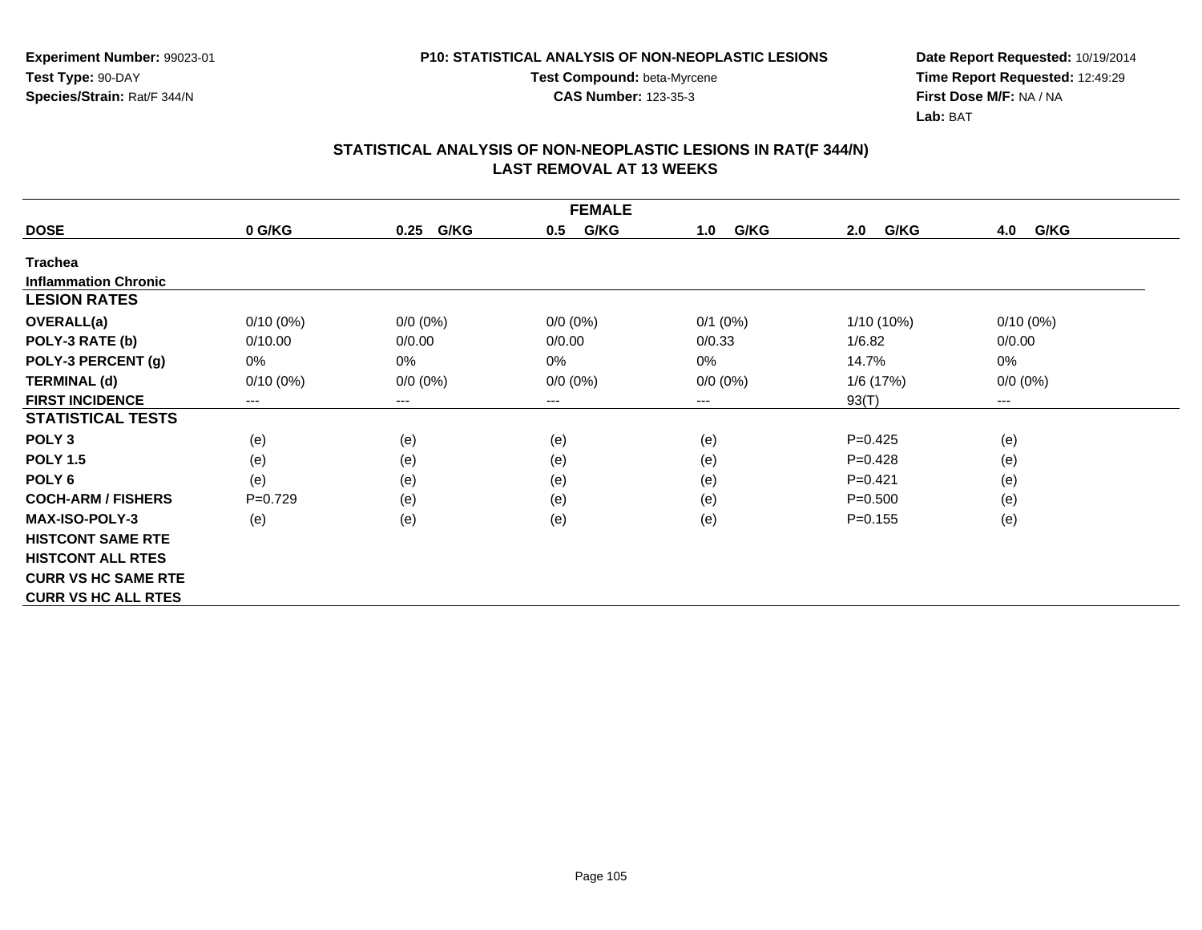**Experiment Number:** 99023-01
**Test Type:** 90-DAY
**Species/Strain:** Rat/F 344/N

**P10: STATISTICAL ANALYSIS OF NON-NEOPLASTIC LESIONS**
**Test Compound:** beta-Myrcene
**CAS Number:** 123-35-3

**Date Report Requested:** 10/19/2014
**Time Report Requested:** 12:49:29
**First Dose M/F:** NA / NA
**Lab:** BAT

## STATISTICAL ANALYSIS OF NON-NEOPLASTIC LESIONS IN RAT(F 344/N)
## LAST REMOVAL AT 13 WEEKS

| FEMALE | | | | | | |
|---|---|---|---|---|---|---|
| **DOSE** | **0 G/KG** | **0.25 G/KG** | **0.5 G/KG** | **1.0 G/KG** | **2.0 G/KG** | **4.0 G/KG** |
| **Trachea** | | | | | | |
| **Inflammation Chronic** | | | | | | |
| **LESION RATES** | | | | | | |
| **OVERALL(a)** | 0/10 (0%) | 0/0 (0%) | 0/0 (0%) | 0/1 (0%) | 1/10 (10%) | 0/10 (0%) |
| **POLY-3 RATE (b)** | 0/10.00 | 0/0.00 | 0/0.00 | 0/0.33 | 1/6.82 | 0/0.00 |
| **POLY-3 PERCENT (g)** | 0% | 0% | 0% | 0% | 14.7% | 0% |
| **TERMINAL (d)** | 0/10 (0%) | 0/0 (0%) | 0/0 (0%) | 0/0 (0%) | 1/6 (17%) | 0/0 (0%) |
| **FIRST INCIDENCE** | --- | --- | --- | --- | 93(T) | --- |
| **STATISTICAL TESTS** | | | | | | |
| **POLY 3** | (e) | (e) | (e) | (e) | P=0.425 | (e) |
| **POLY 1.5** | (e) | (e) | (e) | (e) | P=0.428 | (e) |
| **POLY 6** | (e) | (e) | (e) | (e) | P=0.421 | (e) |
| **COCH-ARM / FISHERS** | P=0.729 | (e) | (e) | (e) | P=0.500 | (e) |
| **MAX-ISO-POLY-3** | (e) | (e) | (e) | (e) | P=0.155 | (e) |
| **HISTCONT SAME RTE** | | | | | | |
| **HISTCONT ALL RTES** | | | | | | |
| **CURR VS HC SAME RTE** | | | | | | |
| **CURR VS HC ALL RTES** | | | | | | |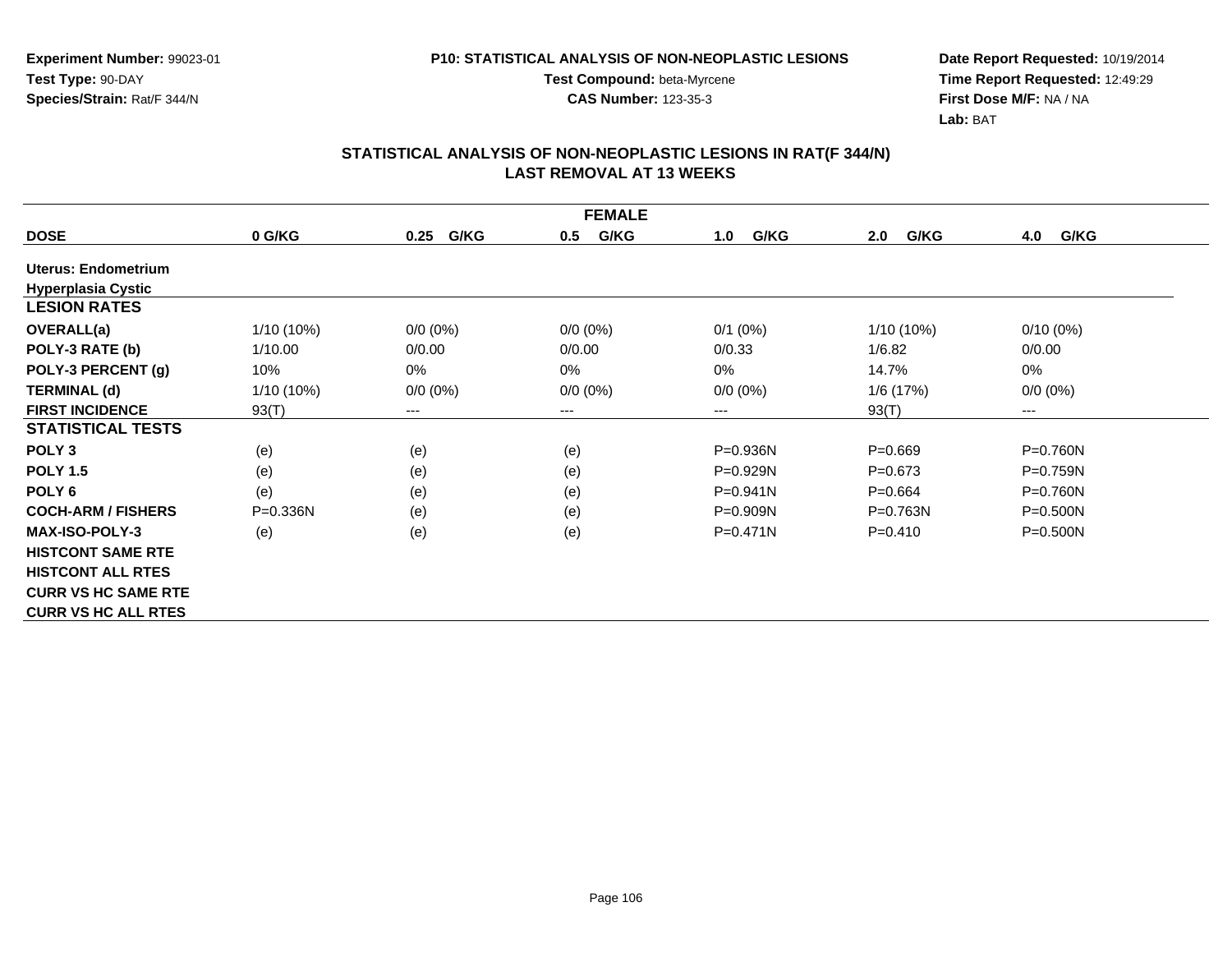**Experiment Number:** 99023-01
**Test Type:** 90-DAY
**Species/Strain:** Rat/F 344/N

**P10: STATISTICAL ANALYSIS OF NON-NEOPLASTIC LESIONS**
**Test Compound:** beta-Myrcene
**CAS Number:** 123-35-3

**Date Report Requested:** 10/19/2014
**Time Report Requested:** 12:49:29
**First Dose M/F:** NA / NA
**Lab:** BAT

## STATISTICAL ANALYSIS OF NON-NEOPLASTIC LESIONS IN RAT(F 344/N) LAST REMOVAL AT 13 WEEKS

| FEMALE | | | | | | |
|---|---|---|---|---|---|---|
| **DOSE** | **0 G/KG** | **0.25 G/KG** | **0.5 G/KG** | **1.0 G/KG** | **2.0 G/KG** | **4.0 G/KG** |
| **Uterus: Endometrium** | | | | | | |
| **Hyperplasia Cystic** | | | | | | |
| **LESION RATES** | | | | | | |
| **OVERALL(a)** | 1/10 (10%) | 0/0 (0%) | 0/0 (0%) | 0/1 (0%) | 1/10 (10%) | 0/10 (0%) |
| **POLY-3 RATE (b)** | 1/10.00 | 0/0.00 | 0/0.00 | 0/0.33 | 1/6.82 | 0/0.00 |
| **POLY-3 PERCENT (g)** | 10% | 0% | 0% | 0% | 14.7% | 0% |
| **TERMINAL (d)** | 1/10 (10%) | 0/0 (0%) | 0/0 (0%) | 0/0 (0%) | 1/6 (17%) | 0/0 (0%) |
| **FIRST INCIDENCE** | 93(T) | --- | --- | --- | 93(T) | --- |
| **STATISTICAL TESTS** | | | | | | |
| **POLY 3** | (e) | (e) | (e) | P=0.936N | P=0.669 | P=0.760N |
| **POLY 1.5** | (e) | (e) | (e) | P=0.929N | P=0.673 | P=0.759N |
| **POLY 6** | (e) | (e) | (e) | P=0.941N | P=0.664 | P=0.760N |
| **COCH-ARM / FISHERS** | P=0.336N | (e) | (e) | P=0.909N | P=0.763N | P=0.500N |
| **MAX-ISO-POLY-3** | (e) | (e) | (e) | P=0.471N | P=0.410 | P=0.500N |
| **HISTCONT SAME RTE** | | | | | | |
| **HISTCONT ALL RTES** | | | | | | |
| **CURR VS HC SAME RTE** | | | | | | |
| **CURR VS HC ALL RTES** | | | | | | |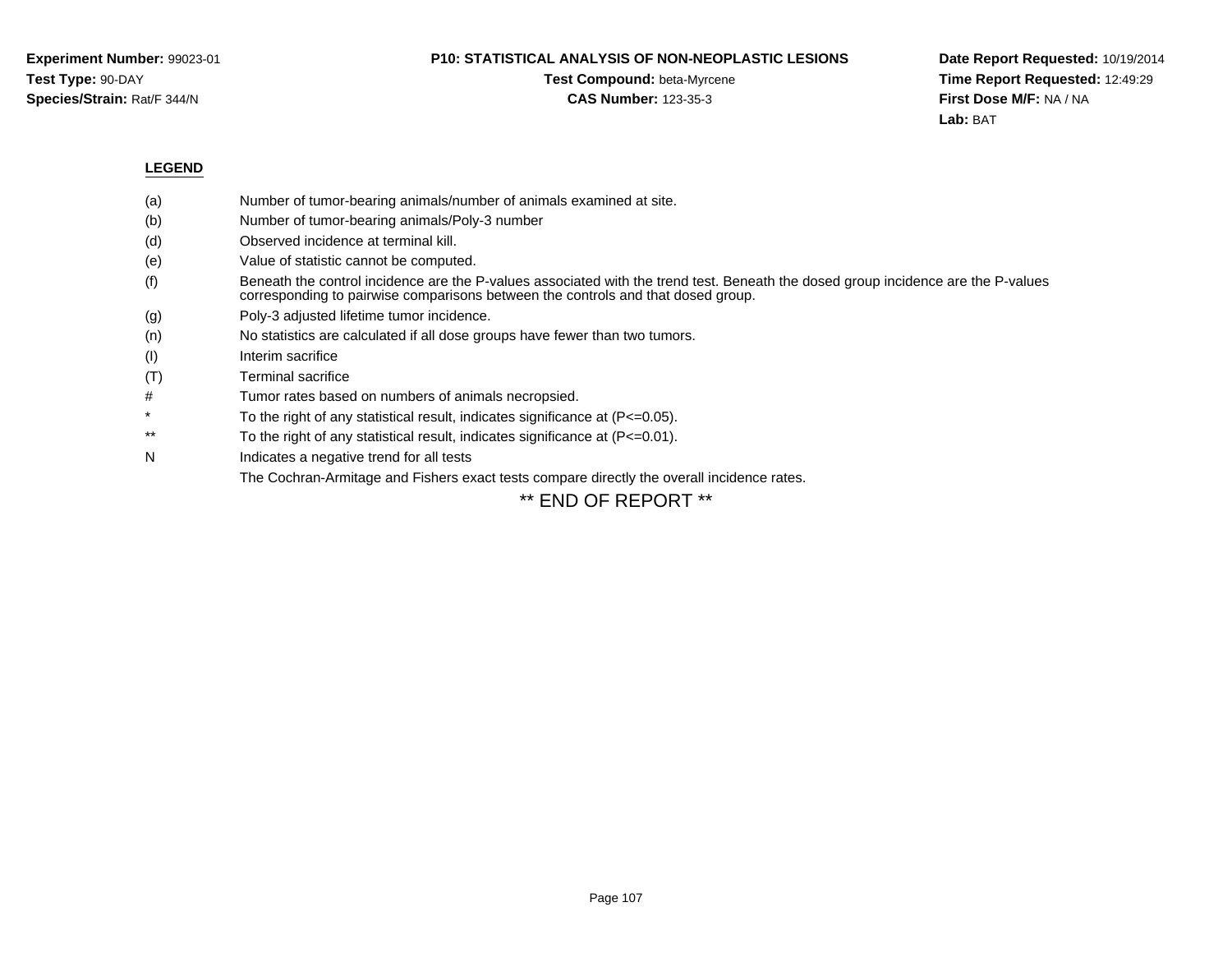**Experiment Number:** 99023-01
**Test Type:** 90-DAY
**Species/Strain:** Rat/F 344/N

**P10: STATISTICAL ANALYSIS OF NON-NEOPLASTIC LESIONS**
**Test Compound:** beta-Myrcene
**CAS Number:** 123-35-3

**Date Report Requested:** 10/19/2014
**Time Report Requested:** 12:49:29
**First Dose M/F:** NA / NA
**Lab:** BAT

## LEGEND

| | |
|---|---|
| (a) | Number of tumor-bearing animals/number of animals examined at site. |
| (b) | Number of tumor-bearing animals/Poly-3 number |
| (d) | Observed incidence at terminal kill. |
| (e) | Value of statistic cannot be computed. |
| (f) | Beneath the control incidence are the P-values associated with the trend test. Beneath the dosed group incidence are the P-values corresponding to pairwise comparisons between the controls and that dosed group. |
| (g) | Poly-3 adjusted lifetime tumor incidence. |
| (n) | No statistics are calculated if all dose groups have fewer than two tumors. |
| (I) | Interim sacrifice |
| (T) | Terminal sacrifice |
| # | Tumor rates based on numbers of animals necropsied. |
| * | To the right of any statistical result, indicates significance at (P<=0.05). |
| ** | To the right of any statistical result, indicates significance at (P<=0.01). |
| N | Indicates a negative trend for all tests |
| | The Cochran-Armitage and Fishers exact tests compare directly the overall incidence rates. |

** END OF REPORT **